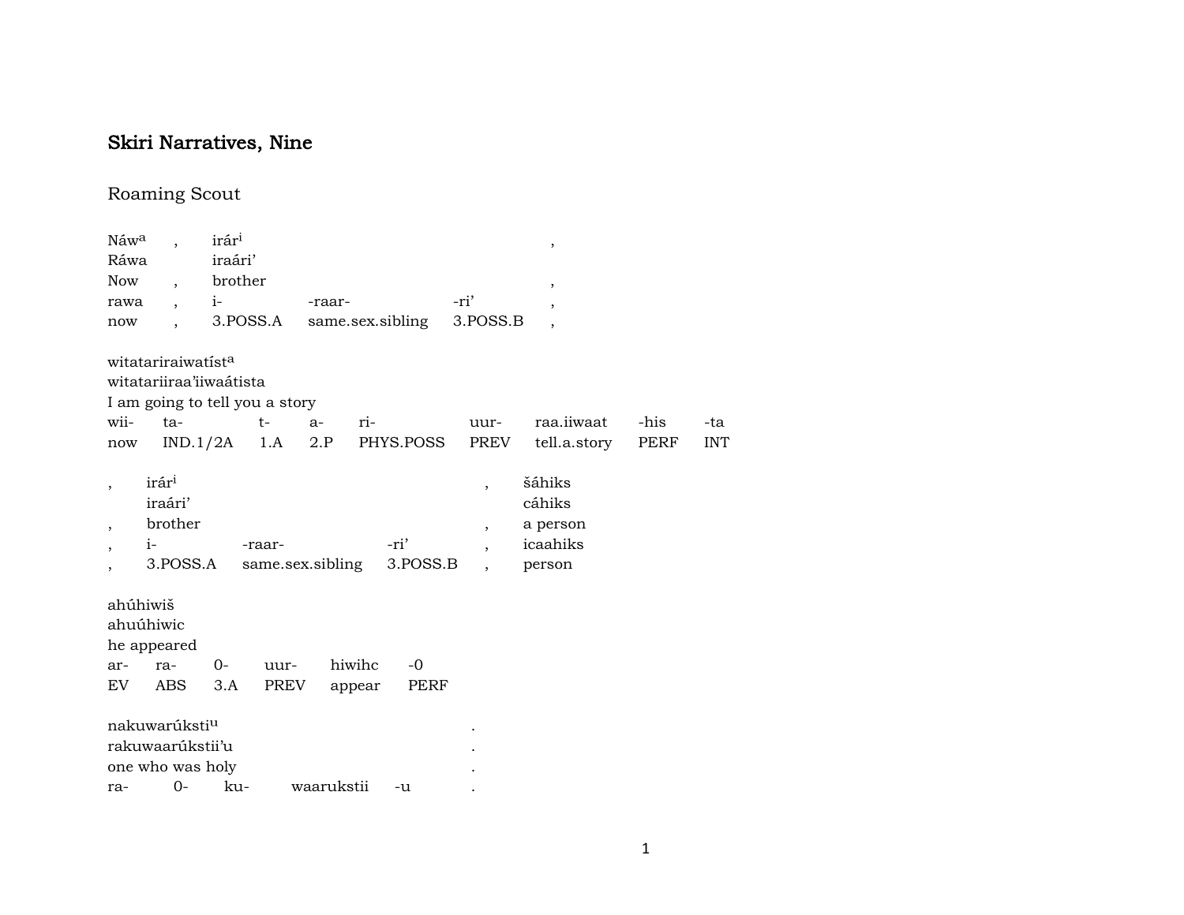## Skiri Narratives, Nine

### Roaming Scout

| Náw[a] | , | irár[i] | | | , |
|---|---|---|---|---|---|
| Ráwa | | iraári' | | | |
| Now | , | brother | | | , |
| rawa | , | i- | -raar- | -ri' | , |
| now | , | 3.POSS.A | same.sex.sibling | 3.POSS.B | , |

| witatariraiwatíst[a] | | | | | | | | |
|---|---|---|---|---|---|---|---|---|
| witatariiraa'iiwaátista | | | | | | | | |
| I am going to tell you a story | | | | | | | | |
| wii- | ta- | t- | a- | ri- | uur- | raa.iiwaat | -his | -ta |
| now | IND.1/2A | 1.A | 2.P | PHYS.POSS | PREV | tell.a.story | PERF | INT |

| , | irár[i] | | | , | šáhiks |
|---|---|---|---|---|---|
| | iraári' | | | | cáhiks |
| , | brother | | | , | a person |
| , | i- | -raar- | -ri' | , | icaahiks |
| , | 3.POSS.A | same.sex.sibling | 3.POSS.B | , | person |

| ahúhiwiš | | | | | |
|---|---|---|---|---|---|
| ahuúhiwic | | | | | |
| he appeared | | | | | |
| ar- | ra- | 0- | uur- | hiwihc | -0 |
| EV | ABS | 3.A | PREV | appear | PERF |

| nakuwarúksti[u] | | | | | . |
|---|---|---|---|---|---|
| rakuwaarúkstii'u | | | | | . |
| one who was holy | | | | | . |
| ra- | 0- | ku- | waarukstii | -u | . |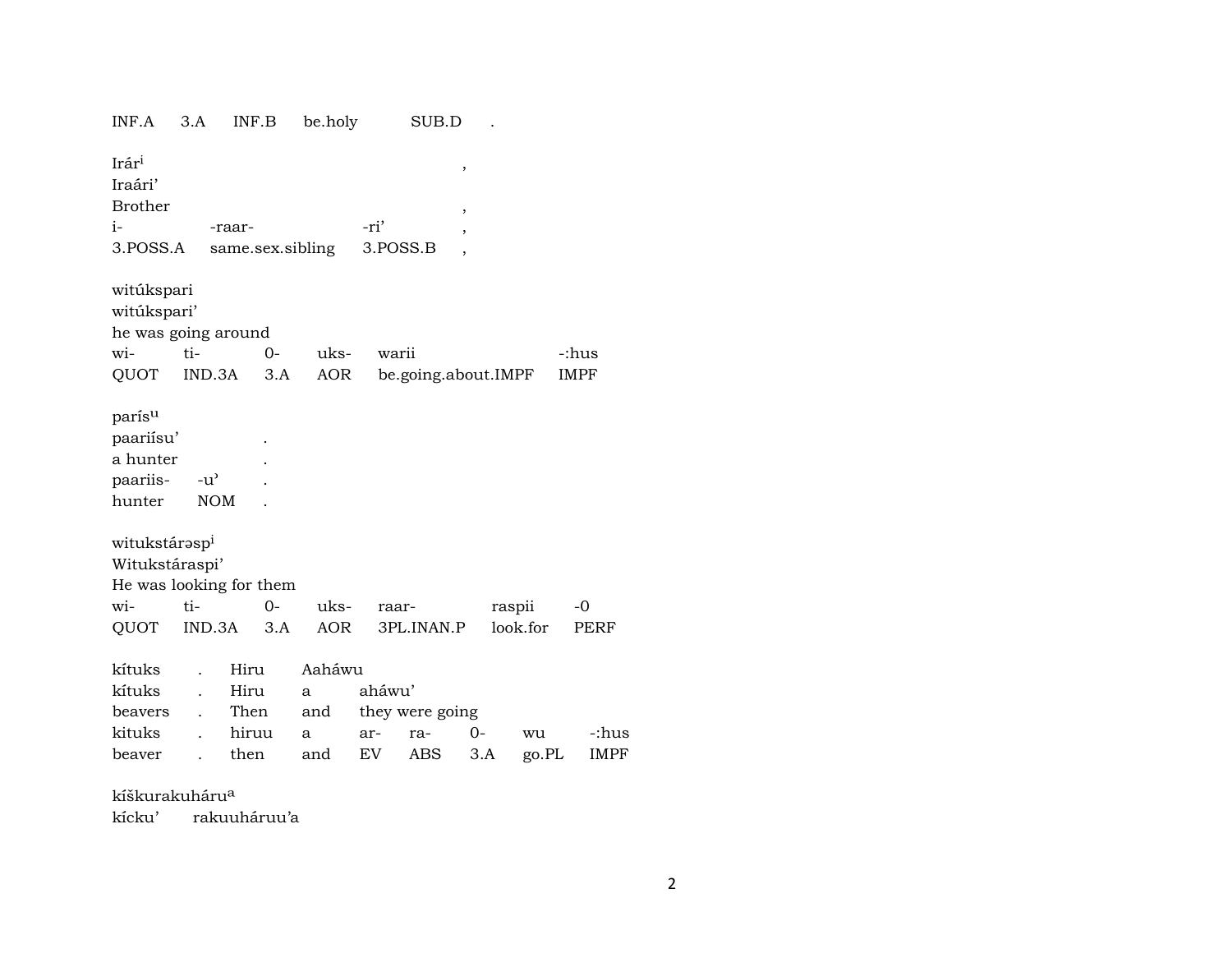INF.A 3.A INF.B be.holy SUB.D .

Irár[i] ,
Iraári'
Brother ,

| i- | -raar- | -ri' | , |
|---|---|---|---|
| 3.POSS.A | same.sex.sibling | 3.POSS.B | , |

witúkspari
witúkspari'
he was going around

| wi- | ti- | 0- | uks- | warii | -:hus |
|---|---|---|---|---|---|
| QUOT | IND.3A | 3.A | AOR | be.going.about.IMPF | IMPF |

parís[u]
paariísu' .
a hunter .

| paariis- | -u' | . |
|---|---|---|
| hunter | NOM | . |

witukstárəsp[i]
Witukstáraspi'
He was looking for them

| wi- | ti- | 0- | uks- | raar- | raspii | -0 |
|---|---|---|---|---|---|---|
| QUOT | IND.3A | 3.A | AOR | 3PL.INAN.P | look.for | PERF |

kítuks . Hiru Aaháwu
kítuks . Hiru a aháwu'
beavers . Then and they were going

| kituks | . | hiruu | a | ar- | ra- | 0- | wu | -:hus |
|---|---|---|---|---|---|---|---|---|
| beaver | . | then | and | EV | ABS | 3.A | go.PL | IMPF |

kíškurakuháru[a]
kícku' rakuuháruu'a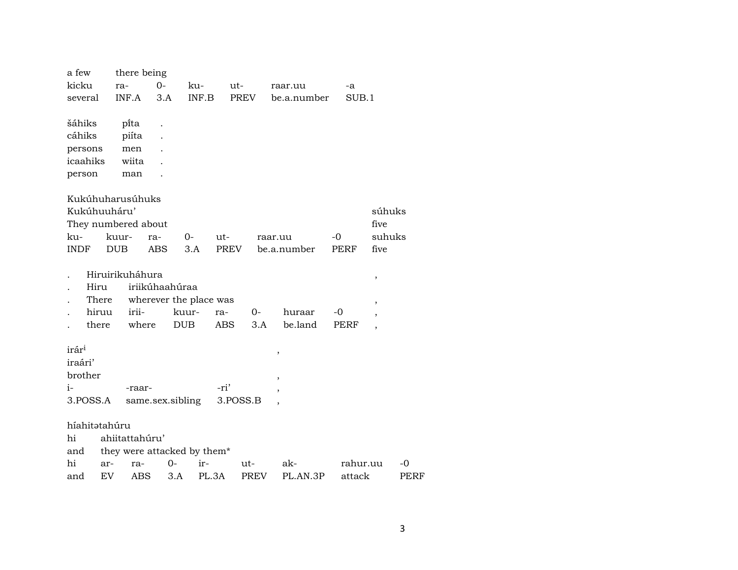| a few | there being | | | | | |
|---|---|---|---|---|---|---|
| kicku | ra- | 0- | ku- | ut- | raar.uu | -a |
| several | INF.A | 3.A | INF.B | PREV | be.a.number | SUB.1 |

| šáhiks | pi̊ta | . |
|---|---|---|
| cáhiks | piíta | . |
| persons | men | . |
| icaahiks | wiita | . |
| person | man | . |

| Kukúhuharusúhuks | | | | | | | |
|---|---|---|---|---|---|---|---|
| Kukúhuuháru' | | | | | | | súhuks |
| They numbered about | | | | | | | five |
| ku- | kuur- | ra- | 0- | ut- | raar.uu | -0 | suhuks |
| INDF | DUB | ABS | 3.A | PREV | be.a.number | PERF | five |

| . | Hiruirikuháhura | | | | | | | , |
|---|---|---|---|---|---|---|---|---|
| . | Hiru | iriikúhaahúraa | | | | | | |
| . | There | wherever the place was | | | | | | , |
| . | hiruu | irii- | kuur- | ra- | 0- | huraar | -0 | , |
| . | there | where | DUB | ABS | 3.A | be.land | PERF | , |

| irár[i] | | | , |
|---|---|---|---|
| iraári' | | | |
| brother | | | , |
| i- | -raar- | -ri' | , |
| 3.POSS.A | same.sex.sibling | 3.POSS.B | , |

| híahitətahúru | | | | | | | | |
|---|---|---|---|---|---|---|---|---|
| hi | ahiitattahúru' | | | | | | | |
| and | they were attacked by them* | | | | | | | |
| hi | ar- | ra- | 0- | ir- | ut- | ak- | rahur.uu | -0 |
| and | EV | ABS | 3.A | PL.3A | PREV | PL.AN.3P | attack | PERF |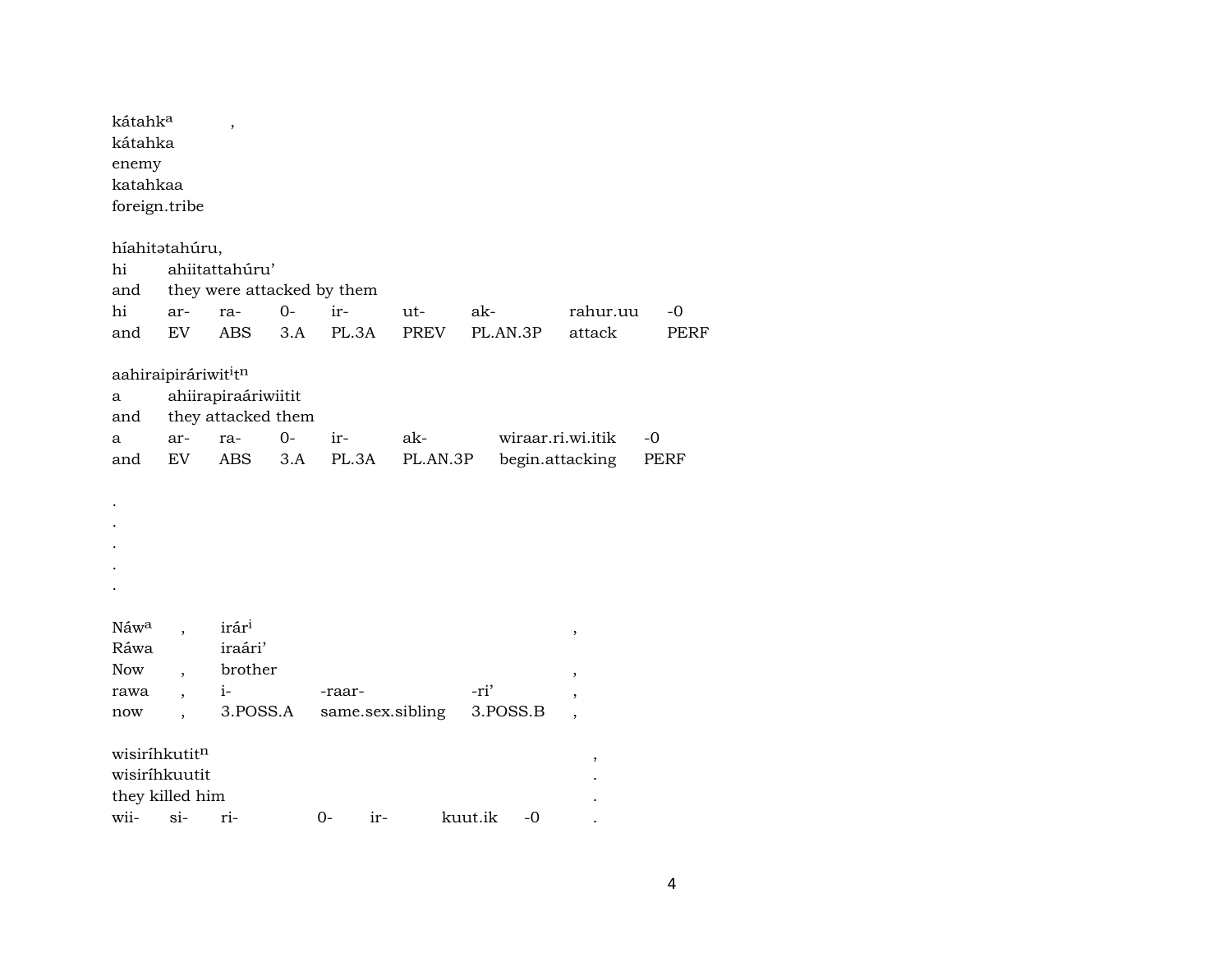kátahk[a] ,
kátahka
enemy
katahkaa
foreign.tribe

híahitətahúru,

| hi | ahiitattahúru' | | | | | | | |
|---|---|---|---|---|---|---|---|---|
| and | they were attacked by them | | | | | | | |
| hi | ar- | ra- | 0- | ir- | ut- | ak- | rahur.uu | -0 |
| and | EV | ABS | 3.A | PL.3A | PREV | PL.AN.3P | attack | PERF |

aahiraipiráriwit[i]t[n]

| a | ahiirapiraáriwiitit | | | | | | |
|---|---|---|---|---|---|---|---|
| and | they attacked them | | | | | | |
| a | ar- | ra- | 0- | ir- | ak- | wiraar.ri.wi.itik | -0 |
| and | EV | ABS | 3.A | PL.3A | PL.AN.3P | begin.attacking | PERF |

.
.
.
.
.

| Náw[a] | , | irár[i] | | | , |
|---|---|---|---|---|---|
| Ráwa | | iraári' | | | |
| Now | , | brother | | | , |
| rawa | , | i- | -raar- | -ri' | , |
| now | , | 3.POSS.A | same.sex.sibling | 3.POSS.B | , |

wisiríhkutit[n] ,
wisiríhkuutit .
they killed him .

| wii- | si- | ri- | 0- | ir- | kuut.ik | -0 | . |
|---|---|---|---|---|---|---|---|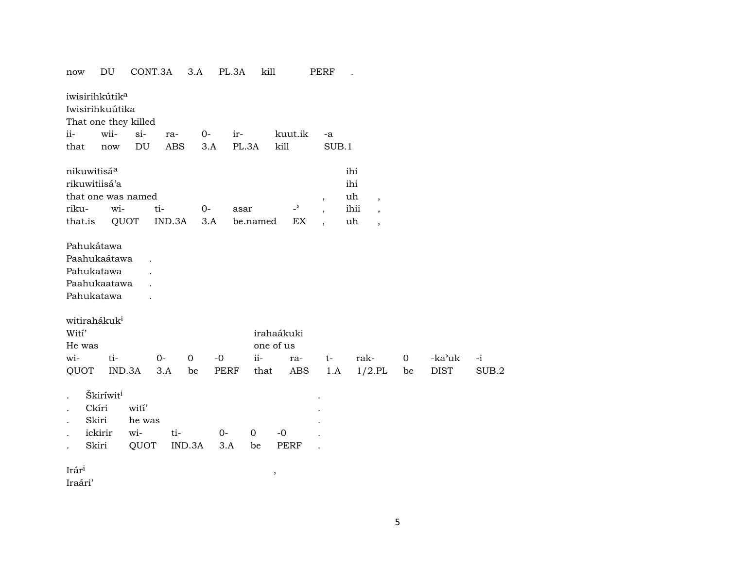| now | DU | CONT.3A | 3.A | PL.3A | kill | PERF | . |
|---|---|---|---|---|---|---|---|

iwisirihkútik[a]
Iwisirihkuútika
That one they killed

| ii- | wii- | si- | ra- | 0- | ir- | kuut.ik | -a |
|---|---|---|---|---|---|---|---|
| that | now | DU | ABS | 3.A | PL.3A | kill | SUB.1 |

| nikuwitisá[a] | | | | | | | ihi | |
|---|---|---|---|---|---|---|---|---|
| rikuwitiisá'a | | | | | | | ihi | |
| that one was named | | | | | | , | uh | , |
| riku- | wi- | ti- | 0- | asar | -' | , | ihii | , |
| that.is | QUOT | IND.3A | 3.A | be.named | EX | , | uh | , |

Pahukátawa
Paahukaátawa .
Pahukatawa .
Paahukaatawa .
Pahukatawa .

| witirahákuk[i] | | | | | | | | | | | |
|---|---|---|---|---|---|---|---|---|---|---|---|
| Wití' | | | | | irahaákuki | | | | | | |
| He was | | | | | one of us | | | | | | |
| wi- | ti- | 0- | 0 | -0 | ii- | ra- | t- | rak- | 0 | -ka'uk | -i |
| QUOT | IND.3A | 3.A | be | PERF | that | ABS | 1.A | 1/2.PL | be | DIST | SUB.2 |

| . | Škiríwit[i] | | | | | | . |
|---|---|---|---|---|---|---|---|
| . | Ckíri | wití' | | | | | . |
| . | Skiri | he was | | | | | . |
| . | ickirir | wi- | ti- | 0- | 0 | -0 | . |
| . | Skiri | QUOT | IND.3A | 3.A | be | PERF | . |

Irár[i] ,
Iraári'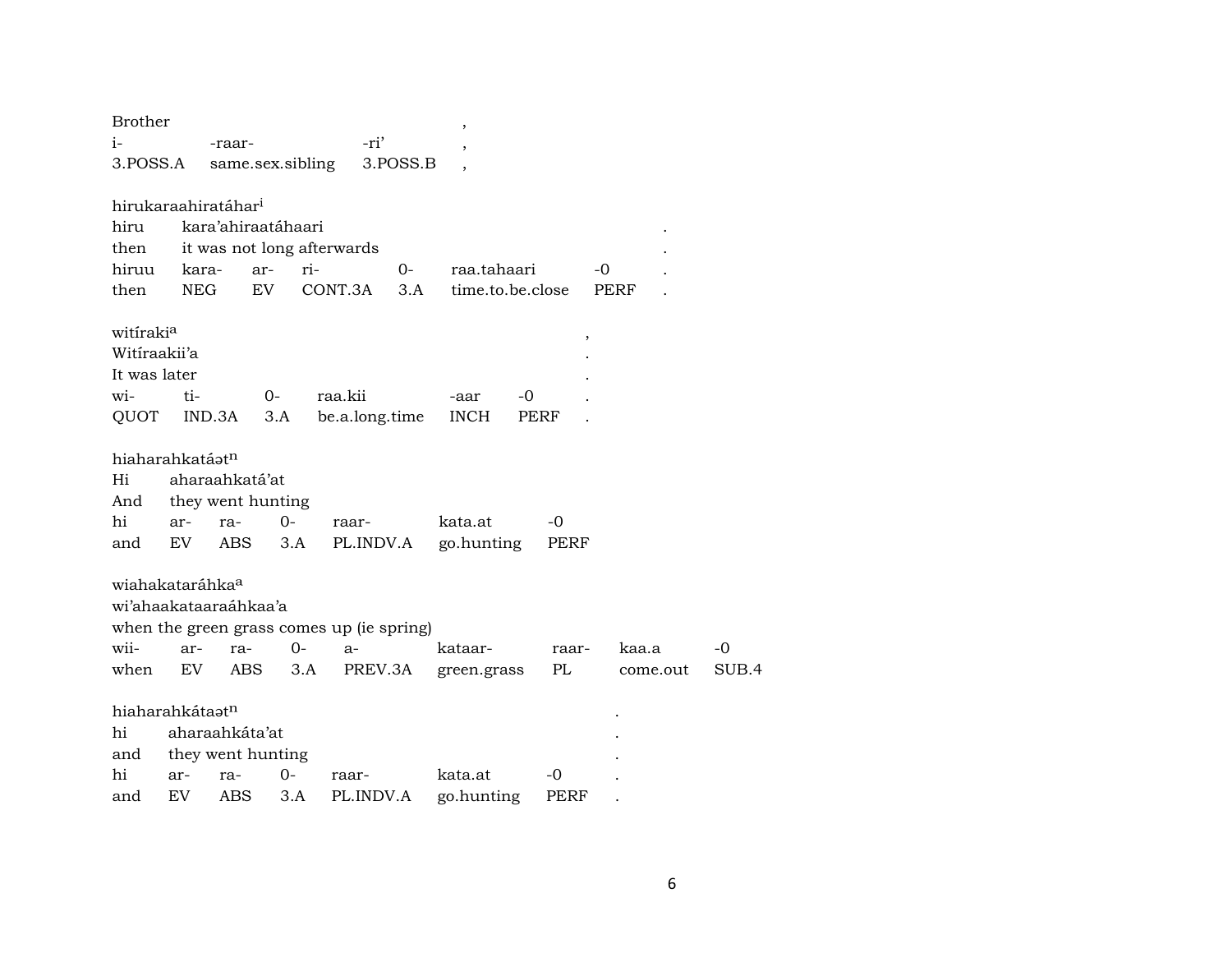| Brother | | | , |
|---|---|---|---|
| i- | -raar- | -ri' | , |
| 3.POSS.A | same.sex.sibling | 3.POSS.B | , |

hirukaraahiratáhar[i]

| hiru | kara'ahiraatáhaari | | | | | | . |
|---|---|---|---|---|---|---|---|
| then | it was not long afterwards | | | | | | . |
| hiruu | kara- | ar- | ri- | 0- | raa.tahaari | -0 | . |
| then | NEG | EV | CONT.3A | 3.A | time.to.be.close | PERF | . |

witíraki[a] ,

| Witíraakii'a | | | | | | . |
|---|---|---|---|---|---|---|
| It was later | | | | | | . |
| wi- | ti- | 0- | raa.kii | -aar | -0 | . |
| QUOT | IND.3A | 3.A | be.a.long.time | INCH | PERF | . |

hiaharahkatáət[n]

| Hi | aharaahkatá'at | | | | |
|---|---|---|---|---|---|
| And | they went hunting | | | | |
| hi | ar- | ra- | 0- | raar- | kata.at | -0 |
| and | EV | ABS | 3.A | PL.INDV.A | go.hunting | PERF |

wiahakataráhka[a]

| wi'ahaakataaraáhkaa'a | | | | | | | | |
|---|---|---|---|---|---|---|---|---|
| when the green grass comes up (ie spring) | | | | | | | | |
| wii- | ar- | ra- | 0- | a- | kataar- | raar- | kaa.a | -0 |
| when | EV | ABS | 3.A | PREV.3A | green.grass | PL | come.out | SUB.4 |

hiaharahkátaət[n] .

| hi | aharaahkáta'at | | | | | | . |
|---|---|---|---|---|---|---|---|
| and | they went hunting | | | | | | . |
| hi | ar- | ra- | 0- | raar- | kata.at | -0 | . |
| and | EV | ABS | 3.A | PL.INDV.A | go.hunting | PERF | . |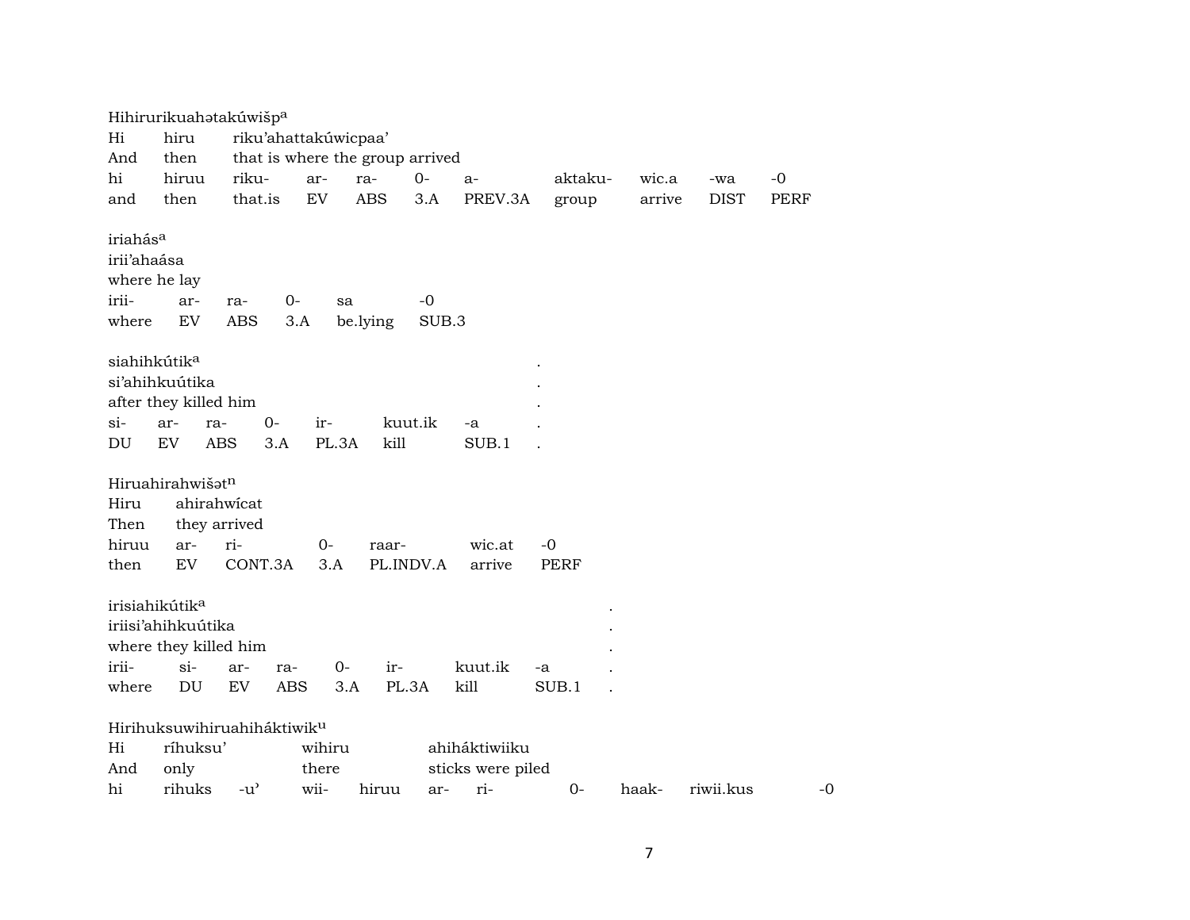Hihirurikuahətakúwišp[a]

| Hi | hiru | riku'ahattakúwicpaa' | | | | | | | | |
|---|---|---|---|---|---|---|---|---|---|---|
| And | then | that is where the group arrived | | | | | | | | |
| hi | hiruu | riku- | ar- | ra- | 0- | a- | aktaku- | wic.a | -wa | -0 |
| and | then | that.is | EV | ABS | 3.A | PREV.3A | group | arrive | DIST | PERF |

iriahás[a]

| irii'ahaása | | | | | |
|---|---|---|---|---|---|
| where he lay | | | | | |
| irii- | ar- | ra- | 0- | sa | -0 |
| where | EV | ABS | 3.A | be.lying | SUB.3 |

siahihkútik[a] .

| si'ahihkuútika | | | | | | | . |
|---|---|---|---|---|---|---|---|
| after they killed him | | | | | | | . |
| si- | ar- | ra- | 0- | ir- | kuut.ik | -a | . |
| DU | EV | ABS | 3.A | PL.3A | kill | SUB.1 | . |

Hiruahirahwišət[n]

| Hiru | ahirahwícat | | | | |
|---|---|---|---|---|---|
| Then | they arrived | | | | |
| hiruu | ar- | ri- | 0- | raar- | wic.at | -0 |
| then | EV | CONT.3A | 3.A | PL.INDV.A | arrive | PERF |

irisiahikútik[a] .

| iriisi'ahihkuútika | | | | | | | | . |
|---|---|---|---|---|---|---|---|---|
| where they killed him | | | | | | | | . |
| irii- | si- | ar- | ra- | 0- | ir- | kuut.ik | -a | . |
| where | DU | EV | ABS | 3.A | PL.3A | kill | SUB.1 | . |

Hirihuksuwihiruahiháktiwik[u]

| Hi | ríhuksu' | | wihiru | | ahiháktiwiiku | | | | | |
|---|---|---|---|---|---|---|---|---|---|---|
| And | only | | there | | sticks were piled | | | | | |
| hi | rihuks | -u' | wii- | hiruu | ar- | ri- | 0- | haak- | riwii.kus | -0 |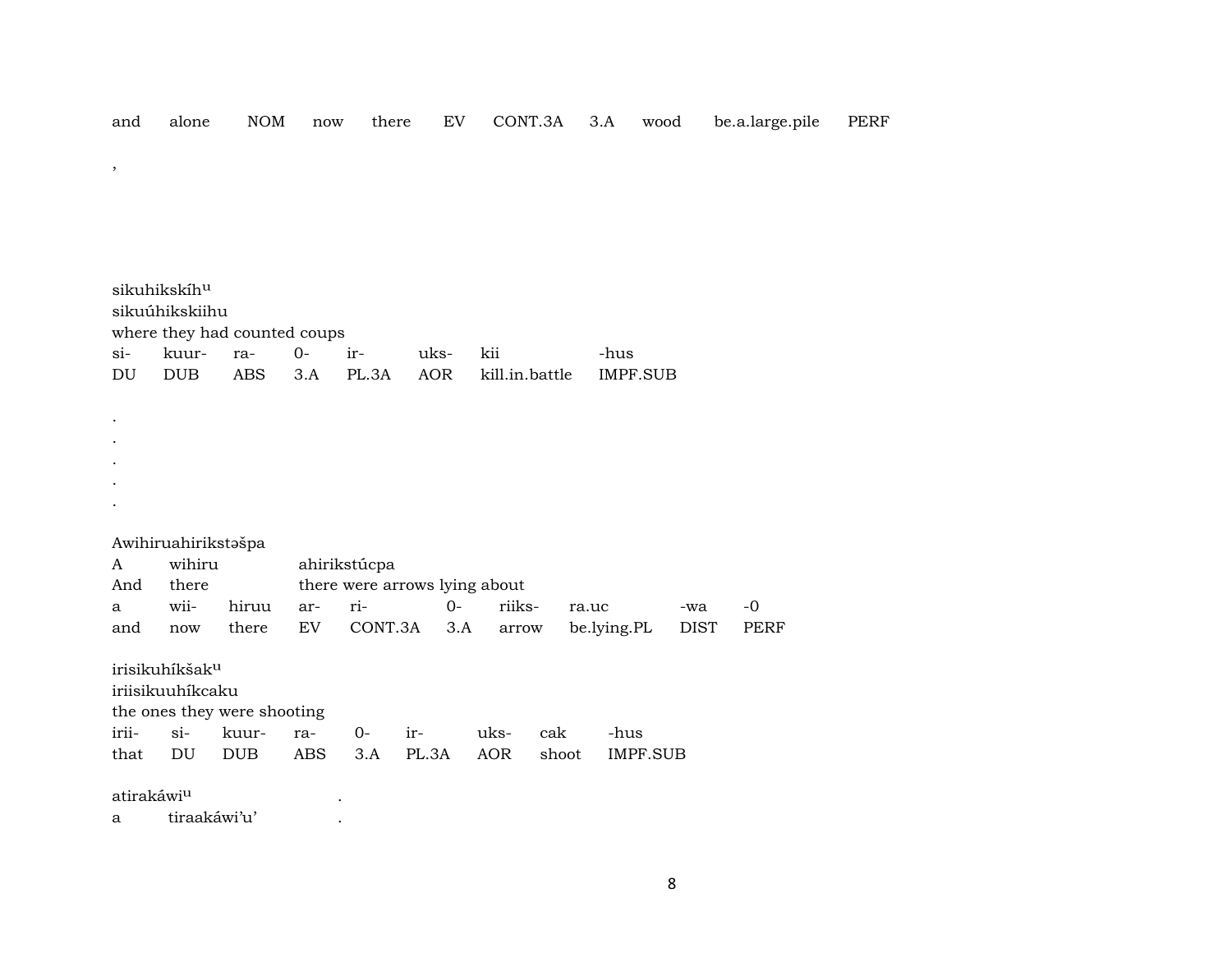| and | alone | NOM | now | there | EV | CONT.3A | 3.A | wood | be.a.large.pile | PERF |
|---|---|---|---|---|---|---|---|---|---|---|

,

sikuhikskíh$^{u}$
sikuúhikskiihu
where they had counted coups

| si- | kuur- | ra- | 0- | ir- | uks- | kii | -hus |
|---|---|---|---|---|---|---|---|
| DU | DUB | ABS | 3.A | PL.3A | AOR | kill.in.battle | IMPF.SUB |

.
.
.
.
.

Awihiruahirikstəšpa

| A | wihiru | | ahirikstúcpa | | | | | | |
|---|---|---|---|---|---|---|---|---|---|
| And | there | | there were arrows lying about | | | | | | |
| a | wii- | hiruu | ar- | ri- | 0- | riiks- | ra.uc | -wa | -0 |
| and | now | there | EV | CONT.3A | 3.A | arrow | be.lying.PL | DIST | PERF |

irisikuhíkšak$^{u}$
iriisikuuhíkcaku
the ones they were shooting

| irii- | si- | kuur- | ra- | 0- | ir- | uks- | cak | -hus |
|---|---|---|---|---|---|---|---|---|
| that | DU | DUB | ABS | 3.A | PL.3A | AOR | shoot | IMPF.SUB |

atirakáwi$^{u}$ .
a tiraakáwi'u' .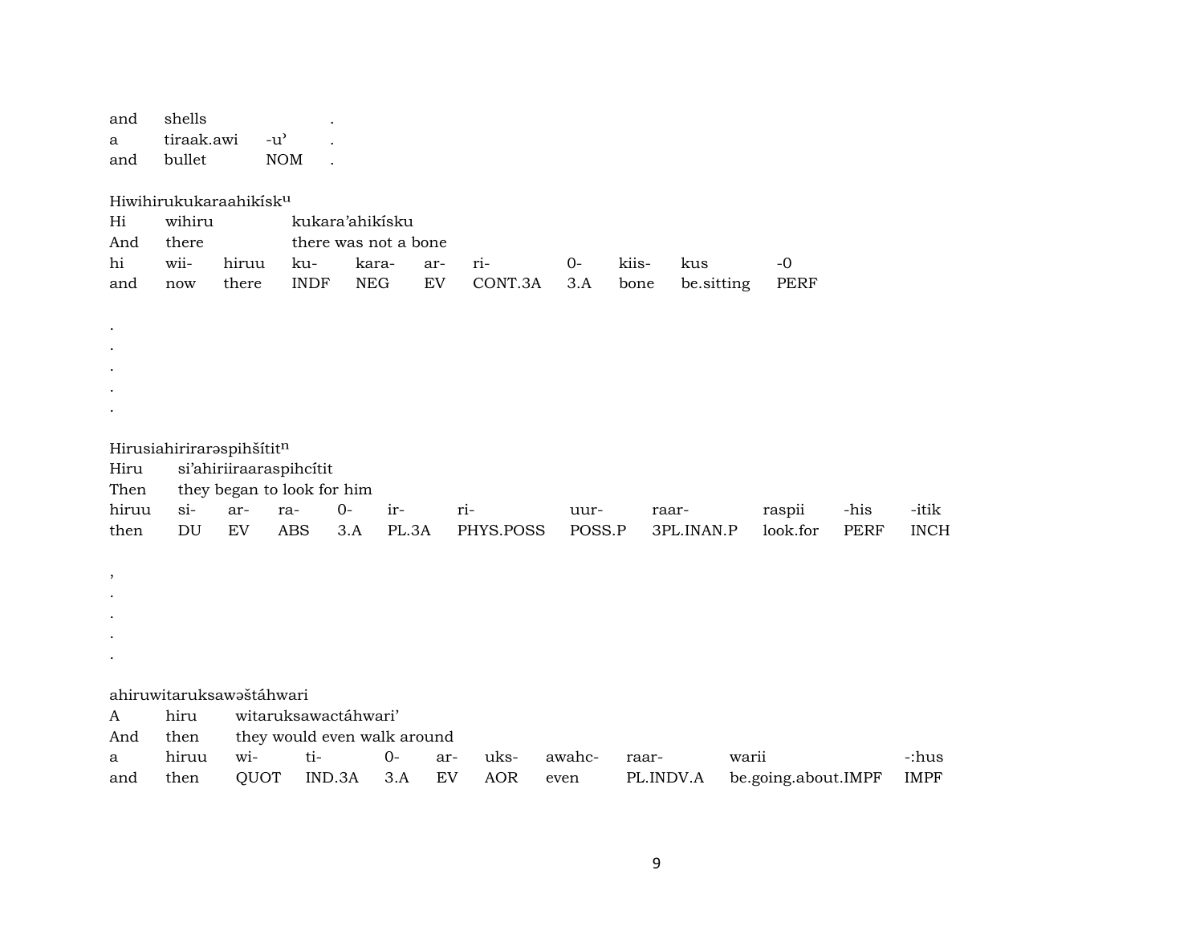| and | shells | | . |
|---|---|---|---|
| a | tiraak.awi | -u’ | . |
| and | bullet | NOM | . |

Hiwihirukukaraahikísk^u

| Hi | wihiru | | kukara’ahikísku | | | | | | | |
|---|---|---|---|---|---|---|---|---|---|---|
| And | there | | there was not a bone | | | | | | | |
| hi | wii- | hiruu | ku- | kara- | ar- | ri- | 0- | kiis- | kus | -0 |
| and | now | there | INDF | NEG | EV | CONT.3A | 3.A | bone | be.sitting | PERF |

.
.
.
.
.

Hirusiahiriraraspihšítit^n

| Hiru | si’ahiriiraaraspihcítit | | | | | | | | | | |
|---|---|---|---|---|---|---|---|---|---|---|---|
| Then | they began to look for him | | | | | | | | | | |
| hiruu | si- | ar- | ra- | 0- | ir- | ri- | uur- | raar- | raspii | -his | -itik |
| then | DU | EV | ABS | 3.A | PL.3A | PHYS.POSS | POSS.P | 3PL.INAN.P | look.for | PERF | INCH |

,
.
.
.
.

ahiruwitaruksawaštáhwari

| A | hiru | witaruksawactáhwari’ | | | | | | | | |
|---|---|---|---|---|---|---|---|---|---|---|
| And | then | they would even walk around | | | | | | | | |
| a | hiruu | wi- | ti- | 0- | ar- | uks- | awahc- | raar- | warii | -:hus |
| and | then | QUOT | IND.3A | 3.A | EV | AOR | even | PL.INDV.A | be.going.about.IMPF | IMPF |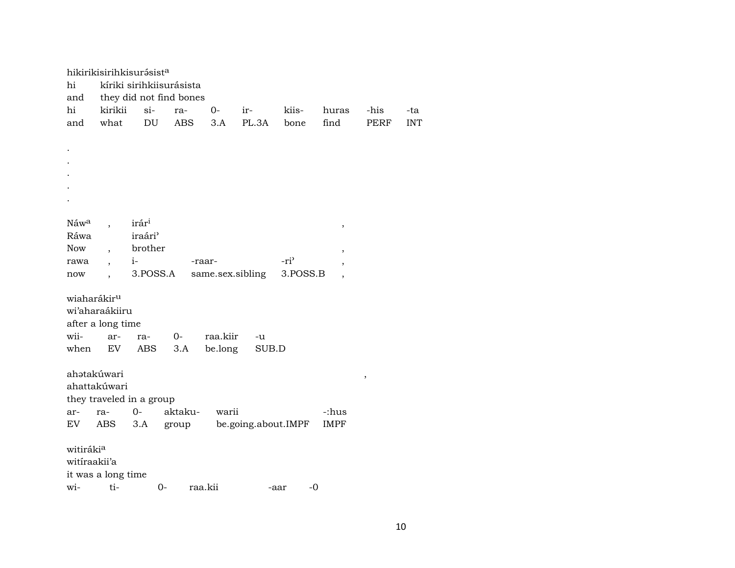hikirikisirihkisurə́sist^a
hi kíriki sirihkiisurásista
and they did not find bones

| hi | kirikii | si- | ra- | 0- | ir- | kiis- | huras | -his | -ta |
|---|---|---|---|---|---|---|---|---|---|
| and | what | DU | ABS | 3.A | PL.3A | bone | find | PERF | INT |

.
.
.
.
.

Náw^a , irár^i ,
Ráwa iraári'
Now , brother ,

| rawa | , | i- | -raar- | -ri' | , |
|---|---|---|---|---|---|
| now | , | 3.POSS.A | same.sex.sibling | 3.POSS.B | , |

wiaharákir^u
wi'aharaákiiru
after a long time

| wii- | ar- | ra- | 0- | raa.kiir | -u |
|---|---|---|---|---|---|
| when | EV | ABS | 3.A | be.long | SUB.D |

ahətakúwari ,
ahattakúwari
they traveled in a group

| ar- | ra- | 0- | aktaku- | warii | -:hus |
|---|---|---|---|---|---|
| EV | ABS | 3.A | group | be.going.about.IMPF | IMPF |

witiráki^a
witíraakii'a
it was a long time

| wi- | ti- | 0- | raa.kii | -aar | -0 |
|---|---|---|---|---|---|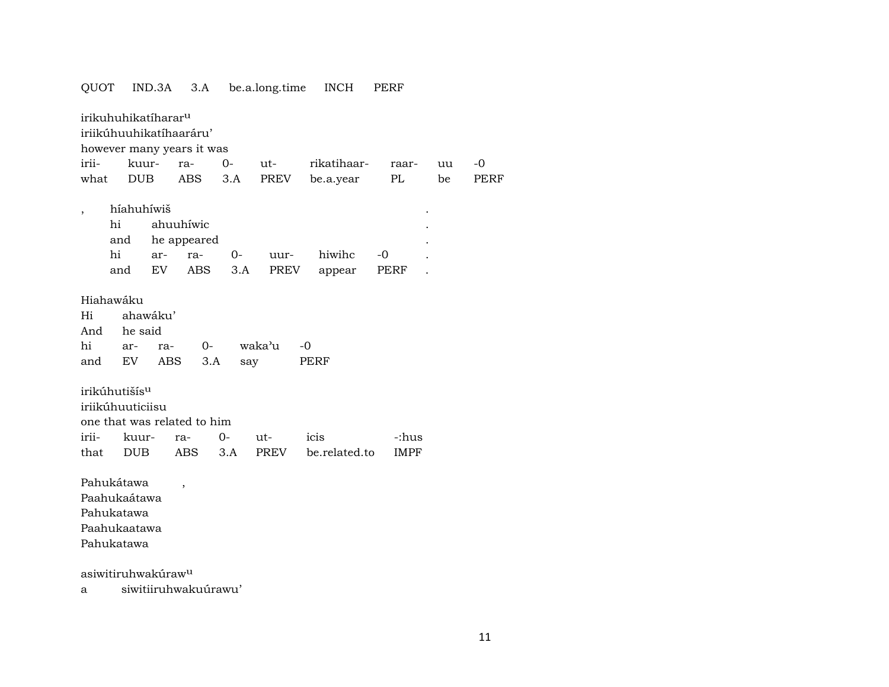QUOT IND.3A 3.A be.a.long.time INCH PERF

irikuhuhikatíharar^u
iriikúhuuhikatíhaaráru'
however many years it was

| irii- | kuur- | ra- | 0- | ut- | rikatihaar- | raar- | uu | -0 |
|---|---|---|---|---|---|---|---|---|
| what | DUB | ABS | 3.A | PREV | be.a.year | PL | be | PERF |

, híahuhíwiš .
hi ahuuhíwic .
and he appeared .

| hi | ar- | ra- | 0- | uur- | hiwihc | -0 | . |
|---|---|---|---|---|---|---|---|
| and | EV | ABS | 3.A | PREV | appear | PERF | . |

Hiahawáku
Hi ahawáku'
And he said

| hi | ar- | ra- | 0- | waka'u | -0 |
|---|---|---|---|---|---|
| and | EV | ABS | 3.A | say | PERF |

irikúhutišís^u
iriikúhuuticiisu
one that was related to him

| irii- | kuur- | ra- | 0- | ut- | icis | -:hus |
|---|---|---|---|---|---|---|
| that | DUB | ABS | 3.A | PREV | be.related.to | IMPF |

Pahukátawa ,
Paahukaátawa
Pahukatawa
Paahukaatawa
Pahukatawa

asiwitiruhwakúraw^u
a siwitiiruhwakuúrawu'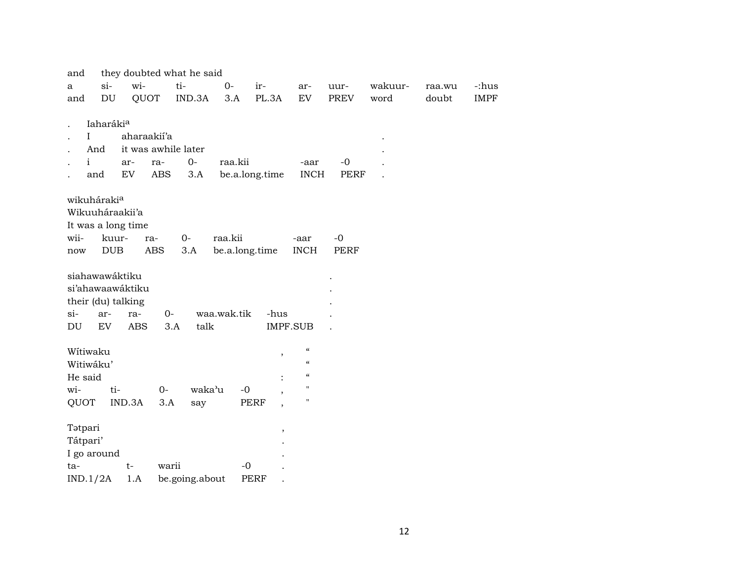and they doubted what he said

| a | si- | wi- | ti- | 0- | ir- | ar- | uur- | wakuur- | raa.wu | -:hus |
|---|---|---|---|---|---|---|---|---|---|---|
| and | DU | QUOT | IND.3A | 3.A | PL.3A | EV | PREV | word | doubt | IMPF |

. Iaharáki[a]

| . | I | aharaakií'a | | | | | | . |
|---|---|---|---|---|---|---|---|---|
| . | And | it was awhile later | | | | | | . |
| . | i | ar- | ra- | 0- | raa.kii | -aar | -0 | . |
| . | and | EV | ABS | 3.A | be.a.long.time | INCH | PERF | . |

wikuháraki[a]

Wikuuháraakii'a

It was a long time

| wii- | kuur- | ra- | 0- | raa.kii | -aar | -0 |
|---|---|---|---|---|---|---|
| now | DUB | ABS | 3.A | be.a.long.time | INCH | PERF |

siahawawáktiku .

si'ahawaawáktiku .

their (du) talking .

| si- | ar- | ra- | 0- | waa.wak.tik | -hus | . |
|---|---|---|---|---|---|---|
| DU | EV | ABS | 3.A | talk | IMPF.SUB | . |

Wítiwaku , “

Witiwáku' “

He said : “

| wi- | ti- | 0- | waka'u | -0 | , | " |
|---|---|---|---|---|---|---|
| QUOT | IND.3A | 3.A | say | PERF | , | " |

Tətpari ,

Tátpari' .

I go around .

| ta- | t- | warii | -0 | . |
|---|---|---|---|---|
| IND.1/2A | 1.A | be.going.about | PERF | . |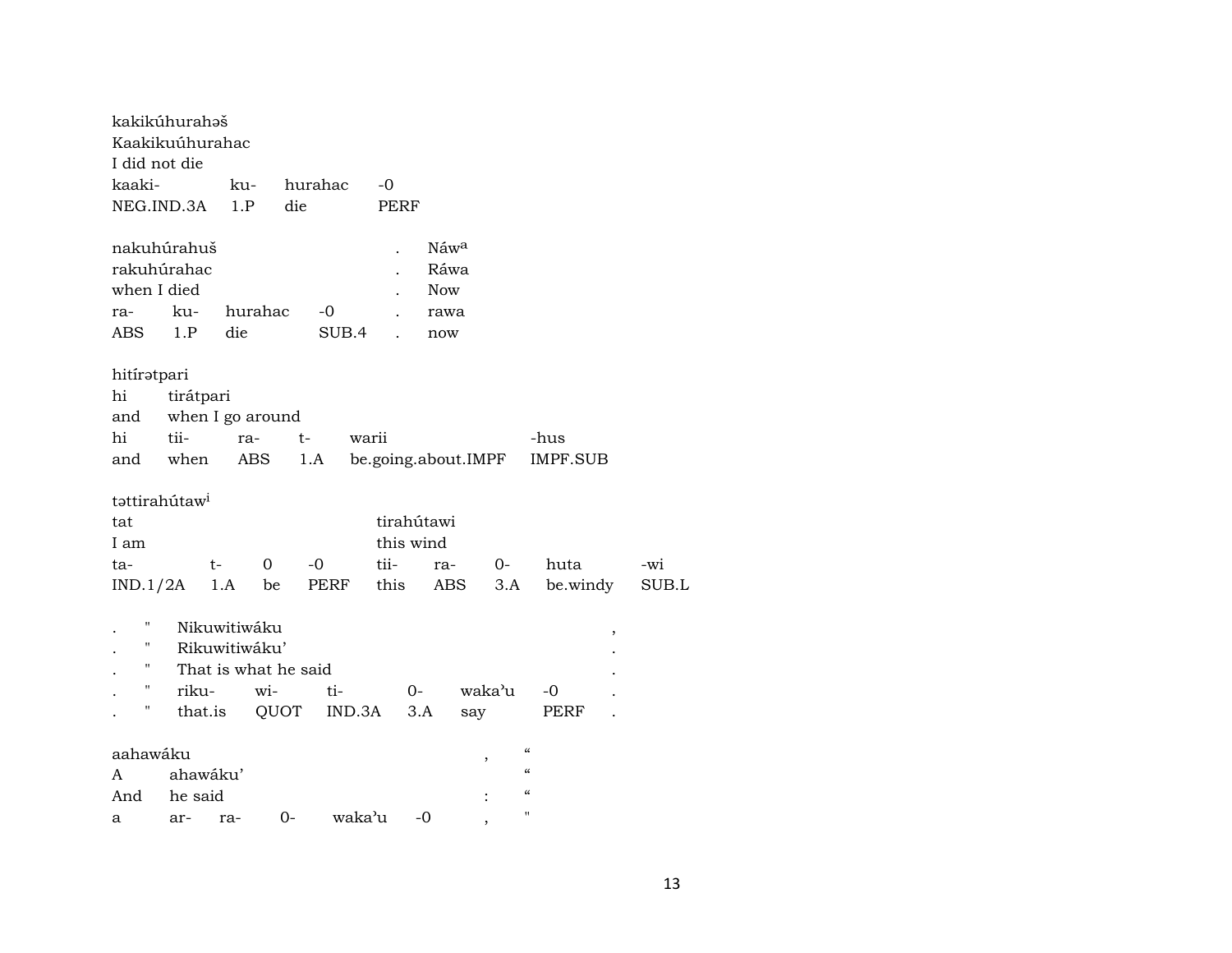kakikúhurahəš
Kaakikuúhurahac
I did not die

| kaaki- | ku- | hurahac | -0 |
|---|---|---|---|
| NEG.IND.3A | 1.P | die | PERF |

| nakuhúrahuš | | | | . | Náwa |
|---|---|---|---|---|---|
| rakuhúrahac | | | | . | Ráwa |
| when I died | | | | . | Now |
| ra- | ku- | hurahac | -0 | . | rawa |
| ABS | 1.P | die | SUB.4 | . | now |

hitírətpari

| hi | tirátpari | | | | |
|---|---|---|---|---|---|
| and | when I go around | | | | |
| hi | tii- | ra- | t- | warii | -hus |
| and | when | ABS | 1.A | be.going.about.IMPF | IMPF.SUB |

təttirahútawi

| tat | | | | tirahútawi | | | | |
|---|---|---|---|---|---|---|---|---|
| I am | | | | this wind | | | | |
| ta- | t- | 0 | -0 | tii- | ra- | 0- | huta | -wi |
| IND.1/2A | 1.A | be | PERF | this | ABS | 3.A | be.windy | SUB.L |

| . | " | Nikuwitiwáku | | | | | , |
|---|---|---|---|---|---|---|---|
| . | " | Rikuwitiwáku’ | | | | | . |
| . | " | That is what he said | | | | | . |
| . | " | riku- | wi- | ti- | 0- | waka’u -0 | . |
| . | " | that.is | QUOT | IND.3A | 3.A | say PERF | . |

| aahawáku | | | | | , | “ |
|---|---|---|---|---|---|---|
| A | ahawáku’ | | | | | “ |
| And | he said | | | | : | “ |
| a | ar- | ra- | 0- | waka’u -0 | , | " |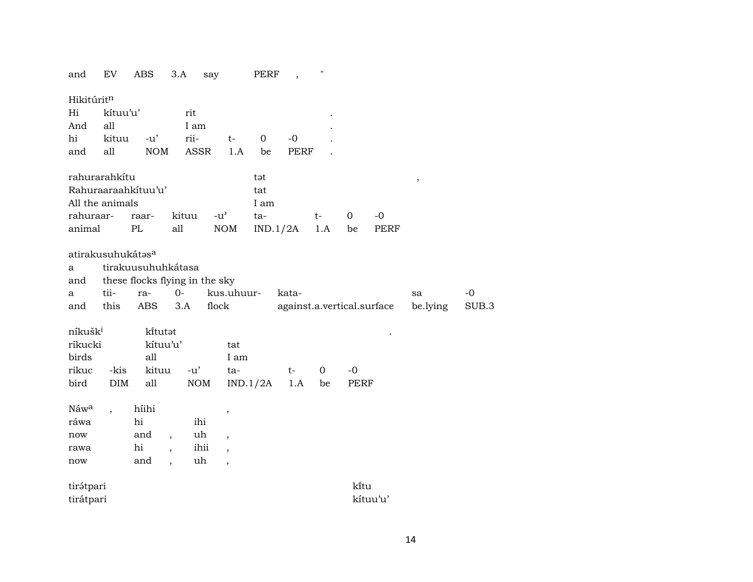| and | EV | ABS | 3.A | say | PERF | , | " |
|---|---|---|---|---|---|---|---|

Hikitúrit[n]

| Hi | kítuu'u' | | rit | | | | . |
|---|---|---|---|---|---|---|---|
| And | all | | I am | | | | . |
| hi | kituu | -u' | rii- | t- | 0 | -0 | . |
| and | all | NOM | ASSR | 1.A | be | PERF | . |

| rahurarahkítu | | | | tət | | | | , |
|---|---|---|---|---|---|---|---|---|
| Rahuraaraahkítuu'u' | | | | tat | | | | |
| All the animals | | | | I am | | | | |
| rahuraar- | raar- | kituu | -u' | ta- | t- | 0 | -0 | |
| animal | PL | all | NOM | IND.1/2A | 1.A | be | PERF | |

atirakusuhukátəs[a]

| a | tirakuusuhuhkátasa | | | | | | |
|---|---|---|---|---|---|---|---|
| and | these flocks flying in the sky | | | | | | |
| a | tii- | ra- | 0- | kus.uhuur- | kata- | sa | -0 |
| and | this | ABS | 3.A | flock | against.a.vertical.surface | be.lying | SUB.3 |

| níkušk[i] | | kítutət | | | | | | . |
|---|---|---|---|---|---|---|---|---|
| ríkucki | | kítuu'u' | | tat | | | | |
| birds | | all | | I am | | | | |
| rikuc | -kis | kituu | -u' | ta- | t- | 0 | -0 | |
| bird | DIM | all | NOM | IND.1/2A | 1.A | be | PERF | |

| Náw[a] | , | híihi | | | , |
|---|---|---|---|---|---|
| ráwa | | hi | | ihi | |
| now | | and | , | uh | , |
| rawa | | hi | , | ihii | , |
| now | | and | , | uh | , |

| tirə́tpari | kítu |
|---|---|
| tirátpari | kítuu'u' |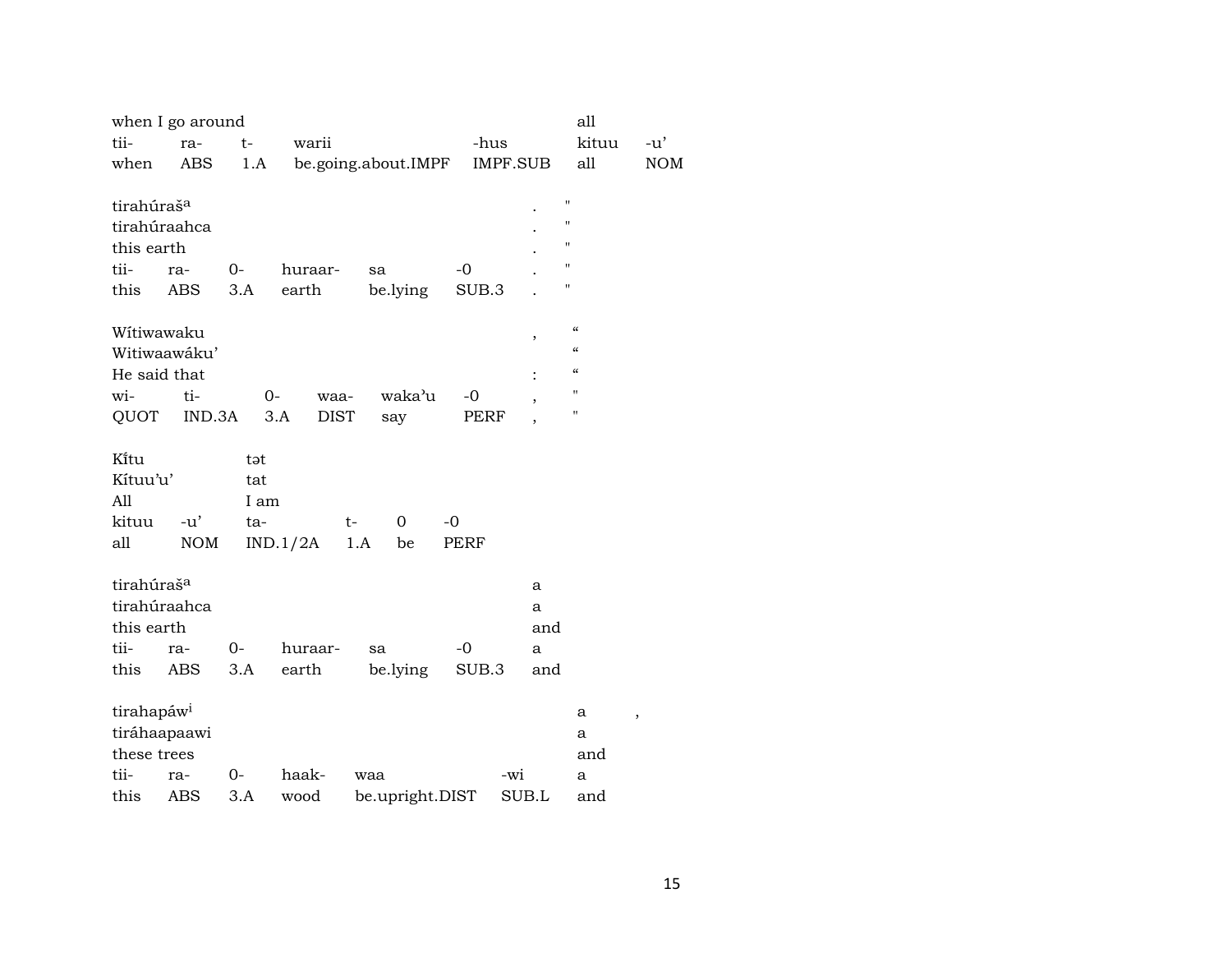| when I go around | | | | | all | |
|---|---|---|---|---|---|---|
| tii- | ra- | t- | warii | -hus | kituu | -u’ |
| when | ABS | 1.A | be.going.about.IMPF | IMPF.SUB | all | NOM |

| tirahúraša | | | | | | . | " |
|---|---|---|---|---|---|---|---|
| tirahúraahca | | | | | | . | " |
| this earth | | | | | | . | " |
| tii- | ra- | 0- | huraar- | sa | -0 | . | " |
| this | ABS | 3.A | earth | be.lying | SUB.3 | . | " |

| Wítiwawaku | | | | | | , | “ |
|---|---|---|---|---|---|---|---|
| Witiwaawáku’ | | | | | | | “ |
| He said that | | | | | | : | “ |
| wi- | ti- | 0- | waa- | waka’u | -0 | , | " |
| QUOT | IND.3A | 3.A | DIST | say | PERF | , | " |

| Kı́tu | | tət | | | |
|---|---|---|---|---|---|
| Kítuu’u’ | | tat | | | |
| All | | I am | | | |
| kituu | -u’ | ta- | t- | 0 | -0 |
| all | NOM | IND.1/2A | 1.A | be | PERF |

| tirahúraša | | | | | | a |
|---|---|---|---|---|---|---|
| tirahúraahca | | | | | | a |
| this earth | | | | | | and |
| tii- | ra- | 0- | huraar- | sa | -0 | a |
| this | ABS | 3.A | earth | be.lying | SUB.3 | and |

| tirahapáwi | | | | | | a | , |
|---|---|---|---|---|---|---|---|
| tiráhaapaawi | | | | | | a | |
| these trees | | | | | | and | |
| tii- | ra- | 0- | haak- | waa | -wi | a | |
| this | ABS | 3.A | wood | be.upright.DIST | SUB.L | and | |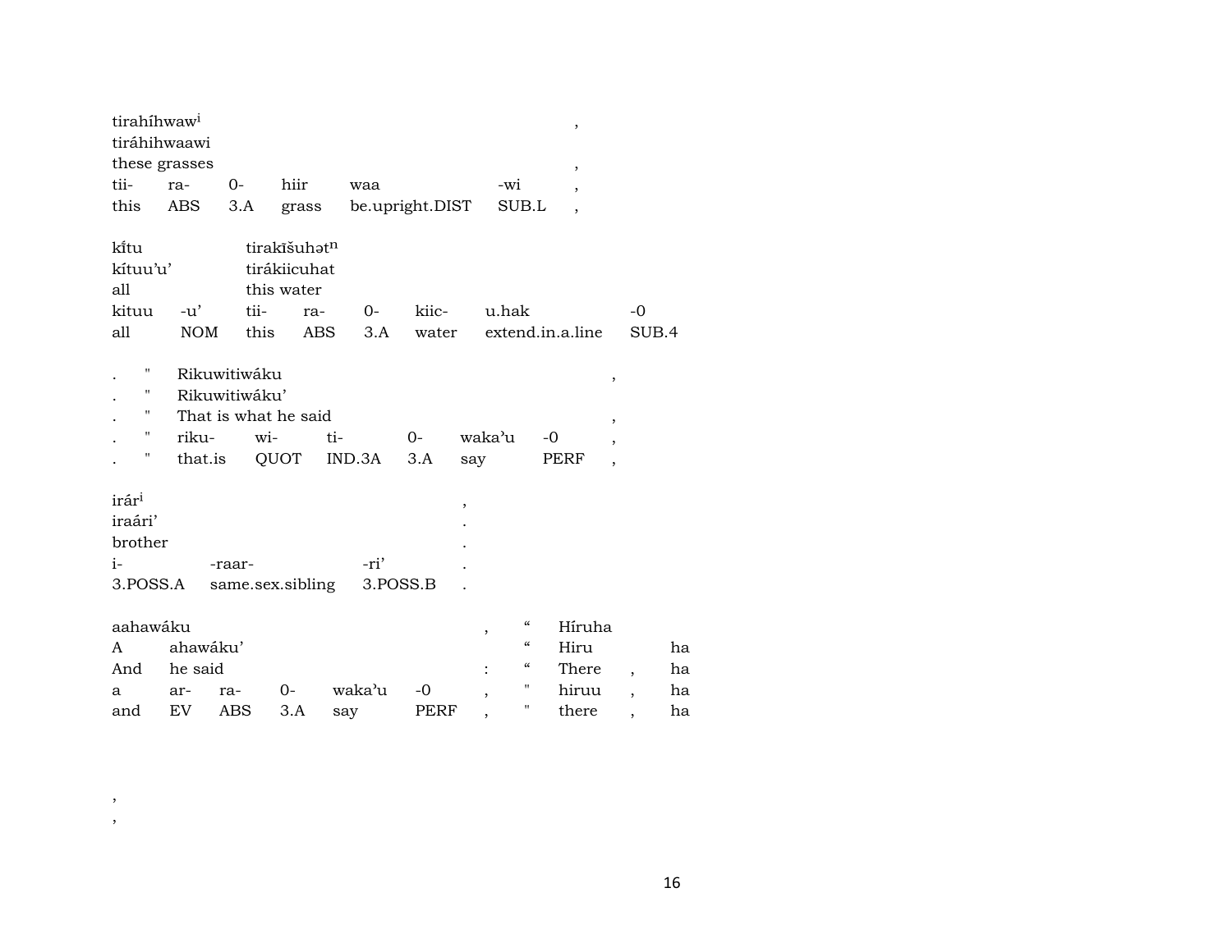| tirahíhwaw[i] | | | | | | , |
|---|---|---|---|---|---|---|
| tiráhihwaawi | | | | | | |
| these grasses | | | | | | , |
| tii- | ra- | 0- | hiir | waa | -wi | , |
| this | ABS | 3.A | grass | be.upright.DIST | SUB.L | , |

| kĩtu | | tirakĩšuhət[n] | | | | | |
|---|---|---|---|---|---|---|---|
| kítuu'u' | | tirákiicuhat | | | | | |
| all | | this water | | | | | |
| kituu | -u' | tii- | ra- | 0- | kiic- | u.hak | -0 |
| all | NOM | this | ABS | 3.A | water | extend.in.a.line | SUB.4 |

| . | " | Rikuwitiwáku | | | | | , |
|---|---|---|---|---|---|---|---|
| . | " | Rikuwitiwáku' | | | | | |
| . | " | That is what he said | | | | | , |
| . | " | riku- | wi- | ti- | 0- | waka'u | -0 , |
| . | " | that.is | QUOT | IND.3A | 3.A | say | PERF , |

| irár[i] | | | , |
|---|---|---|---|
| iraári' | | | . |
| brother | | | . |
| i- | -raar- | -ri' | . |
| 3.POSS.A | same.sex.sibling | 3.POSS.B | . |

| aahawáku | | | | | | , | “ | Híruha | | |
|---|---|---|---|---|---|---|---|---|---|---|
| A | ahawáku' | | | | | | “ | Hiru | | ha |
| And | he said | | | | | : | “ | There | , | ha |
| a | ar- | ra- | 0- | waka'u | -0 | , | " | hiruu | , | ha |
| and | EV | ABS | 3.A | say | PERF | , | " | there | , | ha |

,
,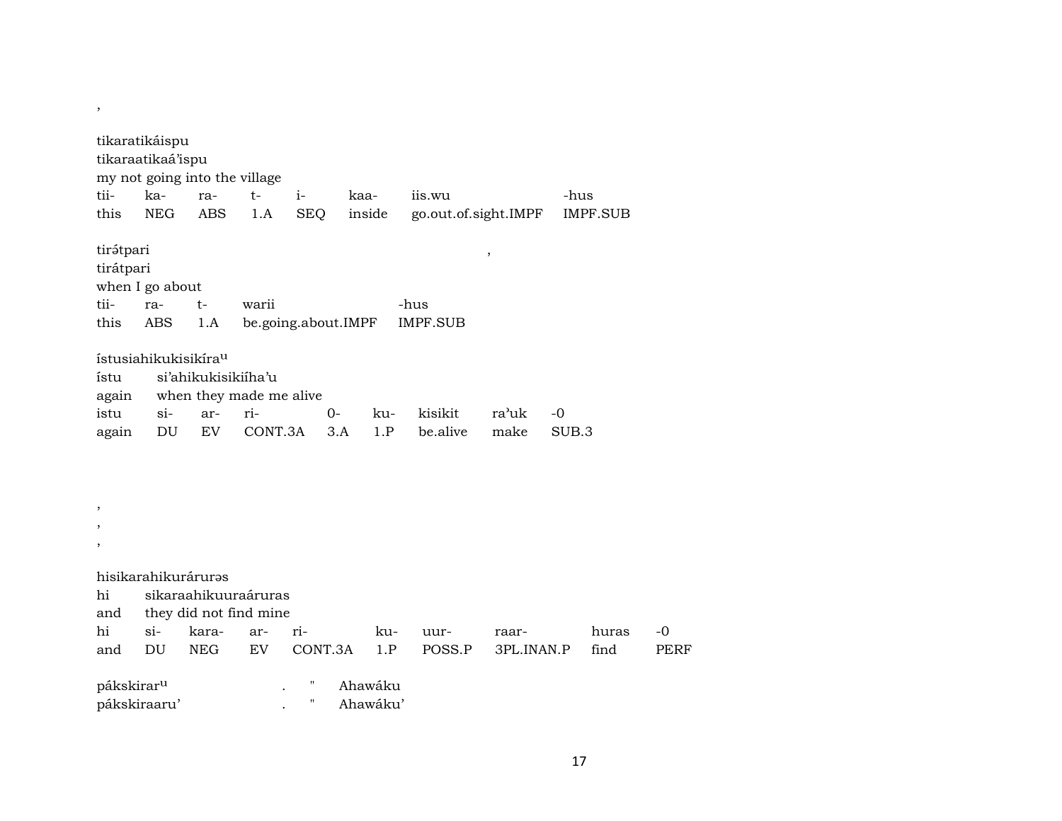,

tikaratikáispu
tikaraatikaá’ispu
my not going into the village

| tii- | ka- | ra- | t- | i- | kaa- | iis.wu | -hus |
|---|---|---|---|---|---|---|---|
| this | NEG | ABS | 1.A | SEQ | inside | go.out.of.sight.IMPF | IMPF.SUB |

tirə́tpari ,
tirátpari
when I go about

| tii- | ra- | t- | warii | -hus |
|---|---|---|---|---|
| this | ABS | 1.A | be.going.about.IMPF | IMPF.SUB |

ístusiahikukisikíraᵘ
ístu si’ahikukisikiíha’u
again when they made me alive

| istu | si- | ar- | ri- | 0- | ku- | kisikit | ra’uk | -0 |
|---|---|---|---|---|---|---|---|---|
| again | DU | EV | CONT.3A | 3.A | 1.P | be.alive | make | SUB.3 |

,
,
,

hisikarahikurárurəs
hi sikaraahikuuraáruras
and they did not find mine

| hi | si- | kara- | ar- | ri- | ku- | uur- | raar- | huras | -0 |
|---|---|---|---|---|---|---|---|---|---|
| and | DU | NEG | EV | CONT.3A | 1.P | POSS.P | 3PL.INAN.P | find | PERF |

pákskirarᵘ . " Ahawáku
pákskiraaru’ . " Ahawáku’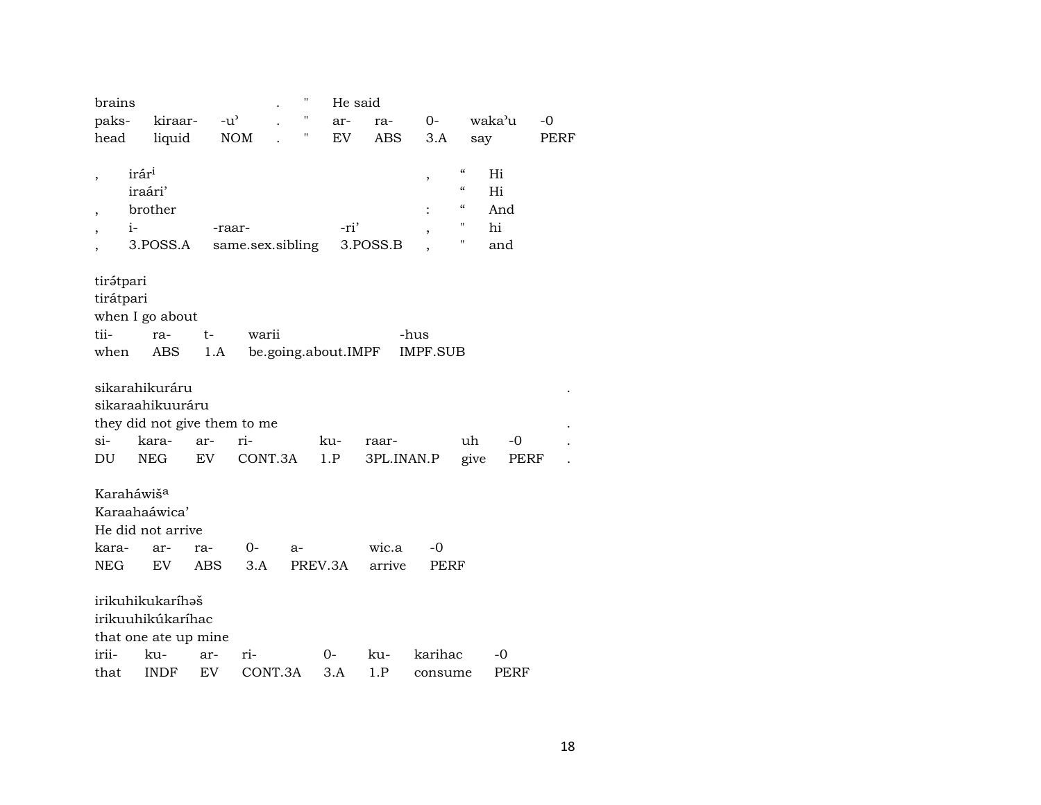| brains | | | . | " | He said | | | | |
|---|---|---|---|---|---|---|---|---|---|
| paks- | kiraar- | -u’ | . | " | ar- | ra- | 0- | waka’u | -0 |
| head | liquid | NOM | . | " | EV | ABS | 3.A | say | PERF |

| , | irár[i] | | | , | “ | Hi |
|---|---|---|---|---|---|---|
| | iraári’ | | | | “ | Hi |
| , | brother | | | : | “ | And |
| , | i- | -raar- | -ri’ | , | " | hi |
| , | 3.POSS.A | same.sex.sibling | 3.POSS.B | , | " | and |

| tirə́tpari | | | | |
|---|---|---|---|---|
| tirátpari | | | | |
| when I go about | | | | |
| tii- | ra- | t- | warii | -hus |
| when | ABS | 1.A | be.going.about.IMPF | IMPF.SUB |

| sikarahikuráru | | | | | | | | . |
|---|---|---|---|---|---|---|---|---|
| sikaraahikuuráru | | | | | | | | |
| they did not give them to me | | | | | | | | . |
| si- | kara- | ar- | ri- | ku- | raar- | uh | -0 | . |
| DU | NEG | EV | CONT.3A | 1.P | 3PL.INAN.P | give | PERF | . |

| Karaháwiš[a] | | | | | | |
|---|---|---|---|---|---|---|
| Karaahaáwica’ | | | | | | |
| He did not arrive | | | | | | |
| kara- | ar- | ra- | 0- | a- | wic.a | -0 |
| NEG | EV | ABS | 3.A | PREV.3A | arrive | PERF |

| irikuhikukaríhəš | | | | | | | |
|---|---|---|---|---|---|---|---|
| irikuuhikúkaríhac | | | | | | | |
| that one ate up mine | | | | | | | |
| irii- | ku- | ar- | ri- | 0- | ku- | karihac | -0 |
| that | INDF | EV | CONT.3A | 3.A | 1.P | consume | PERF |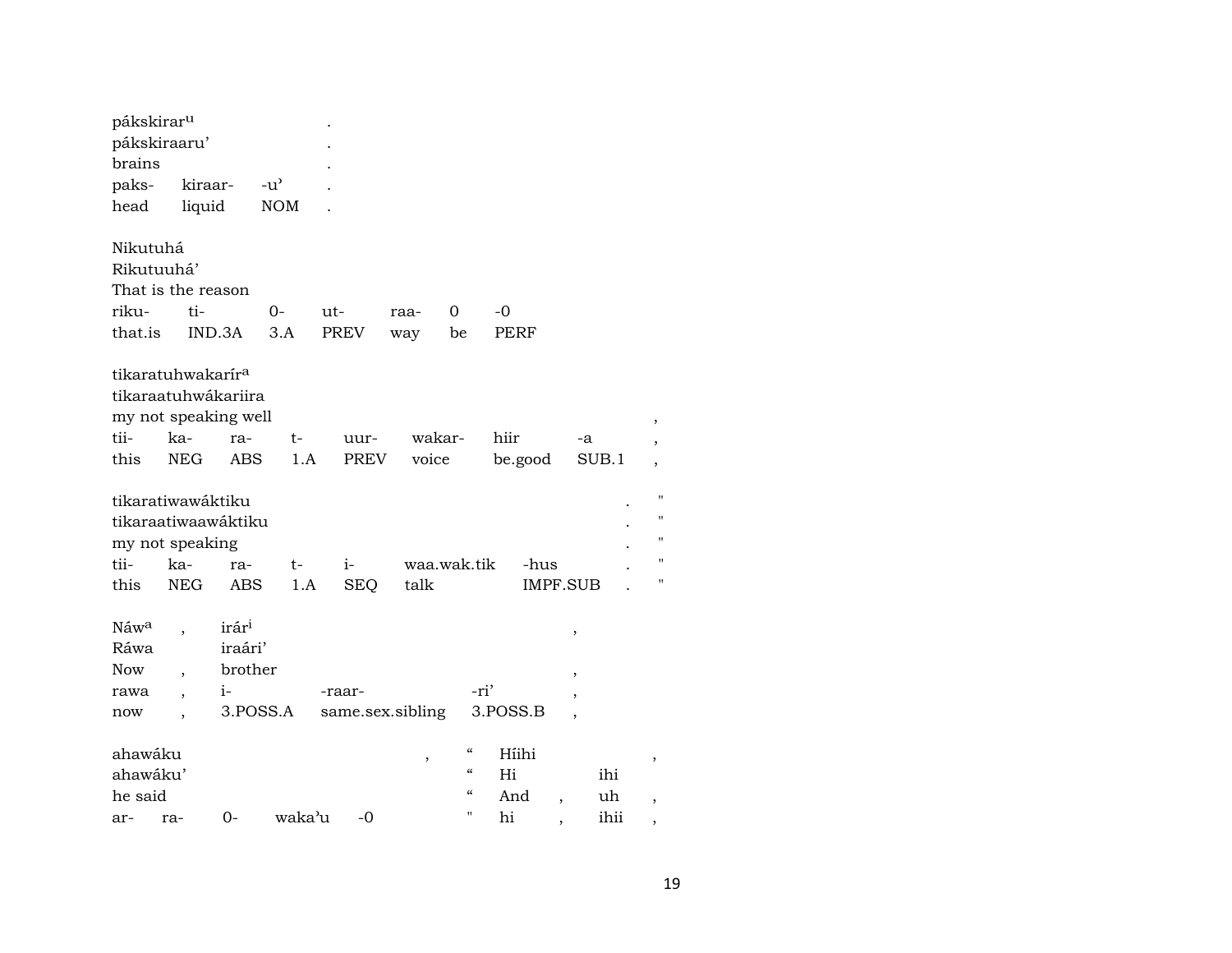| pákskirar$^{u}$ | | | . |
|---|---|---|---|
| pákskiraaru’ | | | . |
| brains | | | . |
| paks- | kiraar- | -u’ | . |
| head | liquid | NOM | . |

| Nikutuhá | | | | | | |
|---|---|---|---|---|---|---|
| Rikutuuhá’ | | | | | | |
| That is the reason | | | | | | |
| riku- | ti- | 0- | ut- | raa- | 0 | -0 |
| that.is | IND.3A | 3.A | PREV | way | be | PERF |

| tikaratuhwakarír$^{a}$ | | | | | | | | |
|---|---|---|---|---|---|---|---|---|
| tikaraatuhwákariira | | | | | | | | |
| my not speaking well | | | | | | | | , |
| tii- | ka- | ra- | t- | uur- | wakar- | hiir | -a | , |
| this | NEG | ABS | 1.A | PREV | voice | be.good | SUB.1 | , |

| tikaratiwawáktiku | | | | | | | . | " |
|---|---|---|---|---|---|---|---|---|
| tikaraatiwaawáktiku | | | | | | | . | " |
| my not speaking | | | | | | | . | " |
| tii- | ka- | ra- | t- | i- | waa.wak.tik | -hus | . | " |
| this | NEG | ABS | 1.A | SEQ | talk | IMPF.SUB | . | " |

| Náw$^{a}$ | , | irár$^{i}$ | | | , |
|---|---|---|---|---|---|
| Ráwa | | iraári’ | | | |
| Now | , | brother | | | , |
| rawa | , | i- | -raar- | -ri’ | , |
| now | , | 3.POSS.A | same.sex.sibling | 3.POSS.B | , |

| ahawáku | | | | | , | “ | Híihi | | | , |
|---|---|---|---|---|---|---|---|---|---|---|
| ahawáku’ | | | | | | “ | Hi | | ihi | |
| he said | | | | | | “ | And | , | uh | , |
| ar- | ra- | 0- | waka’u | -0 | | " | hi | , | ihii | , |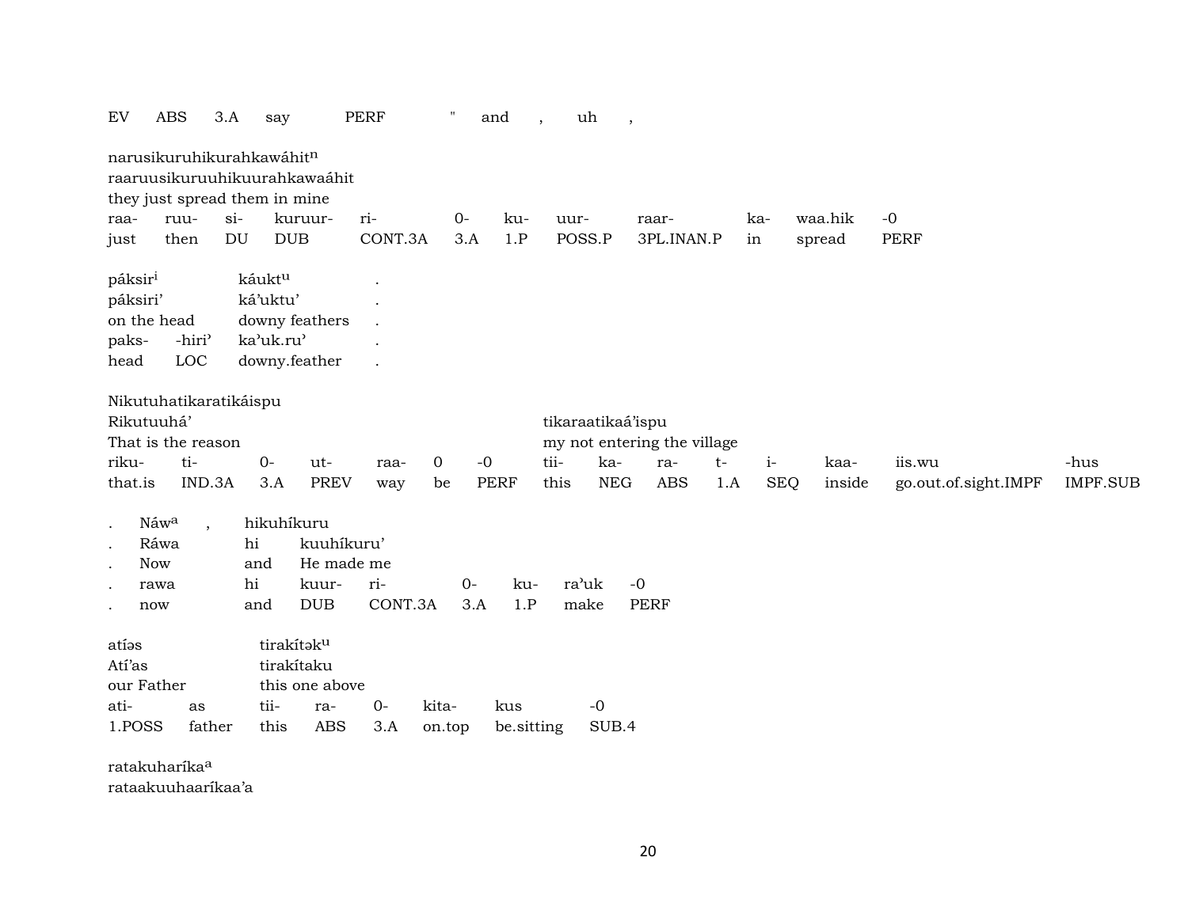EV ABS 3.A say PERF " and , uh ,

narusikuruhikurahkawáhit[n]
raaruusikuruuhikuurahkawaáhit
they just spread them in mine

| raa- | ruu- | si- | kuruur- | ri- | 0- | ku- | uur- | raar- | ka- | waa.hik | -0 |
|---|---|---|---|---|---|---|---|---|---|---|---|
| just | then | DU | DUB | CONT.3A | 3.A | 1.P | POSS.P | 3PL.INAN.P | in | spread | PERF |

| páksir[i] | | káukt[u] | . |
|---|---|---|---|
| páksiri’ | | ká’uktu’ | . |
| on the head | | downy feathers | . |
| paks- | -hiri’ | ka’uk.ru’ | . |
| head | LOC | downy.feather | . |

Nikutuhatikaratikáispu

| Rikutuuhá’ | | | | | | | tikaraatikaá’ispu | | | | | | | |
|---|---|---|---|---|---|---|---|---|---|---|---|---|---|---|
| That is the reason | | | | | | | my not entering the village | | | | | | | |
| riku- | ti- | 0- | ut- | raa- | 0 | -0 | tii- | ka- | ra- | t- | i- | kaa- | iis.wu | -hus |
| that.is | IND.3A | 3.A | PREV | way | be | PERF | this | NEG | ABS | 1.A | SEQ | inside | go.out.of.sight.IMPF | IMPF.SUB |

| . | Náw[a] | , | hikuhíkuru | | | | | |
|---|---|---|---|---|---|---|---|---|
| . | Ráwa | | hi | kuuhíkuru’ | | | | |
| . | Now | | and | He made me | | | | |
| . | rawa | | hi | kuur- | ri- | 0- | ku- | ra’uk | -0 |
| . | now | | and | DUB | CONT.3A | 3.A | 1.P | make | PERF |

| atíəs | | tirakítək[u] | | | | | |
|---|---|---|---|---|---|---|---|
| Atí’as | | tirakítaku | | | | | |
| our Father | | this one above | | | | | |
| ati- | as | tii- | ra- | 0- | kita- | kus | -0 |
| 1.POSS | father | this | ABS | 3.A | on.top | be.sitting | SUB.4 |

ratakuharíka[a]
rataakuuhaaríkaa’a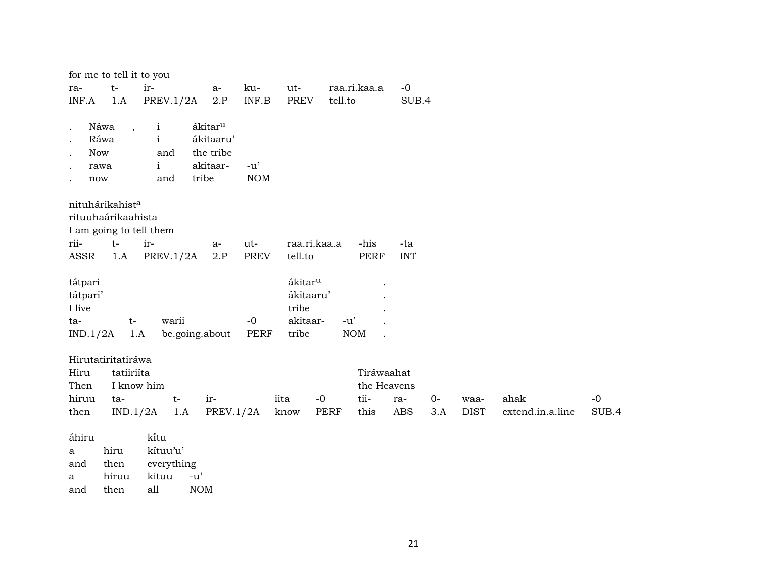for me to tell it to you

| ra- | t- | ir- | a- | ku- | ut- | raa.ri.kaa.a | -0 |
|---|---|---|---|---|---|---|---|
| INF.A | 1.A | PREV.1/2A | 2.P | INF.B | PREV | tell.to | SUB.4 |

| . | Náwa | , | i | ákitar^u | |
|---|---|---|---|---|---|
| . | Ráwa | | i | ákitaaru' | |
| . | Now | | and | the tribe | |
| . | rawa | | i | akitaar- | -u' |
| . | now | | and | tribe | NOM |

nituhárikahist^a
rituuhaárikaahista
I am going to tell them

| rii- | t- | ir- | a- | ut- | raa.ri.kaa.a | -his | -ta |
|---|---|---|---|---|---|---|---|
| ASSR | 1.A | PREV.1/2A | 2.P | PREV | tell.to | PERF | INT |

| tə̃tpari | | | | ákitar^u | | . |
|---|---|---|---|---|---|---|
| tátpari' | | | | ákitaaru' | | . |
| I live | | | | tribe | | . |
| ta- | t- | warii | -0 | akitaar- | -u' | . |
| IND.1/2A | 1.A | be.going.about | PERF | tribe | NOM | . |

Hirutatiritatiráwa

| Hiru | tatiiriíta | | | | | Tiráwaahat | | | | | |
|---|---|---|---|---|---|---|---|---|---|---|---|
| Then | I know him | | | | | the Heavens | | | | | |
| hiruu | ta- | t- | ir- | iita | -0 | tii- | ra- | 0- | waa- | ahak | -0 |
| then | IND.1/2A | 1.A | PREV.1/2A | know | PERF | this | ABS | 3.A | DIST | extend.in.a.line | SUB.4 |

áhiru kĩ́tu

| a | hiru | kítuu'u' | |
|---|---|---|---|
| and | then | everything | |
| a | hiruu | kituu | -u' |
| and | then | all | NOM |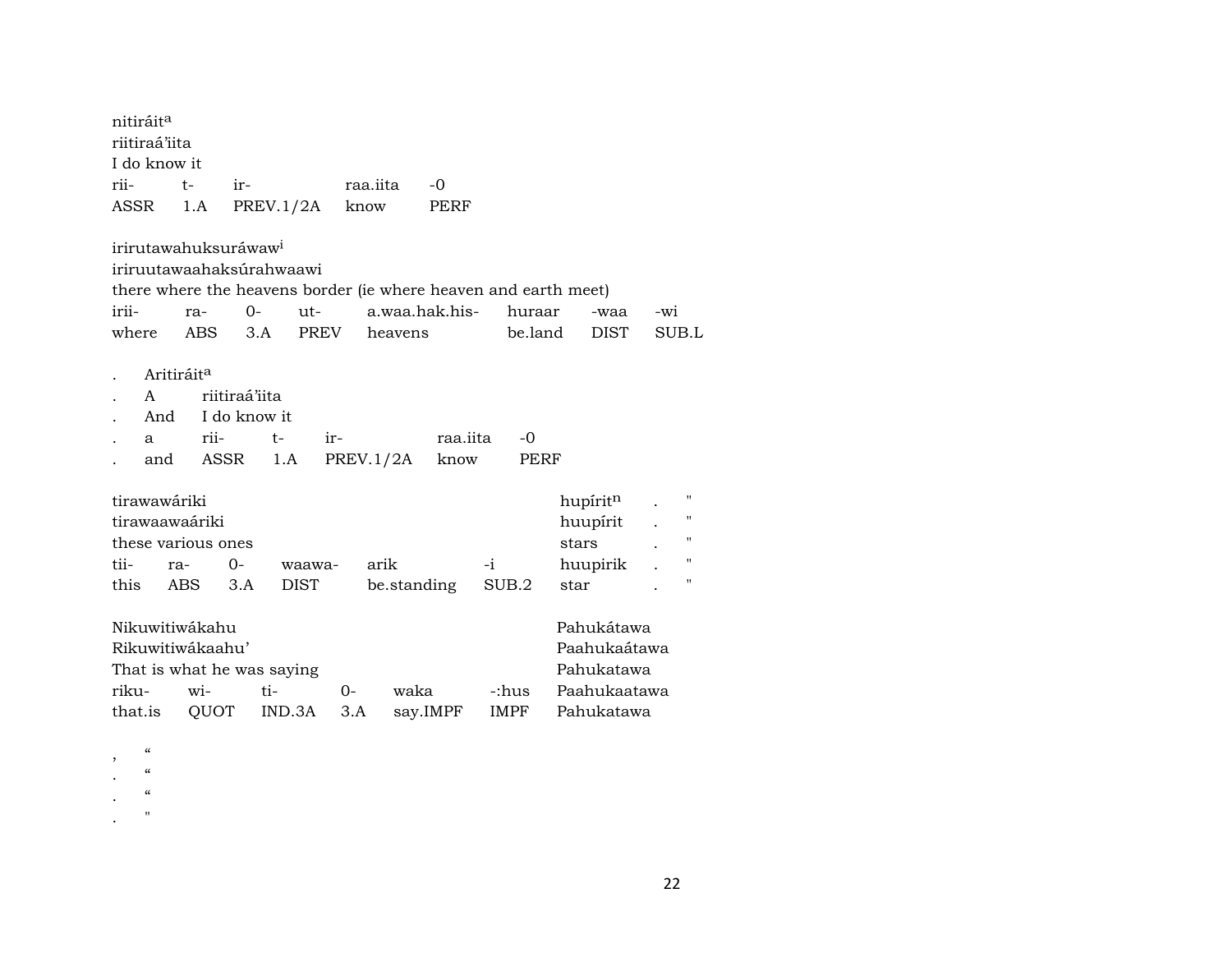nitiráit[a]
riitiraá'iita
I do know it

| rii- | t- | ir- | raa.iita | -0 |
|---|---|---|---|---|
| ASSR | 1.A | PREV.1/2A | know | PERF |

irirutawahuksuráwaw[i]
iriruutawaahaksúrahwaawi
there where the heavens border (ie where heaven and earth meet)

| irii- | ra- | 0- | ut- | a.waa.hak.his- | huraar | -waa | -wi |
|---|---|---|---|---|---|---|---|
| where | ABS | 3.A | PREV | heavens | be.land | DIST | SUB.L |

. Aritiráit[a]
. A riitiraá'iita
. And I do know it

| . | a | rii- | t- | ir- | raa.iita | -0 |
|---|---|---|---|---|---|---|
| . | and | ASSR | 1.A | PREV.1/2A | know | PERF |

tirawawáriki hupírit[n] . "
tirawaawaáriki huupírit . "
these various ones stars . "

| tii- | ra- | 0- | waawa- | arik | -i | huupirik | . | " |
|---|---|---|---|---|---|---|---|---|
| this | ABS | 3.A | DIST | be.standing | SUB.2 | star | . | " |

Nikuwitiwákahu Pahukátawa
Rikuwitiwákaahu' Paahukaátawa
That is what he was saying Pahukatawa

| riku- | wi- | ti- | 0- | waka | -:hus | Paahukaatawa |
|---|---|---|---|---|---|---|
| that.is | QUOT | IND.3A | 3.A | say.IMPF | IMPF | Pahukatawa |

, “
. “
. “
. "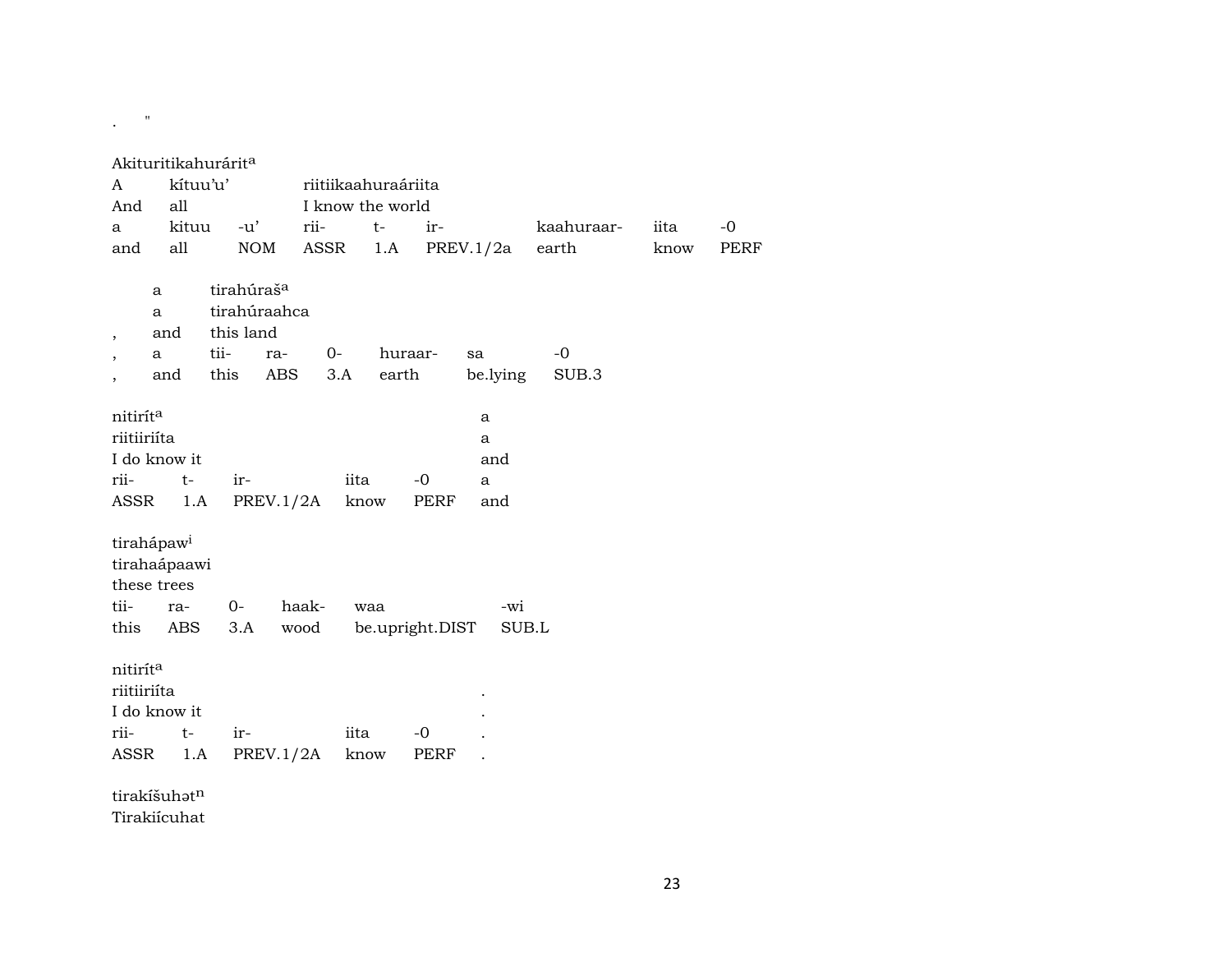.    "

Akituritikahurárit^a

| A | kítuu'u' | | riitiikaahuraáriita | | | | | |
|---|---|---|---|---|---|---|---|---|
| And | all | | I know the world | | | | | |
| a | kituu | -u' | rii- | t- | ir- | kaahuraar- | iita | -0 |
| and | all | NOM | ASSR | 1.A | PREV.1/2a | earth | know | PERF |

| | a | tirahúraš^a | | | | | |
|---|---|---|---|---|---|---|---|
| | a | tirahúraahca | | | | | |
| , | and | this land | | | | | |
| , | a | tii- | ra- | 0- | huraar- | sa | -0 |
| , | and | this | ABS | 3.A | earth | be.lying | SUB.3 |

| nitirít^a | | | | | |
|---|---|---|---|---|---|
| riitiiriíta | | | | | a |
| I do know it | | | | | and |
| rii- | t- | ir- | iita | -0 | a |
| ASSR | 1.A | PREV.1/2A | know | PERF | and |

(nitirít^a line also has: a)

| tirahápaw^i | | | | | |
|---|---|---|---|---|---|
| tirahaápaawi | | | | | |
| these trees | | | | | |
| tii- | ra- | 0- | haak- | waa | -wi |
| this | ABS | 3.A | wood | be.upright.DIST | SUB.L |

| nitirít^a | | | | | |
|---|---|---|---|---|---|
| riitiiriíta | | | | | . |
| I do know it | | | | | . |
| rii- | t- | ir- | iita | -0 | . |
| ASSR | 1.A | PREV.1/2A | know | PERF | . |

tirakíšuhət^n
Tirakiícuhat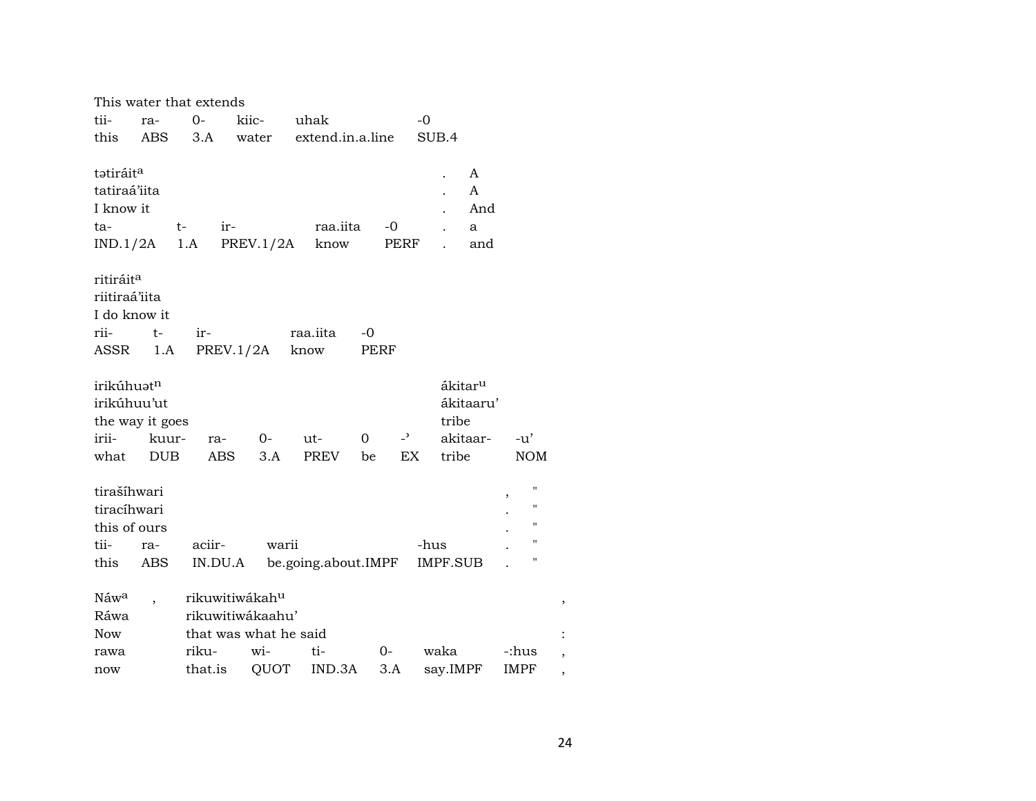This water that extends

| tii- | ra- | 0- | kiic- | uhak | -0 |
|---|---|---|---|---|---|
| this | ABS | 3.A | water | extend.in.a.line | SUB.4 |

tətiráit[a] . A
tatiraá'iita . A
I know it . And

| ta- | t- | ir- | raa.iita | -0 | . | a |
|---|---|---|---|---|---|---|
| IND.1/2A | 1.A | PREV.1/2A | know | PERF | . | and |

ritiráit[a]
riitiraá'iita
I do know it

| rii- | t- | ir- | raa.iita | -0 |
|---|---|---|---|---|
| ASSR | 1.A | PREV.1/2A | know | PERF |

irikúhuət[n] ákitar[u]
irikúhuu'ut ákitaaru'
the way it goes tribe

| irii- | kuur- | ra- | 0- | ut- | 0 | -ʾ | akitaar- | -u' |
|---|---|---|---|---|---|---|---|---|
| what | DUB | ABS | 3.A | PREV | be | EX | tribe | NOM |

tirašíhwari , "
tiracíhwari . "
this of ours . "

| tii- | ra- | aciir- | warii | -hus | . | " |
|---|---|---|---|---|---|---|
| this | ABS | IN.DU.A | be.going.about.IMPF | IMPF.SUB | . | " |

Náw[a] , rikuwitiwákah[u] ,
Ráwa rikuwitiwákaahu'
Now that was what he said :

| rawa | riku- | wi- | ti- | 0- | waka | -:hus | , |
|---|---|---|---|---|---|---|---|
| now | that.is | QUOT | IND.3A | 3.A | say.IMPF | IMPF | , |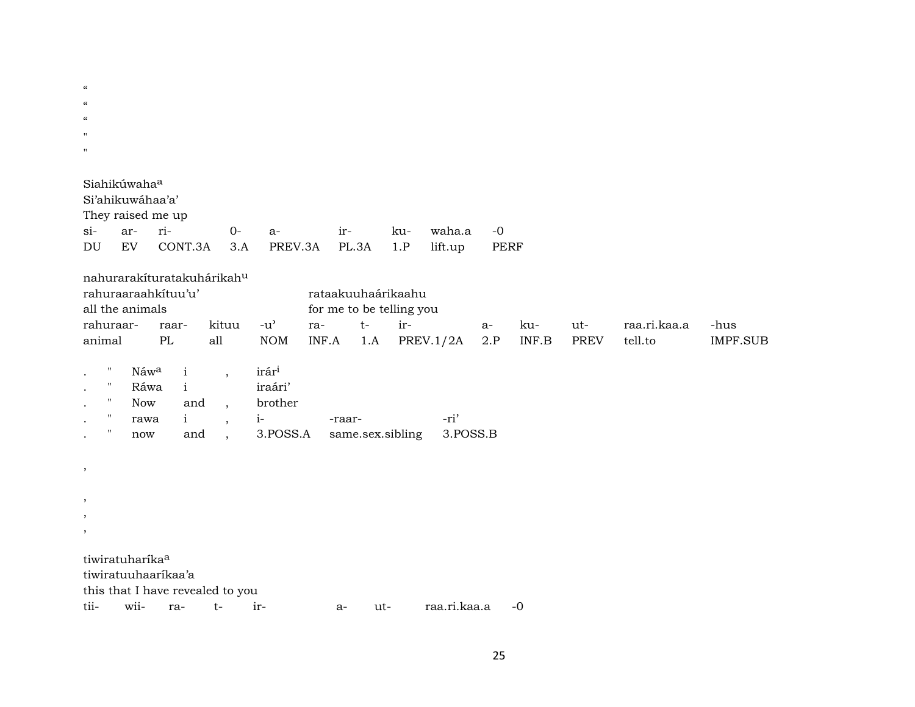“
“
“
"
"

Siahikúwaha[a]
Si’ahikuwáhaa’a’
They raised me up

| si- | ar- | ri- | 0- | a- | ir- | ku- | waha.a | -0 |
|---|---|---|---|---|---|---|---|---|
| DU | EV | CONT.3A | 3.A | PREV.3A | PL.3A | 1.P | lift.up | PERF |

nahurarakíturatakuhárikah[u]
rahuraaraahkítuu’u’ rataakuuhaárikaahu
all the animals for me to be telling you

| rahuraar- | raar- | kituu | -u’ | ra- | t- | ir- | a- | ku- | ut- | raa.ri.kaa.a | -hus |
|---|---|---|---|---|---|---|---|---|---|---|---|
| animal | PL | all | NOM | INF.A | 1.A | PREV.1/2A | 2.P | INF.B | PREV | tell.to | IMPF.SUB |

| . | " | Náw[a] | i | , | irár[i] | | |
|---|---|---|---|---|---|---|---|
| . | " | Ráwa | i | | iraári’ | | |
| . | " | Now | and | , | brother | | |
| . | " | rawa | i | , | i- | -raar- | -ri’ |
| . | " | now | and | , | 3.POSS.A | same.sex.sibling | 3.POSS.B |

,

,
,
,

tiwiratuharíka[a]
tiwiratuuhaaríkaa’a
this that I have revealed to you

| tii- | wii- | ra- | t- | ir- | a- | ut- | raa.ri.kaa.a | -0 |
|---|---|---|---|---|---|---|---|---|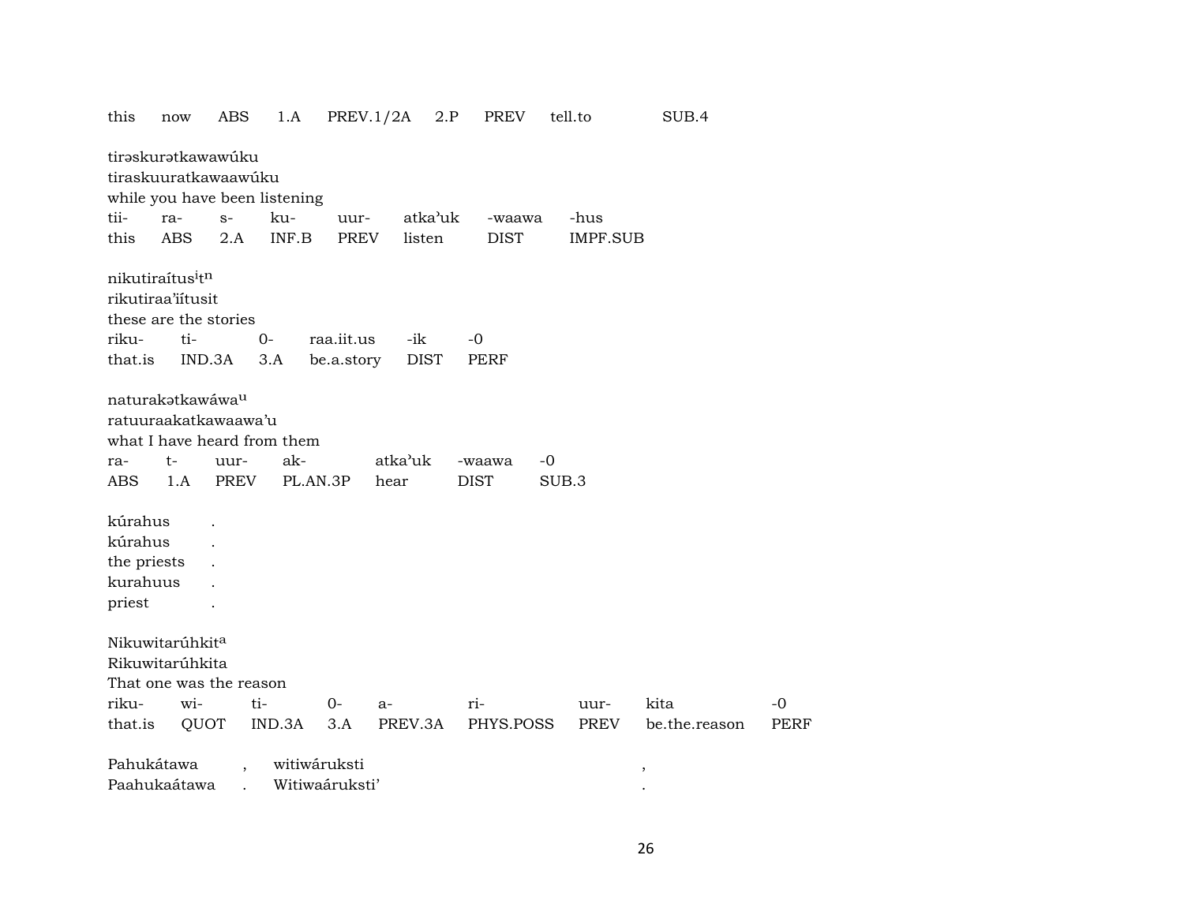this	now	ABS	1.A	PREV.1/2A	2.P	PREV	tell.to	SUB.4

tirəskurətkawawúku
tiraskuuratkawaawúku
while you have been listening

| tii- | ra- | s- | ku- | uur- | atka'uk | -waawa | -hus |
|---|---|---|---|---|---|---|---|
| this | ABS | 2.A | INF.B | PREV | listen | DIST | IMPF.SUB |

nikutiraítus[i]t[n]
rikutiraa'iítusit
these are the stories

| riku- | ti- | 0- | raa.iit.us | -ik | -0 |
|---|---|---|---|---|---|
| that.is | IND.3A | 3.A | be.a.story | DIST | PERF |

naturakətkawáwa[u]
ratuuraakatkawaawa'u
what I have heard from them

| ra- | t- | uur- | ak- | atka'uk | -waawa | -0 |
|---|---|---|---|---|---|---|
| ABS | 1.A | PREV | PL.AN.3P | hear | DIST | SUB.3 |

kúrahus .
kúrahus .
the priests .
kurahuus .
priest .

Nikuwitarúhkit[a]
Rikuwitarúhkita
That one was the reason

| riku- | wi- | ti- | 0- | a- | ri- | uur- | kita | -0 |
|---|---|---|---|---|---|---|---|---|
| that.is | QUOT | IND.3A | 3.A | PREV.3A | PHYS.POSS | PREV | be.the.reason | PERF |

Pahukátawa , witiwáruksti ,
Paahukaátawa . Witiwaáruksti' .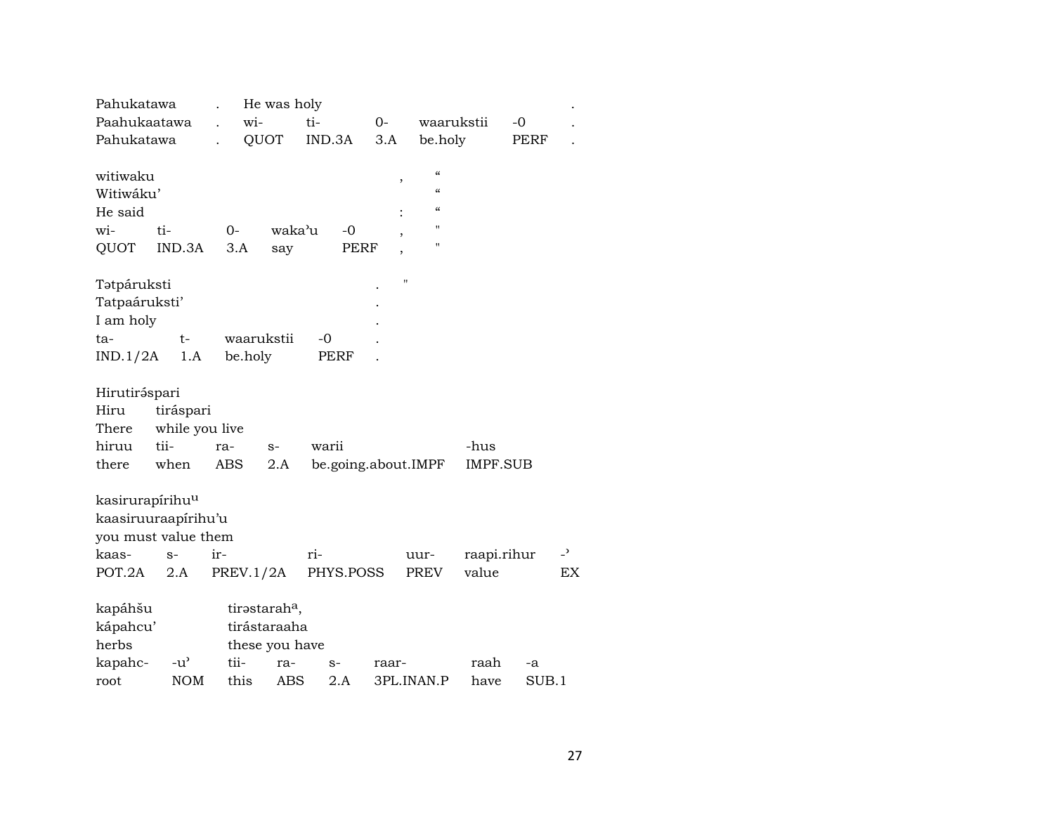Pahukatawa . He was holy .
Paahukaatawa . wi- ti- 0- waarukstii -0 .
Pahukatawa . QUOT IND.3A 3.A be.holy PERF .

| witiwaku | | | | | , | “ |
|---|---|---|---|---|---|---|
| Witiwáku’ | | | | | | “ |
| He said | | | | | : | “ |
| wi- | ti- | 0- | waka’u | -0 | , | " |
| QUOT | IND.3A | 3.A | say | PERF | , | " |

| Tətpáruksti | | | | . | " |
|---|---|---|---|---|---|
| Tatpaáruksti’ | | | | . | |
| I am holy | | | | . | |
| ta- | t- | waarukstii | -0 | . | |
| IND.1/2A | 1.A | be.holy | PERF | . | |

| Hirutirəspari | | | | | |
|---|---|---|---|---|---|
| Hiru | tiráspari | | | | |
| There | while you live | | | | |
| hiruu | tii- | ra- | s- | warii | -hus |
| there | when | ABS | 2.A | be.going.about.IMPF | IMPF.SUB |

| kasirurapírihu[u] | | | | | | |
|---|---|---|---|---|---|---|
| kaasiruuraapírihu’u | | | | | | |
| you must value them | | | | | | |
| kaas- | s- | ir- | ri- | uur- | raapi.rihur | -’ |
| POT.2A | 2.A | PREV.1/2A | PHYS.POSS | PREV | value | EX |

| kapáhšu | | tirəstarah[a], | | | | | |
|---|---|---|---|---|---|---|---|
| kápahcu’ | | tirástaraaha | | | | | |
| herbs | | these you have | | | | | |
| kapahc- | -u’ | tii- | ra- | s- | raar- | raah | -a |
| root | NOM | this | ABS | 2.A | 3PL.INAN.P | have | SUB.1 |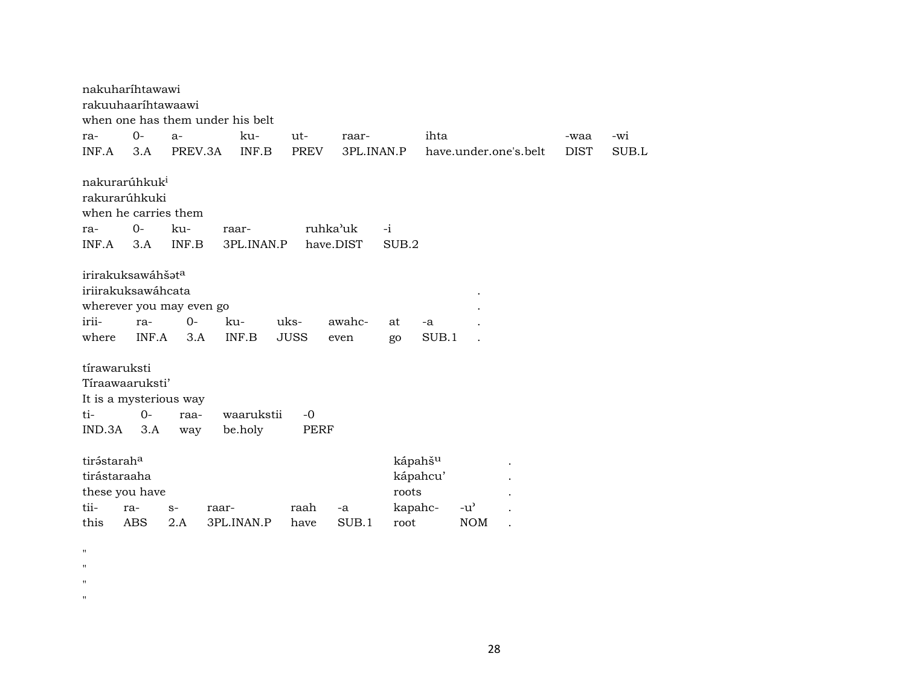nakuharíhtawawi
rakuuhaaríhtawaawi
when one has them under his belt

| ra- | 0- | a- | ku- | ut- | raar- | ihta | -waa | -wi |
|---|---|---|---|---|---|---|---|---|
| INF.A | 3.A | PREV.3A | INF.B | PREV | 3PL.INAN.P | have.under.one's.belt | DIST | SUB.L |

nakurarúhkuk[i]
rakurarúhkuki
when he carries them

| ra- | 0- | ku- | raar- | ruhkaʾuk | -i |
|---|---|---|---|---|---|
| INF.A | 3.A | INF.B | 3PL.INAN.P | have.DIST | SUB.2 |

irirakuksawáhšət[a]
iriirakuksawáhcata .
wherever you may even go .

| irii- | ra- | 0- | ku- | uks- | awahc- | at | -a | . |
|---|---|---|---|---|---|---|---|---|
| where | INF.A | 3.A | INF.B | JUSS | even | go | SUB.1 | . |

tírawaruksti
Tíraawaaruksti'
It is a mysterious way

| ti- | 0- | raa- | waarukstii | -0 |
|---|---|---|---|---|
| IND.3A | 3.A | way | be.holy | PERF |

tirə́starah[a] kápahš[u] .
tirástaraaha kápahcu' .
these you have roots .

| tii- | ra- | s- | raar- | raah | -a | kapahc- | -uʾ | . |
|---|---|---|---|---|---|---|---|---|
| this | ABS | 2.A | 3PL.INAN.P | have | SUB.1 | root | NOM | . |

"
"
"
"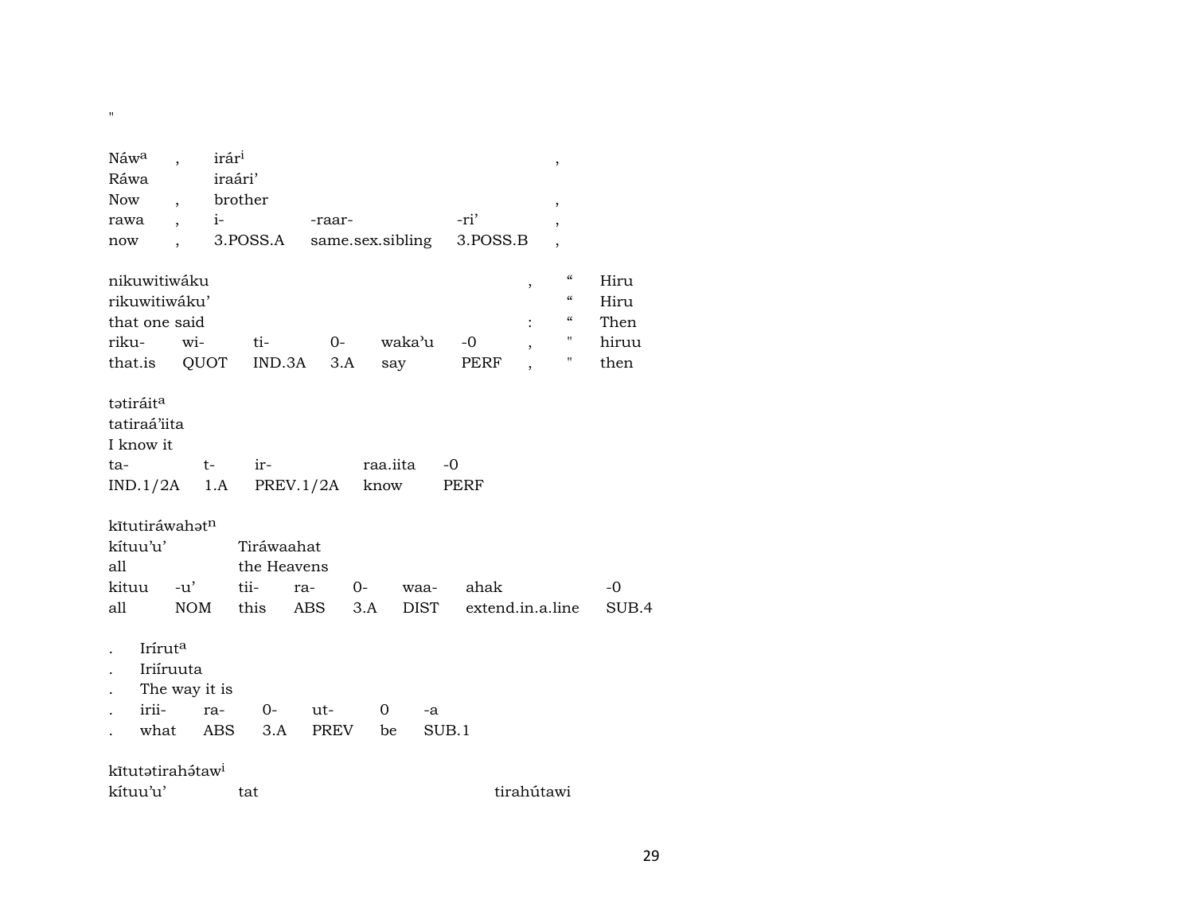"

| Náw[a] | , | irár[i] | | | , |
|---|---|---|---|---|---|
| Ráwa | | iraári’ | | | |
| Now | , | brother | | | , |
| rawa | , | i- | -raar- | -ri’ | , |
| now | , | 3.POSS.A | same.sex.sibling | 3.POSS.B | , |

| nikuwitiwáku | | | | | | , | “ | Hiru |
|---|---|---|---|---|---|---|---|---|
| rikuwitiwáku’ | | | | | | | “ | Hiru |
| that one said | | | | | | : | “ | Then |
| riku- | wi- | ti- | 0- | waka’u | -0 | , | " | hiruu |
| that.is | QUOT | IND.3A | 3.A | say | PERF | , | " | then |

| tətiráit[a] | | | | |
|---|---|---|---|---|
| tatiraá’iita | | | | |
| I know it | | | | |
| ta- | t- | ir- | raa.iita | -0 |
| IND.1/2A | 1.A | PREV.1/2A | know | PERF |

| kītutiráwahət[n] | | | | | | | |
|---|---|---|---|---|---|---|---|
| kítuu’u’ | | Tiráwaahat | | | | | |
| all | | the Heavens | | | | | |
| kituu | -u’ | tii- | ra- | 0- | waa- | ahak | -0 |
| all | NOM | this | ABS | 3.A | DIST | extend.in.a.line | SUB.4 |

| . | Irírut[a] | | | | | |
|---|---|---|---|---|---|---|
| . | Iriíruuta | | | | | |
| . | The way it is | | | | | |
| . | irii- | ra- | 0- | ut- | 0 | -a |
| . | what | ABS | 3.A | PREV | be | SUB.1 |

kītutətirahə́taw[i]

| kítuu’u’ | tat | tirahútawi |
|---|---|---|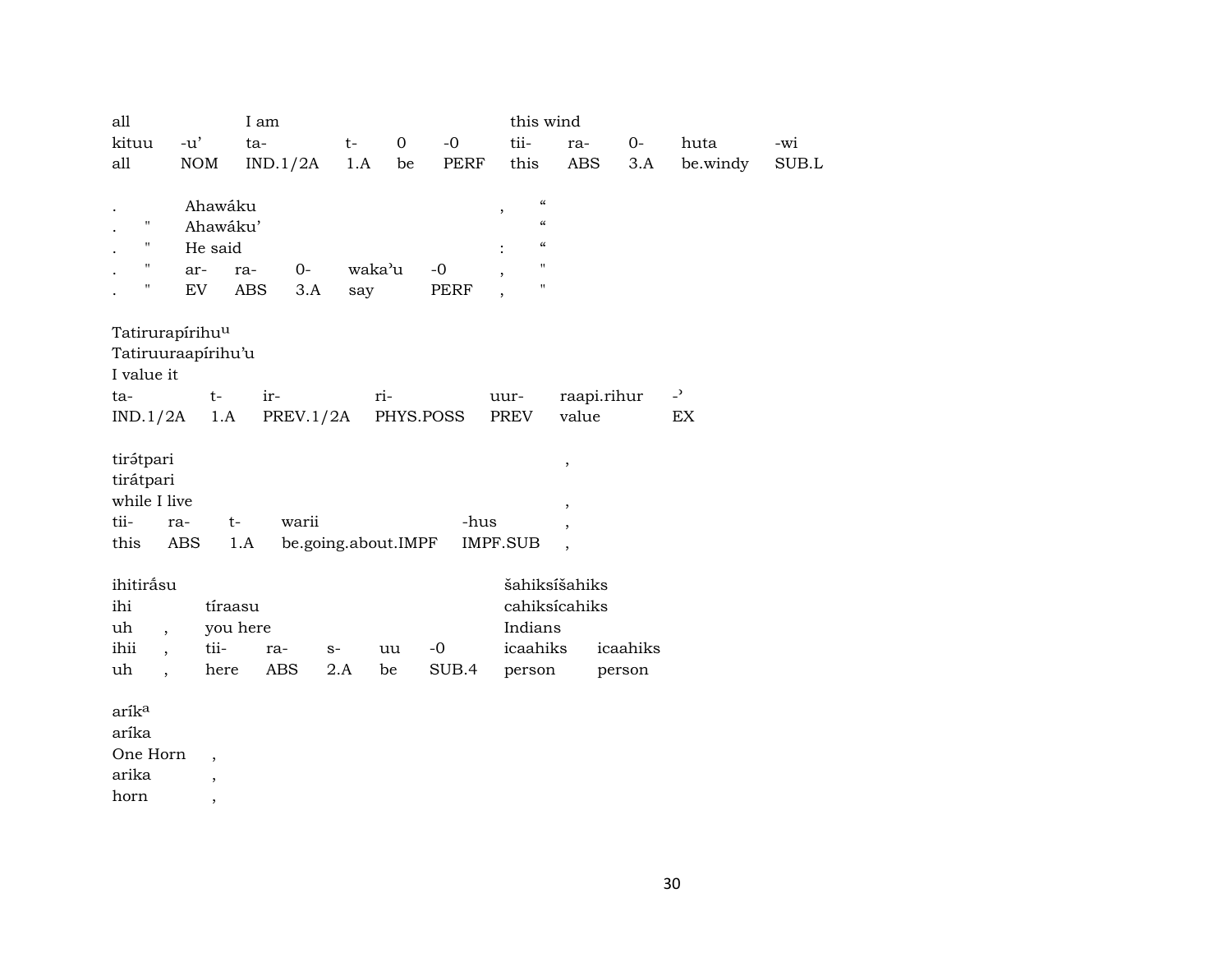| all | | I am | | | | this wind | | | | |
|---|---|---|---|---|---|---|---|---|---|---|
| kituu | -u’ | ta- | t- | 0 | -0 | tii- | ra- | 0- | huta | -wi |
| all | NOM | IND.1/2A | 1.A | be | PERF | this | ABS | 3.A | be.windy | SUB.L |

| . | | Ahawáku | | | | | , | “ |
|---|---|---|---|---|---|---|---|---|
| . | " | Ahawáku’ | | | | | | “ |
| . | " | He said | | | | | : | “ |
| . | " | ar- | ra- | 0- | waka’u | -0 | , | " |
| . | " | EV | ABS | 3.A | say | PERF | , | " |

| Tatirurapírihu[u] | | | | | | |
|---|---|---|---|---|---|---|
| Tatiruuraapírihu’u | | | | | | |
| I value it | | | | | | |
| ta- | t- | ir- | ri- | uur- | raapi.rihur | -’ |
| IND.1/2A | 1.A | PREV.1/2A | PHYS.POSS | PREV | value | EX |

| tirә́tpari | | | | | , |
|---|---|---|---|---|---|
| tirátpari | | | | | |
| while I live | | | | | , |
| tii- | ra- | t- | warii | -hus | , |
| this | ABS | 1.A | be.going.about.IMPF | IMPF.SUB | , |

| ihitirә́su | | | | | | | šahiksíšahiks | |
|---|---|---|---|---|---|---|---|---|
| ihi | | tíraasu | | | | | cahiksícahiks | |
| uh | , | you here | | | | | Indians | |
| ihii | , | tii- | ra- | s- | uu | -0 | icaahiks | icaahiks |
| uh | , | here | ABS | 2.A | be | SUB.4 | person | person |

| arík[a] | |
|---|---|
| aríka | |
| One Horn | , |
| arika | , |
| horn | , |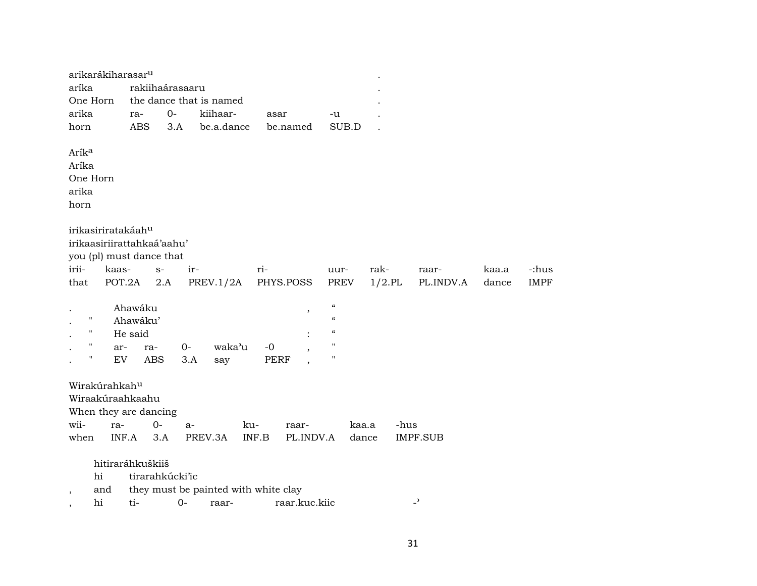| arikarákiharasar^u | | | | | | . |
|---|---|---|---|---|---|---|
| aríka | rakiihaárasaaru | | | | | . |
| One Horn | the dance that is named | | | | | . |
| arika | ra- | 0- | kiihaar- | asar | -u | . |
| horn | ABS | 3.A | be.a.dance | be.named | SUB.D | . |

Arík^a
Aríka
One Horn
arika
horn

| irikasiriratakáah^u | | | | | | | | | |
|---|---|---|---|---|---|---|---|---|---|
| irikaasiriirattahkaá'aahu' | | | | | | | | | |
| you (pl) must dance that | | | | | | | | | |
| irii- | kaas- | s- | ir- | ri- | uur- | rak- | raar- | kaa.a | -:hus |
| that | POT.2A | 2.A | PREV.1/2A | PHYS.POSS | PREV | 1/2.PL | PL.INDV.A | dance | IMPF |

| . | | Ahawáku | | | | | , | " |
|---|---|---|---|---|---|---|---|---|
| . | " | Ahawáku' | | | | | | " |
| . | " | He said | | | | | : | " |
| . | " | ar- | ra- | 0- | waka'u | -0 | , | " |
| . | " | EV | ABS | 3.A | say | PERF | , | " |

| Wirakúrahkah^u | | | | | | | |
|---|---|---|---|---|---|---|---|
| Wiraakúraahkaahu | | | | | | | |
| When they are dancing | | | | | | | |
| wii- | ra- | 0- | a- | ku- | raar- | kaa.a | -hus |
| when | INF.A | 3.A | PREV.3A | INF.B | PL.INDV.A | dance | IMPF.SUB |

| | hitiraráhkuškiiš | | | | |
|---|---|---|---|---|---|
| | hi | tirarahkúcki'ic | | | |
| , | and | they must be painted with white clay | | | |
| , | hi | ti- | 0- | raar- | raar.kuc.kiic | -' |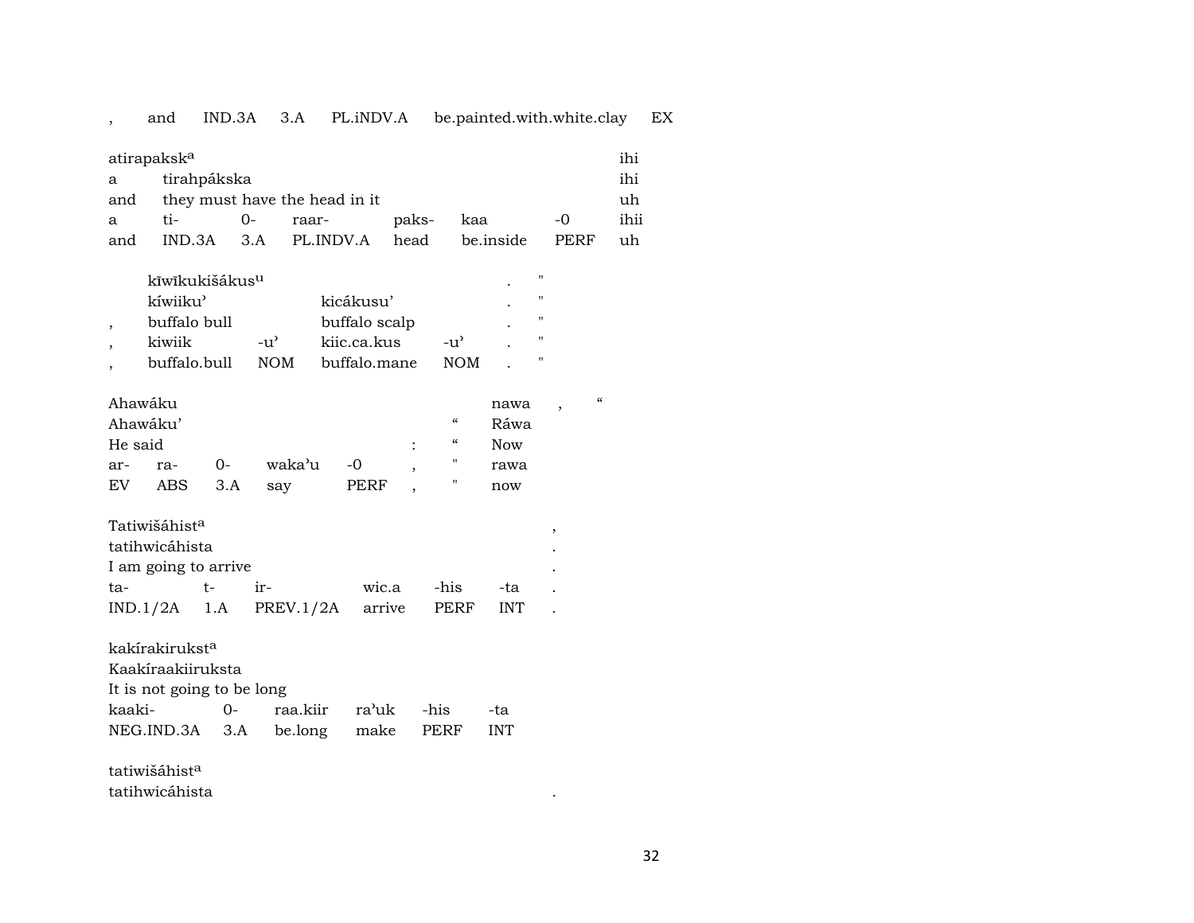| , | and | IND.3A | 3.A | PL.iNDV.A | be.painted.with.white.clay | EX |
|---|---|---|---|---|---|---|

| atirapaksk[a] | | | | | | | ihi |
|---|---|---|---|---|---|---|---|
| a | tirahpákska | | | | | | ihi |
| and | they must have the head in it | | | | | | uh |
| a | ti- | 0- | raar- | paks- | kaa | -0 | ihii |
| and | IND.3A | 3.A | PL.INDV.A | head | be.inside | PERF | uh |

| | kīwīkukišákus[u] | | | | . | " |
|---|---|---|---|---|---|---|
| | kíwiiku' | | kicákusu' | | . | " |
| , | buffalo bull | | buffalo scalp | | . | " |
| , | kiwiik | -u' | kiic.ca.kus | -u' | . | " |
| , | buffalo.bull | NOM | buffalo.mane | NOM | . | " |

| Ahawáku | | | | | | | nawa | , | “ |
|---|---|---|---|---|---|---|---|---|---|
| Ahawáku' | | | | | | “ | Ráwa | | |
| He said | | | | | : | “ | Now | | |
| ar- | ra- | 0- | waka'u | -0 | , | " | rawa | | |
| EV | ABS | 3.A | say | PERF | , | " | now | | |

| Tatiwišáhist[a] | | | | | | , |
|---|---|---|---|---|---|---|
| tatihwicáhista | | | | | | . |
| I am going to arrive | | | | | | . |
| ta- | t- | ir- | wic.a | -his | -ta | . |
| IND.1/2A | 1.A | PREV.1/2A | arrive | PERF | INT | . |

| kakírakirukst[a] | | | | | |
|---|---|---|---|---|---|
| Kaakíraakiiruksta | | | | | |
| It is not going to be long | | | | | |
| kaaki- | 0- | raa.kiir | ra'uk | -his | -ta |
| NEG.IND.3A | 3.A | be.long | make | PERF | INT |

| tatiwišáhist[a] | |
|---|---|
| tatihwicáhista | . |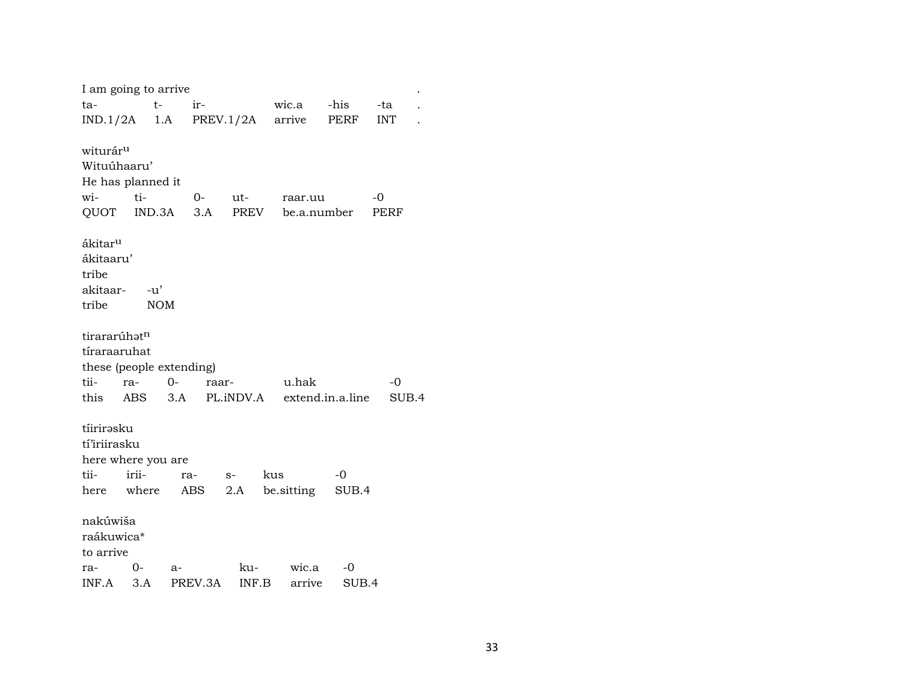I am going to arrive .

| ta- | t- | ir- | wic.a | -his | -ta | . |
|---|---|---|---|---|---|---|
| IND.1/2A | 1.A | PREV.1/2A | arrive | PERF | INT | . |

witurár$^{u}$
Wituúhaaru'
He has planned it

| wi- | ti- | 0- | ut- | raar.uu | -0 |
|---|---|---|---|---|---|
| QUOT | IND.3A | 3.A | PREV | be.a.number | PERF |

ákitar$^{u}$
ákitaaru'
tribe

| akitaar- | -u' |
|---|---|
| tribe | NOM |

tirararúhət$^{n}$
tíraraaruhat
these (people extending)

| tii- | ra- | 0- | raar- | u.hak | -0 |
|---|---|---|---|---|---|
| this | ABS | 3.A | PL.iNDV.A | extend.in.a.line | SUB.4 |

tíirirəsku
tí'iriirasku
here where you are

| tii- | irii- | ra- | s- | kus | -0 |
|---|---|---|---|---|---|
| here | where | ABS | 2.A | be.sitting | SUB.4 |

nakúwiša
raákuwica*
to arrive

| ra- | 0- | a- | ku- | wic.a | -0 |
|---|---|---|---|---|---|
| INF.A | 3.A | PREV.3A | INF.B | arrive | SUB.4 |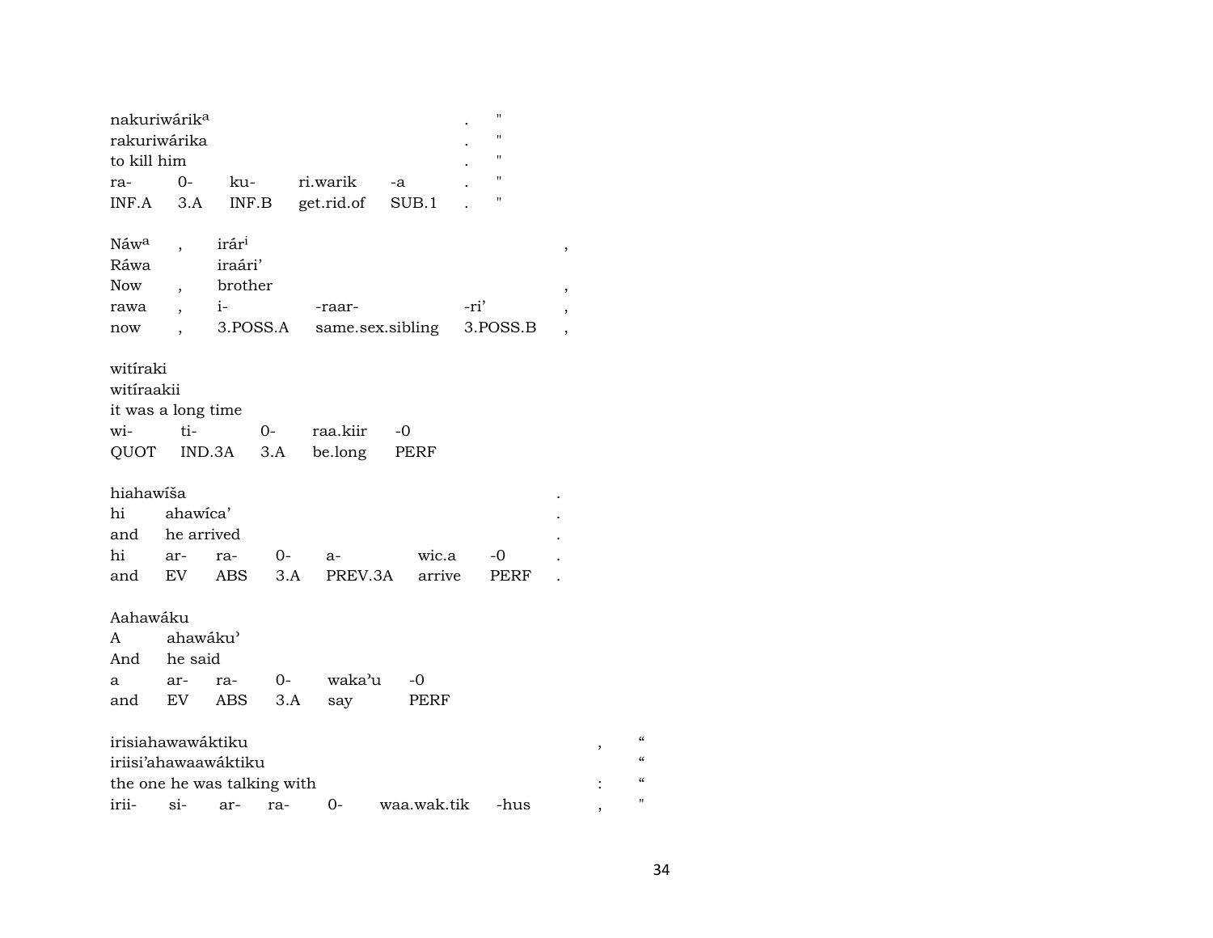nakuriwárik[a] . "
rakuriwárika . "
to kill him . "

| ra- | 0- | ku- | ri.warik | -a | . | " |
|---|---|---|---|---|---|---|
| INF.A | 3.A | INF.B | get.rid.of | SUB.1 | . | " |

Náw[a] , irár[i] ,
Ráwa iraári'
Now , brother ,

| rawa | , | i- | -raar- | -ri' | , |
|---|---|---|---|---|---|
| now | , | 3.POSS.A | same.sex.sibling | 3.POSS.B | , |

witíraki
witíraakii
it was a long time

| wi- | ti- | 0- | raa.kiir | -0 |
|---|---|---|---|---|
| QUOT | IND.3A | 3.A | be.long | PERF |

hiahawíša .
hi ahawíca' .
and he arrived .

| hi | ar- | ra- | 0- | a- | wic.a | -0 | . |
|---|---|---|---|---|---|---|---|
| and | EV | ABS | 3.A | PREV.3A | arrive | PERF | . |

Aahawáku
A ahawáku'
And he said

| a | ar- | ra- | 0- | waka'u | -0 |
|---|---|---|---|---|---|
| and | EV | ABS | 3.A | say | PERF |

irisiahawawáktiku , "
iriisi'ahawaawáktiku "
the one he was talking with : "

| irii- | si- | ar- | ra- | 0- | waa.wak.tik | -hus | , | " |
|---|---|---|---|---|---|---|---|---|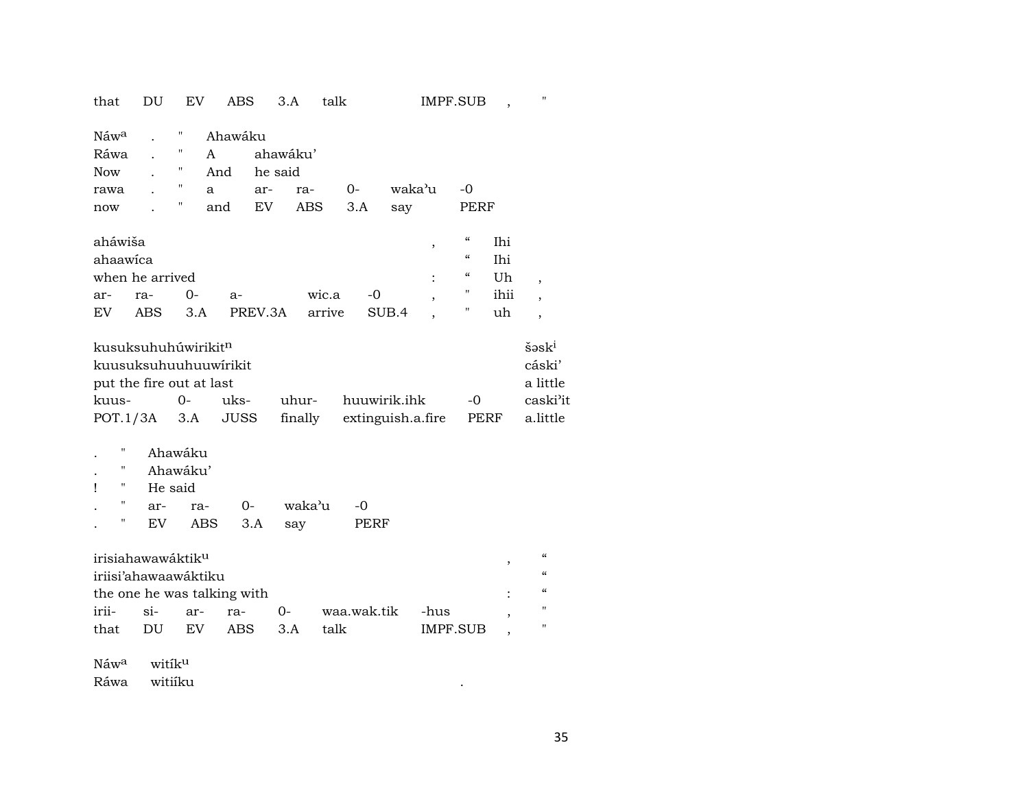| that | DU | EV | ABS | 3.A | talk | IMPF.SUB | , | " |
|---|---|---|---|---|---|---|---|---|

| Náwᵃ | . | " | Ahawáku | | | | | |
|---|---|---|---|---|---|---|---|---|
| Ráwa | . | " | A | ahawáku’ | | | | |
| Now | . | " | And | he said | | | | |
| rawa | . | " | a | ar- | ra- | 0- | waka’u | -0 |
| now | . | " | and | EV | ABS | 3.A | say | PERF |

| aháwiša | | | | | | , | “ | Ihi | |
|---|---|---|---|---|---|---|---|---|---|
| ahaawíca | | | | | | | “ | Ihi | |
| when he arrived | | | | | | : | “ | Uh | , |
| ar- | ra- | 0- | a- | wic.a | -0 | , | " | ihii | , |
| EV | ABS | 3.A | PREV.3A | arrive | SUB.4 | , | " | uh | , |

| kusuksuhuhúwirikitⁿ | | | | | | šəskⁱ |
|---|---|---|---|---|---|---|
| kuusuksuhuuhuuwírikit | | | | | | cáski’ |
| put the fire out at last | | | | | | a little |
| kuus- | 0- | uks- | uhur- | huuwirik.ihk | -0 | caski’it |
| POT.1/3A | 3.A | JUSS | finally | extinguish.a.fire | PERF | a.little |

| . | " | Ahawáku | | | | |
|---|---|---|---|---|---|---|
| . | " | Ahawáku’ | | | | |
| ! | " | He said | | | | |
| . | " | ar- | ra- | 0- | waka’u | -0 |
| . | " | EV | ABS | 3.A | say | PERF |

| irisiahawawáktikᵘ | | | | | | | , | “ |
|---|---|---|---|---|---|---|---|---|
| iriisi’ahawaawáktiku | | | | | | | | “ |
| the one he was talking with | | | | | | | : | “ |
| irii- | si- | ar- | ra- | 0- | waa.wak.tik | -hus | , | " |
| that | DU | EV | ABS | 3.A | talk | IMPF.SUB | , | " |

| Náwᵃ | witíkᵘ | |
|---|---|---|
| Ráwa | witiíku | . |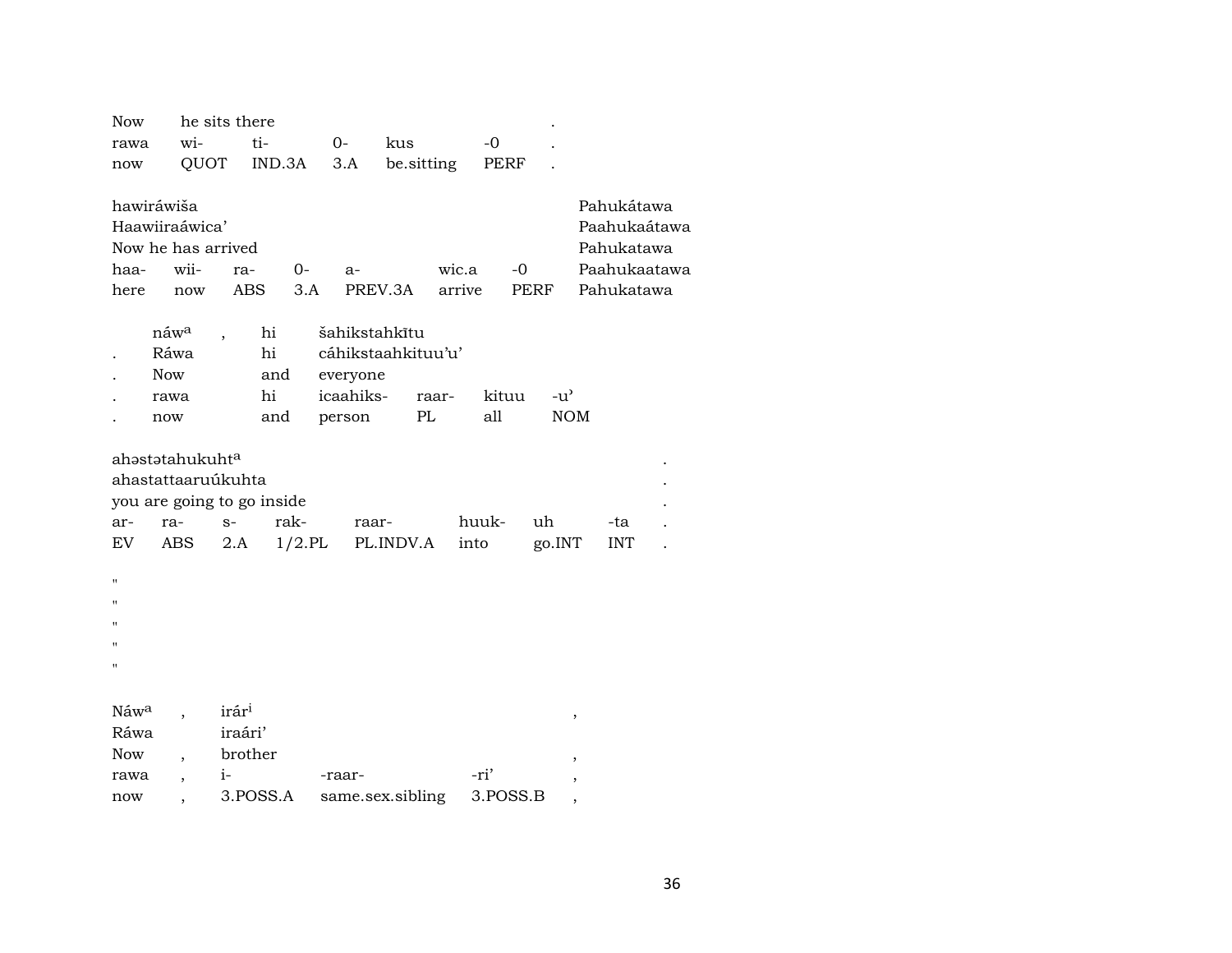| Now | he sits there | | | | | . |
|---|---|---|---|---|---|---|
| rawa | wi- | ti- | 0- | kus | -0 | . |
| now | QUOT | IND.3A | 3.A | be.sitting | PERF | . |

| hawiráwiša | | | | | | | Pahukátawa |
|---|---|---|---|---|---|---|---|
| Haawiiraáwica’ | | | | | | | Paahukaátawa |
| Now he has arrived | | | | | | | Pahukatawa |
| haa- | wii- | ra- | 0- | a- | wic.a | -0 | Paahukaatawa |
| here | now | ABS | 3.A | PREV.3A | arrive | PERF | Pahukatawa |

| | náw^a | , | hi | šahikstahkītu | | | |
|---|---|---|---|---|---|---|---|
| . | Ráwa | | hi | cáhikstaahkituu’u’ | | | |
| . | Now | | and | everyone | | | |
| . | rawa | | hi | icaahiks- | raar- | kituu | -u’ |
| . | now | | and | person | PL | all | NOM |

| ahəstətahukuht^a | | | | | | | | . |
|---|---|---|---|---|---|---|---|---|
| ahastattaaruúkuhta | | | | | | | | . |
| you are going to go inside | | | | | | | | . |
| ar- | ra- | s- | rak- | raar- | huuk- | uh | -ta | . |
| EV | ABS | 2.A | 1/2.PL | PL.INDV.A | into | go.INT | INT | . |

"
"
"
"
"

| Náw^a | , | irár^i | | | , |
|---|---|---|---|---|---|
| Ráwa | | iraári’ | | | |
| Now | , | brother | | | , |
| rawa | , | i- | -raar- | -ri’ | , |
| now | , | 3.POSS.A | same.sex.sibling | 3.POSS.B | , |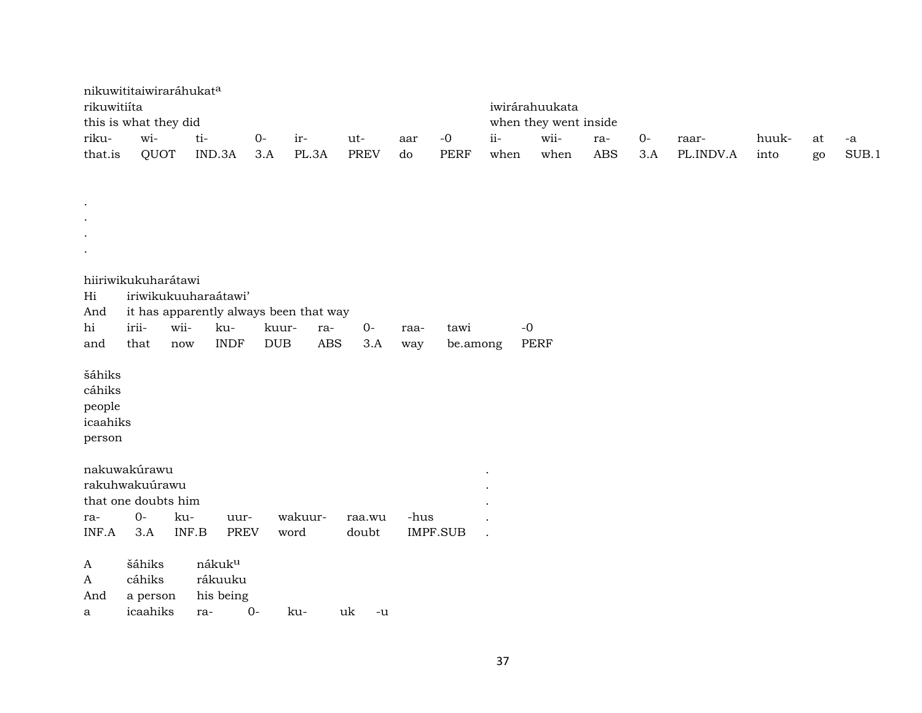nikuwititaiwiraráhukat[a]

| rikuwitiíta | | | | | | | | iwirárahuukata | | | | | | | |
|---|---|---|---|---|---|---|---|---|---|---|---|---|---|---|---|
| this is what they did | | | | | | | | when they went inside | | | | | | | |
| riku- | wi- | ti- | 0- | ir- | ut- | aar | -0 | ii- | wii- | ra- | 0- | raar- | huuk- | at | -a |
| that.is | QUOT | IND.3A | 3.A | PL.3A | PREV | do | PERF | when | when | ABS | 3.A | PL.INDV.A | into | go | SUB.1 |

.
.
.
.

hiiriwikukuharátawi

| Hi | iriwikukuuharaátawi’ | | | | | | | | |
|---|---|---|---|---|---|---|---|---|---|
| And | it has apparently always been that way | | | | | | | | |
| hi | irii- | wii- | ku- | kuur- | ra- | 0- | raa- | tawi | -0 |
| and | that | now | INDF | DUB | ABS | 3.A | way | be.among | PERF |

šáhiks
cáhiks
people
icaahiks
person

nakuwakúrawu

| rakuhwakuúrawu | | | | | | | . |
|---|---|---|---|---|---|---|---|
| that one doubts him | | | | | | | . |
| ra- | 0- | ku- | uur- | wakuur- | raa.wu | -hus | . |
| INF.A | 3.A | INF.B | PREV | word | doubt | IMPF.SUB | . |

| A | šáhiks | nákuk[u] | | | | |
|---|---|---|---|---|---|---|
| A | cáhiks | rákuuku | | | | |
| And | a person | his being | | | | |
| a | icaahiks | ra- | 0- | ku- | uk | -u |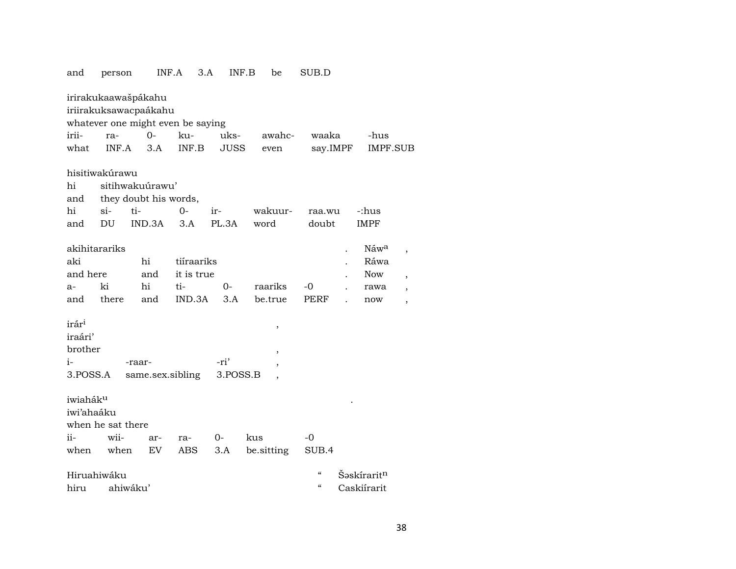and person INF.A 3.A INF.B be SUB.D

irirakukaawašpákahu
iriirakuksawacpaákahu
whatever one might even be saying

| irii- | ra- | 0- | ku- | uks- | awahc- | waaka | -hus |
|---|---|---|---|---|---|---|---|
| what | INF.A | 3.A | INF.B | JUSS | even | say.IMPF | IMPF.SUB |

hisitiwakúrawu

| hi | sitihwakuúrawu' | | | | | | |
|---|---|---|---|---|---|---|---|
| and | they doubt his words, | | | | | | |
| hi | si- | ti- | 0- | ir- | wakuur- | raa.wu | -:hus |
| and | DU | IND.3A | 3.A | PL.3A | word | doubt | IMPF |

| akihitarariks | | | | | | | . | Náw$^{a}$ | , |
|---|---|---|---|---|---|---|---|---|---|
| aki | | hi | tiíraariks | | | | . | Ráwa | |
| and here | | and | it is true | | | | . | Now | , |
| a- | ki | hi | ti- | 0- | raariks | -0 | . | rawa | , |
| and | there | and | IND.3A | 3.A | be.true | PERF | . | now | , |

| irár$^{i}$ | | | , |
|---|---|---|---|
| iraári' | | | |
| brother | | | , |
| i- | -raar- | -ri' | , |
| 3.POSS.A | same.sex.sibling | 3.POSS.B | , |

| iwiahák$^{u}$ | | | | | | | . |
|---|---|---|---|---|---|---|---|
| iwi'ahaáku | | | | | | | |
| when he sat there | | | | | | | |
| ii- | wii- | ar- | ra- | 0- | kus | -0 | |
| when | when | EV | ABS | 3.A | be.sitting | SUB.4 | |

| Hiruahiwáku | | " | Šəskírarit$^{n}$ |
|---|---|---|---|
| hiru | ahiwáku' | " | Caskiírarit |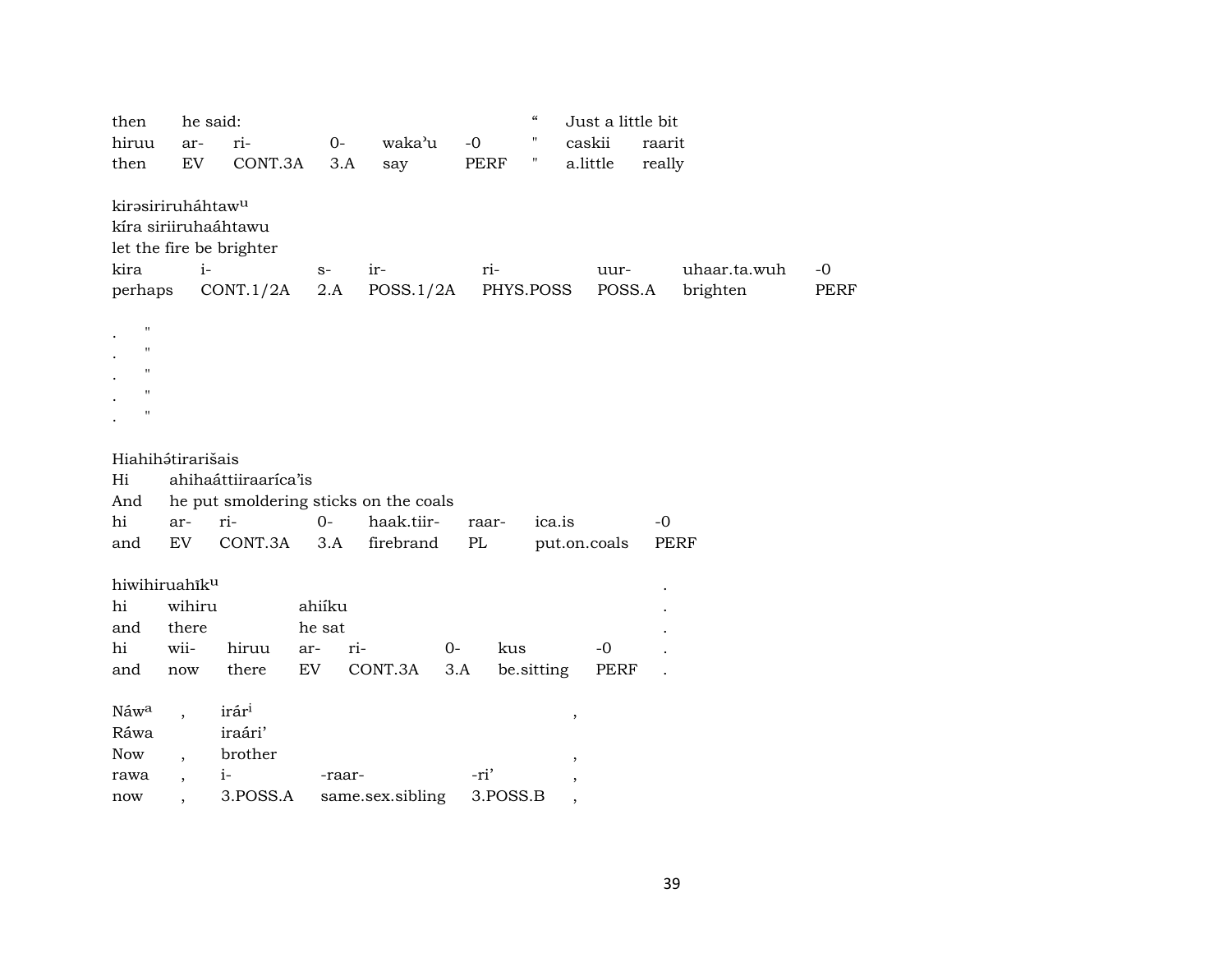| then | he said: | | | | | " | Just a little bit | |
|---|---|---|---|---|---|---|---|---|
| hiruu | ar- | ri- | 0- | waka'u | -0 | " | caskii | raarit |
| then | EV | CONT.3A | 3.A | say | PERF | " | a.little | really |

kirəsiriruháhtaw[u]
kíra siriiruhaáhtawu
let the fire be brighter

| kira | i- | s- | ir- | ri- | uur- | uhaar.ta.wuh | -0 |
|---|---|---|---|---|---|---|---|
| perhaps | CONT.1/2A | 2.A | POSS.1/2A | PHYS.POSS | POSS.A | brighten | PERF |

. "
. "
. "
. "
. "

Hiahihə́tirarišais

| Hi | ahihaáttiiraaríca'is | | | | | | |
|---|---|---|---|---|---|---|---|
| And | he put smoldering sticks on the coals | | | | | | |
| hi | ar- | ri- | 0- | haak.tiir- | raar- | ica.is | -0 |
| and | EV | CONT.3A | 3.A | firebrand | PL | put.on.coals | PERF |

hiwihiruahīk[u] .

| hi | wihiru | | ahiíku | | | | | . |
|---|---|---|---|---|---|---|---|---|
| and | there | | he sat | | | | | . |
| hi | wii- | hiruu | ar- | ri- | 0- | kus | -0 | . |
| and | now | there | EV | CONT.3A | 3.A | be.sitting | PERF | . |

| Náw[a] | , | irár[i] | | | , |
|---|---|---|---|---|---|
| Ráwa | | iraári' | | | |
| Now | , | brother | | | , |
| rawa | , | i- | -raar- | -ri' | , |
| now | , | 3.POSS.A | same.sex.sibling | 3.POSS.B | , |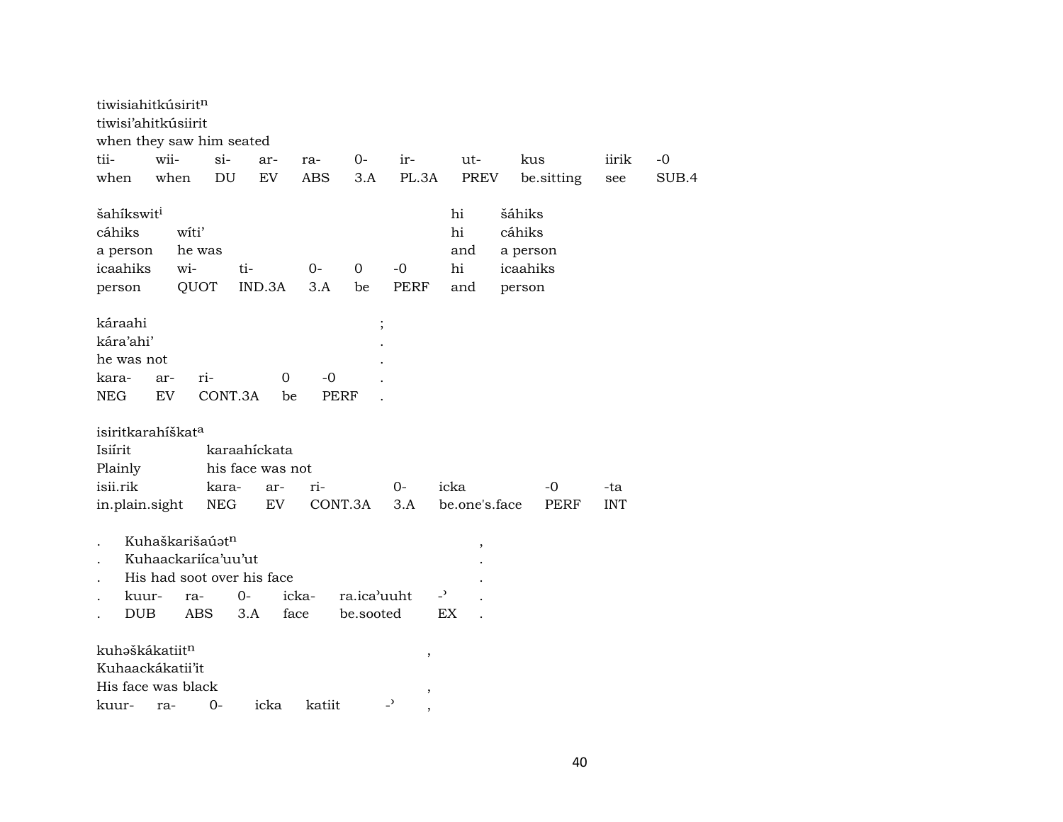tiwisiahitkúsirit[n]
tiwisi'ahitkúsiirit
when they saw him seated

| tii- | wii- | si- | ar- | ra- | 0- | ir- | ut- | kus | iirik | -0 |
|---|---|---|---|---|---|---|---|---|---|---|
| when | when | DU | EV | ABS | 3.A | PL.3A | PREV | be.sitting | see | SUB.4 |

| šahíkswit[i] | | | | | | hi | šáhiks |
|---|---|---|---|---|---|---|---|
| cáhiks | wíti' | | | | | hi | cáhiks |
| a person | he was | | | | | and | a person |
| icaahiks | wi- | ti- | 0- | 0 | -0 | hi | icaahiks |
| person | QUOT | IND.3A | 3.A | be | PERF | and | person |

| káraahi | | | | | ; |
|---|---|---|---|---|---|
| kára'ahi' | | | | | . |
| he was not | | | | | . |
| kara- | ar- | ri- | 0 | -0 | . |
| NEG | EV | CONT.3A | be | PERF | . |

| isiritkarahíškat[a] | | | | | | | |
|---|---|---|---|---|---|---|---|
| Isiírit | karaahíckata | | | | | | |
| Plainly | his face was not | | | | | | |
| isii.rik | kara- | ar- | ri- | 0- | icka | -0 | -ta |
| in.plain.sight | NEG | EV | CONT.3A | 3.A | be.one's.face | PERF | INT |

| . | Kuhaškarišaúət[n] | | | | | | , |
|---|---|---|---|---|---|---|---|
| . | Kuhaackariíca'uu'ut | | | | | | . |
| . | His had soot over his face | | | | | | . |
| . | kuur- | ra- | 0- | icka- | ra.ica'uuht | -' | . |
| . | DUB | ABS | 3.A | face | be.sooted | EX | . |

| kuhəškákatiit[n] | | | | | | , |
|---|---|---|---|---|---|---|
| Kuhaackákatii'it | | | | | | |
| His face was black | | | | | | , |
| kuur- | ra- | 0- | icka | katiit | -' | , |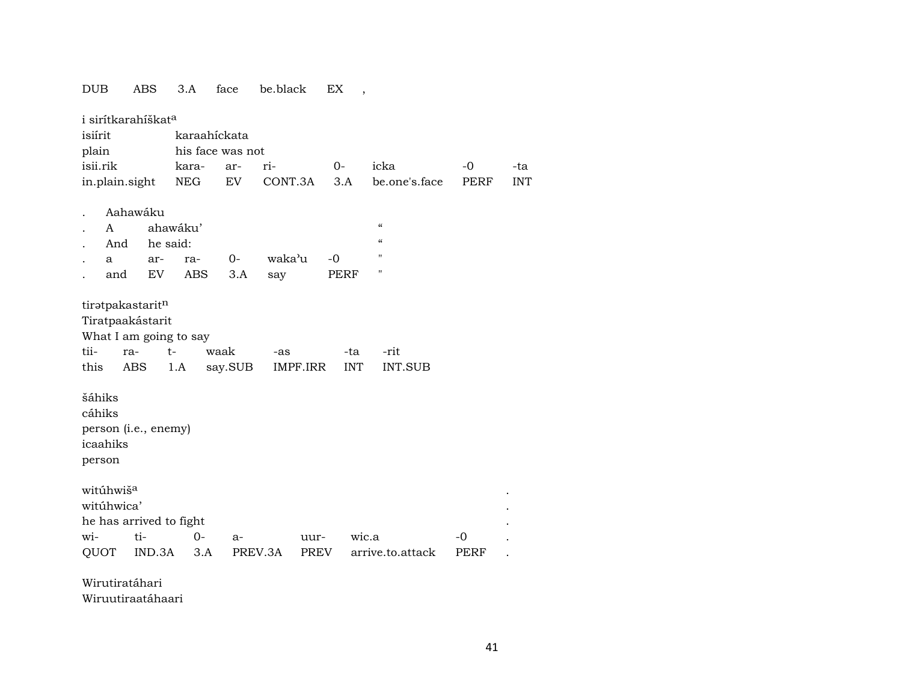DUB ABS 3.A face be.black EX ,

i sirítkarahíškat[a]
isiírit karaahíckata
plain his face was not
isii.rik kara- ar- ri- 0- icka -0 -ta
in.plain.sight NEG EV CONT.3A 3.A be.one's.face PERF INT

. Aahawáku
. A ahawáku' "
. And he said: "
. a ar- ra- 0- waka'u -0 "
. and EV ABS 3.A say PERF "

tirətpakastarit[n]
Tiratpaakástarit
What I am going to say
tii- ra- t- waak -as -ta -rit
this ABS 1.A say.SUB IMPF.IRR INT INT.SUB

šáhiks
cáhiks
person (i.e., enemy)
icaahiks
person

witúhwiš[a] .
witúhwica' .
he has arrived to fight .
wi- ti- 0- a- uur- wic.a -0 .
QUOT IND.3A 3.A PREV.3A PREV arrive.to.attack PERF .

Wirutiratáhari
Wiruutiraatáhaari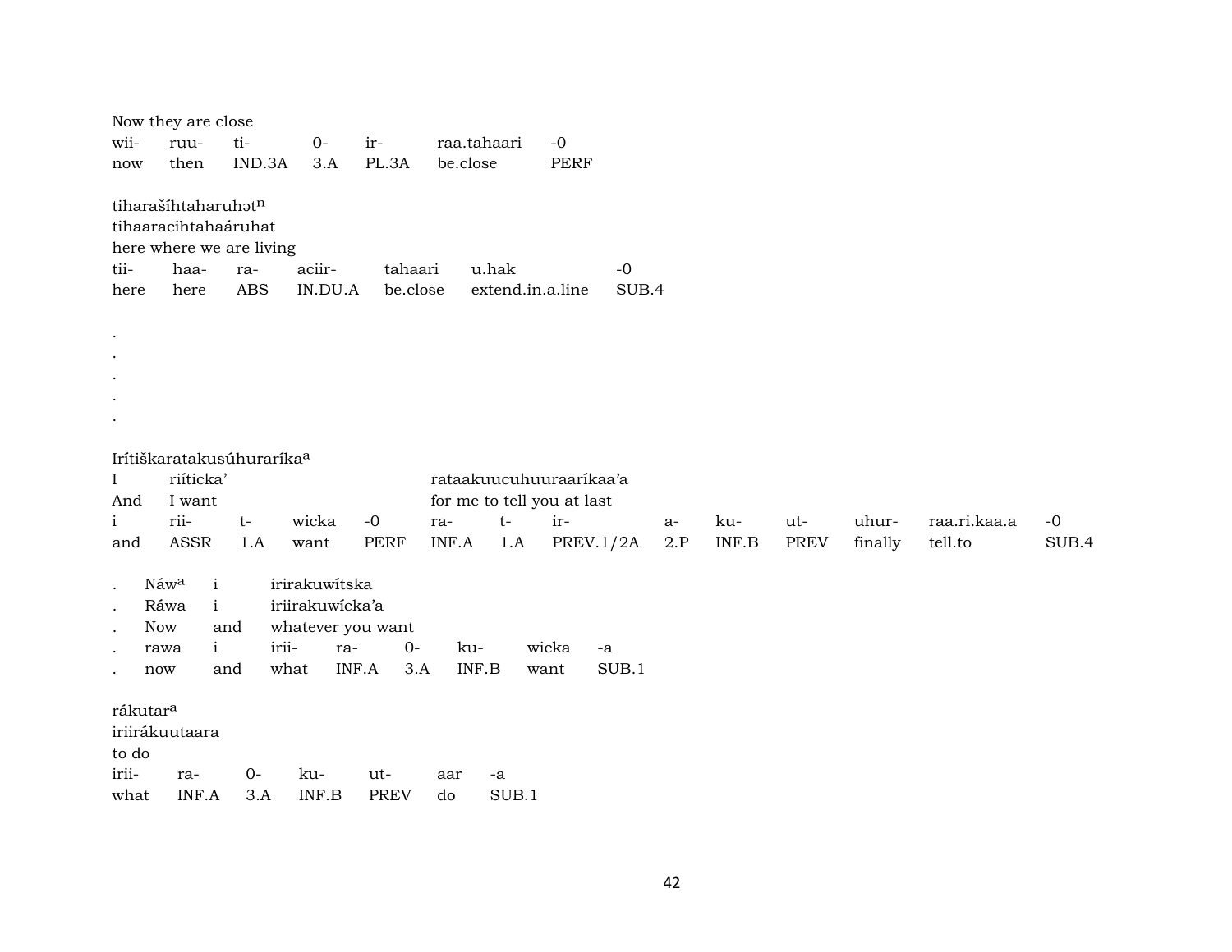Now they are close

| wii- | ruu- | ti- | 0- | ir- | raa.tahaari | -0 |
|---|---|---|---|---|---|---|
| now | then | IND.3A | 3.A | PL.3A | be.close | PERF |

tiharašíhtaharuhət[n]
tihaaracihtahaáruhat
here where we are living

| tii- | haa- | ra- | aciir- | tahaari | u.hak | -0 |
|---|---|---|---|---|---|---|
| here | here | ABS | IN.DU.A | be.close | extend.in.a.line | SUB.4 |

.
.
.
.
.

Irítiškaratakusúhuraríka[a]

I riíticka' rataakuucuhuuraaríkaa'a
And I want for me to tell you at last

| i | rii- | t- | wicka | -0 | ra- | t- | ir- | a- | ku- | ut- | uhur- | raa.ri.kaa.a | -0 |
|---|---|---|---|---|---|---|---|---|---|---|---|---|---|
| and | ASSR | 1.A | want | PERF | INF.A | 1.A | PREV.1/2A | 2.P | INF.B | PREV | finally | tell.to | SUB.4 |

. Náw[a] i irirakuwítska
. Ráwa i iriirakuwícka'a
. Now and whatever you want

| . | rawa | i | irii- | ra- | 0- | ku- | wicka | -a |
|---|---|---|---|---|---|---|---|---|
| . | now | and | what | INF.A | 3.A | INF.B | want | SUB.1 |

rákutar[a]
iriirákuutaara
to do

| irii- | ra- | 0- | ku- | ut- | aar | -a |
|---|---|---|---|---|---|---|
| what | INF.A | 3.A | INF.B | PREV | do | SUB.1 |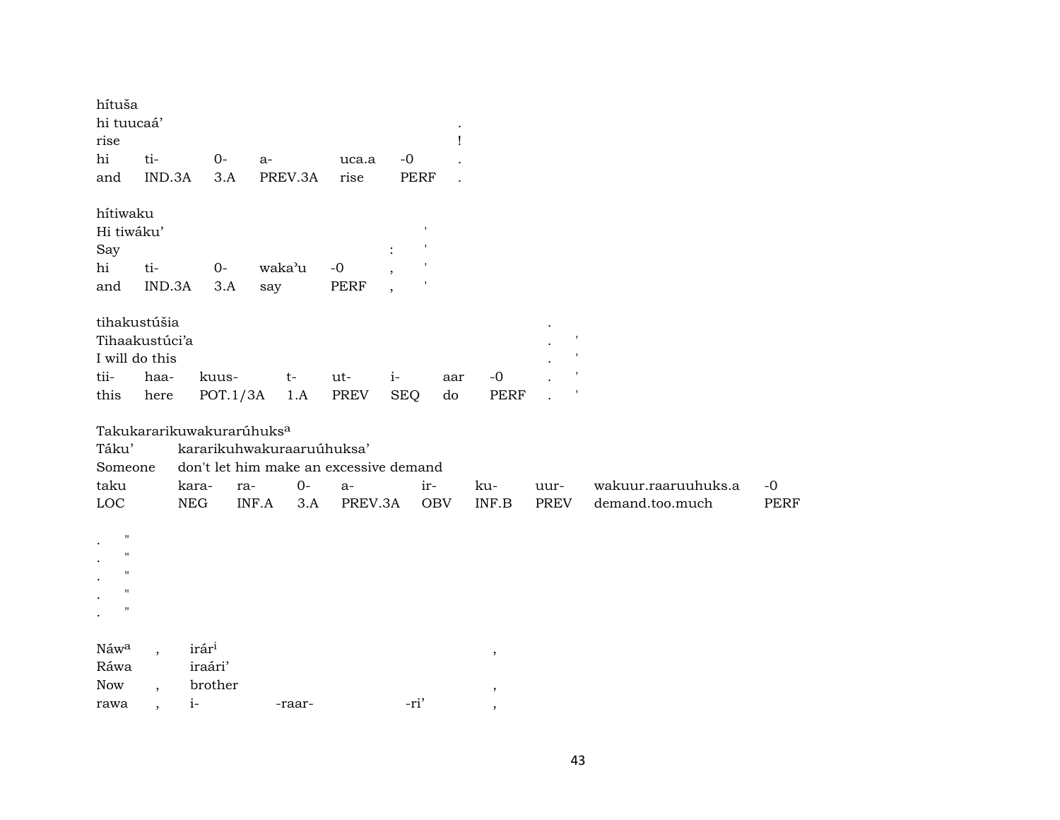hítuša
hi tuucaá' .
rise !

| hi | ti- | 0- | a- | uca.a | -0 | . |
|---|---|---|---|---|---|---|
| and | IND.3A | 3.A | PREV.3A | rise | PERF | . |

hítiwaku
Hi tiwáku' '
Say : '

| hi | ti- | 0- | waka'u | -0 | , | ' |
|---|---|---|---|---|---|---|
| and | IND.3A | 3.A | say | PERF | , | ' |

tihakustúšia .
Tihaakustúci'a . '
I will do this . '

| tii- | haa- | kuus- | t- | ut- | i- | aar | -0 | . | ' |
|---|---|---|---|---|---|---|---|---|---|
| this | here | POT.1/3A | 1.A | PREV | SEQ | do | PERF | . | ' |

Takukararikuwakurarúhuks[a]
Táku' kararikuhwakuraaruúhuksa'
Someone don't let him make an excessive demand

| taku | kara- | ra- | 0- | a- | ir- | ku- | uur- | wakuur.raaruuhuks.a | -0 |
|---|---|---|---|---|---|---|---|---|---|
| LOC | NEG | INF.A | 3.A | PREV.3A | OBV | INF.B | PREV | demand.too.much | PERF |

. "
. "
. "
. "
. "

Náw[a] , irár[i] ,
Ráwa iraári'
Now , brother ,

| rawa | , | i- | -raar- | -ri' | , |
|---|---|---|---|---|---|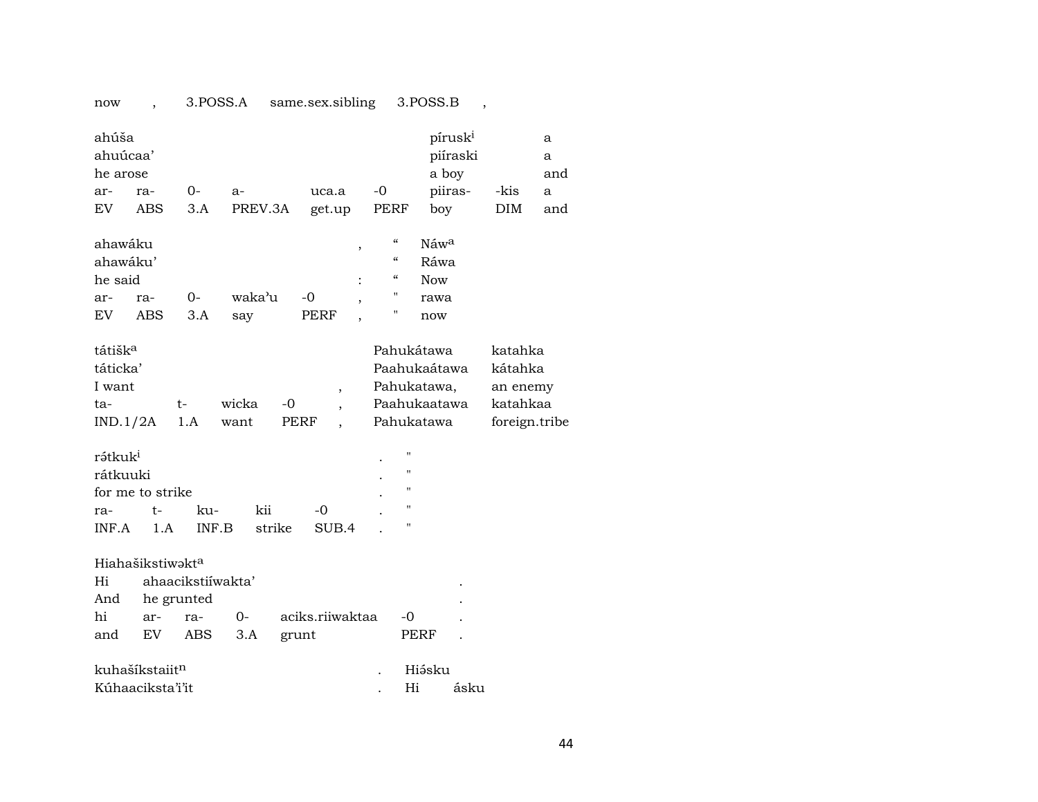| now | , | 3.POSS.A | same.sex.sibling | 3.POSS.B | , |
|---|---|---|---|---|---|

| ahúša | | | | | | píruskⁱ | | a |
|---|---|---|---|---|---|---|---|---|
| ahuúcaa’ | | | | | | piíraski | | a |
| he arose | | | | | | a boy | | and |
| ar- | ra- | 0- | a- | uca.a | -0 | piiras- | -kis | a |
| EV | ABS | 3.A | PREV.3A | get.up | PERF | boy | DIM | and |

| ahawáku | | | | | , | “ | Náwᵃ |
|---|---|---|---|---|---|---|---|
| ahawáku’ | | | | | | “ | Ráwa |
| he said | | | | | : | “ | Now |
| ar- | ra- | 0- | waka’u | -0 | , | " | rawa |
| EV | ABS | 3.A | say | PERF | , | " | now |

| tátiškᵃ | | | | | Pahukátawa | katahka |
|---|---|---|---|---|---|---|
| táticka’ | | | | | Paahukaátawa | kátahka |
| I want | | | | , | Pahukatawa, | an enemy |
| ta- | t- | wicka | -0 | , | Paahukaatawa | katahkaa |
| IND.1/2A | 1.A | want | PERF | , | Pahukatawa | foreign.tribe |

| rə́tkukⁱ | | | | | . | " |
|---|---|---|---|---|---|---|
| rátkuuki | | | | | . | " |
| for me to strike | | | | | . | " |
| ra- | t- | ku- | kii | -0 | . | " |
| INF.A | 1.A | INF.B | strike | SUB.4 | . | " |

| Hiahašikstiwəktᵃ | | | | | | |
|---|---|---|---|---|---|---|
| Hi | ahaacikstiíwakta’ | | | | | . |
| And | he grunted | | | | | . |
| hi | ar- | ra- | 0- | aciks.riiwaktaa | -0 | . |
| and | EV | ABS | 3.A | grunt | PERF | . |

| kuhašíkstaiitⁿ | . | Hiə́sku | |
|---|---|---|---|
| Kúhaaciksta’i’it | . | Hi | ásku |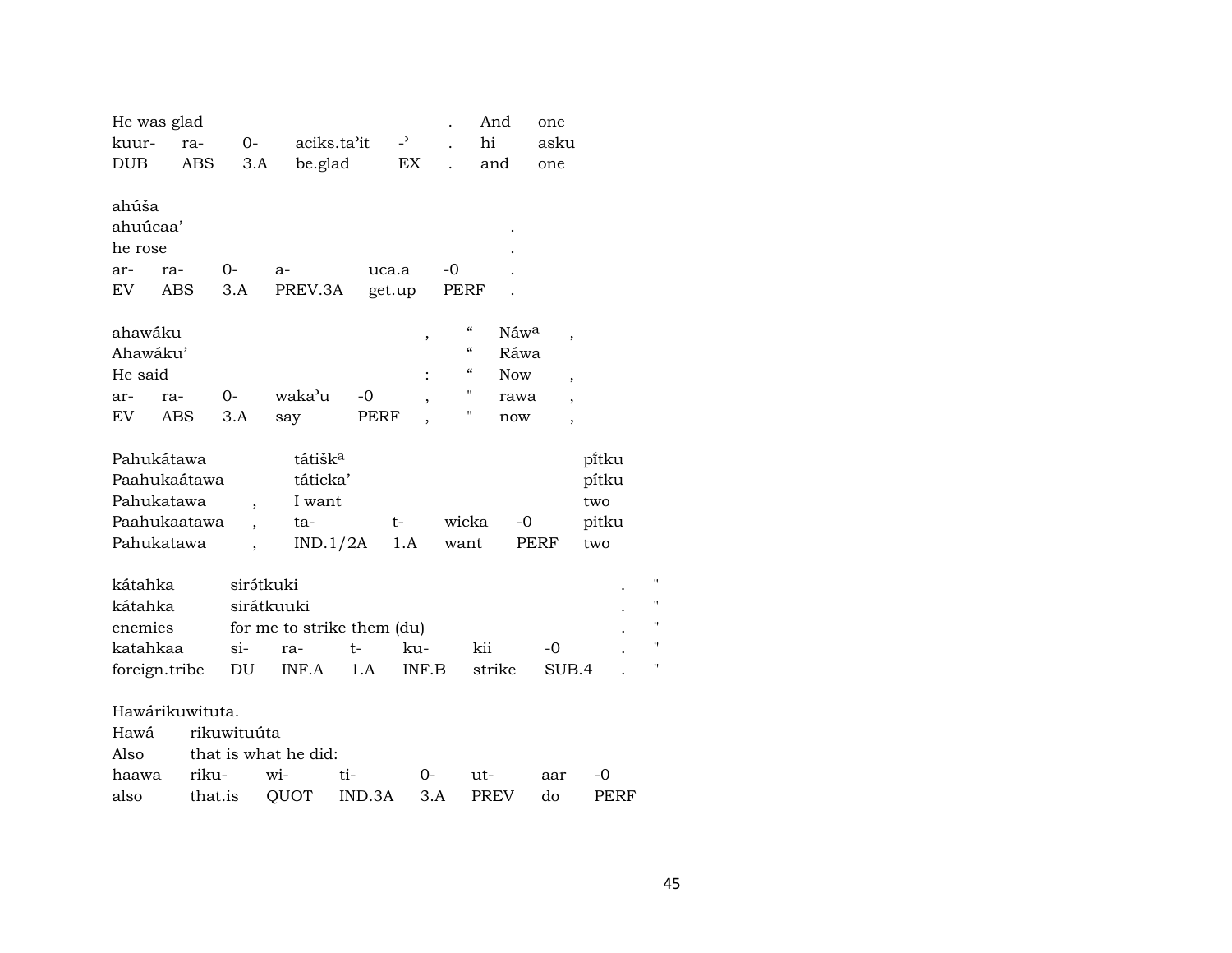| He was glad | | | | | . | And | one |
|---|---|---|---|---|---|---|---|
| kuur- | ra- | 0- | aciks.ta'it | -' | . | hi | asku |
| DUB | ABS | 3.A | be.glad | EX | . | and | one |

| ahúša | | | | | | |
|---|---|---|---|---|---|---|
| ahuúcaa' | | | | | | . |
| he rose | | | | | | . |
| ar- | ra- | 0- | a- | uca.a | -0 | . |
| EV | ABS | 3.A | PREV.3A | get.up | PERF | . |

| ahawáku | | | | | , | " | Náwᵃ | , |
|---|---|---|---|---|---|---|---|---|
| Ahawáku' | | | | | | " | Ráwa | |
| He said | | | | | : | " | Now | , |
| ar- | ra- | 0- | waka'u | -0 | , | " | rawa | , |
| EV | ABS | 3.A | say | PERF | , | " | now | , |

| Pahukátawa | | tátiškᵃ | | | | pı̃tku |
|---|---|---|---|---|---|---|
| Paahukaátawa | | táticka' | | | | pítku |
| Pahukatawa | , | I want | | | | two |
| Paahukaatawa | , | ta- | t- | wicka | -0 | pitku |
| Pahukatawa | , | IND.1/2A | 1.A | want | PERF | two |

| kátahka | sirə́tkuki | | | | | | . | " |
|---|---|---|---|---|---|---|---|---|
| kátahka | sirátkuuki | | | | | | . | " |
| enemies | for me to strike them (du) | | | | | | . | " |
| katahkaa | si- | ra- | t- | ku- | kii | -0 | . | " |
| foreign.tribe | DU | INF.A | 1.A | INF.B | strike | SUB.4 | . | " |

Hawárikuwituta.

| Hawá | rikuwituúta | | | | | | |
|---|---|---|---|---|---|---|---|
| Also | that is what he did: | | | | | | |
| haawa | riku- | wi- | ti- | 0- | ut- | aar | -0 |
| also | that.is | QUOT | IND.3A | 3.A | PREV | do | PERF |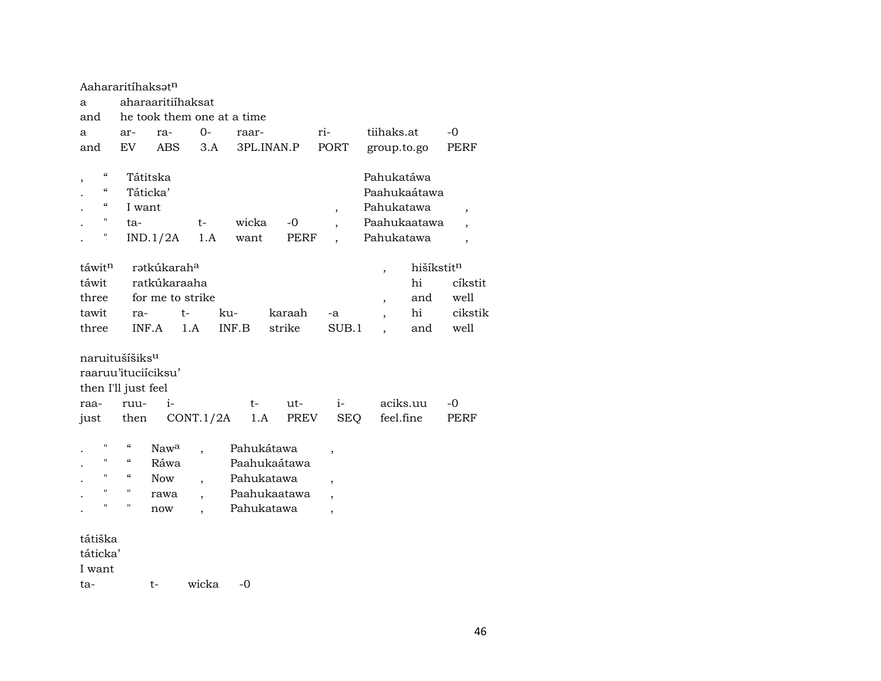Aahararitíhaksət[n]
a aharaaritiíhaksat
and he took them one at a time

| a | ar- | ra- | 0- | raar- | ri- | tiihaks.at | -0 |
|---|---|---|---|---|---|---|---|
| and | EV | ABS | 3.A | 3PL.INAN.P | PORT | group.to.go | PERF |

| , | " | Tátitska | | | | Pahukatáwa | |
|---|---|---|---|---|---|---|---|
| . | " | Táticka’ | | | | Paahukaátawa | |
| . | " | I want | | | , | Pahukatawa | , |
| . | " | ta- | t- | wicka | -0 , | Paahukaatawa | , |
| . | " | IND.1/2A | 1.A | want | PERF , | Pahukatawa | , |

| táwit[n] | rətkúkarah[a] | | | | | , | hišíkstit[n] | |
|---|---|---|---|---|---|---|---|---|
| táwit | ratkúkaraaha | | | | | | hi | církstit |
| three | for me to strike | | | | | , | and | well |
| tawit | ra- | t- | ku- | karaah | -a | , | hi | cikstik |
| three | INF.A | 1.A | INF.B | strike | SUB.1 | , | and | well |

naruitušíšiks[u]
raaruu’ituciíciksu’
then I'll just feel

| raa- | ruu- | i- | t- | ut- | i- | aciks.uu | -0 |
|---|---|---|---|---|---|---|---|
| just | then | CONT.1/2A | 1.A | PREV | SEQ | feel.fine | PERF |

| . | " | " | Naw[a] | , | Pahukátawa | , |
|---|---|---|---|---|---|---|
| . | " | " | Ráwa | | Paahukaátawa | |
| . | " | " | Now | , | Pahukatawa | , |
| . | " | " | rawa | , | Paahukaatawa | , |
| . | " | " | now | , | Pahukatawa | , |

tátiška
táticka’
I want

| ta- | t- | wicka | -0 |
|---|---|---|---|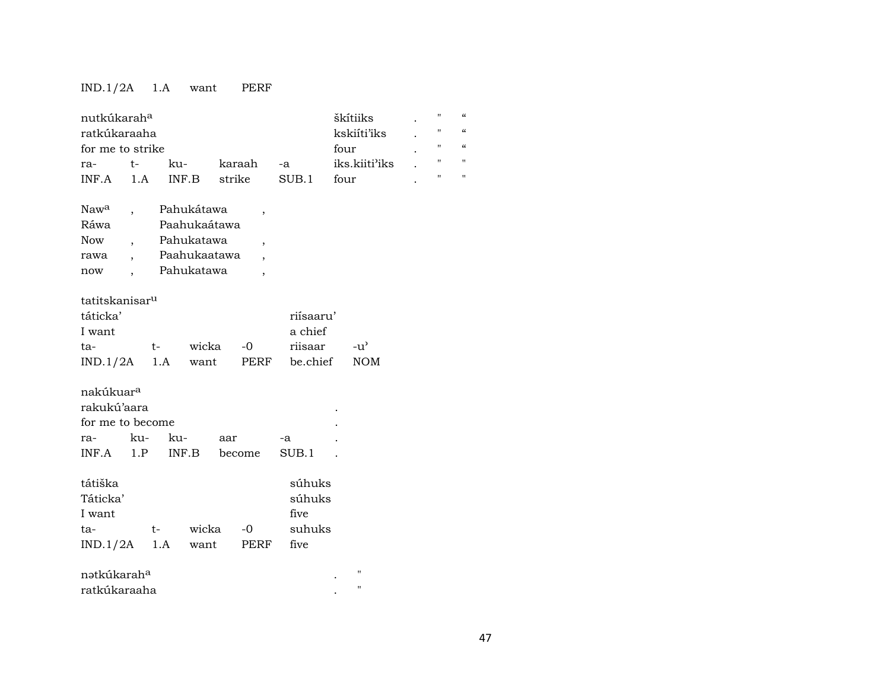| IND.1/2A | 1.A | want | PERF | | | | |
|---|---|---|---|---|---|---|---|

| nutkúkarah[a] | | | | | škítiiks | . | " | “ |
|---|---|---|---|---|---|---|---|---|
| ratkúkaraaha | | | | | kskiíti'iks | . | " | “ |
| for me to strike | | | | | four | . | " | “ |
| ra- | t- | ku- | karaah | -a | iks.kiiti'iks | . | " | " |
| INF.A | 1.A | INF.B | strike | SUB.1 | four | . | " | " |

| Naw[a] | , | Pahukátawa | , |
|---|---|---|---|
| Ráwa | | Paahukaátawa | |
| Now | , | Pahukatawa | , |
| rawa | , | Paahukaatawa | , |
| now | , | Pahukatawa | , |

| tatitskanisar[u] | | | | | |
|---|---|---|---|---|---|
| táticka' | | | | riísaaru' | |
| I want | | | | a chief | |
| ta- | t- | wicka | -0 | riisaar | -u' |
| IND.1/2A | 1.A | want | PERF | be.chief | NOM |

| nakúkuar[a] | | | | | |
|---|---|---|---|---|---|
| rakukú'aara | | | | | . |
| for me to become | | | | | . |
| ra- | ku- | ku- | aar | -a | . |
| INF.A | 1.P | INF.B | become | SUB.1 | . |

| tátiška | | | | súhuks |
|---|---|---|---|---|
| Táticka' | | | | súhuks |
| I want | | | | five |
| ta- | t- | wicka | -0 | suhuks |
| IND.1/2A | 1.A | want | PERF | five |

| nətkúkarah[a] | . | " |
|---|---|---|
| ratkúkaraaha | . | " |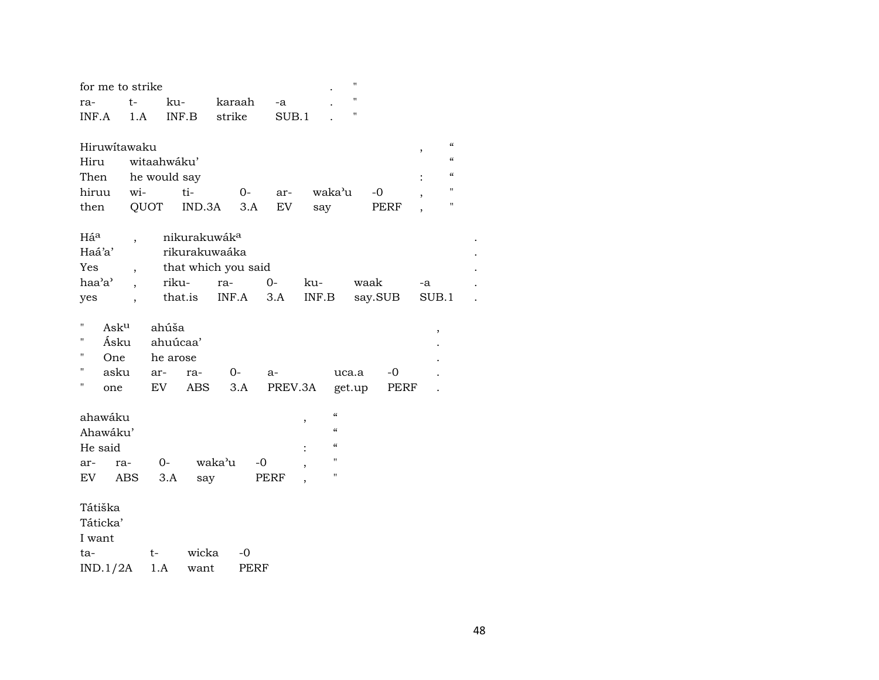| for me to strike | | | | | . | " |
|---|---|---|---|---|---|---|
| ra- | t- | ku- | karaah | -a | . | " |
| INF.A | 1.A | INF.B | strike | SUB.1 | . | " |

| Hiruwítawaku | | | | | | | , | “ |
|---|---|---|---|---|---|---|---|---|
| Hiru | witaahwáku’ | | | | | | | “ |
| Then | he would say | | | | | | : | “ |
| hiruu | wi- | ti- | 0- | ar- | waka’u | -0 | , | " |
| then | QUOT | IND.3A | 3.A | EV | say | PERF | , | " |

| Há^a | , | nikurakuwák^a | | | | | | . |
|---|---|---|---|---|---|---|---|---|
| Haá’a’ | | rikurakuwaáka | | | | | | . |
| Yes | , | that which you said | | | | | | . |
| haa’a’ | , | riku- | ra- | 0- | ku- | waak | -a | . |
| yes | , | that.is | INF.A | 3.A | INF.B | say.SUB | SUB.1 | . |

| " | Ask^u | ahúša | | | | | | , |
|---|---|---|---|---|---|---|---|---|
| " | Ásku | ahuúcaa’ | | | | | | . |
| " | One | he arose | | | | | | . |
| " | asku | ar- | ra- | 0- | a- | uca.a | -0 | . |
| " | one | EV | ABS | 3.A | PREV.3A | get.up | PERF | . |

| ahawáku | | | | | , | “ |
|---|---|---|---|---|---|---|
| Ahawáku’ | | | | | | “ |
| He said | | | | | : | “ |
| ar- | ra- | 0- | waka’u | -0 | , | " |
| EV | ABS | 3.A | say | PERF | , | " |

| Tátiška | | | |
|---|---|---|---|
| Táticka’ | | | |
| I want | | | |
| ta- | t- | wicka | -0 |
| IND.1/2A | 1.A | want | PERF |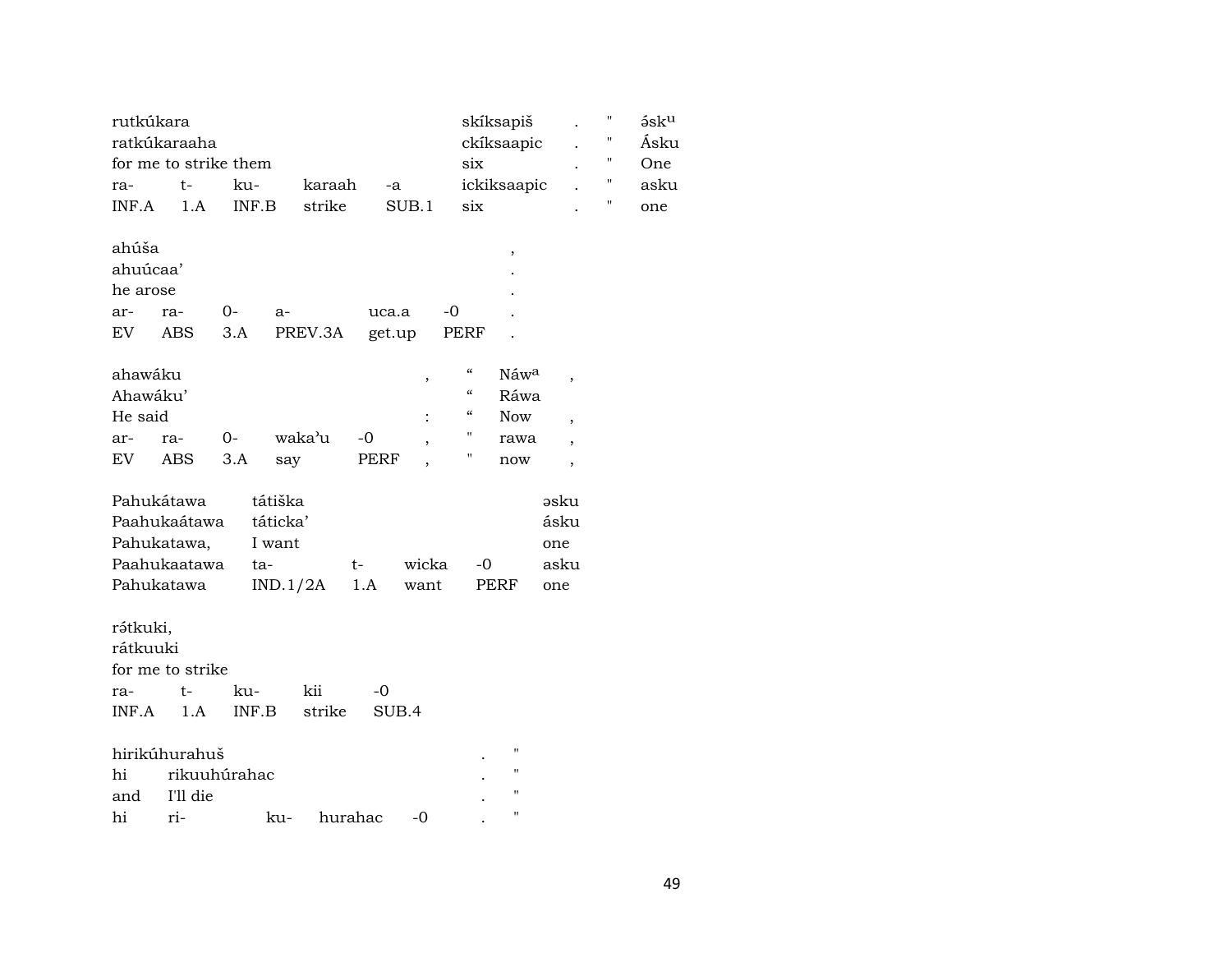| rutkúkara | | | | | skíksapiš | . | " | ə́sk^u |
|---|---|---|---|---|---|---|---|---|
| ratkúkaraaha | | | | | ckíksaapic | . | " | Ásku |
| for me to strike them | | | | | six | . | " | One |
| ra- | t- | ku- | karaah | -a | ickiksaapic | . | " | asku |
| INF.A | 1.A | INF.B | strike | SUB.1 | six | . | " | one |

| ahúša | | | | | | , |
|---|---|---|---|---|---|---|
| ahuúcaa' | | | | | | . |
| he arose | | | | | | . |
| ar- | ra- | 0- | a- | uca.a | -0 | . |
| EV | ABS | 3.A | PREV.3A | get.up | PERF | . |

| ahawáku | | | | | , | " | Náw^a | , |
|---|---|---|---|---|---|---|---|---|
| Ahawáku' | | | | | | " | Ráwa | |
| He said | | | | | : | " | Now | , |
| ar- | ra- | 0- | waka'u | -0 | , | " | rawa | , |
| EV | ABS | 3.A | say | PERF | , | " | now | , |

| Pahukátawa | tátiška | | | | əsku |
|---|---|---|---|---|---|
| Paahukaátawa | táticka' | | | | ásku |
| Pahukatawa, | I want | | | | one |
| Paahukaatawa | ta- | t- | wicka | -0 | asku |
| Pahukatawa | IND.1/2A | 1.A | want | PERF | one |

| rə́tkuki, | | | | |
|---|---|---|---|---|
| rátkuuki | | | | |
| for me to strike | | | | |
| ra- | t- | ku- | kii | -0 |
| INF.A | 1.A | INF.B | strike | SUB.4 |

| hirikúhurahuš | | | | | . | " |
|---|---|---|---|---|---|---|
| hi | rikuuhúrahac | | | | . | " |
| and | I'll die | | | | . | " |
| hi | ri- | ku- | hurahac | -0 | . | " |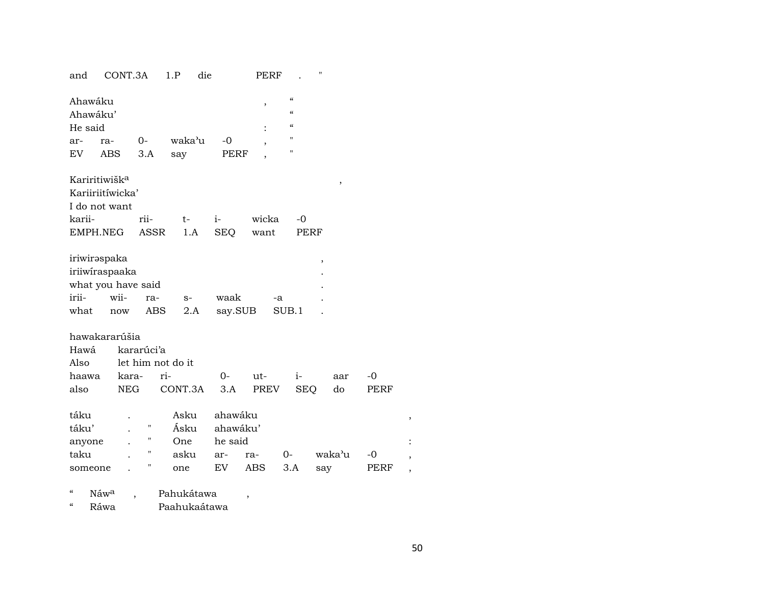| and | CONT.3A | 1.P | die | PERF | . | " |
|---|---|---|---|---|---|---|

| Ahawáku | | | | | , | " |
|---|---|---|---|---|---|---|
| Ahawáku' | | | | | | " |
| He said | | | | | : | " |
| ar- | ra- | 0- | waka'u | -0 | , | " |
| EV | ABS | 3.A | say | PERF | , | " |

| Kariritiwišk[a] | | | | | , |
|---|---|---|---|---|---|
| Kariiriitíwicka' | | | | | |
| I do not want | | | | | |
| karii- | rii- | t- | i- | wicka | -0 |
| EMPH.NEG | ASSR | 1.A | SEQ | want | PERF |

| iriwirəspaka | | | | | | , |
|---|---|---|---|---|---|---|
| iriiwíraspaaka | | | | | | . |
| what you have said | | | | | | . |
| irii- | wii- | ra- | s- | waak | -a | . |
| what | now | ABS | 2.A | say.SUB | SUB.1 | . |

| hawakararúšia | | | | | | | |
|---|---|---|---|---|---|---|---|
| Hawá | kararúci'a | | | | | | |
| Also | let him not do it | | | | | | |
| haawa | kara- | ri- | 0- | ut- | i- | aar | -0 |
| also | NEG | CONT.3A | 3.A | PREV | SEQ | do | PERF |

| táku | . | | Asku | ahawáku | | | | | , |
|---|---|---|---|---|---|---|---|---|---|
| táku' | . | " | Ásku | ahawáku' | | | | | |
| anyone | . | " | One | he said | | | | | : |
| taku | . | " | asku | ar- | ra- | 0- | waka'u | -0 | , |
| someone | . | " | one | EV | ABS | 3.A | say | PERF | , |

| " | Náw[a] | , | Pahukátawa | , |
|---|---|---|---|---|
| " | Ráwa | | Paahukaátawa | |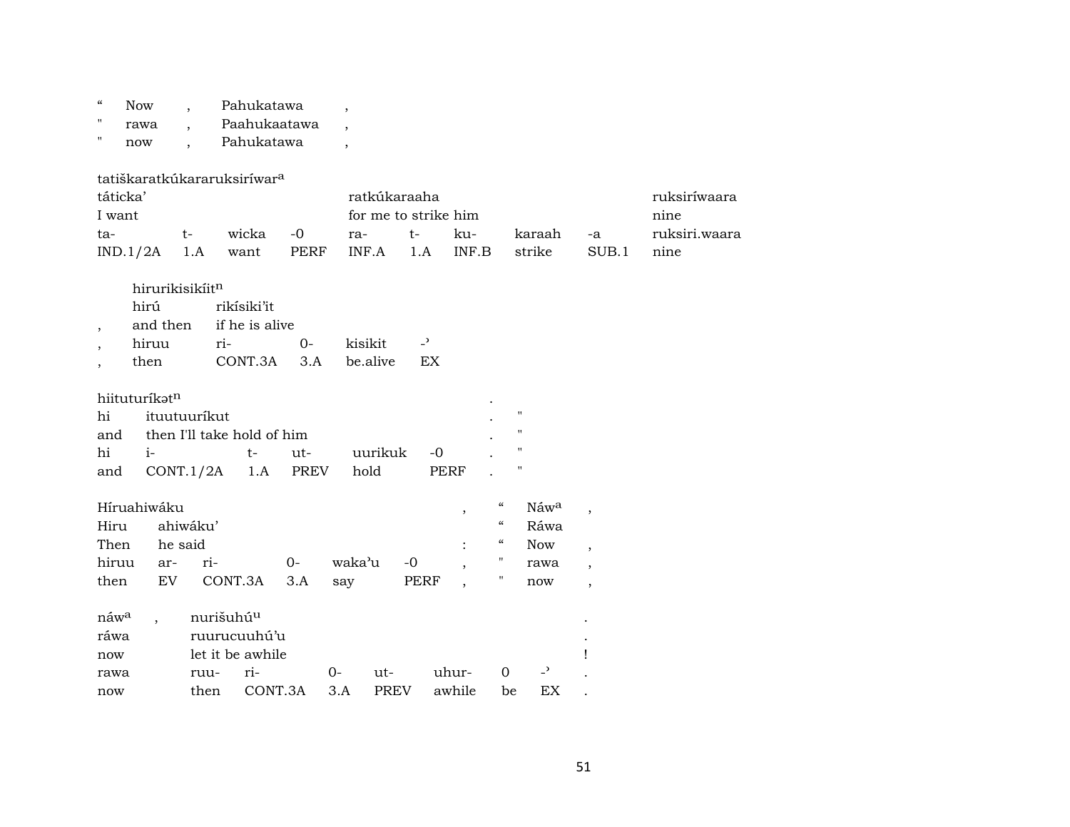| “ | Now | , | Pahukatawa | , |
|---|---|---|---|---|
| " | rawa | , | Paahukaatawa | , |
| " | now | , | Pahukatawa | , |

tatiškaratkúkararuksiríwar[a]

| táticka’ | | | | ratkúkaraaha | | | | | ruksiríwaara |
|---|---|---|---|---|---|---|---|---|---|
| I want | | | | for me to strike him | | | | | nine |
| ta- | t- | wicka | -0 | ra- | t- | ku- | karaah | -a | ruksiri.waara |
| IND.1/2A | 1.A | want | PERF | INF.A | 1.A | INF.B | strike | SUB.1 | nine |

hirurikisikíit[n]

| | hirú | rikísiki’it | | | |
|---|---|---|---|---|---|
| , | and then | if he is alive | | | |
| , | hiruu | ri- | 0- | kisikit | -ʾ |
| , | then | CONT.3A | 3.A | be.alive | EX |

hiituturíkət[n] .

| hi | ituutuuríkut | | | | | . | " |
|---|---|---|---|---|---|---|---|
| and | then I'll take hold of him | | | | | . | " |
| hi | i- | t- | ut- | uurikuk | -0 | . | " |
| and | CONT.1/2A | 1.A | PREV | hold | PERF | . | " |

| Híruahiwáku | | | | | | , | “ | Náw[a] | , |
|---|---|---|---|---|---|---|---|---|---|
| Hiru | ahiwáku’ | | | | | | “ | Ráwa | |
| Then | he said | | | | | : | “ | Now | , |
| hiruu | ar- | ri- | 0- | waka’u | -0 | , | " | rawa | , |
| then | EV | CONT.3A | 3.A | say | PERF | , | " | now | , |

| náw[a] | , | nurišuhú[u] | | | | | | | . |
|---|---|---|---|---|---|---|---|---|---|
| ráwa | | ruurucuuhú’u | | | | | | | . |
| now | | let it be awhile | | | | | | | ! |
| rawa | | ruu- | ri- | 0- | ut- | uhur- | 0 | -ʾ | . |
| now | | then | CONT.3A | 3.A | PREV | awhile | be | EX | . |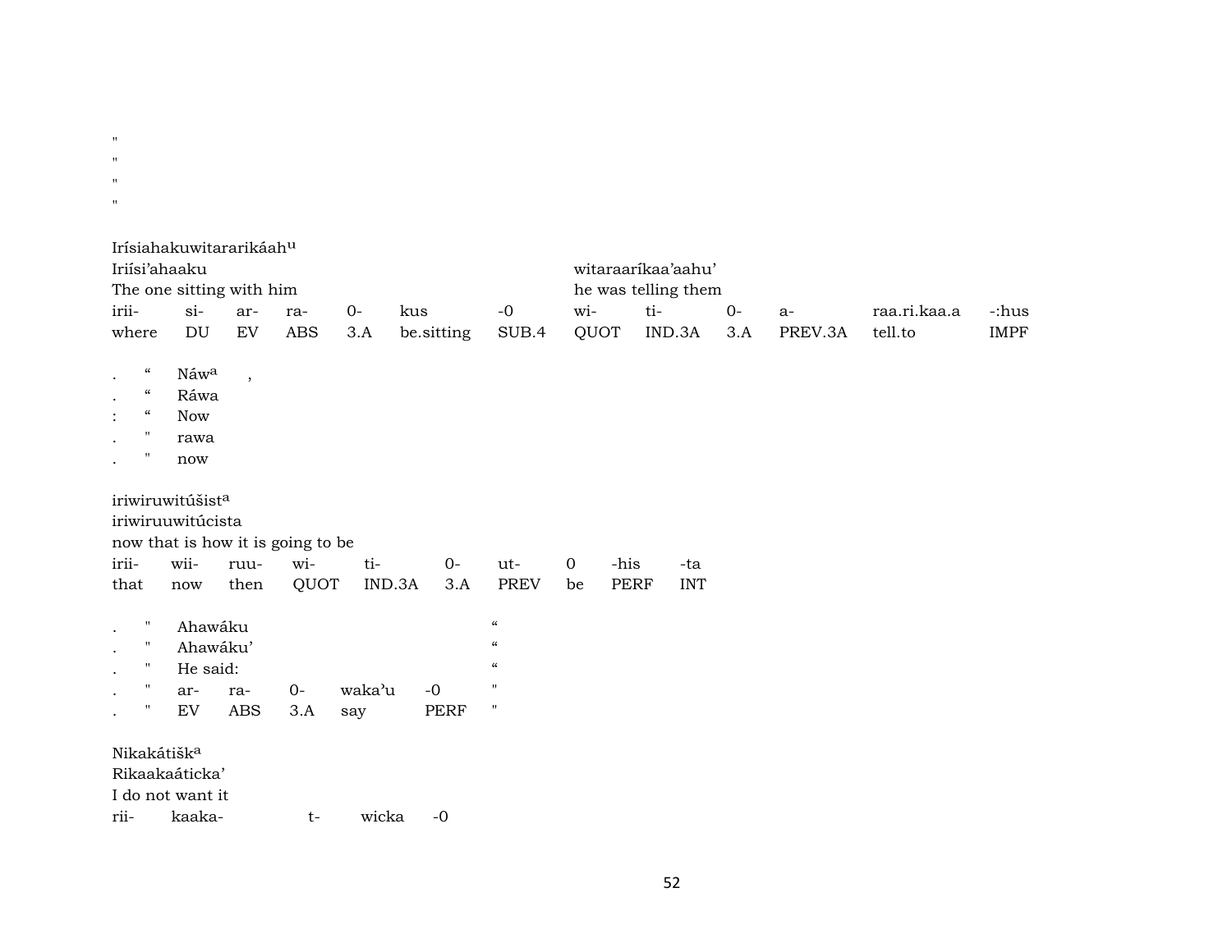"
"
"
"

Irísiahakuwitararikáah[u]
Iriísi'ahaaku witaraaríkaa'aahu'
The one sitting with him he was telling them

| irii- | si- | ar- | ra- | 0- | kus | -0 | wi- | ti- | 0- | a- | raa.ri.kaa.a | -:hus |
|---|---|---|---|---|---|---|---|---|---|---|---|---|
| where | DU | EV | ABS | 3.A | be.sitting | SUB.4 | QUOT | IND.3A | 3.A | PREV.3A | tell.to | IMPF |

. " Náw[a] ,
. " Ráwa
: " Now
. " rawa
. " now

iriwiruwitúšist[a]
iriwiruuwitúcista
now that is how it is going to be

| irii- | wii- | ruu- | wi- | ti- | 0- | ut- | 0 | -his | -ta |
|---|---|---|---|---|---|---|---|---|---|
| that | now | then | QUOT | IND.3A | 3.A | PREV | be | PERF | INT |

. " Ahawáku "
. " Ahawáku' "
. " He said: "

| . | " | ar- | ra- | 0- | waka'u | -0 | " |
|---|---|---|---|---|---|---|---|
| . | " | EV | ABS | 3.A | say | PERF | " |

Nikakátišk[a]
Rikaakaáticka'
I do not want it

| rii- | kaaka- | t- | wicka | -0 |
|---|---|---|---|---|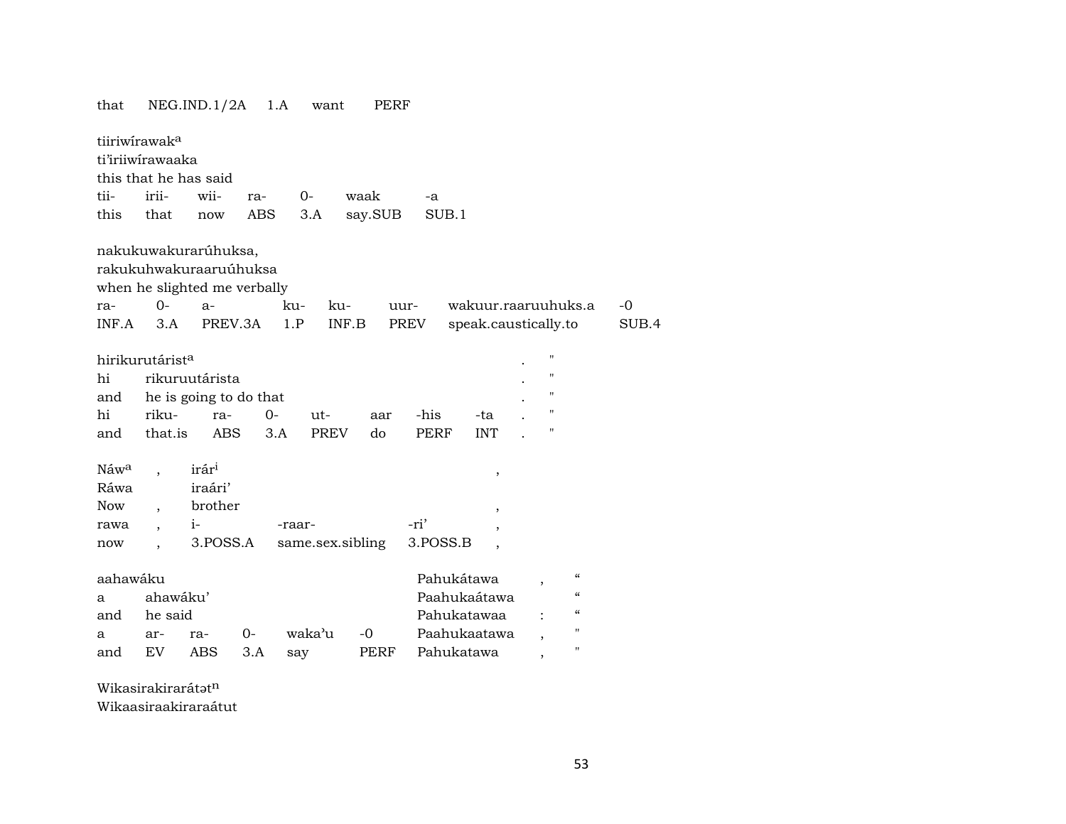that NEG.IND.1/2A 1.A want PERF

tiiriwírawak[a]
ti'iriiwírawaaka
this that he has said

| tii- | irii- | wii- | ra- | 0- | waak | -a |
|---|---|---|---|---|---|---|
| this | that | now | ABS | 3.A | say.SUB | SUB.1 |

nakukuwakurarúhuksa,
rakukuhwakuraaruúhuksa
when he slighted me verbally

| ra- | 0- | a- | ku- | ku- | uur- | wakuur.raaruuhuks.a | -0 |
|---|---|---|---|---|---|---|---|
| INF.A | 3.A | PREV.3A | 1.P | INF.B | PREV | speak.caustically.to | SUB.4 |

hirikurutárist[a] . "
hi rikuruutárista . "
and he is going to do that . "

| hi | riku- | ra- | 0- | ut- | aar | -his | -ta | . | " |
|---|---|---|---|---|---|---|---|---|---|
| and | that.is | ABS | 3.A | PREV | do | PERF | INT | . | " |

Náw[a] , irár[i] ,
Ráwa iraári'
Now , brother ,

| rawa | , | i- | -raar- | -ri' | , |
|---|---|---|---|---|---|
| now | , | 3.POSS.A | same.sex.sibling | 3.POSS.B | , |

aahawáku Pahukátawa , "
a ahawáku' Paahukaátawa "
and he said Pahukatawaa : "

| a | ar- | ra- | 0- | waka'u | -0 | Paahukaatawa | , | " |
|---|---|---|---|---|---|---|---|---|
| and | EV | ABS | 3.A | say | PERF | Pahukatawa | , | " |

Wikasirakirarátət[n]
Wikaasiraakiraraátut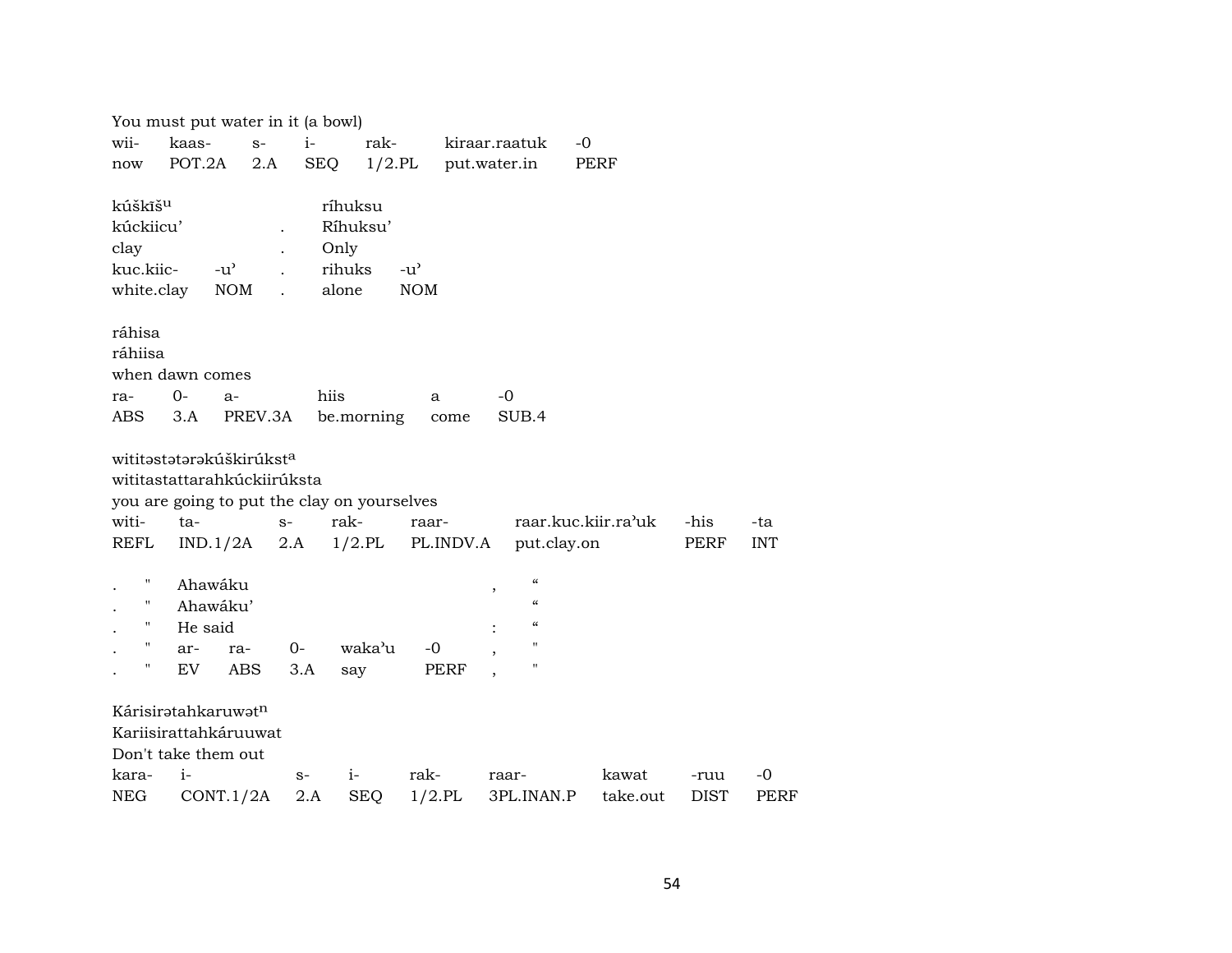You must put water in it (a bowl)

| wii- | kaas- | s- | i- | rak- | kiraar.raatuk | -0 |
|---|---|---|---|---|---|---|
| now | POT.2A | 2.A | SEQ | 1/2.PL | put.water.in | PERF |

| kúškīš^u | | . | ríhuksu | |
|---|---|---|---|---|
| kúckiicu’ | | . | Ríhuksu’ | |
| clay | | . | Only | |
| kuc.kiic- | -u’ | . | rihuks | -u’ |
| white.clay | NOM | . | alone | NOM |

ráhisa
ráhiisa
when dawn comes

| ra- | 0- | a- | hiis | a | -0 |
|---|---|---|---|---|---|
| ABS | 3.A | PREV.3A | be.morning | come | SUB.4 |

witităstətərəkúškirúkst^a
wititastattarahkúckiirúksta
you are going to put the clay on yourselves

| witi- | ta- | s- | rak- | raar- | raar.kuc.kiir.ra’uk | -his | -ta |
|---|---|---|---|---|---|---|---|
| REFL | IND.1/2A | 2.A | 1/2.PL | PL.INDV.A | put.clay.on | PERF | INT |

| . | " | Ahawáku | | | | , | “ |
|---|---|---|---|---|---|---|---|
| . | " | Ahawáku’ | | | | | “ |
| . | " | He said | | | | : | “ |
| . | " | ar- | ra- | 0- | waka’u | -0 | , | " |
| . | " | EV | ABS | 3.A | say | PERF | , | " |

Kárisirətahkaruwət^n
Kariisirattahkáruuwat
Don't take them out

| kara- | i- | s- | i- | rak- | raar- | kawat | -ruu | -0 |
|---|---|---|---|---|---|---|---|---|
| NEG | CONT.1/2A | 2.A | SEQ | 1/2.PL | 3PL.INAN.P | take.out | DIST | PERF |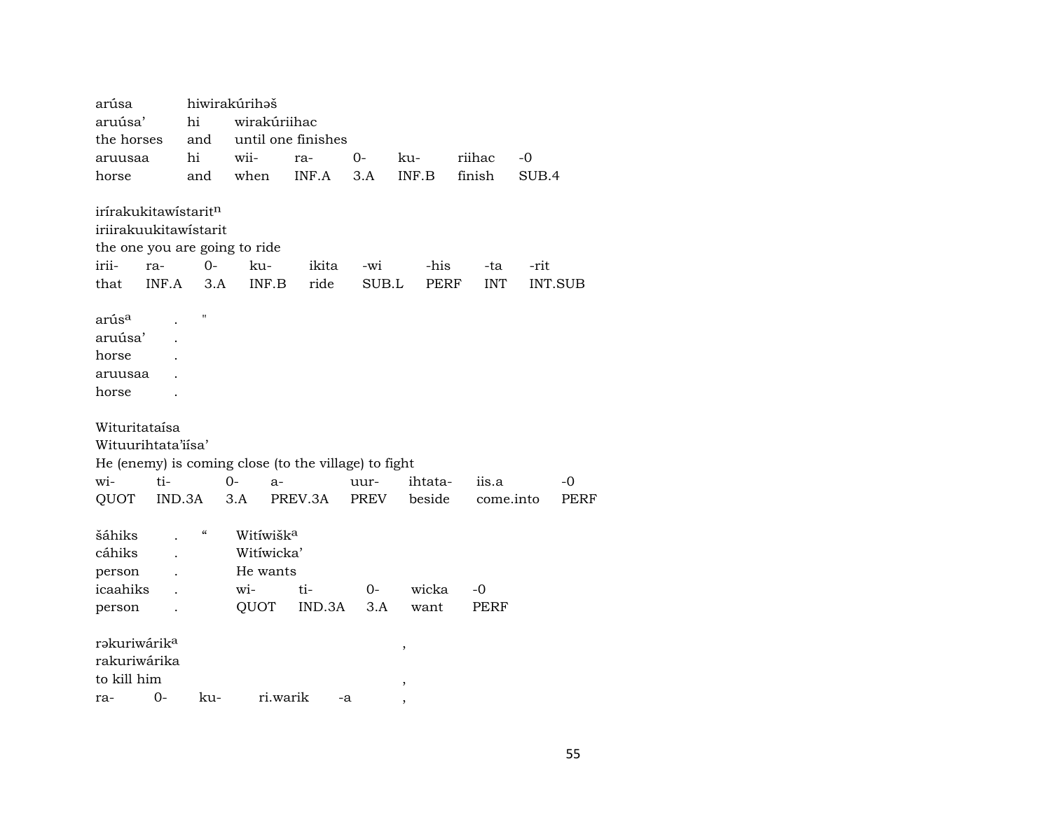arúsa hiwirakúrihəš
aruúsa' hi wirakúriihac
the horses and until one finishes

| aruusaa | hi | wii- | ra- | 0- | ku- | riihac | -0 |
|---|---|---|---|---|---|---|---|
| horse | and | when | INF.A | 3.A | INF.B | finish | SUB.4 |

iríirakukitawístaritⁿ
iriirakuukitawístarit
the one you are going to ride

| irii- | ra- | 0- | ku- | ikita | -wi | -his | -ta | -rit |
|---|---|---|---|---|---|---|---|---|
| that | INF.A | 3.A | INF.B | ride | SUB.L | PERF | INT | INT.SUB |

arúsᵃ . "
aruúsa' .
horse .
aruusaa .
horse .

Wituritataísa
Wituurihtata'iísa'
He (enemy) is coming close (to the village) to fight

| wi- | ti- | 0- | a- | uur- | ihtata- | iis.a | -0 |
|---|---|---|---|---|---|---|---|
| QUOT | IND.3A | 3.A | PREV.3A | PREV | beside | come.into | PERF |

šáhiks . " Witíwiškᵃ
cáhiks . Witíwicka'
person . He wants

| icaahiks | . | wi- | ti- | 0- | wicka | -0 |
|---|---|---|---|---|---|---|
| person | . | QUOT | IND.3A | 3.A | want | PERF |

rəkuriwárikᵃ ,
rakuriwárika
to kill him ,

| ra- | 0- | ku- | ri.warik | -a | , |
|---|---|---|---|---|---|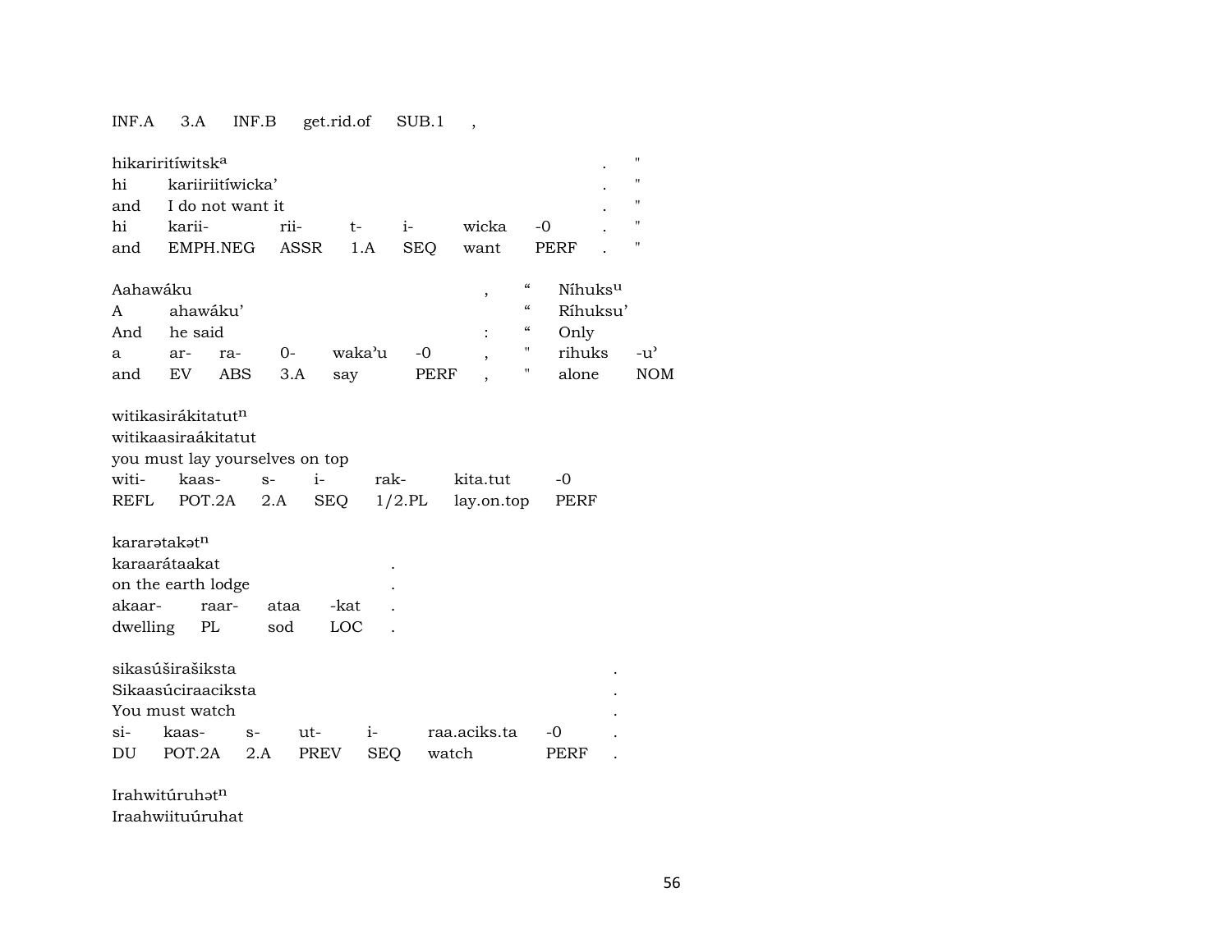| INF.A | 3.A | INF.B | get.rid.of | SUB.1 | , |
|---|---|---|---|---|---|

hikariritíwitsk[a] . "
hi kariiriitíwicka' . "
and I do not want it . "

| hi | karii- | rii- | t- | i- | wicka | -0 | . | " |
|---|---|---|---|---|---|---|---|---|
| and | EMPH.NEG | ASSR | 1.A | SEQ | want | PERF | . | " |

Aahawáku , " Níhuks[u]
A ahawáku' " Ríhuksu'
And he said : " Only

| a | ar- | ra- | 0- | waka'u | -0 | , | " | rihuks | -u' |
|---|---|---|---|---|---|---|---|---|---|
| and | EV | ABS | 3.A | say | PERF | , | " | alone | NOM |

witikasirákitatut[n]
witikaasiraákitatut
you must lay yourselves on top

| witi- | kaas- | s- | i- | rak- | kita.tut | -0 |
|---|---|---|---|---|---|---|
| REFL | POT.2A | 2.A | SEQ | 1/2.PL | lay.on.top | PERF |

kararətakət[n]
karaarátaakat .
on the earth lodge .

| akaar- | raar- | ataa | -kat | . |
|---|---|---|---|---|
| dwelling | PL | sod | LOC | . |

sikasúširašiksta .
Sikaasúciraaciksta .
You must watch .

| si- | kaas- | s- | ut- | i- | raa.aciks.ta | -0 | . |
|---|---|---|---|---|---|---|---|
| DU | POT.2A | 2.A | PREV | SEQ | watch | PERF | . |

Irahwitúruhət[n]
Iraahwiituúruhat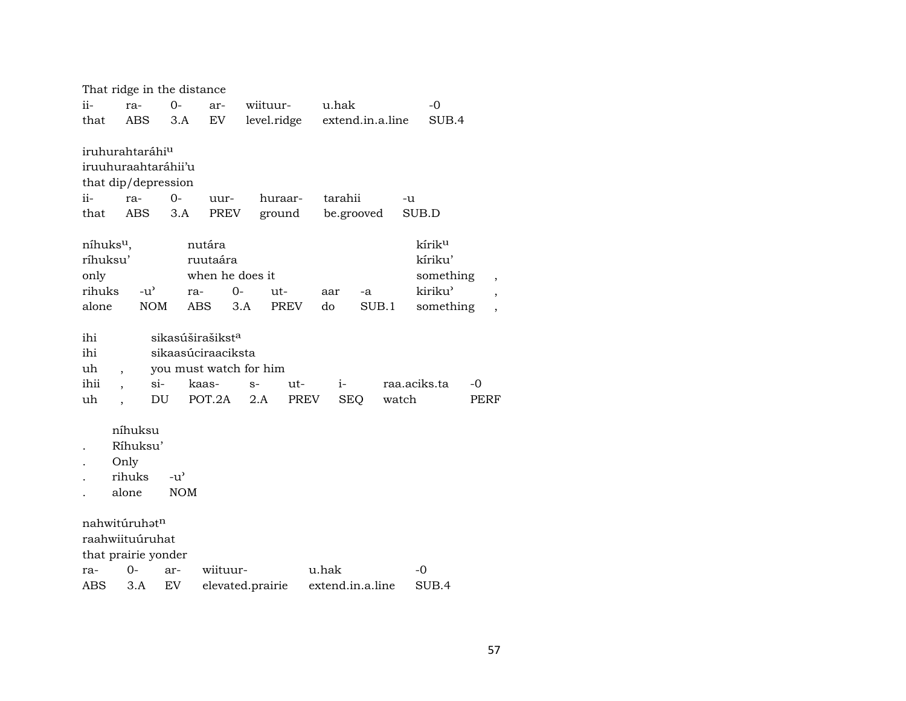That ridge in the distance

| ii- | ra- | 0- | ar- | wiituur- | u.hak | -0 |
|---|---|---|---|---|---|---|
| that | ABS | 3.A | EV | level.ridge | extend.in.a.line | SUB.4 |

iruhurahtaráhi$^{u}$
iruuhuraahtaráhii'u
that dip/depression

| ii- | ra- | 0- | uur- | huraar- | tarahii | -u |
|---|---|---|---|---|---|---|
| that | ABS | 3.A | PREV | ground | be.grooved | SUB.D |

| níhuks$^{u}$, | | nutára | | | | | kírik$^{u}$ | |
|---|---|---|---|---|---|---|---|---|
| ríhuksu' | | ruutaára | | | | | kíriku' | |
| only | | when he does it | | | | | something | , |
| rihuks | -u' | ra- | 0- | ut- | aar | -a | kiriku' | , |
| alone | NOM | ABS | 3.A | PREV | do | SUB.1 | something | , |

| ihi | | sikasúširašikst$^{a}$ | | | | | | |
|---|---|---|---|---|---|---|---|---|
| ihi | | sikaasúciraaciksta | | | | | | |
| uh | , | you must watch for him | | | | | | |
| ihii | , | si- | kaas- | s- | ut- | i- | raa.aciks.ta | -0 |
| uh | , | DU | POT.2A | 2.A | PREV | SEQ | watch | PERF |

| | níhuksu | |
|---|---|---|
| . | Ríhuksu' | |
| . | Only | |
| . | rihuks | -u' |
| . | alone | NOM |

nahwitúruhət$^{n}$
raahwiituúruhat
that prairie yonder

| ra- | 0- | ar- | wiituur- | u.hak | -0 |
|---|---|---|---|---|---|
| ABS | 3.A | EV | elevated.prairie | extend.in.a.line | SUB.4 |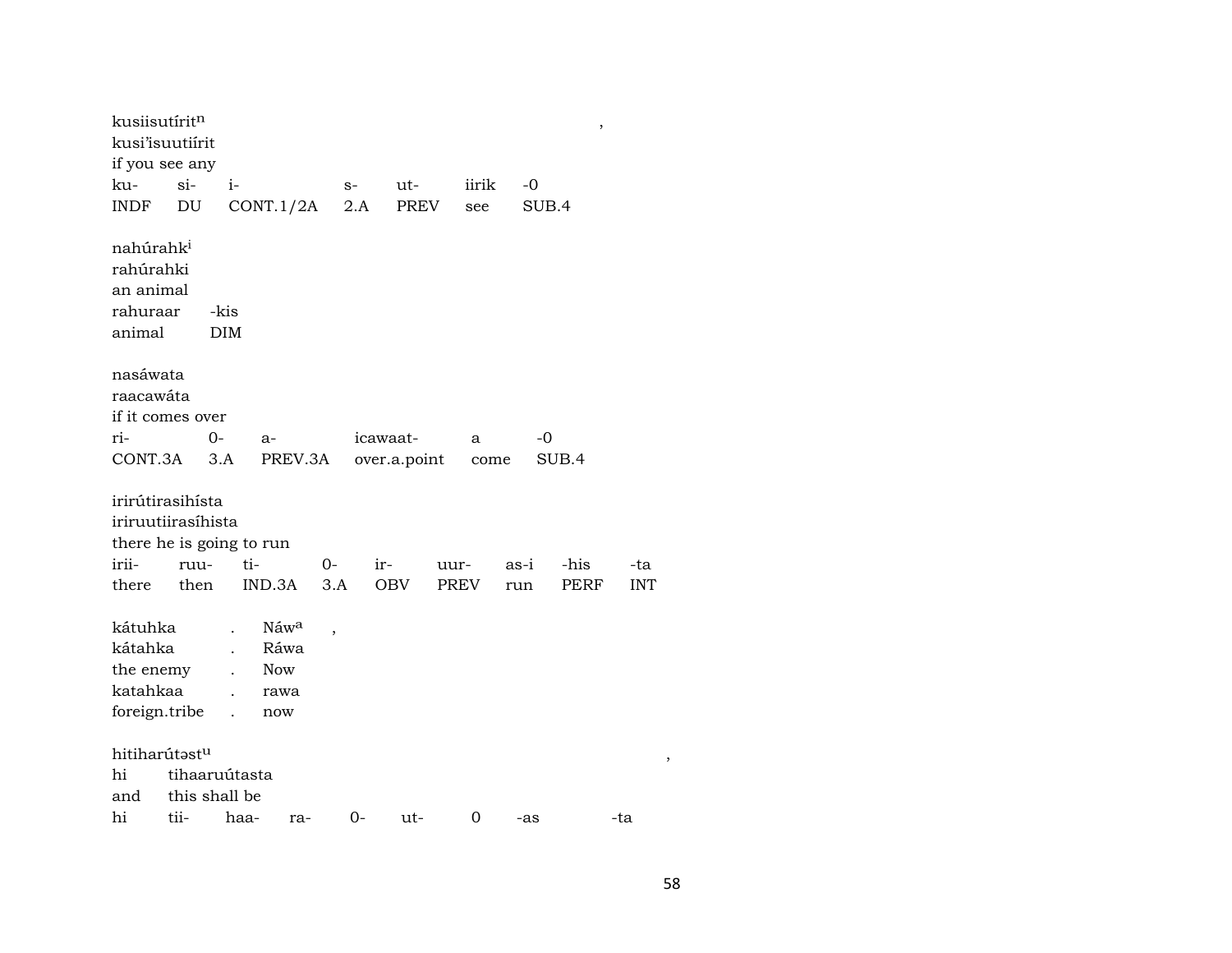kusiisutírit[n] ,
kusi'isuutiírit
if you see any

| ku- | si- | i- | s- | ut- | iirik | -0 |
|---|---|---|---|---|---|---|
| INDF | DU | CONT.1/2A | 2.A | PREV | see | SUB.4 |

nahúrahk[i]
rahúrahki
an animal

| rahuraar | -kis |
|---|---|
| animal | DIM |

nasáwata
raacawáta
if it comes over

| ri- | 0- | a- | icawaat- | a | -0 |
|---|---|---|---|---|---|
| CONT.3A | 3.A | PREV.3A | over.a.point | come | SUB.4 |

irirútirasihísta
iriruutiirasíhista
there he is going to run

| irii- | ruu- | ti- | 0- | ir- | uur- | as-i | -his | -ta |
|---|---|---|---|---|---|---|---|---|
| there | then | IND.3A | 3.A | OBV | PREV | run | PERF | INT |

| kátuhka | . | Náw[a] | , |
|---|---|---|---|
| kátahka | . | Ráwa | |
| the enemy | . | Now | |
| katahkaa | . | rawa | |
| foreign.tribe | . | now | |

hitiharútəst[u] ,

| hi | tihaaruútasta | | | | | | | |
|---|---|---|---|---|---|---|---|---|
| and | this shall be | | | | | | | |
| hi | tii- | haa- | ra- | 0- | ut- | 0 | -as | -ta |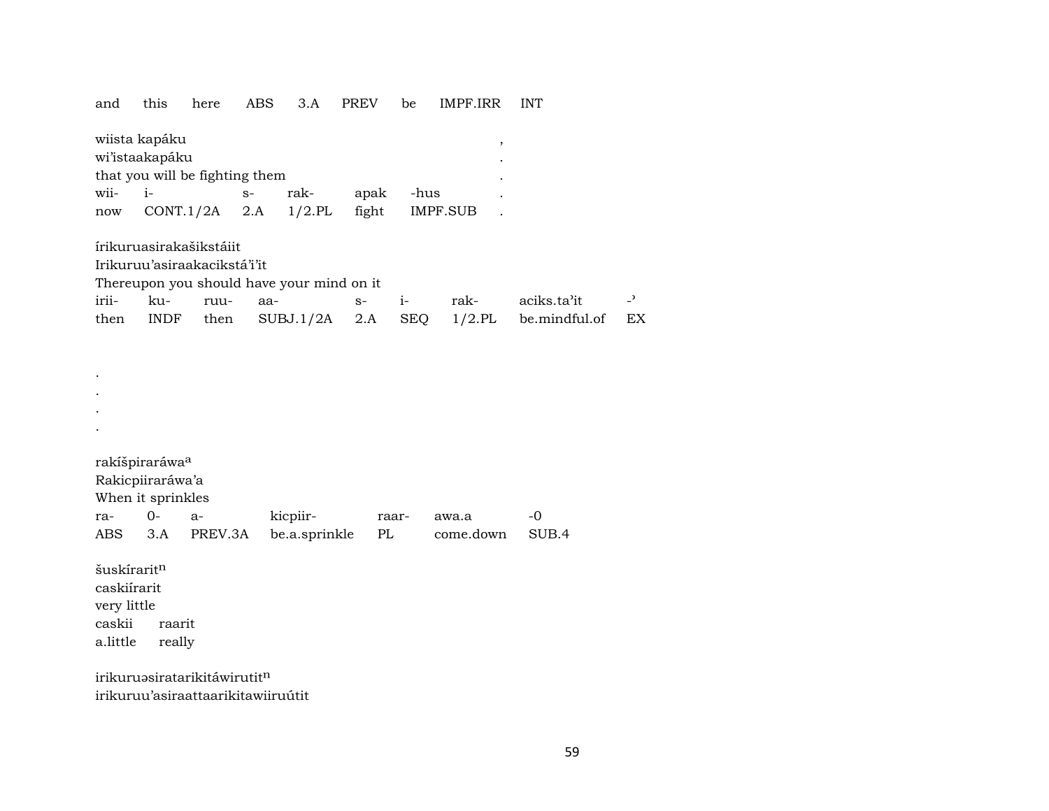| and | this | here | ABS | 3.A | PREV | be | IMPF.IRR | INT |
|---|---|---|---|---|---|---|---|---|

wiista kapáku ,
wi'istaakapáku .
that you will be fighting them .

| wii- | i- | s- | rak- | apak | -hus | . |
|---|---|---|---|---|---|---|
| now | CONT.1/2A | 2.A | 1/2.PL | fight | IMPF.SUB | . |

írikuruasirakašikstáiit
Irikuruu'asiraakacikstá'i'it
Thereupon you should have your mind on it

| irii- | ku- | ruu- | aa- | s- | i- | rak- | aciks.ta'it | -ʾ |
|---|---|---|---|---|---|---|---|---|
| then | INDF | then | SUBJ.1/2A | 2.A | SEQ | 1/2.PL | be.mindful.of | EX |

.
.
.
.

rakíšpiraráwa[a]
Rakicpiiraráwa'a
When it sprinkles

| ra- | 0- | a- | kicpiir- | raar- | awa.a | -0 |
|---|---|---|---|---|---|---|
| ABS | 3.A | PREV.3A | be.a.sprinkle | PL | come.down | SUB.4 |

šuskírarit[n]
caskiírarit
very little

| caskii | raarit |
|---|---|
| a.little | really |

irikuruəsiratarikitáwirutit[n]
irikuruu'asiraattaarikitawiiruútit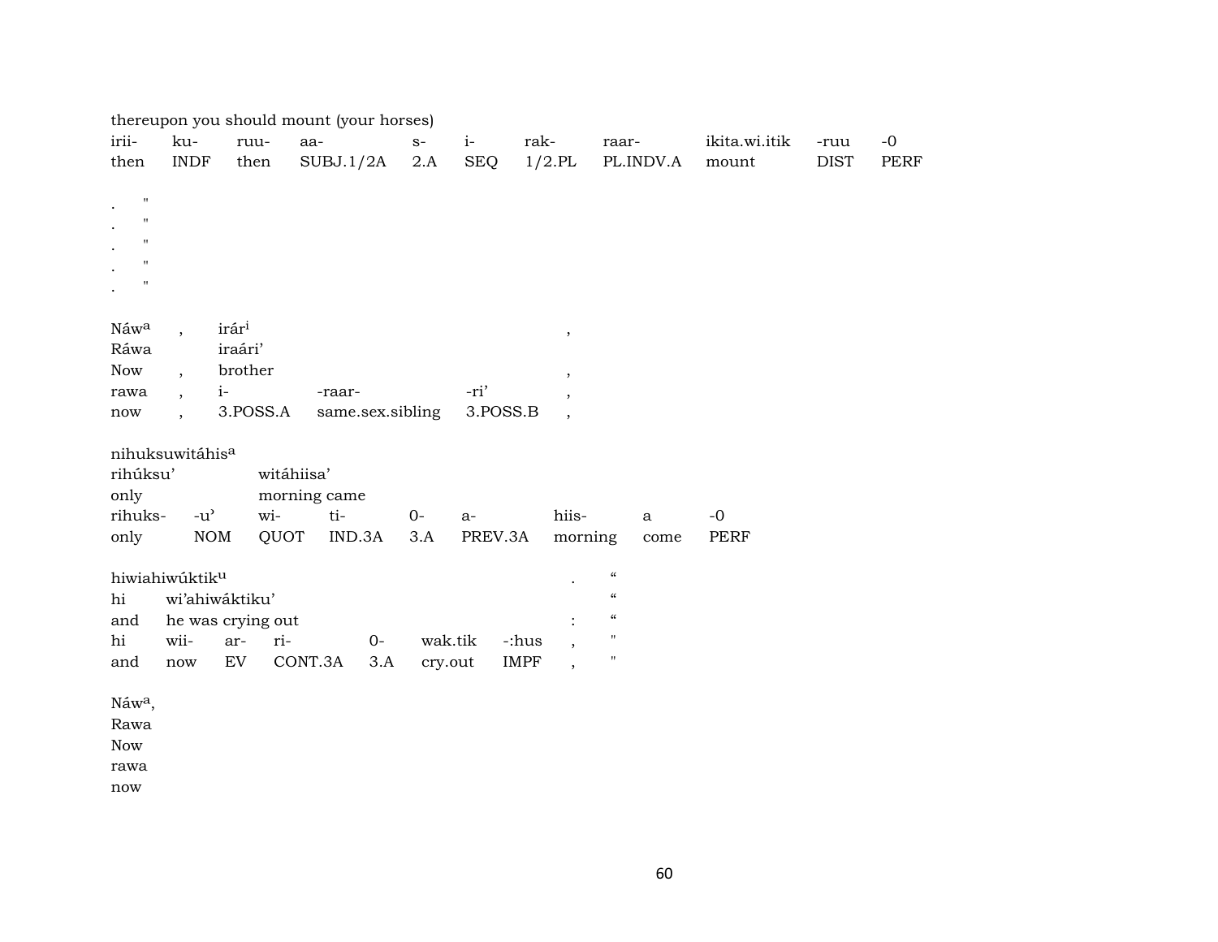thereupon you should mount (your horses)

| irii- | ku- | ruu- | aa- | s- | i- | rak- | raar- | ikita.wi.itik | -ruu | -0 |
|---|---|---|---|---|---|---|---|---|---|---|
| then | INDF | then | SUBJ.1/2A | 2.A | SEQ | 1/2.PL | PL.INDV.A | mount | DIST | PERF |

. "
. "
. "
. "
. "

| Náw[a] | , | irár[i] | | | , |
|---|---|---|---|---|---|
| Ráwa | | iraári’ | | | |
| Now | , | brother | | | , |
| rawa | , | i- | -raar- | -ri’ | , |
| now | , | 3.POSS.A | same.sex.sibling | 3.POSS.B | , |

nihuksuwitáhis[a]

| rihúksu’ | | witáhiisa’ | | | | | | |
|---|---|---|---|---|---|---|---|---|
| only | | morning came | | | | | | |
| rihuks- | -u’ | wi- | ti- | 0- | a- | hiis- | a | -0 |
| only | NOM | QUOT | IND.3A | 3.A | PREV.3A | morning | come | PERF |

hiwiahiwúktik[u] . “

| hi | wi’ahiwáktiku’ | | | | | | | “ |
|---|---|---|---|---|---|---|---|---|
| and | he was crying out | | | | | | : | “ |
| hi | wii- | ar- | ri- | 0- | wak.tik | -:hus | , | " |
| and | now | EV | CONT.3A | 3.A | cry.out | IMPF | , | " |

Náw[a],
Rawa
Now
rawa
now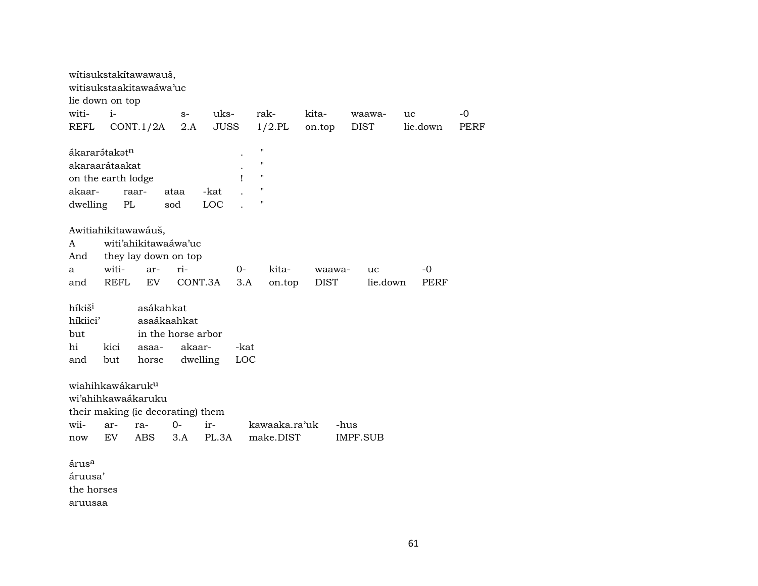wítisukstakítawawauš,
witisukstaakitawaáwa'uc
lie down on top

| witi- | i- | s- | uks- | rak- | kita- | waawa- | uc | -0 |
|---|---|---|---|---|---|---|---|---|
| REFL | CONT.1/2A | 2.A | JUSS | 1/2.PL | on.top | DIST | lie.down | PERF |

ákararə́takət$^{n}$ . "
akaraarátaakat . "
on the earth lodge ! "

| akaar- | raar- | ataa | -kat | . | " |
|---|---|---|---|---|---|
| dwelling | PL | sod | LOC | . | " |

Awitiahikitawawáuš,
A witi'ahikitawaáwa'uc
And they lay down on top

| a | witi- | ar- | ri- | 0- | kita- | waawa- | uc | -0 |
|---|---|---|---|---|---|---|---|---|
| and | REFL | EV | CONT.3A | 3.A | on.top | DIST | lie.down | PERF |

híkiš$^{i}$ asákahkat
híkiici' asaákaahkat
but in the horse arbor

| hi | kici | asaa- | akaar- | -kat |
|---|---|---|---|---|
| and | but | horse | dwelling | LOC |

wiahihkawákaruk$^{u}$
wi'ahihkawaákaruku
their making (ie decorating) them

| wii- | ar- | ra- | 0- | ir- | kawaaka.ra'uk | -hus |
|---|---|---|---|---|---|---|
| now | EV | ABS | 3.A | PL.3A | make.DIST | IMPF.SUB |

árus$^{a}$
áruusa'
the horses
aruusaa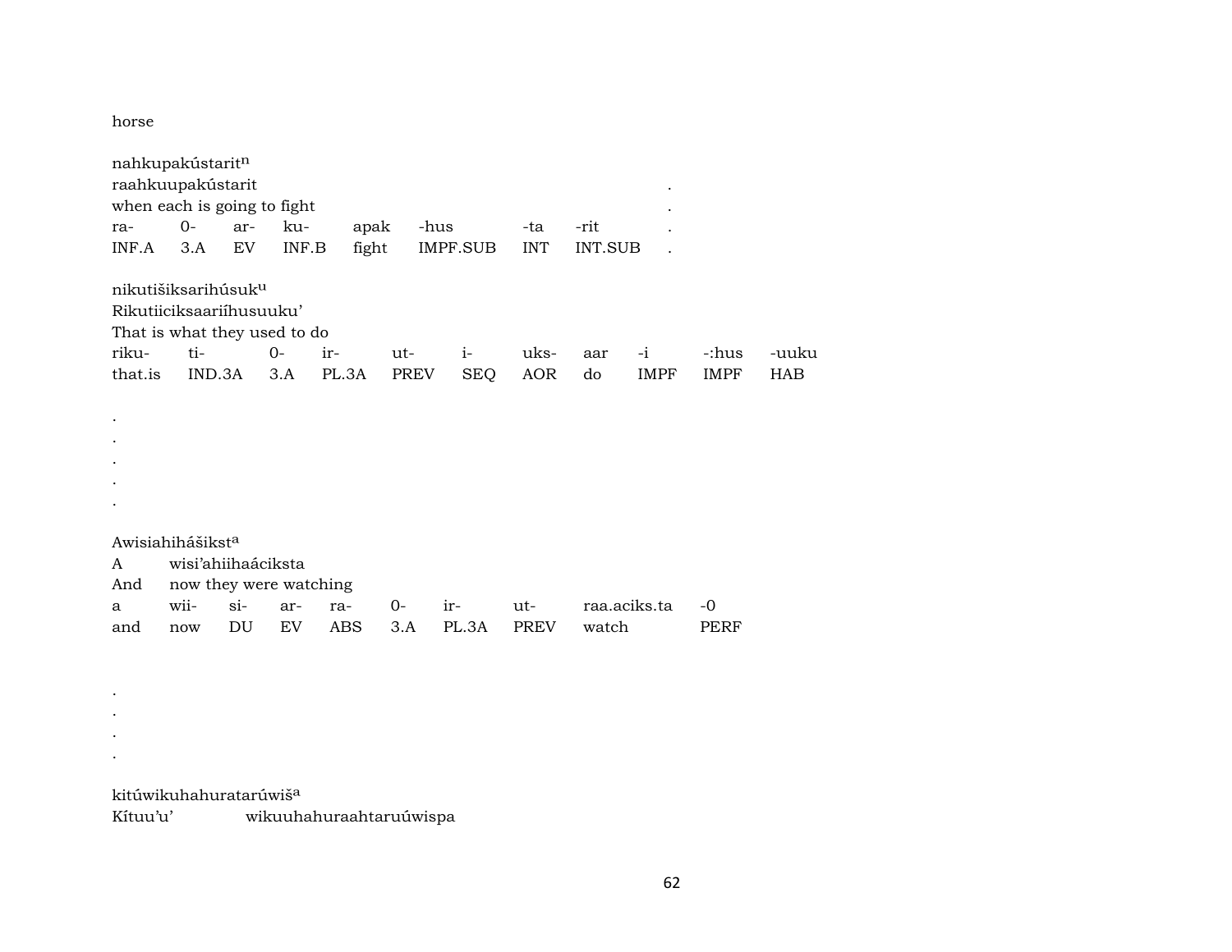horse

nahkupakústarit[n]
raahkuupakústarit .
when each is going to fight .

| ra- | 0- | ar- | ku- | apak | -hus | -ta | -rit | . |
|---|---|---|---|---|---|---|---|---|
| INF.A | 3.A | EV | INF.B | fight | IMPF.SUB | INT | INT.SUB | . |

nikutišiksarihúsuk[u]
Rikutiiciksaariíhusuuku'
That is what they used to do

| riku- | ti- | 0- | ir- | ut- | i- | uks- | aar | -i | -:hus | -uuku |
|---|---|---|---|---|---|---|---|---|---|---|
| that.is | IND.3A | 3.A | PL.3A | PREV | SEQ | AOR | do | IMPF | IMPF | HAB |

.
.
.
.
.

Awisiahihášikst[a]
A wisi'ahiihaáciksta
And now they were watching

| a | wii- | si- | ar- | ra- | 0- | ir- | ut- | raa.aciks.ta | -0 |
|---|---|---|---|---|---|---|---|---|---|
| and | now | DU | EV | ABS | 3.A | PL.3A | PREV | watch | PERF |

.
.
.
.

kitúwikuhahuratarúwiš[a]
Kítuu'u' wikuuhahuraahtaruúwispa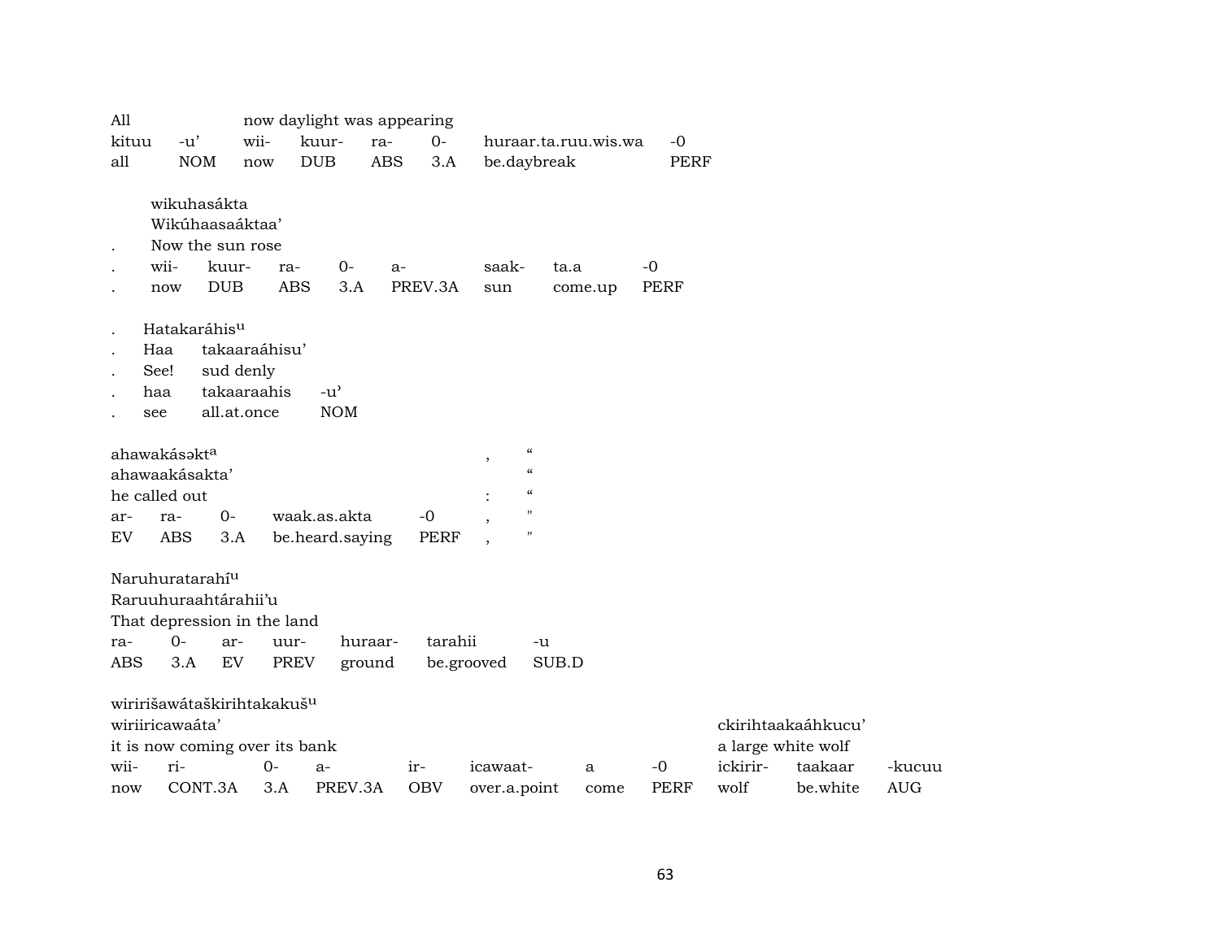| All | | now daylight was appearing | | | | | |
|---|---|---|---|---|---|---|---|
| kituu | -u' | wii- | kuur- | ra- | 0- | huraar.ta.ruu.wis.wa | -0 |
| all | NOM | now | DUB | ABS | 3.A | be.daybreak | PERF |

| | wikuhasákta | | | | | | | |
|---|---|---|---|---|---|---|---|---|
| | Wikúhaasaáktaa' | | | | | | | |
| . | Now the sun rose | | | | | | | |
| . | wii- | kuur- | ra- | 0- | a- | saak- | ta.a | -0 |
| . | now | DUB | ABS | 3.A | PREV.3A | sun | come.up | PERF |

| | Hatakaráhis[u] | | |
|---|---|---|---|
| . | Haa | takaaraáhisu' | |
| . | See! | sud denly | |
| . | haa | takaaraahis | -u' |
| . | see | all.at.once | NOM |

| ahawakásəkt[a] | | | | | , | " |
|---|---|---|---|---|---|---|
| ahawaakásakta' | | | | | | " |
| he called out | | | | | : | " |
| ar- | ra- | 0- | waak.as.akta | -0 | , | " |
| EV | ABS | 3.A | be.heard.saying | PERF | , | " |

| Naruhuratarahí[u] | | | | | | |
|---|---|---|---|---|---|---|
| Raruuhuraahtárahii'u | | | | | | |
| That depression in the land | | | | | | |
| ra- | 0- | ar- | uur- | huraar- | tarahii | -u |
| ABS | 3.A | EV | PREV | ground | be.grooved | SUB.D |

| wiririšawátaškirihtakakuš[u] | | | | | | | | | | |
|---|---|---|---|---|---|---|---|---|---|---|
| wiriiricawaáta' | | | | | | | | ckirihtaakaáhkucu' | | |
| it is now coming over its bank | | | | | | | | a large white wolf | | |
| wii- | ri- | 0- | a- | ir- | icawaat- | a | -0 | ickirir- | taakaar | -kucuu |
| now | CONT.3A | 3.A | PREV.3A | OBV | over.a.point | come | PERF | wolf | be.white | AUG |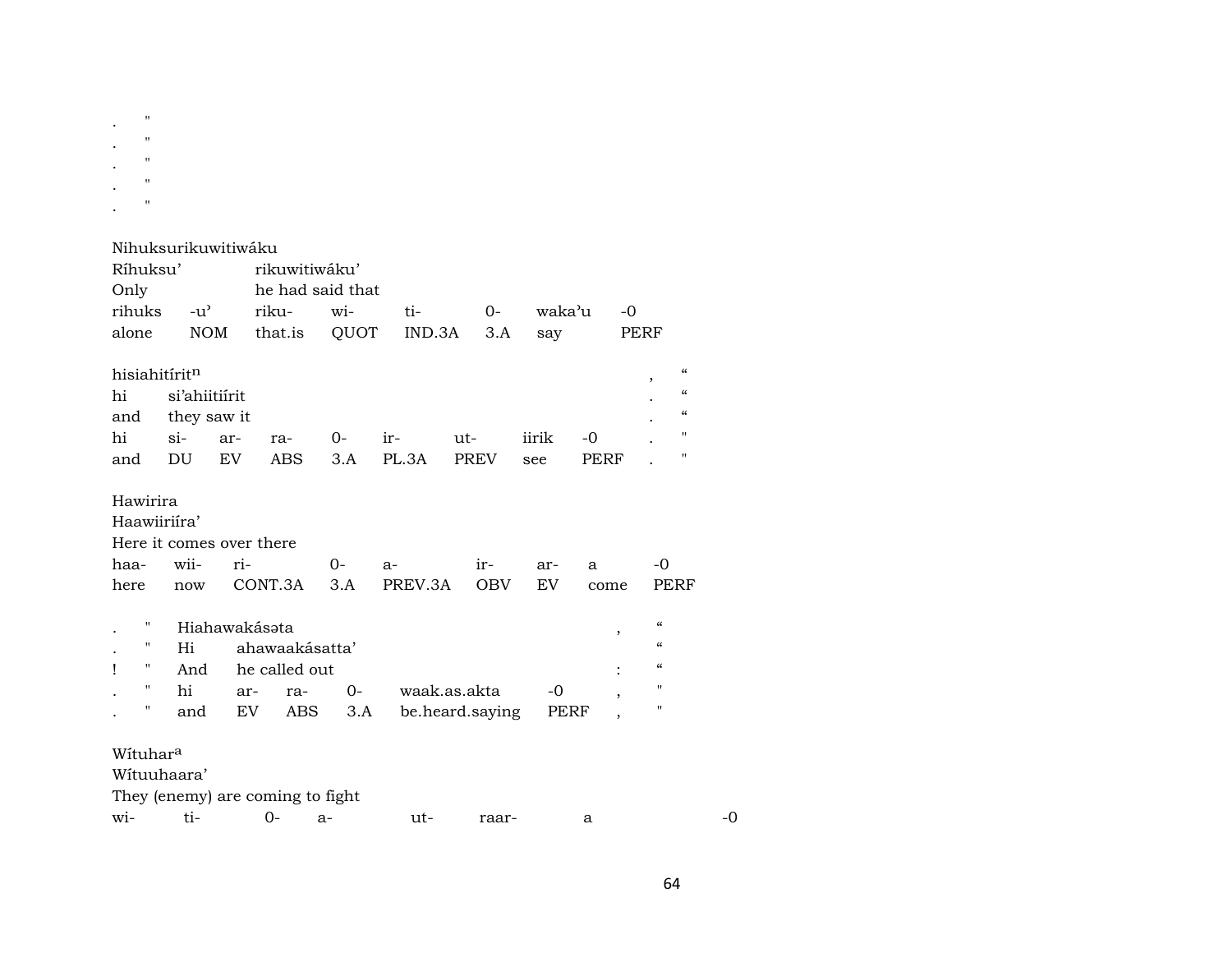. "
. "
. "
. "
. "

Nihuksurikuwitiwáku

| Ríhuksu' | | rikuwitiwáku' | | | | | |
|---|---|---|---|---|---|---|---|
| Only | | he had said that | | | | | |
| rihuks | -u' | riku- | wi- | ti- | 0- | waka'u | -0 |
| alone | NOM | that.is | QUOT | IND.3A | 3.A | say | PERF |

| hisiahitíritⁿ | | | | | | | | | , | " |
|---|---|---|---|---|---|---|---|---|---|---|
| hi | si'ahiitiírit | | | | | | | | . | " |
| and | they saw it | | | | | | | | . | " |
| hi | si- | ar- | ra- | 0- | ir- | ut- | iirik | -0 | . | " |
| and | DU | EV | ABS | 3.A | PL.3A | PREV | see | PERF | . | " |

Hawirira

| Haawiiriíra' | | | | | | | | |
|---|---|---|---|---|---|---|---|---|
| Here it comes over there | | | | | | | | |
| haa- | wii- | ri- | 0- | a- | ir- | ar- | a | -0 |
| here | now | CONT.3A | 3.A | PREV.3A | OBV | EV | come | PERF |

| . | " | Hiahawakásəta | | | | | , | " |
|---|---|---|---|---|---|---|---|---|
| . | " | Hi | ahawaakásatta' | | | | | " |
| ! | " | And | he called out | | | | : | " |
| . | " | hi | ar- | ra- | 0- | waak.as.akta | -0 , | " |
| . | " | and | EV | ABS | 3.A | be.heard.saying | PERF , | " |

Wítuharᵃ

Wítuuhaara'

They (enemy) are coming to fight

| wi- | ti- | 0- | a- | ut- | raar- | a | -0 |
|---|---|---|---|---|---|---|---|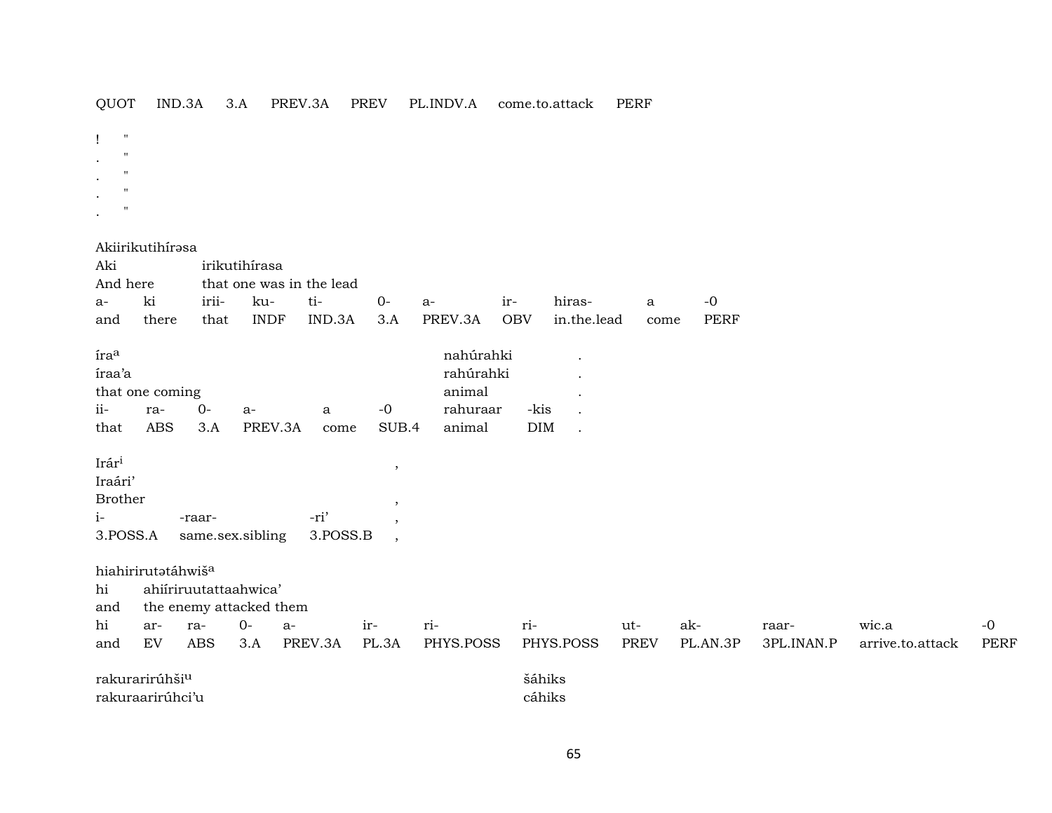| QUOT | IND.3A | 3.A | PREV.3A | PREV | PL.INDV.A | come.to.attack | PERF |
|---|---|---|---|---|---|---|---|

! "
. "
. "
. "
. "

Akiirikutihírəsa

| Aki | | irikutihírasa | | | | | | | | |
|---|---|---|---|---|---|---|---|---|---|---|
| And here | | that one was in the lead | | | | | | | | |
| a- | ki | irii- | ku- | ti- | 0- | a- | ir- | hiras- | a | -0 |
| and | there | that | INDF | IND.3A | 3.A | PREV.3A | OBV | in.the.lead | come | PERF |

| íra[a] | | | | | | nahúrahki | | . |
|---|---|---|---|---|---|---|---|---|
| íraa'a | | | | | | rahúrahki | | . |
| that one coming | | | | | | animal | | . |
| ii- | ra- | 0- | a- | a | -0 | rahuraar | -kis | . |
| that | ABS | 3.A | PREV.3A | come | SUB.4 | animal | DIM | . |

| Irár[i] | | | , |
|---|---|---|---|
| Iraári' | | | |
| Brother | | | , |
| i- | -raar- | -ri' | , |
| 3.POSS.A | same.sex.sibling | 3.POSS.B | , |

hiahirirutətáhwiš[a]

| hi | ahiíriruutattaahwica' | | | | | | | | | | | |
|---|---|---|---|---|---|---|---|---|---|---|---|---|
| and | the enemy attacked them | | | | | | | | | | | |
| hi | ar- | ra- | 0- | a- | ir- | ri- | ri- | ut- | ak- | raar- | wic.a | -0 |
| and | EV | ABS | 3.A | PREV.3A | PL.3A | PHYS.POSS | PHYS.POSS | PREV | PL.AN.3P | 3PL.INAN.P | arrive.to.attack | PERF |

| rakurarirúhši[u] | šáhiks |
|---|---|
| rakuraarirúhci'u | cáhiks |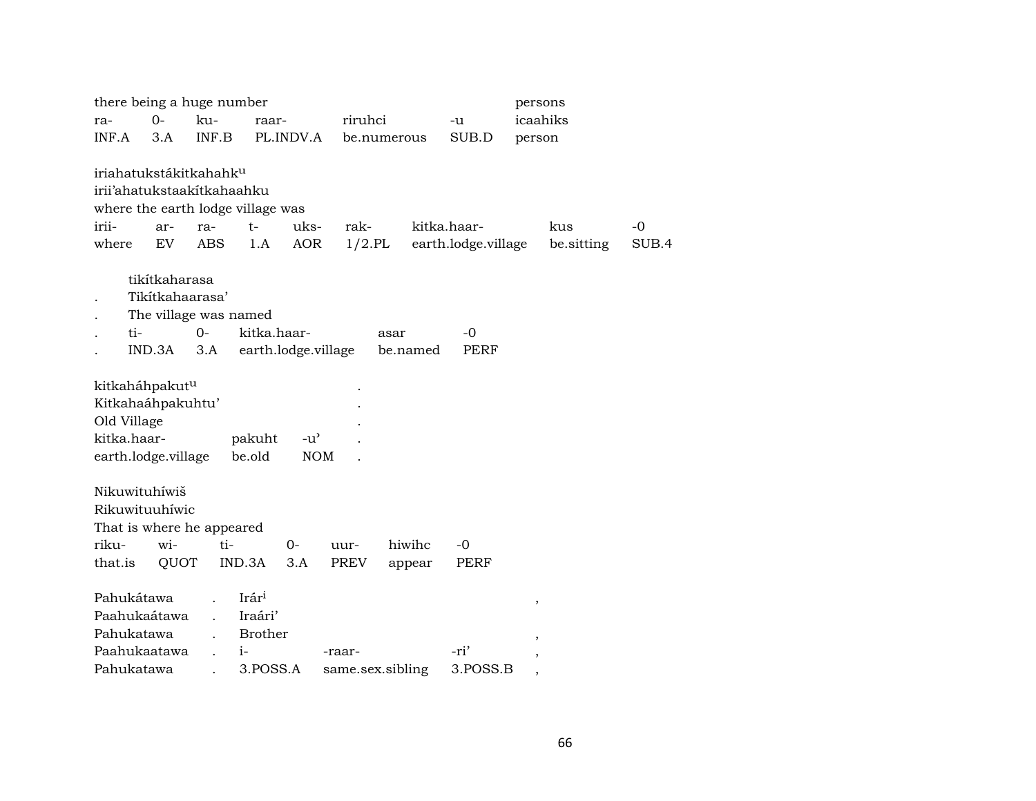there being a huge number persons

| ra- | 0- | ku- | raar- | riruhci | -u | icaahiks |
|---|---|---|---|---|---|---|
| INF.A | 3.A | INF.B | PL.INDV.A | be.numerous | SUB.D | person |

iriahatukstákitkahahk[u]
irii'ahatukstaakítkahaahku
where the earth lodge village was

| irii- | ar- | ra- | t- | uks- | rak- | kitka.haar- | kus | -0 |
|---|---|---|---|---|---|---|---|---|
| where | EV | ABS | 1.A | AOR | 1/2.PL | earth.lodge.village | be.sitting | SUB.4 |

tikítkaharasa
. Tikítkahaarasa'
. The village was named

| . | ti- | 0- | kitka.haar- | asar | -0 |
|---|---|---|---|---|---|
| . | IND.3A | 3.A | earth.lodge.village | be.named | PERF |

kitkaháhpakut[u] .
Kitkahaáhpakuhtu' .
Old Village .

| kitka.haar- | pakuht | -u' | . |
|---|---|---|---|
| earth.lodge.village | be.old | NOM | . |

Nikuwituhíwiš
Rikuwituuhíwic
That is where he appeared

| riku- | wi- | ti- | 0- | uur- | hiwihc | -0 |
|---|---|---|---|---|---|---|
| that.is | QUOT | IND.3A | 3.A | PREV | appear | PERF |

Pahukátawa . Irár[i] ,
Paahukaátawa . Iraári'
Pahukatawa . Brother ,

| Paahukaatawa | . | i- | -raar- | -ri' | , |
|---|---|---|---|---|---|
| Pahukatawa | . | 3.POSS.A | same.sex.sibling | 3.POSS.B | , |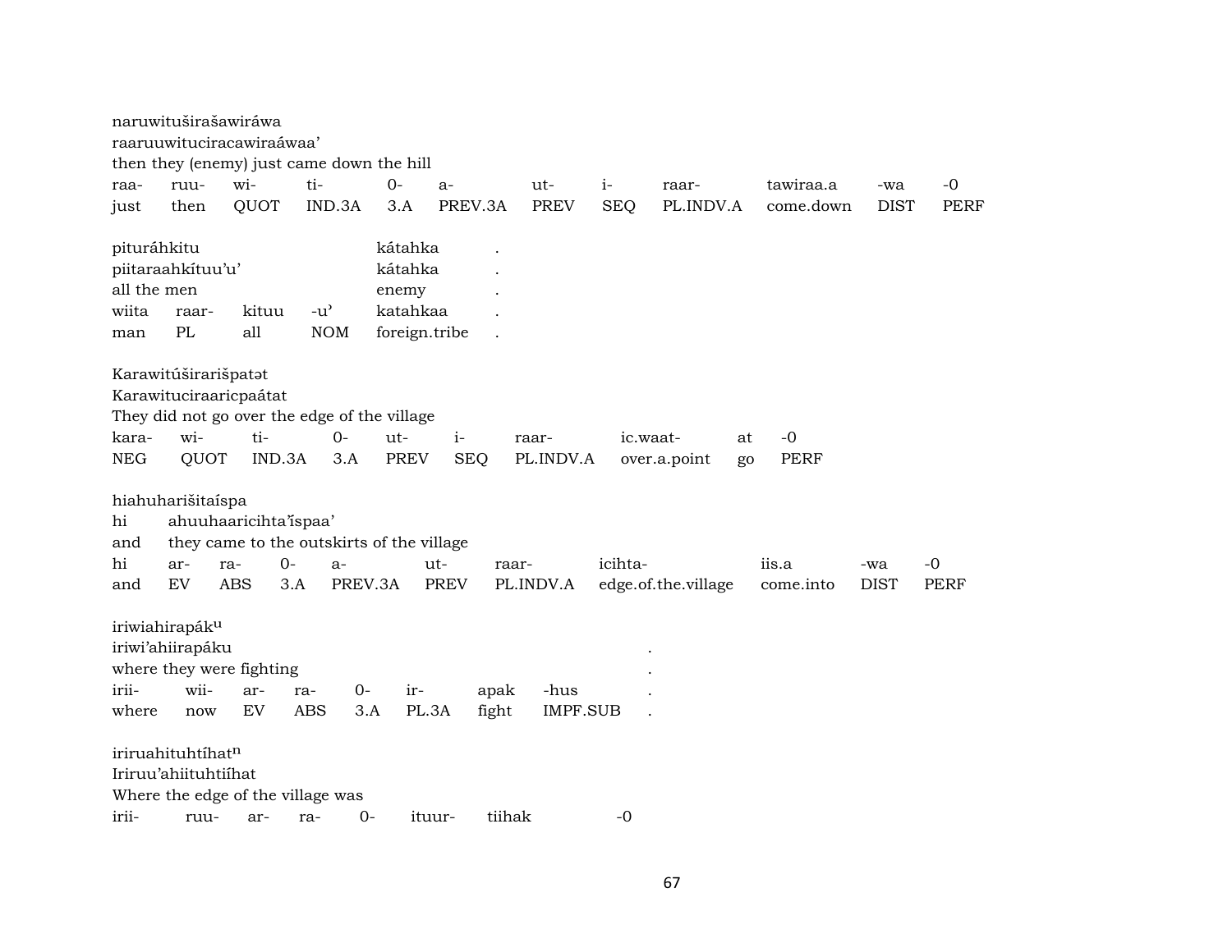naruwituširašawiráwa
raaruuwituciracawiraáwaa'
then they (enemy) just came down the hill

| raa- | ruu- | wi- | ti- | 0- | a- | ut- | i- | raar- | tawiraa.a | -wa | -0 |
|---|---|---|---|---|---|---|---|---|---|---|---|
| just | then | QUOT | IND.3A | 3.A | PREV.3A | PREV | SEQ | PL.INDV.A | come.down | DIST | PERF |

pituráhkitu kátahka .
piitaraahkítuu'u' kátahka .
all the men enemy .

| wiita | raar- | kituu | -u' | katahkaa | . |
|---|---|---|---|---|---|
| man | PL | all | NOM | foreign.tribe | . |

Karawitúširarišpatət
Karawituciraaricpaátat
They did not go over the edge of the village

| kara- | wi- | ti- | 0- | ut- | i- | raar- | ic.waat- | at | -0 |
|---|---|---|---|---|---|---|---|---|---|
| NEG | QUOT | IND.3A | 3.A | PREV | SEQ | PL.INDV.A | over.a.point | go | PERF |

hiahuharišitaíspa
hi ahuuhaaricihta'íspaa'
and they came to the outskirts of the village

| hi | ar- | ra- | 0- | a- | ut- | raar- | icihta- | iis.a | -wa | -0 |
|---|---|---|---|---|---|---|---|---|---|---|
| and | EV | ABS | 3.A | PREV.3A | PREV | PL.INDV.A | edge.of.the.village | come.into | DIST | PERF |

iriwiahirapák^u
iriwi'ahiirapáku .
where they were fighting .

| irii- | wii- | ar- | ra- | 0- | ir- | apak | -hus | . |
|---|---|---|---|---|---|---|---|---|
| where | now | EV | ABS | 3.A | PL.3A | fight | IMPF.SUB | . |

iriruahituhtíhat^n
Iriruu'ahiituhtiíhat
Where the edge of the village was

| irii- | ruu- | ar- | ra- | 0- | ituur- | tiihak | -0 |
|---|---|---|---|---|---|---|---|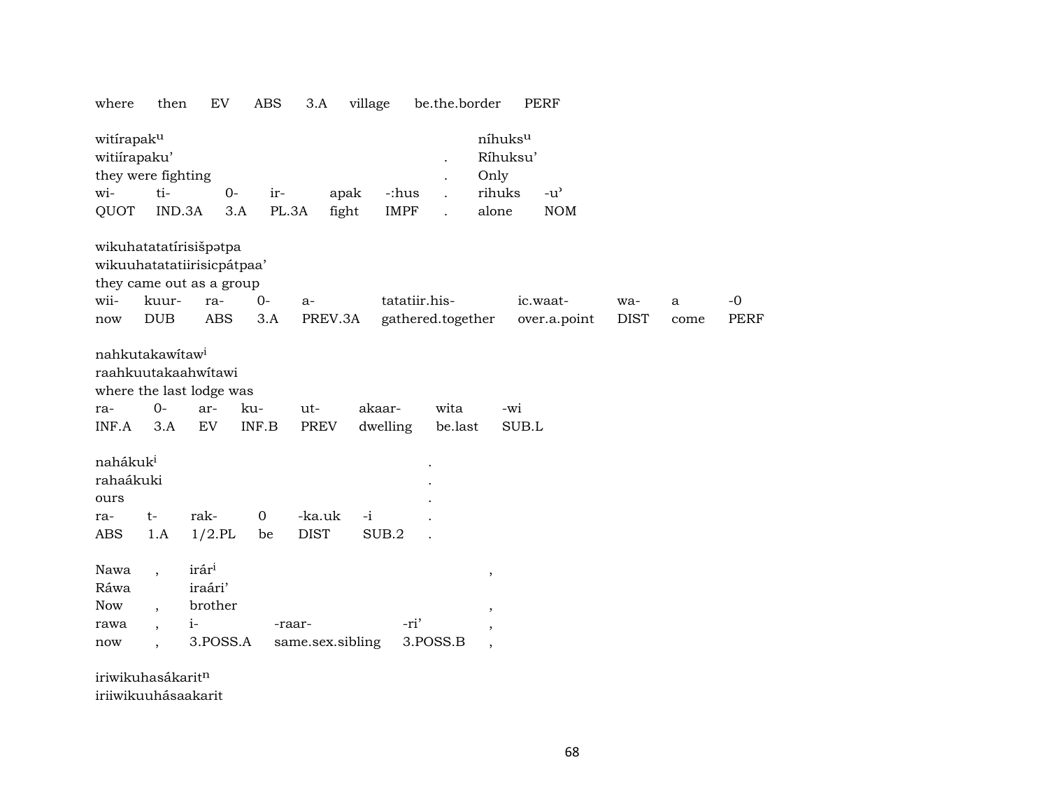where then EV ABS 3.A village be.the.border PERF

| witírapak^u | | | | | | | níhuks^u | |
|---|---|---|---|---|---|---|---|---|
| witiírapaku' | | | | | | . | Ríhuksu' | |
| they were fighting | | | | | | . | Only | |
| wi- | ti- | 0- | ir- | apak | -:hus | . | rihuks | -u' |
| QUOT | IND.3A | 3.A | PL.3A | fight | IMPF | . | alone | NOM |

wikuhatatatírisišpətpa
wikuuhatatatiirisicpátpaa'
they came out as a group

| wii- | kuur- | ra- | 0- | a- | tatatiir.his- | ic.waat- | wa- | a | -0 |
|---|---|---|---|---|---|---|---|---|---|
| now | DUB | ABS | 3.A | PREV.3A | gathered.together | over.a.point | DIST | come | PERF |

nahkutakawítaw^i
raahkuutakaahwítawi
where the last lodge was

| ra- | 0- | ar- | ku- | ut- | akaar- | wita | -wi |
|---|---|---|---|---|---|---|---|
| INF.A | 3.A | EV | INF.B | PREV | dwelling | be.last | SUB.L |

| nahákuk^i | | | | | | . |
|---|---|---|---|---|---|---|
| rahaákuki | | | | | | . |
| ours | | | | | | . |
| ra- | t- | rak- | 0 | -ka.uk | -i | . |
| ABS | 1.A | 1/2.PL | be | DIST | SUB.2 | . |

| Nawa | , | irár^i | | | , |
|---|---|---|---|---|---|
| Ráwa | | iraári' | | | |
| Now | , | brother | | | , |
| rawa | , | i- | -raar- | -ri' | , |
| now | , | 3.POSS.A | same.sex.sibling | 3.POSS.B | , |

iriwikuhasákarit^n
iriiwikuuhásaakarit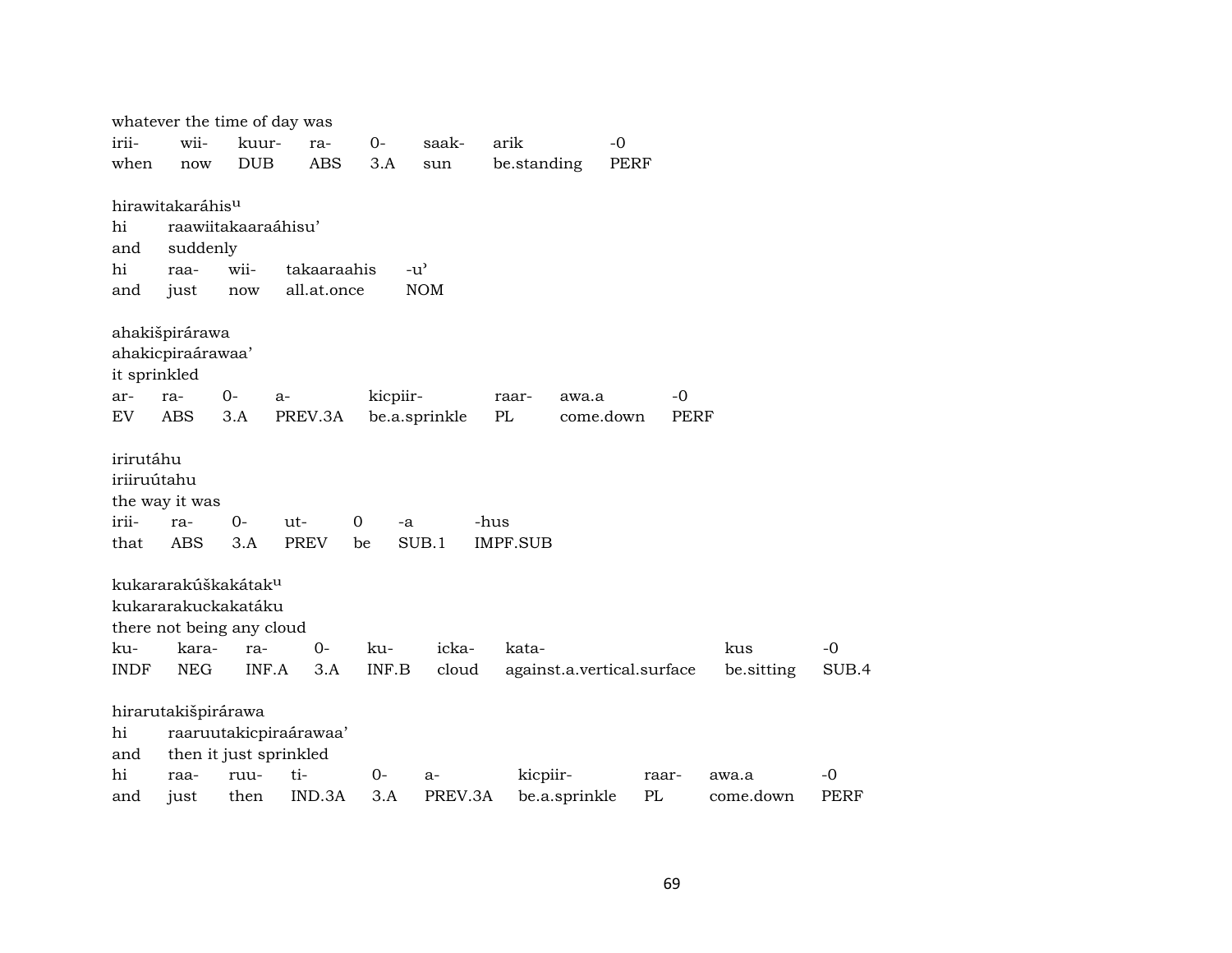whatever the time of day was

| irii- | wii- | kuur- | ra- | 0- | saak- | arik | -0 |
|---|---|---|---|---|---|---|---|
| when | now | DUB | ABS | 3.A | sun | be.standing | PERF |

hirawitakaráhis<sup>u</sup>

hi raawiitakaaraáhisu'

and suddenly

| hi | raa- | wii- | takaaraahis | -u' |
|---|---|---|---|---|
| and | just | now | all.at.once | NOM |

ahakišpirárawa

ahakicpiraárawaa'

it sprinkled

| ar- | ra- | 0- | a- | kicpiir- | raar- | awa.a | -0 |
|---|---|---|---|---|---|---|---|
| EV | ABS | 3.A | PREV.3A | be.a.sprinkle | PL | come.down | PERF |

irirutáhu

iriiruútahu

the way it was

| irii- | ra- | 0- | ut- | 0 | -a | -hus |
|---|---|---|---|---|---|---|
| that | ABS | 3.A | PREV | be | SUB.1 | IMPF.SUB |

kukararakúškakátak<sup>u</sup>

kukararakuckakatáku

there not being any cloud

| ku- | kara- | ra- | 0- | ku- | icka- | kata- | kus | -0 |
|---|---|---|---|---|---|---|---|---|
| INDF | NEG | INF.A | 3.A | INF.B | cloud | against.a.vertical.surface | be.sitting | SUB.4 |

hirarutakišpirárawa

hi raaruutakicpiraárawaa'

and then it just sprinkled

| hi | raa- | ruu- | ti- | 0- | a- | kicpiir- | raar- | awa.a | -0 |
|---|---|---|---|---|---|---|---|---|---|
| and | just | then | IND.3A | 3.A | PREV.3A | be.a.sprinkle | PL | come.down | PERF |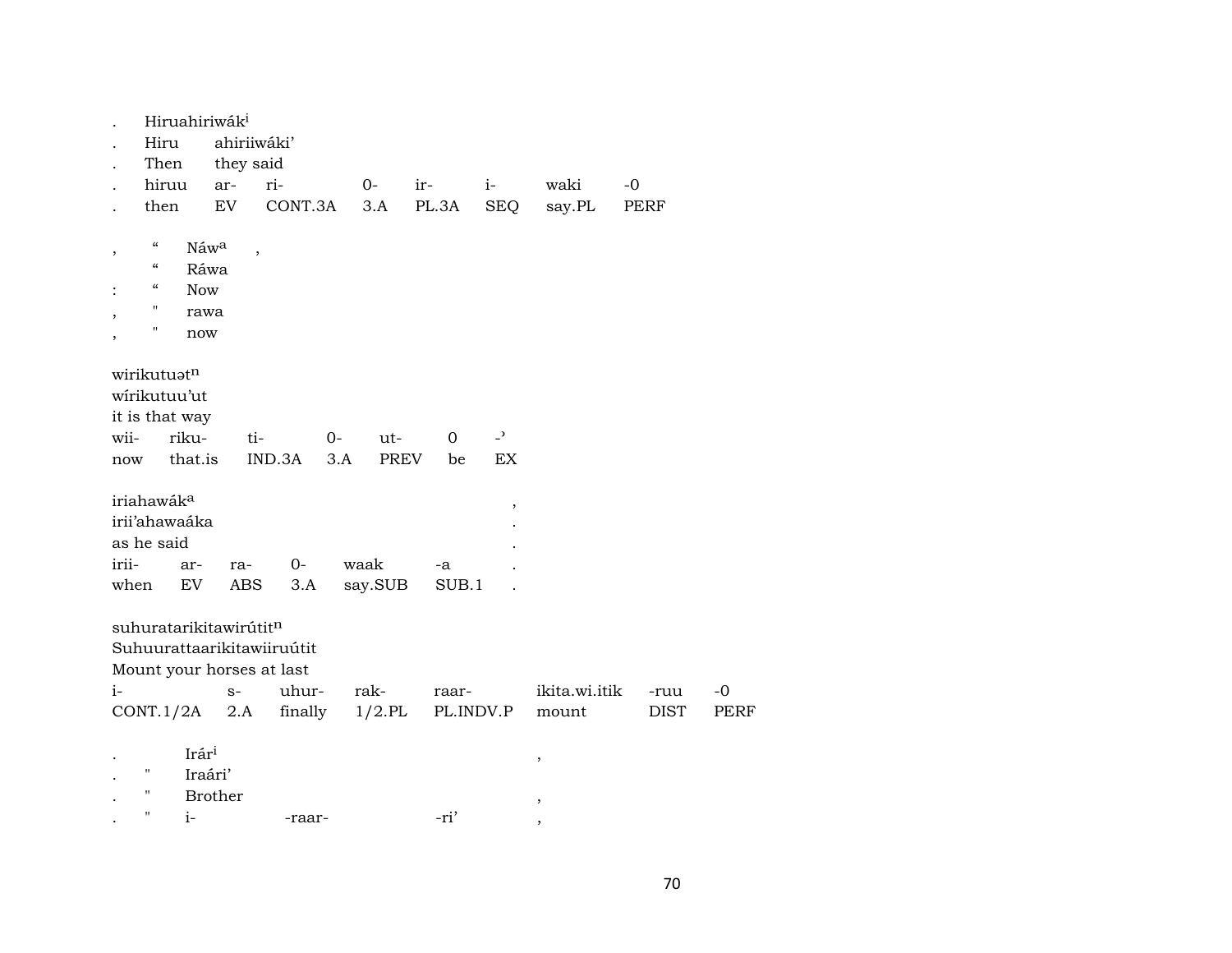| . | Hiruahiriwák[i] | | | | | | |
|---|---|---|---|---|---|---|---|
| . | Hiru | ahiriiwáki’ | | | | | |
| . | Then | they said | | | | | |
| . | hiruu | ar- | ri- | 0- | ir- | i- | waki | -0 |
| . | then | EV | CONT.3A | 3.A | PL.3A | SEQ | say.PL | PERF |

| , | “ | Náw[a] | , |
|---|---|---|---|
| | “ | Ráwa | |
| : | “ | Now | |
| , | " | rawa | |
| , | " | now | |

wirikutuət[n]
wírikutuu’ut
it is that way

| wii- | riku- | ti- | 0- | ut- | 0 | -’ |
|---|---|---|---|---|---|---|
| now | that.is | IND.3A | 3.A | PREV | be | EX |

| iriahawák[a] | | | | | | , |
|---|---|---|---|---|---|---|
| irii’ahawaáka | | | | | | . |
| as he said | | | | | | . |
| irii- | ar- | ra- | 0- | waak | -a | . |
| when | EV | ABS | 3.A | say.SUB | SUB.1 | . |

suhuratarikitawirútit[n]
Suhuurattaarikitawiiruútit
Mount your horses at last

| i- | s- | uhur- | rak- | raar- | ikita.wi.itik | -ruu | -0 |
|---|---|---|---|---|---|---|---|
| CONT.1/2A | 2.A | finally | 1/2.PL | PL.INDV.P | mount | DIST | PERF |

| . | | Irár[i] | | | , |
|---|---|---|---|---|---|
| . | " | Iraári’ | | | |
| . | " | Brother | | | , |
| . | " | i- | -raar- | -ri’ | , |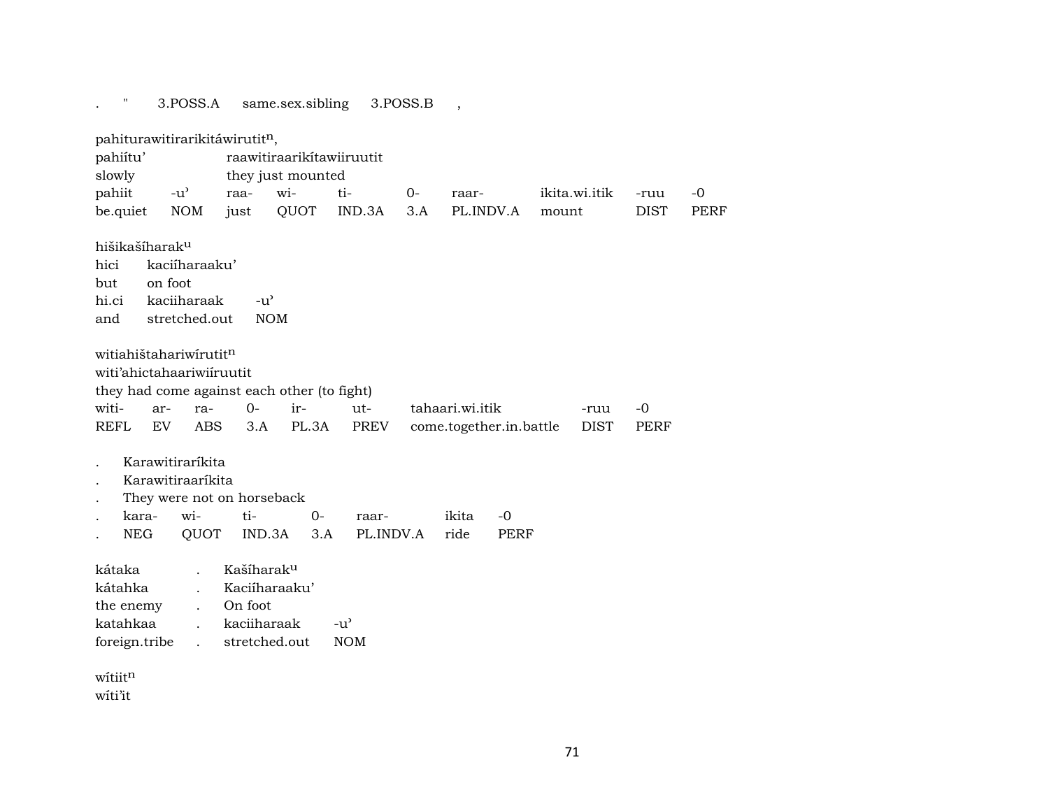. " 3.POSS.A same.sex.sibling 3.POSS.B ,

pahiturawitirarikitáwirutit$^{n}$,

| pahiítu' | | raawitiraarikítawiiruutit | | | | | | | |
|---|---|---|---|---|---|---|---|---|---|
| slowly | | they just mounted | | | | | | | |
| pahiit | -u' | raa- | wi- | ti- | 0- | raar- | ikita.wi.itik | -ruu | -0 |
| be.quiet | NOM | just | QUOT | IND.3A | 3.A | PL.INDV.A | mount | DIST | PERF |

hišikašíharak$^{u}$

| hici | kaciíharaaku' | |
|---|---|---|
| but | on foot | |
| hi.ci | kaciiharaak | -u' |
| and | stretched.out | NOM |

witiahištahariwírutit$^{n}$

witi'ahictahaariwiíruutit

they had come against each other (to fight)

| witi- | ar- | ra- | 0- | ir- | ut- | tahaari.wi.itik | -ruu | -0 |
|---|---|---|---|---|---|---|---|---|
| REFL | EV | ABS | 3.A | PL.3A | PREV | come.together.in.battle | DIST | PERF |

. Karawitiraríkita

. Karawitiraaríkita

. They were not on horseback

| . | kara- | wi- | ti- | 0- | raar- | ikita | -0 |
|---|---|---|---|---|---|---|---|
| . | NEG | QUOT | IND.3A | 3.A | PL.INDV.A | ride | PERF |

| kátaka | . | Kašíharak$^{u}$ | |
|---|---|---|---|
| kátahka | . | Kaciíharaaku' | |
| the enemy | . | On foot | |
| katahkaa | . | kaciiharaak | -u' |
| foreign.tribe | . | stretched.out | NOM |

wítiit$^{n}$

wíti'it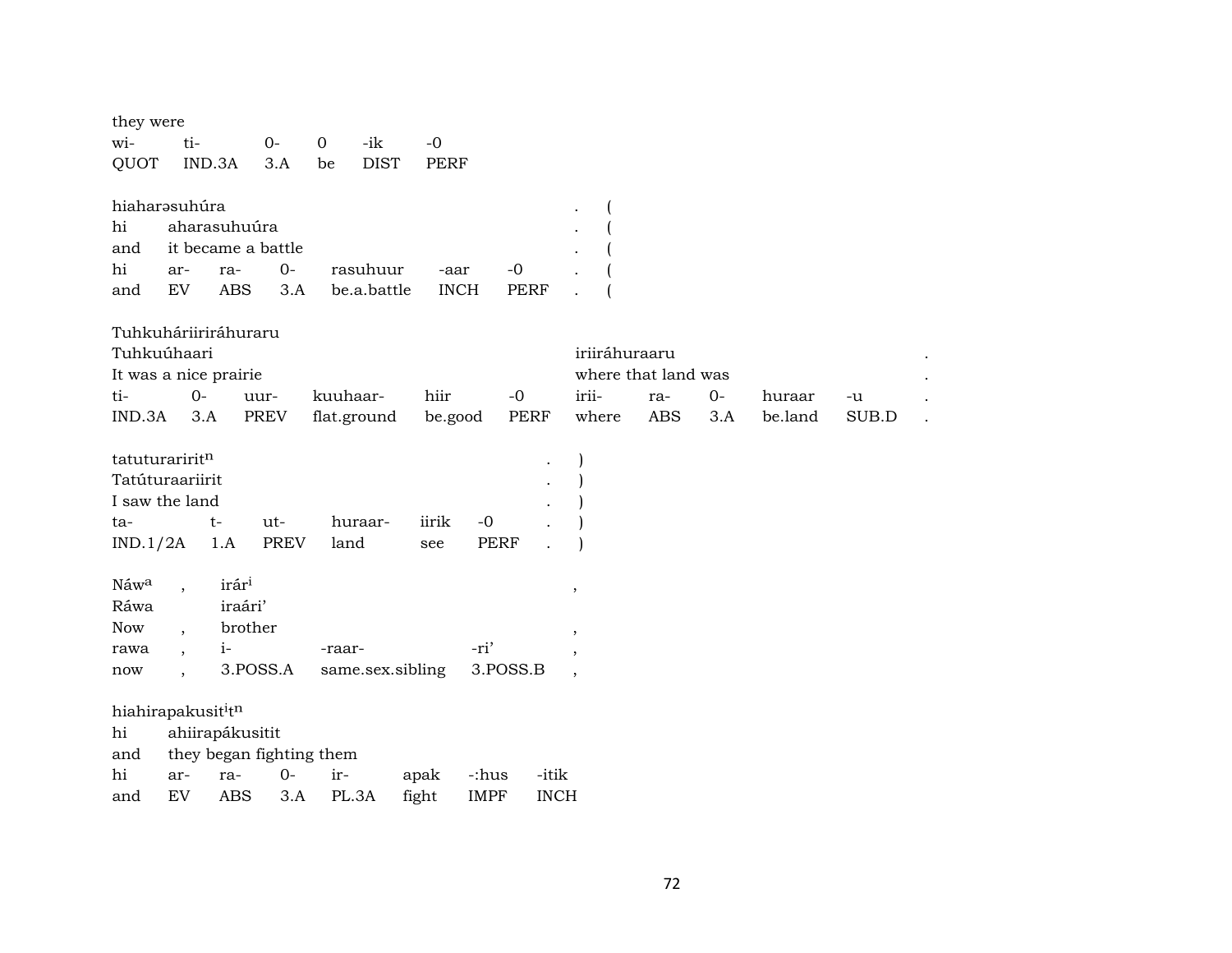they were

| wi- | ti- | 0- | 0 | -ik | -0 |
|---|---|---|---|---|---|
| QUOT | IND.3A | 3.A | be | DIST | PERF |

hiaharəsuhúra . (
hi aharasuhuúra . (
and it became a battle . (

| hi | ar- | ra- | 0- | rasuhuur | -aar | -0 | . | ( |
|---|---|---|---|---|---|---|---|---|
| and | EV | ABS | 3.A | be.a.battle | INCH | PERF | . | ( |

Tuhkuháriiriráhuraru
Tuhkuúhaari iriiráhuraaru .
It was a nice prairie where that land was .

| ti- | 0- | uur- | kuuhaar- | hiir | -0 | irii- | ra- | 0- | huraar | -u | . |
|---|---|---|---|---|---|---|---|---|---|---|---|
| IND.3A | 3.A | PREV | flat.ground | be.good | PERF | where | ABS | 3.A | be.land | SUB.D | . |

tatuturariritⁿ . )
Tatúturaariirit . )
I saw the land . )

| ta- | t- | ut- | huraar- | iirik | -0 | . | ) |
|---|---|---|---|---|---|---|---|
| IND.1/2A | 1.A | PREV | land | see | PERF | . | ) |

Náwᵃ , irárⁱ ,
Ráwa iraári'
Now , brother ,

| rawa | , | i- | -raar- | -ri' | , |
|---|---|---|---|---|---|
| now | , | 3.POSS.A | same.sex.sibling | 3.POSS.B | , |

hiahirapakusitⁱtⁿ
hi ahiirapákusitit
and they began fighting them

| hi | ar- | ra- | 0- | ir- | apak | -:hus | -itik |
|---|---|---|---|---|---|---|---|
| and | EV | ABS | 3.A | PL.3A | fight | IMPF | INCH |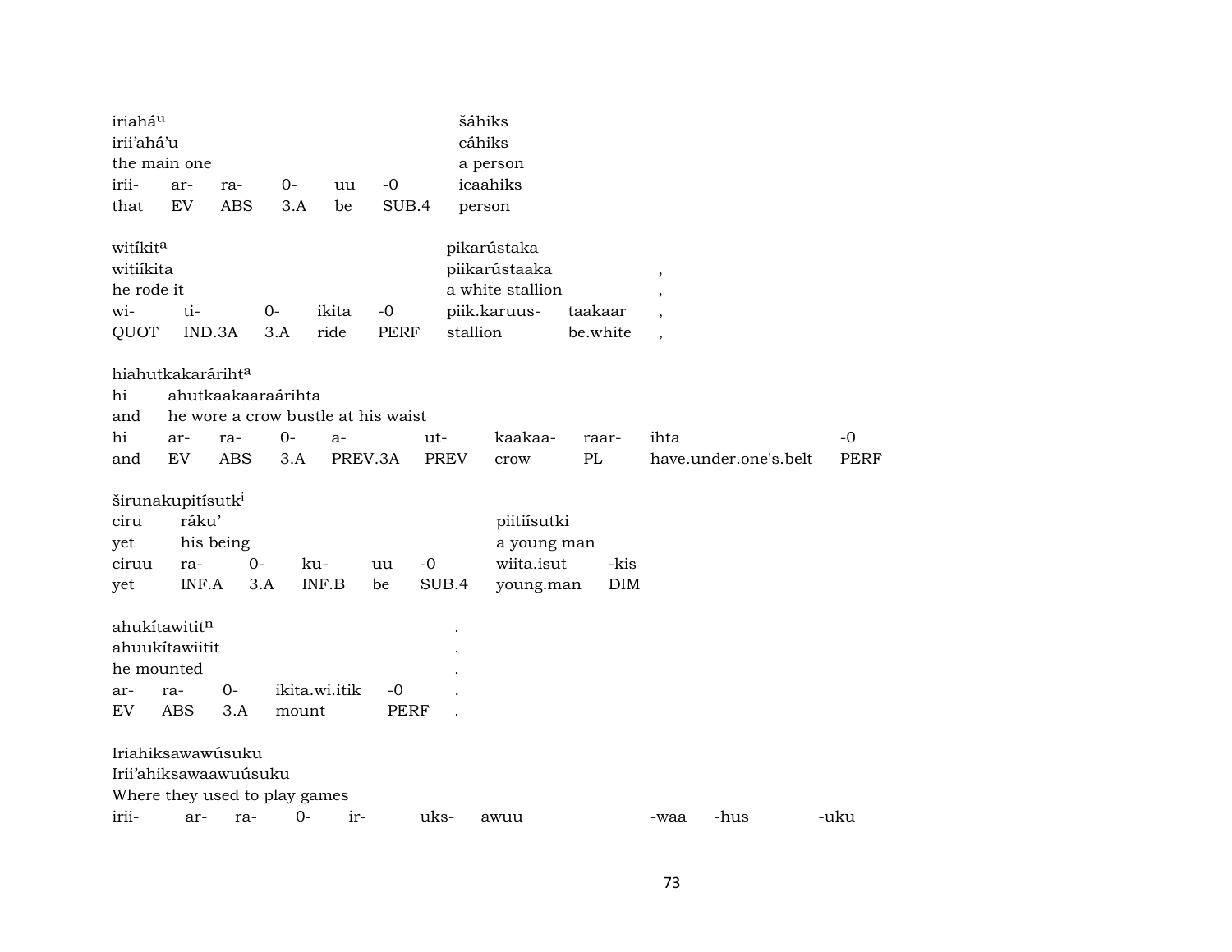iriaháu šáhiks
irii'ahá'u cáhiks
the main one a person

| irii- | ar- | ra- | 0- | uu | -0 | icaahiks |
|---|---|---|---|---|---|---|
| that | EV | ABS | 3.A | be | SUB.4 | person |

witíkita pikarústaka
witiíkita piikarústaaka ,
he rode it a white stallion ,

| wi- | ti- | 0- | ikita | -0 | piik.karuus- | taakaar | , |
|---|---|---|---|---|---|---|---|
| QUOT | IND.3A | 3.A | ride | PERF | stallion | be.white | , |

hiahutkakarárihta
hi ahutkaakaaraárihta
and he wore a crow bustle at his waist

| hi | ar- | ra- | 0- | a- | ut- | kaakaa- | raar- | ihta | -0 |
|---|---|---|---|---|---|---|---|---|---|
| and | EV | ABS | 3.A | PREV.3A | PREV | crow | PL | have.under.one's.belt | PERF |

širunakupitísutki
ciru ráku' piitiísutki
yet his being a young man

| ciruu | ra- | 0- | ku- | uu | -0 | wiita.isut | -kis |
|---|---|---|---|---|---|---|---|
| yet | INF.A | 3.A | INF.B | be | SUB.4 | young.man | DIM |

ahukítawititn .
ahuukítawiitit .
he mounted .

| ar- | ra- | 0- | ikita.wi.itik | -0 | . |
|---|---|---|---|---|---|
| EV | ABS | 3.A | mount | PERF | . |

Iriahiksawawúsuku
Irii'ahiksawaawuúsuku
Where they used to play games

| irii- | ar- | ra- | 0- | ir- | uks- | awuu | -waa | -hus | -uku |
|---|---|---|---|---|---|---|---|---|---|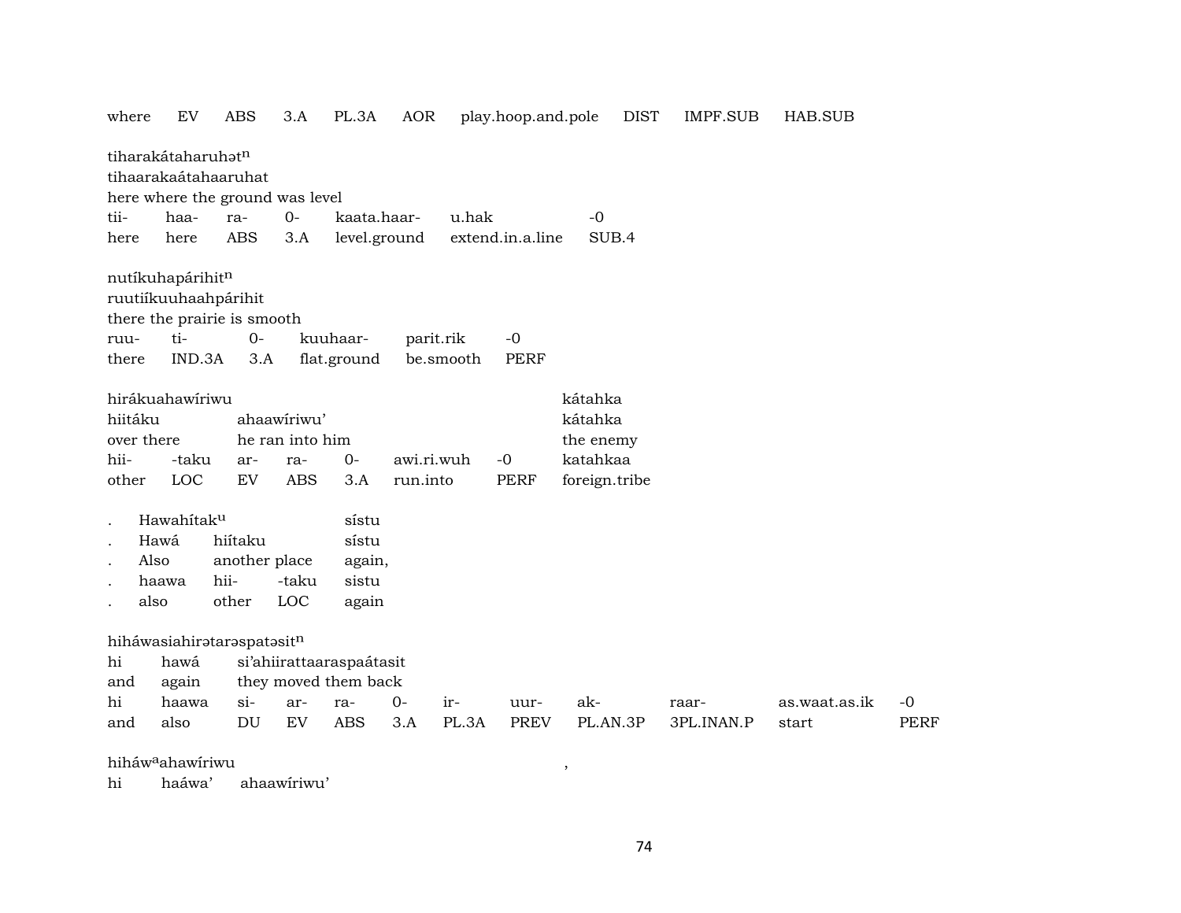where EV ABS 3.A PL.3A AOR play.hoop.and.pole DIST IMPF.SUB HAB.SUB

tiharakátaharuhətn
tihaarakaátahaaruhat
here where the ground was level

| tii- | haa- | ra- | 0- | kaata.haar- | u.hak | -0 |
|---|---|---|---|---|---|---|
| here | here | ABS | 3.A | level.ground | extend.in.a.line | SUB.4 |

nutíkuhapárihitn
ruutiíkuuhaahpárihit
there the prairie is smooth

| ruu- | ti- | 0- | kuuhaar- | parit.rik | -0 |
|---|---|---|---|---|---|
| there | IND.3A | 3.A | flat.ground | be.smooth | PERF |

hirákuahawíriwu kátahka
hiitáku ahaawíriwu' kátahka
over there he ran into him the enemy

| hii- | -taku | ar- | ra- | 0- | awi.ri.wuh | -0 | katahkaa |
|---|---|---|---|---|---|---|---|
| other | LOC | EV | ABS | 3.A | run.into | PERF | foreign.tribe |

. Hawahítaku sístu
. Hawá hiítaku sístu
. Also another place again,

| . | haawa | hii- | -taku | sistu |
|---|---|---|---|---|
| . | also | other | LOC | again |

hiháwasiahirətarəspatəsitn
hi hawá si'ahiirattaaraspaátasit
and again they moved them back

| hi | haawa | si- | ar- | ra- | 0- | ir- | uur- | ak- | raar- | as.waat.as.ik | -0 |
|---|---|---|---|---|---|---|---|---|---|---|---|
| and | also | DU | EV | ABS | 3.A | PL.3A | PREV | PL.AN.3P | 3PL.INAN.P | start | PERF |

hiháwaahawíriwu ,
hi haáwa' ahaawíriwu'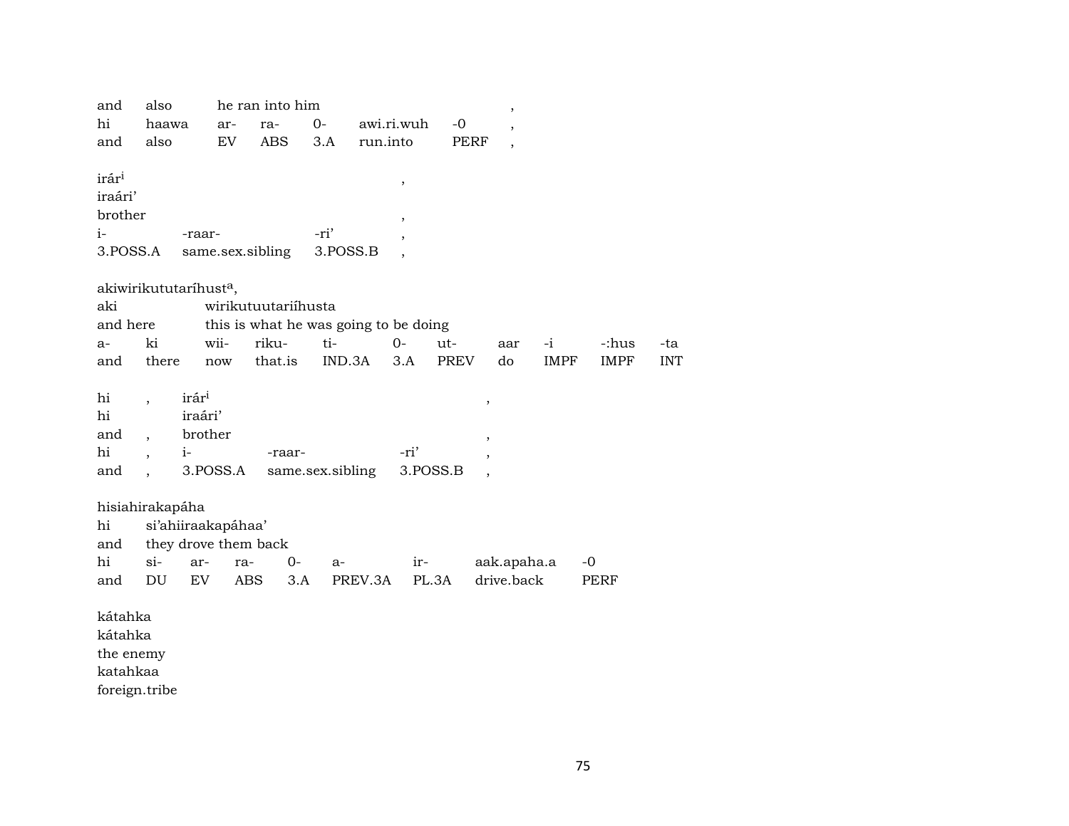| and | also | he ran into him | | | | , |
|---|---|---|---|---|---|---|
| hi | haawa | ar- | ra- | 0- | awi.ri.wuh | -0 | , |
| and | also | EV | ABS | 3.A | run.into | PERF | , |

irár[i] ,
iraári'
brother ,

| i- | -raar- | -ri' | , |
|---|---|---|---|
| 3.POSS.A | same.sex.sibling | 3.POSS.B | , |

akiwirikututaríhust[a],

| aki | wirikutuutariíhusta | | | | | | | | | |
|---|---|---|---|---|---|---|---|---|---|---|
| and here | this is what he was going to be doing | | | | | | | | | |
| a- | ki | wii- | riku- | ti- | 0- | ut- | aar | -i | -:hus | -ta |
| and | there | now | that.is | IND.3A | 3.A | PREV | do | IMPF | IMPF | INT |

| hi | , | irár[i] | | | , |
|---|---|---|---|---|---|
| hi | | iraári' | | | |
| and | , | brother | | | , |
| hi | , | i- | -raar- | -ri' | , |
| and | , | 3.POSS.A | same.sex.sibling | 3.POSS.B | , |

hisiahirakapáha

| hi | si'ahiiraakapáhaa' | | | | | | | |
|---|---|---|---|---|---|---|---|---|
| and | they drove them back | | | | | | | |
| hi | si- | ar- | ra- | 0- | a- | ir- | aak.apaha.a | -0 |
| and | DU | EV | ABS | 3.A | PREV.3A | PL.3A | drive.back | PERF |

kátahka
kátahka
the enemy
katahkaa
foreign.tribe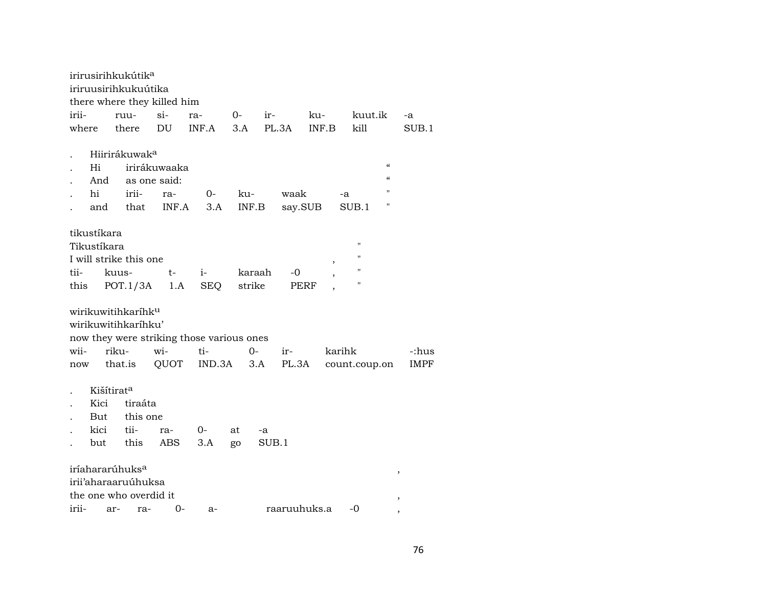irirusirihkukútik[a]
iriruusirihkukuútika
there where they killed him

| irii- | ruu- | si- | ra- | 0- | ir- | ku- | kuut.ik | -a |
|---|---|---|---|---|---|---|---|---|
| where | there | DU | INF.A | 3.A | PL.3A | INF.B | kill | SUB.1 |

. Hiirirákuwak[a]
. Hi irirákuwaaka "
. And as one said: "

| . | hi | irii- | ra- | 0- | ku- | waak | -a | " |
|---|---|---|---|---|---|---|---|---|
| . | and | that | INF.A | 3.A | INF.B | say.SUB | SUB.1 | " |

tikustíkara
Tikustíkara "
I will strike this one , "

| tii- | kuus- | t- | i- | karaah | -0 | , | " |
|---|---|---|---|---|---|---|---|
| this | POT.1/3A | 1.A | SEQ | strike | PERF | , | " |

wirikuwitihkaríhk[u]
wirikuwitihkaríhku'
now they were striking those various ones

| wii- | riku- | wi- | ti- | 0- | ir- | karihk | -:hus |
|---|---|---|---|---|---|---|---|
| now | that.is | QUOT | IND.3A | 3.A | PL.3A | count.coup.on | IMPF |

. Kišítirat[a]
. Kici tiraáta
. But this one

| . | kici | tii- | ra- | 0- | at | -a |
|---|---|---|---|---|---|---|
| . | but | this | ABS | 3.A | go | SUB.1 |

iríahararúhuks[a] ,
irii'aharaaruúhuksa
the one who overdid it ,

| irii- | ar- | ra- | 0- | a- | raaruuhuks.a | -0 | , |
|---|---|---|---|---|---|---|---|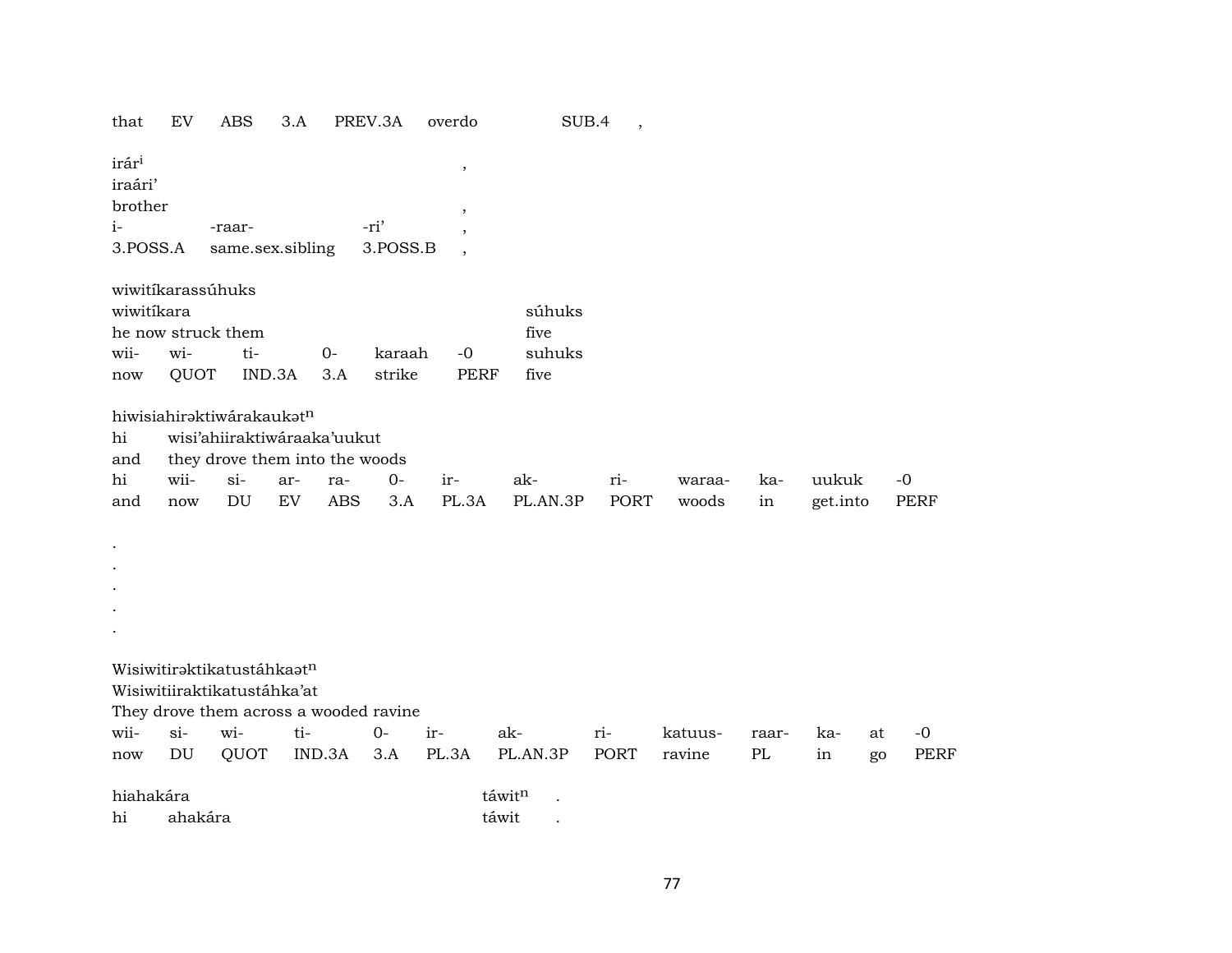| that | EV | ABS | 3.A | PREV.3A | overdo | SUB.4 | , |
|---|---|---|---|---|---|---|---|

irárⁱ ,
iraári’
brother ,

| i- | -raar- | -ri’ | , |
|---|---|---|---|
| 3.POSS.A | same.sex.sibling | 3.POSS.B | , |

wiwitíkarassúhuks
wiwitíkara súhuks
he now struck them five

| wii- | wi- | ti- | 0- | karaah | -0 | suhuks |
|---|---|---|---|---|---|---|
| now | QUOT | IND.3A | 3.A | strike | PERF | five |

hiwisiahirəktiwárakaukətⁿ
hi wisi’ahiiraktiwáraaka’uukut
and they drove them into the woods

| hi | wii- | si- | ar- | ra- | 0- | ir- | ak- | ri- | waraa- | ka- | uukuk | -0 |
|---|---|---|---|---|---|---|---|---|---|---|---|---|
| and | now | DU | EV | ABS | 3.A | PL.3A | PL.AN.3P | PORT | woods | in | get.into | PERF |

.
.
.
.
.

Wisiwitirəktikatustáhkaətⁿ
Wisiwitiiraktikatustáhka’at
They drove them across a wooded ravine

| wii- | si- | wi- | ti- | 0- | ir- | ak- | ri- | katuus- | raar- | ka- | at | -0 |
|---|---|---|---|---|---|---|---|---|---|---|---|---|
| now | DU | QUOT | IND.3A | 3.A | PL.3A | PL.AN.3P | PORT | ravine | PL | in | go | PERF |

hiahakára táwitⁿ .
hi ahakára táwit .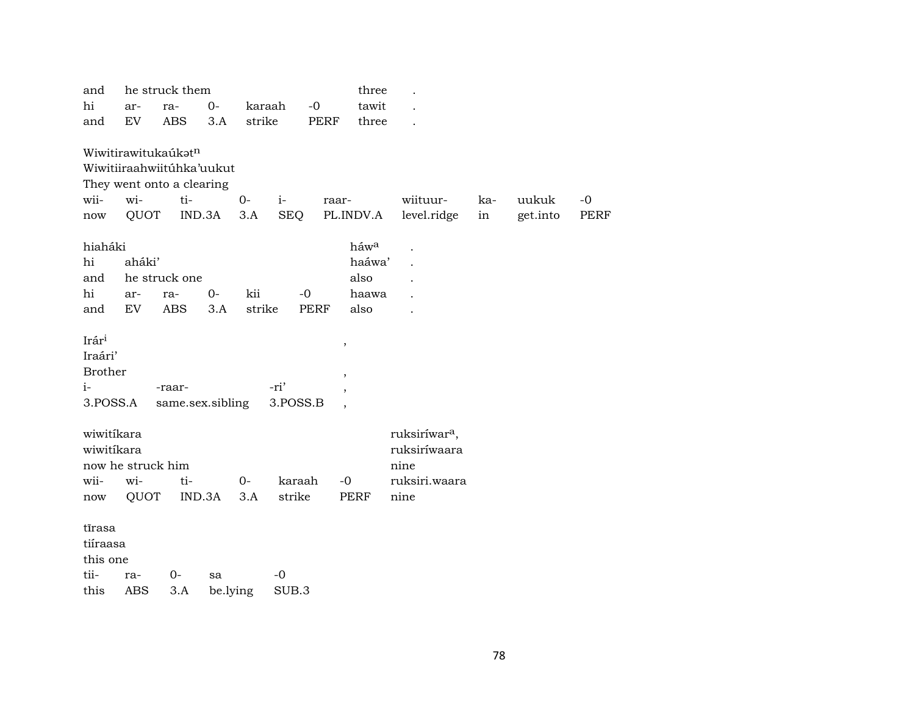| and | he struck them | | | | | three | . |
|---|---|---|---|---|---|---|---|
| hi | ar- | ra- | 0- | karaah | -0 | tawit | . |
| and | EV | ABS | 3.A | strike | PERF | three | . |

Wiwitirawitukaúkə$t^{n}$
Wiwitiiraahwiitúhka'uukut
They went onto a clearing

| wii- | wi- | ti- | 0- | i- | raar- | wiituur- | ka- | uukuk | -0 |
|---|---|---|---|---|---|---|---|---|---|
| now | QUOT | IND.3A | 3.A | SEQ | PL.INDV.A | level.ridge | in | get.into | PERF |

| hiaháki | | | | | | háw[a] | . |
|---|---|---|---|---|---|---|---|
| hi | aháki' | | | | | haáwa' | . |
| and | he struck one | | | | | also | . |
| hi | ar- | ra- | 0- | kii | -0 | haawa | . |
| and | EV | ABS | 3.A | strike | PERF | also | . |

| Irár[i] | | | , |
|---|---|---|---|
| Iraári' | | | |
| Brother | | | , |
| i- | -raar- | -ri' | , |
| 3.POSS.A | same.sex.sibling | 3.POSS.B | , |

| wiwitíkara | | | | | | ruksiríwar[a], |
|---|---|---|---|---|---|---|
| wiwitíkara | | | | | | ruksiríwaara |
| now he struck him | | | | | | nine |
| wii- | wi- | ti- | 0- | karaah | -0 | ruksiri.waara |
| now | QUOT | IND.3A | 3.A | strike | PERF | nine |

| tĩrasa | | | | |
|---|---|---|---|---|
| tiíraasa | | | | |
| this one | | | | |
| tii- | ra- | 0- | sa | -0 |
| this | ABS | 3.A | be.lying | SUB.3 |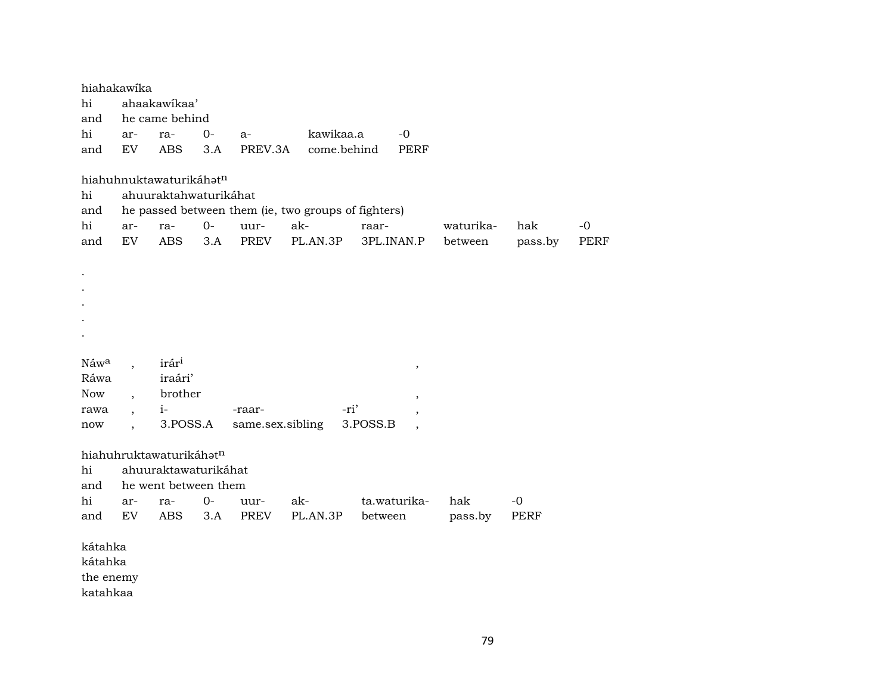hiahakawíka
hi ahaakawíkaa'
and he came behind

| hi | ar- | ra- | 0- | a- | kawikaa.a | -0 |
|---|---|---|---|---|---|---|
| and | EV | ABS | 3.A | PREV.3A | come.behind | PERF |

hiahuhnuktawaturikáhət$^{n}$
hi ahuuraktahwaturikáhat
and he passed between them (ie, two groups of fighters)

| hi | ar- | ra- | 0- | uur- | ak- | raar- | waturika- | hak | -0 |
|---|---|---|---|---|---|---|---|---|---|
| and | EV | ABS | 3.A | PREV | PL.AN.3P | 3PL.INAN.P | between | pass.by | PERF |

.
.
.
.
.

Náw$^{a}$ , irár$^{i}$ ,
Ráwa iraári'
Now , brother ,

| rawa | , | i- | -raar- | -ri' | , |
|---|---|---|---|---|---|
| now | , | 3.POSS.A | same.sex.sibling | 3.POSS.B | , |

hiahuhruktawaturikáhət$^{n}$
hi ahuuraktawaturikáhat
and he went between them

| hi | ar- | ra- | 0- | uur- | ak- | ta.waturika- | hak | -0 |
|---|---|---|---|---|---|---|---|---|
| and | EV | ABS | 3.A | PREV | PL.AN.3P | between | pass.by | PERF |

kátahka
kátahka
the enemy
katahkaa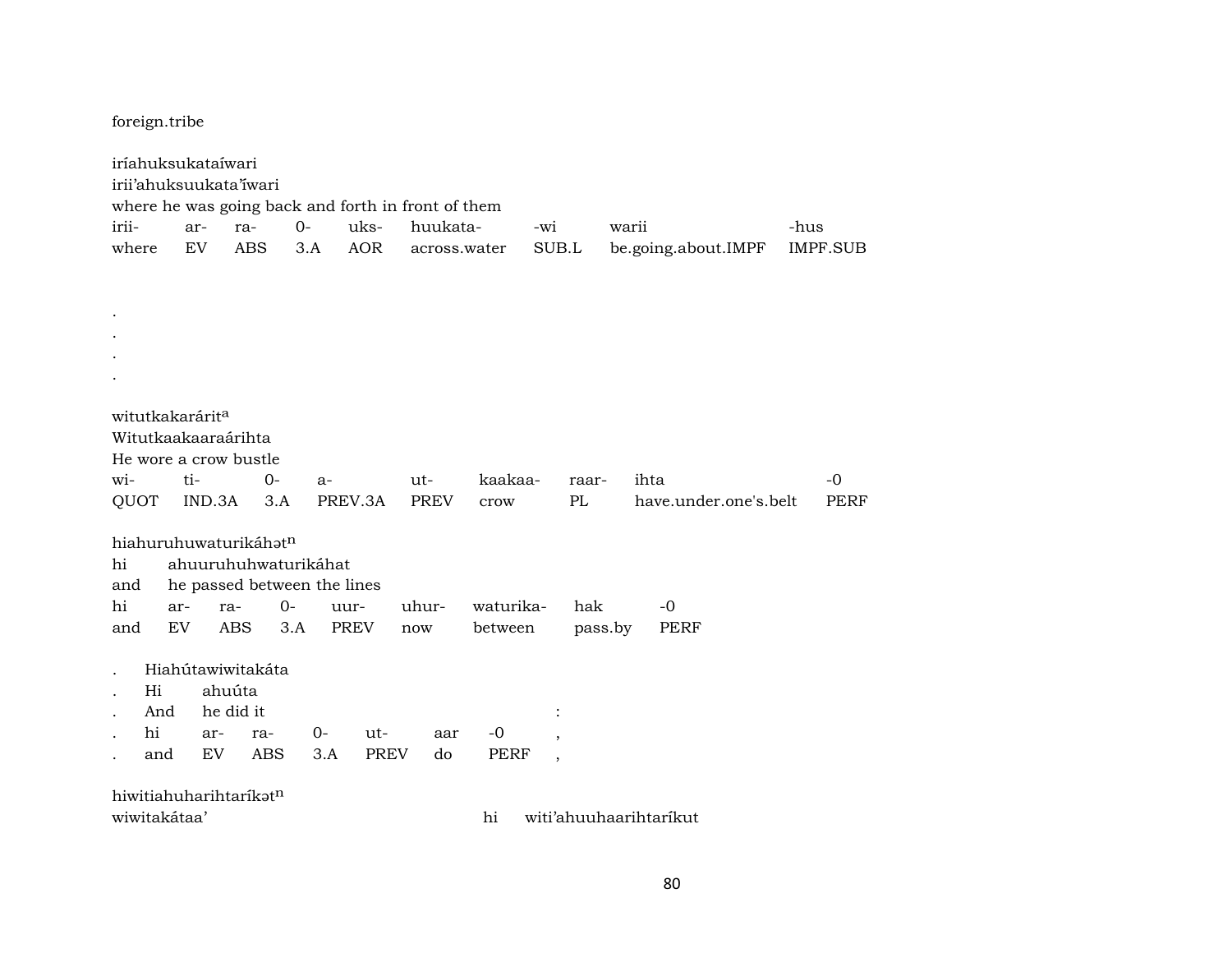foreign.tribe

iríahuksukataíwari
irii'ahuksuukata'iwari
where he was going back and forth in front of them

| irii- | ar- | ra- | 0- | uks- | huukata- | -wi | warii | -hus |
|---|---|---|---|---|---|---|---|---|
| where | EV | ABS | 3.A | AOR | across.water | SUB.L | be.going.about.IMPF | IMPF.SUB |

.
.
.
.

witutkakarárit$^{a}$
Witutkaakaaraárihta
He wore a crow bustle

| wi- | ti- | 0- | a- | ut- | kaakaa- | raar- | ihta | -0 |
|---|---|---|---|---|---|---|---|---|
| QUOT | IND.3A | 3.A | PREV.3A | PREV | crow | PL | have.under.one's.belt | PERF |

hiahuruhuwaturikáhət$^{n}$
hi ahuuruhuhwaturikáhat
and he passed between the lines

| hi | ar- | ra- | 0- | uur- | uhur- | waturika- | hak | -0 |
|---|---|---|---|---|---|---|---|---|
| and | EV | ABS | 3.A | PREV | now | between | pass.by | PERF |

. Hiahútawiwitakáta
. Hi ahuúta
. And he did it :

| . | hi | ar- | ra- | 0- | ut- | aar | -0 | , |
|---|---|---|---|---|---|---|---|---|
| . | and | EV | ABS | 3.A | PREV | do | PERF | , |

hiwitiahuharihtaríkət$^{n}$
wiwitakátaa' hi witi'ahuuhaarihtaríkut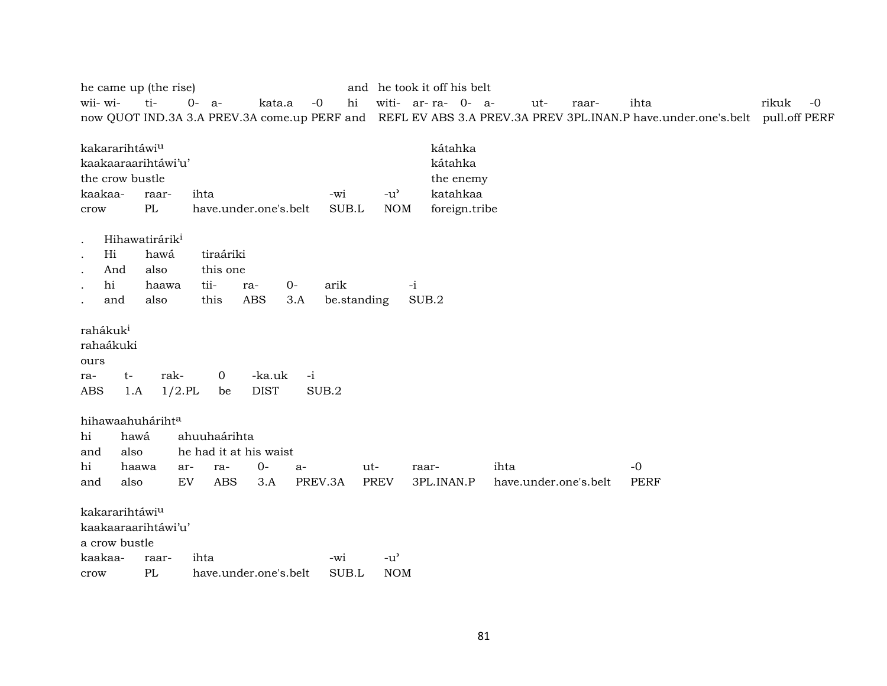| he came up (the rise) | | | | | | and | he took it off his belt | | | | | | | | | |
|---|---|---|---|---|---|---|---|---|---|---|---|---|---|---|---|---|
| wii- | wi- | ti- | 0- | a- | kata.a | -0 | hi | witi- | ar- | ra- | 0- | a- | ut- | raar- | ihta | rikuk | -0 |
| now | QUOT | IND.3A | 3.A | PREV.3A | come.up | PERF | and | REFL | EV | ABS | 3.A | PREV.3A | PREV | 3PL.INAN.P | have.under.one's.belt | pull.off | PERF |

| kakararihtáwi[u] | | | | | kátahka |
|---|---|---|---|---|---|
| kaakaaraarihtáwi'u' | | | | | kátahka |
| the crow bustle | | | | | the enemy |
| kaakaa- | raar- | ihta | -wi | -u' | katahkaa |
| crow | PL | have.under.one's.belt | SUB.L | NOM | foreign.tribe |

| . | Hihawatirárik[i] | | | | | |
|---|---|---|---|---|---|---|
| . | Hi | hawá | tiraáriki | | | |
| . | And | also | this one | | | |
| . | hi | haawa | tii- | ra- | 0- | arik | -i |
| . | and | also | this | ABS | 3.A | be.standing | SUB.2 |

| rahákuk[i] | | | | | |
|---|---|---|---|---|---|
| rahaákuki | | | | | |
| ours | | | | | |
| ra- | t- | rak- | 0 | -ka.uk | -i |
| ABS | 1.A | 1/2.PL | be | DIST | SUB.2 |

| hihawaahuhárihť[a] | | | | | | | | | |
|---|---|---|---|---|---|---|---|---|---|
| hi | hawá | ahuuhaárihta | | | | | | | |
| and | also | he had it at his waist | | | | | | | |
| hi | haawa | ar- | ra- | 0- | a- | ut- | raar- | ihta | -0 |
| and | also | EV | ABS | 3.A | PREV.3A | PREV | 3PL.INAN.P | have.under.one's.belt | PERF |

| kakararihtáwi[u] | | | | |
|---|---|---|---|---|
| kaakaaraarihtáwi'u' | | | | |
| a crow bustle | | | | |
| kaakaa- | raar- | ihta | -wi | -u' |
| crow | PL | have.under.one's.belt | SUB.L | NOM |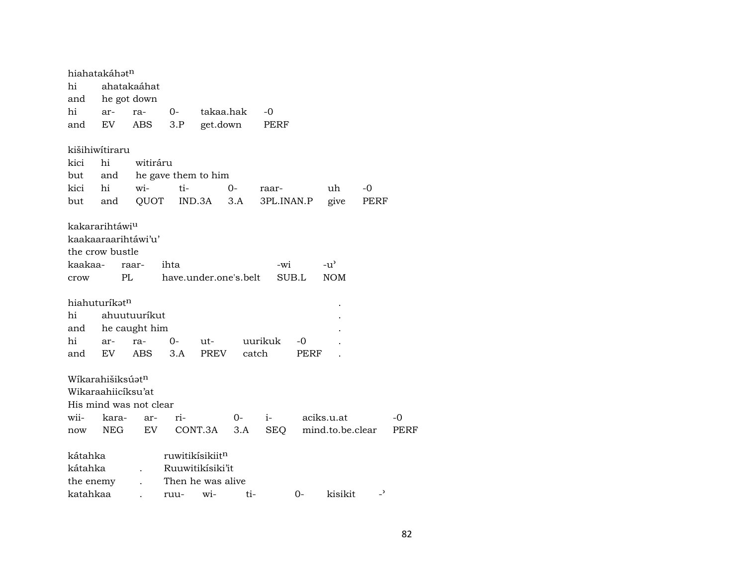hiahatakáhətⁿ
hi ahatakaáhat
and he got down

| hi | ar- | ra- | 0- | takaa.hak | -0 |
|---|---|---|---|---|---|
| and | EV | ABS | 3.P | get.down | PERF |

kišihiwítiraru
kici hi witiráru
but and he gave them to him

| kici | hi | wi- | ti- | 0- | raar- | uh | -0 |
|---|---|---|---|---|---|---|---|
| but | and | QUOT | IND.3A | 3.A | 3PL.INAN.P | give | PERF |

kakararihtáwiᵘ
kaakaaraarihtáwi'u'
the crow bustle

| kaakaa- | raar- | ihta | -wi | -u' |
|---|---|---|---|---|
| crow | PL | have.under.one's.belt | SUB.L | NOM |

hiahuturíkətⁿ .
hi ahuutuuríkut .
and he caught him .

| hi | ar- | ra- | 0- | ut- | uurikuk | -0 | . |
|---|---|---|---|---|---|---|---|
| and | EV | ABS | 3.A | PREV | catch | PERF | . |

Wíkarahišiksúətⁿ
Wikaraahiicíksu'at
His mind was not clear

| wii- | kara- | ar- | ri- | 0- | i- | aciks.u.at | -0 |
|---|---|---|---|---|---|---|---|
| now | NEG | EV | CONT.3A | 3.A | SEQ | mind.to.be.clear | PERF |

kátahka ruwitikísikiitⁿ
kátahka . Ruuwitikísiki'it
the enemy . Then he was alive

| katahkaa | . | ruu- | wi- | ti- | 0- | kisikit | -' |
|---|---|---|---|---|---|---|---|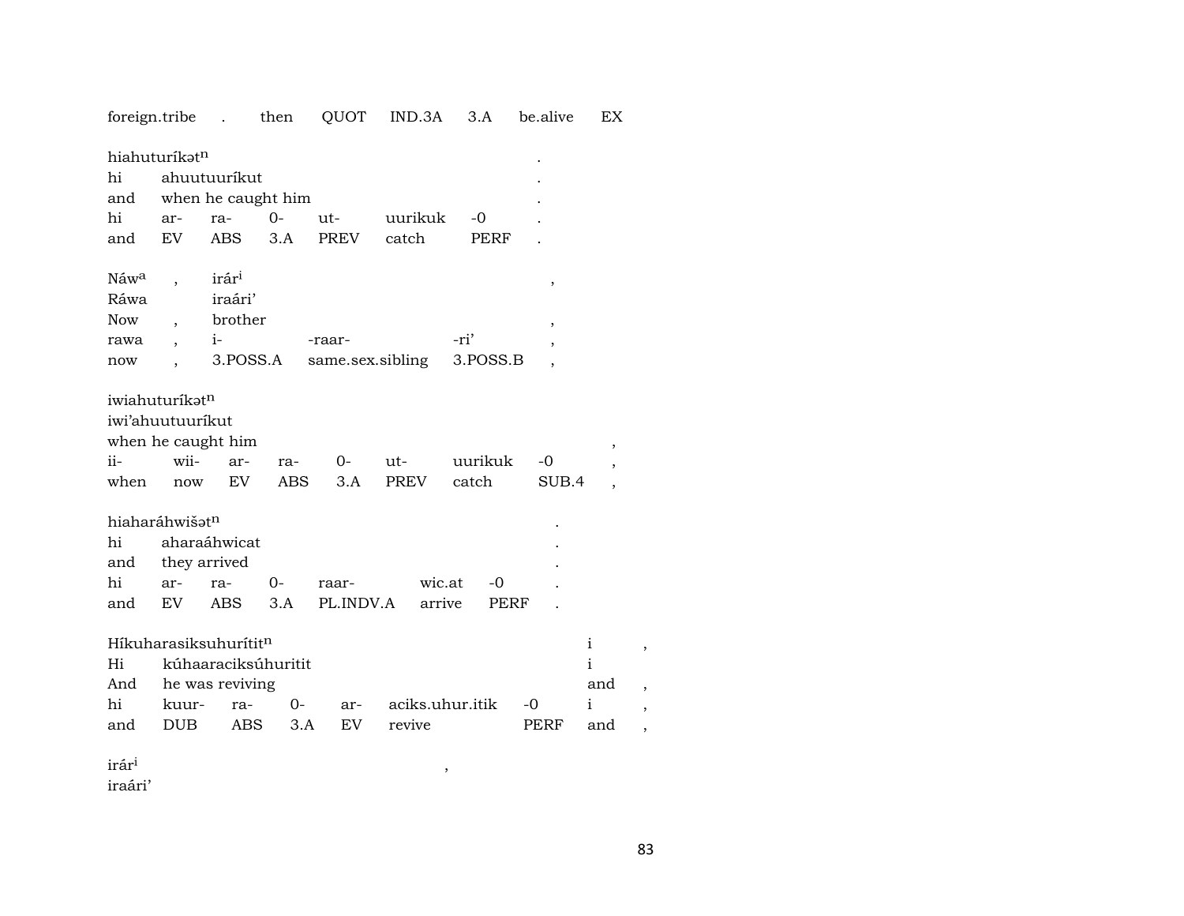foreign.tribe . then QUOT IND.3A 3.A be.alive EX

hiahuturíkətn .
hi ahuutuuríkut .
and when he caught him .

| hi | ar- | ra- | 0- | ut- | uurikuk | -0 | . |
|---|---|---|---|---|---|---|---|
| and | EV | ABS | 3.A | PREV | catch | PERF | . |

Náwa , irári ,
Ráwa iraári'
Now , brother ,

| rawa | , | i- | -raar- | -ri' | , |
|---|---|---|---|---|---|
| now | , | 3.POSS.A | same.sex.sibling | 3.POSS.B | , |

iwiahuturíkətn
iwi'ahuutuuríkut
when he caught him ,

| ii- | wii- | ar- | ra- | 0- | ut- | uurikuk | -0 | , |
|---|---|---|---|---|---|---|---|---|
| when | now | EV | ABS | 3.A | PREV | catch | SUB.4 | , |

hiaharáhwišətn .
hi aharaáhwicat .
and they arrived .

| hi | ar- | ra- | 0- | raar- | wic.at | -0 | . |
|---|---|---|---|---|---|---|---|
| and | EV | ABS | 3.A | PL.INDV.A | arrive | PERF | . |

Híkuharasiksuhurítitn i ,
Hi kúhaaraciksúhuritit i
And he was reviving and ,

| hi | kuur- | ra- | 0- | ar- | aciks.uhur.itik | -0 | i | , |
|---|---|---|---|---|---|---|---|---|
| and | DUB | ABS | 3.A | EV | revive | PERF | and | , |

irári ,
iraári'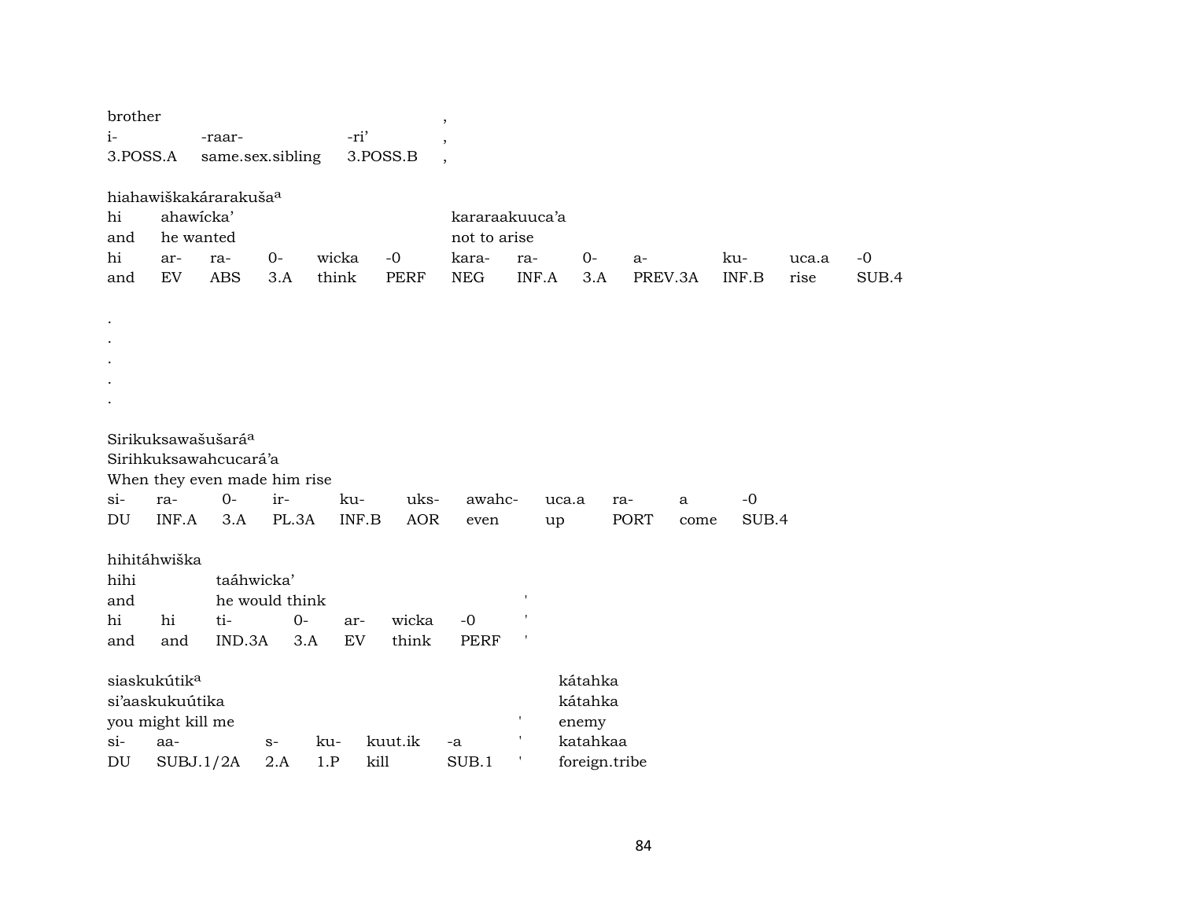brother ,
i- -raar- -ri' ,
3.POSS.A same.sex.sibling 3.POSS.B ,

hiahawiškakárarakuša[a]

| hi | ahawícka' | | | | | kararaakuuca'a | | | | | | |
|---|---|---|---|---|---|---|---|---|---|---|---|---|
| and | he wanted | | | | | not to arise | | | | | | |
| hi | ar- | ra- | 0- | wicka | -0 | kara- | ra- | 0- | a- | ku- | uca.a | -0 |
| and | EV | ABS | 3.A | think | PERF | NEG | INF.A | 3.A | PREV.3A | INF.B | rise | SUB.4 |

.
.
.
.
.

Sirikuksawašušará[a]
Sirihkuksawahcucará'a
When they even made him rise

| si- | ra- | 0- | ir- | ku- | uks- | awahc- | uca.a | ra- | a | -0 |
|---|---|---|---|---|---|---|---|---|---|---|
| DU | INF.A | 3.A | PL.3A | INF.B | AOR | even | up | PORT | come | SUB.4 |

hihitáhwiška

| hihi | | taáhwicka' | | | | | |
|---|---|---|---|---|---|---|---|
| and | | he would think | | | | | ' |
| hi | hi | ti- | 0- | ar- | wicka | -0 | ' |
| and | and | IND.3A | 3.A | EV | think | PERF | ' |

| siaskukútik[a] | | | | | | | kátahka |
|---|---|---|---|---|---|---|---|
| si'aaskukuútika | | | | | | | kátahka |
| you might kill me | | | | | | ' | enemy |
| si- | aa- | s- | ku- | kuut.ik | -a | ' | katahkaa |
| DU | SUBJ.1/2A | 2.A | 1.P | kill | SUB.1 | ' | foreign.tribe |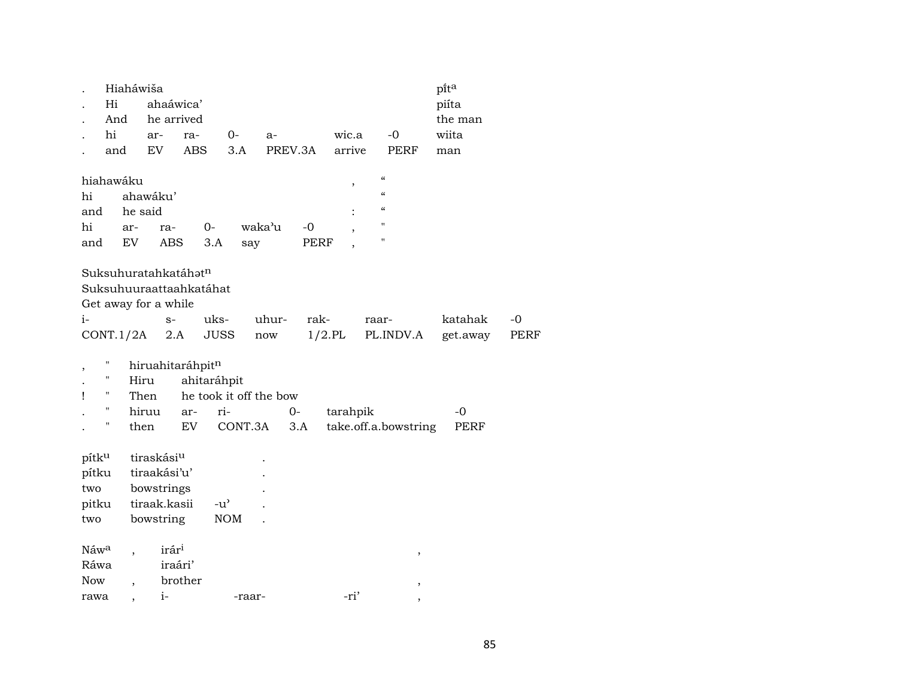| . | Hiaháwiša | | | | | | | píta |
|---|---|---|---|---|---|---|---|---|
| . | Hi | ahaáwica’ | | | | | | piíta |
| . | And | he arrived | | | | | | the man |
| . | hi | ar- | ra- | 0- | a- | wic.a | -0 | wiita |
| . | and | EV | ABS | 3.A | PREV.3A | arrive | PERF | man |

| hiahawáku | | | | | | , | “ |
|---|---|---|---|---|---|---|---|
| hi | ahawáku’ | | | | | | “ |
| and | he said | | | | | : | “ |
| hi | ar- | ra- | 0- | waka’u | -0 | , | " |
| and | EV | ABS | 3.A | say | PERF | , | " |

| Suksuhuratahkatáhət | | | | | | | |
|---|---|---|---|---|---|---|---|
| Suksuhuuraattaahkatáhat | | | | | | | |
| Get away for a while | | | | | | | |
| i- | s- | uks- | uhur- | rak- | raar- | katahak | -0 |
| CONT.1/2A | 2.A | JUSS | now | 1/2.PL | PL.INDV.A | get.away | PERF |

| , | " | hiruahitaráhpit | | | | | |
|---|---|---|---|---|---|---|---|
| . | " | Hiru | ahitaráhpit | | | | |
| ! | " | Then | he took it off the bow | | | | |
| . | " | hiruu | ar- | ri- | 0- | tarahpik | -0 |
| . | " | then | EV | CONT.3A | 3.A | take.off.a.bowstring | PERF |

| pítku | tiraskásiu | | . |
|---|---|---|---|
| pítku | tiraakási’u’ | | . |
| two | bowstrings | | . |
| pitku | tiraak.kasii | -u’ | . |
| two | bowstring | NOM | . |

| Náwa | , | irári | | | , |
|---|---|---|---|---|---|
| Ráwa | | iraári’ | | | |
| Now | , | brother | | | , |
| rawa | , | i- | -raar- | -ri’ | , |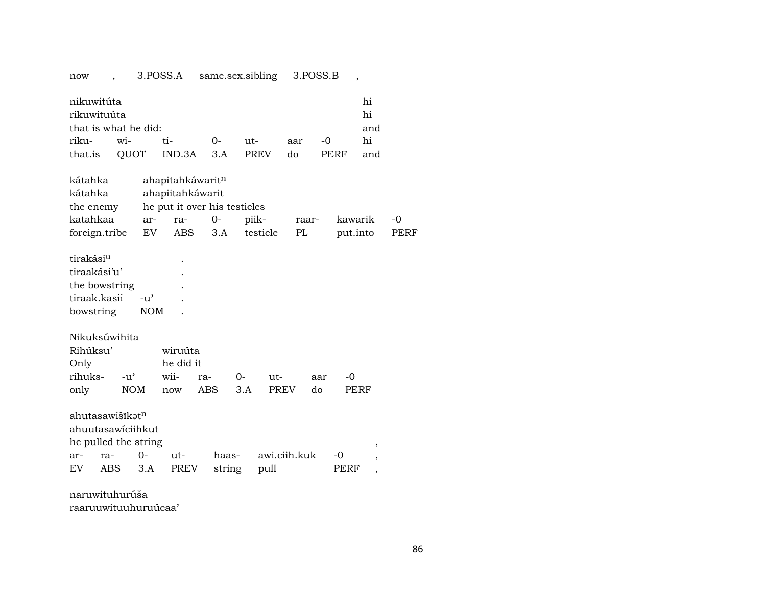now , 3.POSS.A same.sex.sibling 3.POSS.B ,

| nikuwitúta | | | | | | | hi |
|---|---|---|---|---|---|---|---|
| rikuwituúta | | | | | | | hi |
| that is what he did: | | | | | | | and |
| riku- | wi- | ti- | 0- | ut- | aar | -0 | hi |
| that.is | QUOT | IND.3A | 3.A | PREV | do | PERF | and |

| kátahka | ahapitahkáwarit[n] | | | | | | |
|---|---|---|---|---|---|---|---|
| kátahka | ahapiitahkáwarit | | | | | | |
| the enemy | he put it over his testicles | | | | | | |
| katahkaa | ar- | ra- | 0- | piik- | raar- | kawarik | -0 |
| foreign.tribe | EV | ABS | 3.A | testicle | PL | put.into | PERF |

| tirakási[u] | | . |
|---|---|---|
| tiraakási'u' | | . |
| the bowstring | | . |
| tiraak.kasii | -u' | . |
| bowstring | NOM | . |

| Nikuksúwihita | | | | | | | |
|---|---|---|---|---|---|---|---|
| Rihúksu' | | wiruúta | | | | | |
| Only | | he did it | | | | | |
| rihuks- | -u' | wii- | ra- | 0- | ut- | aar | -0 |
| only | NOM | now | ABS | 3.A | PREV | do | PERF |

| ahutasawišīkət[n] | | | | | | | |
|---|---|---|---|---|---|---|---|
| ahuutasawíciihkut | | | | | | | |
| he pulled the string | | | | | | | , |
| ar- | ra- | 0- | ut- | haas- | awi.ciih.kuk | -0 | , |
| EV | ABS | 3.A | PREV | string | pull | PERF | , |

naruwituhurúša
raaruuwituuhuruúcaa'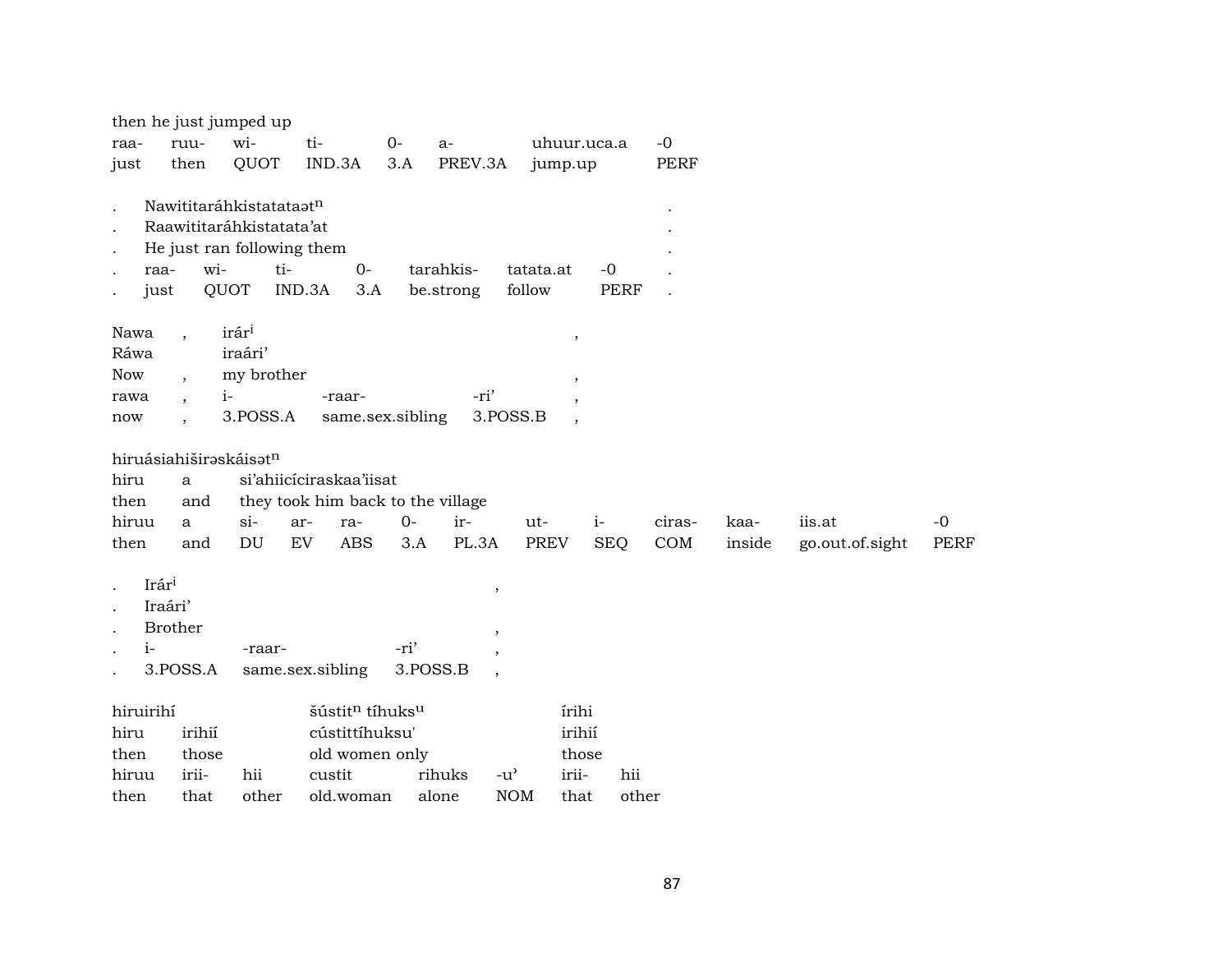then he just jumped up

| raa- | ruu- | wi- | ti- | 0- | a- | uhuur.uca.a | -0 |
|---|---|---|---|---|---|---|---|
| just | then | QUOT | IND.3A | 3.A | PREV.3A | jump.up | PERF |

. Nawititaráhkistatataətⁿ .

. Raawititaráhkistatata’at .

. He just ran following them .

| . | raa- | wi- | ti- | 0- | tarahkis- | tatata.at | -0 | . |
|---|---|---|---|---|---|---|---|---|
| . | just | QUOT | IND.3A | 3.A | be.strong | follow | PERF | . |

Nawa , irárⁱ ,

Ráwa iraári’

Now , my brother ,

| rawa | , | i- | -raar- | -ri’ | , |
|---|---|---|---|---|---|
| now | , | 3.POSS.A | same.sex.sibling | 3.POSS.B | , |

hiruásiahiširəskáisətⁿ

hiru a si’ahiicíciraskaa’iisat

then and they took him back to the village

| hiruu | a | si- | ar- | ra- | 0- | ir- | ut- | i- | ciras- | kaa- | iis.at | -0 |
|---|---|---|---|---|---|---|---|---|---|---|---|---|
| then | and | DU | EV | ABS | 3.A | PL.3A | PREV | SEQ | COM | inside | go.out.of.sight | PERF |

. Irárⁱ ,

. Iraári’

. Brother ,

| . | i- | -raar- | -ri’ | , |
|---|---|---|---|---|
| . | 3.POSS.A | same.sex.sibling | 3.POSS.B | , |

hiruirihí šústitⁿ tíhuksᵘ írihi

hiru irihií cústittíhuksu' irihií

then those old women only those

| hiruu | irii- | hii | custit | rihuks | -u’ | irii- | hii |
|---|---|---|---|---|---|---|---|
| then | that | other | old.woman | alone | NOM | that | other |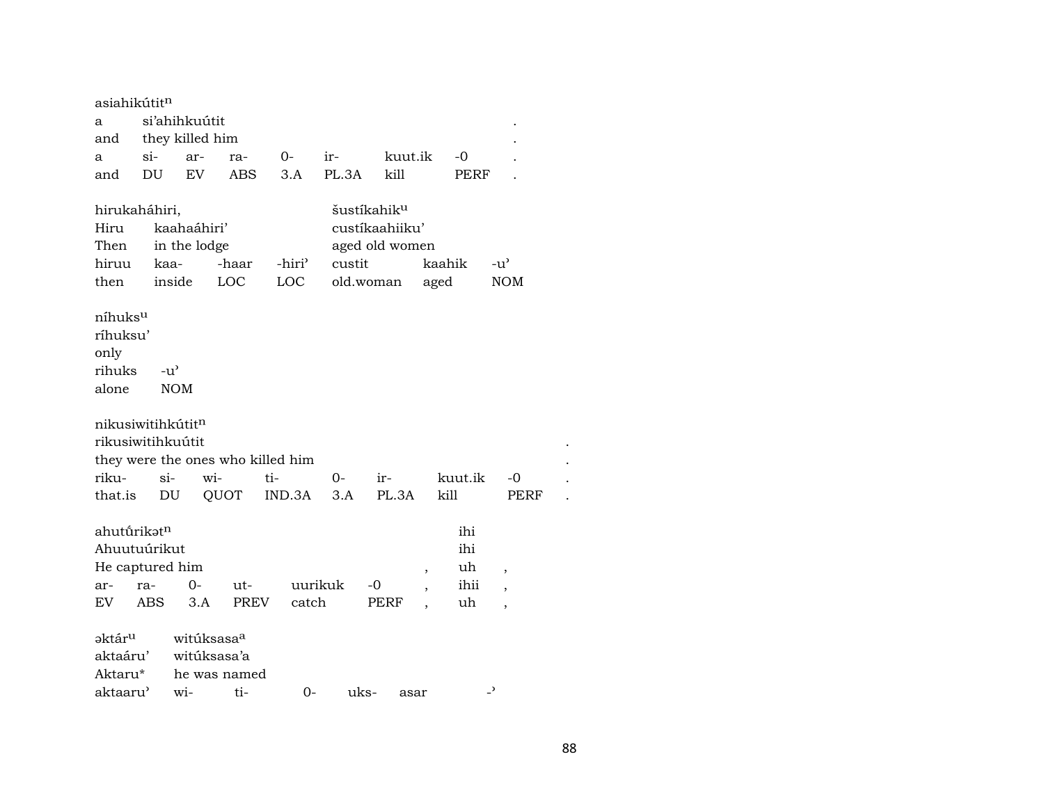asiahikútit^n

| a | si'ahihkuútit | | | | | | . |
|---|---|---|---|---|---|---|---|
| and | they killed him | | | | | | . |
| a | si- | ar- | ra- | 0- | ir- | kuut.ik | -0 | . |
| and | DU | EV | ABS | 3.A | PL.3A | kill | PERF | . |

hirukaháhiri, šustíkahik^u

| Hiru | kaahaaáhiri' | | | custíkaahiiku' | | |
|---|---|---|---|---|---|---|
| Then | in the lodge | | | aged old women | | |
| hiruu | kaa- | -haar | -hiri' | custit | kaahik | -u' |
| then | inside | LOC | LOC | old.woman | aged | NOM |

níhuks^u

| ríhuksu' | |
|---|---|
| only | |
| rihuks | -u' |
| alone | NOM |

nikusiwitihkútit^n

| rikusiwitihkuútit | | | | | | | | . |
|---|---|---|---|---|---|---|---|---|
| they were the ones who killed him | | | | | | | | . |
| riku- | si- | wi- | ti- | 0- | ir- | kuut.ik | -0 | . |
| that.is | DU | QUOT | IND.3A | 3.A | PL.3A | kill | PERF | . |

ahutů́rikət^n ihi

| Ahuutuúrikut | | | | | | | ihi | |
|---|---|---|---|---|---|---|---|---|
| He captured him | | | | | | , | uh | , |
| ar- | ra- | 0- | ut- | uurikuk | -0 | , | ihii | , |
| EV | ABS | 3.A | PREV | catch | PERF | , | uh | , |

əktár^u witúksasa^a

| aktaáru' | witúksasa'a | | | | |
|---|---|---|---|---|---|
| Aktaru* | he was named | | | | |
| aktaaru' | wi- | ti- | 0- | uks- | asar | -' |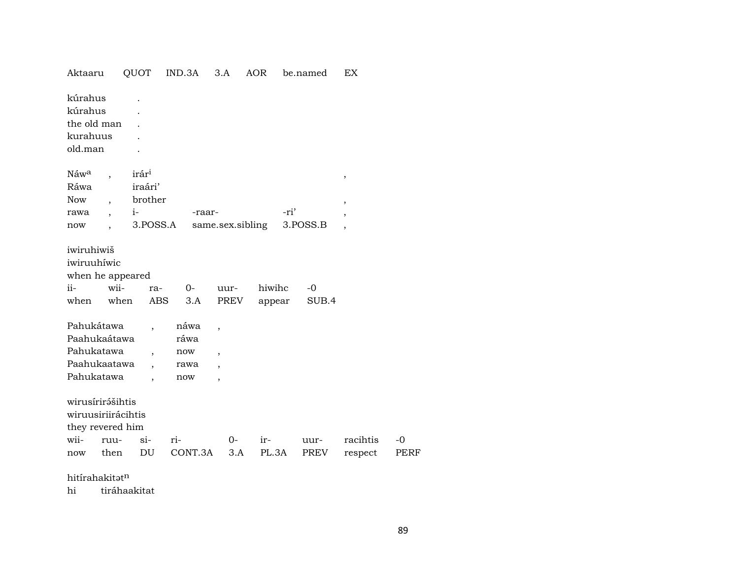| Aktaaru | QUOT | IND.3A | 3.A | AOR | be.named | EX |
|---|---|---|---|---|---|---|

| kúrahus | . |
|---|---|
| kúrahus | . |
| the old man | . |
| kurahuus | . |
| old.man | . |

| Náw[a] | , | irár[i] | | | , |
|---|---|---|---|---|---|
| Ráwa | | iraári’ | | | |
| Now | , | brother | | | , |
| rawa | , | i- | -raar- | -ri’ | , |
| now | , | 3.POSS.A | same.sex.sibling | 3.POSS.B | , |

| iwiruhiwiš | | | | | | |
|---|---|---|---|---|---|---|
| iwiruuhíwic | | | | | | |
| when he appeared | | | | | | |
| ii- | wii- | ra- | 0- | uur- | hiwihc | -0 |
| when | when | ABS | 3.A | PREV | appear | SUB.4 |

| Pahukátawa | , | náwa | , |
|---|---|---|---|
| Paahukaátawa | | ráwa | |
| Pahukatawa | , | now | , |
| Paahukaatawa | , | rawa | , |
| Pahukatawa | , | now | , |

| wirusírirə́šihtis | | | | | | | | |
|---|---|---|---|---|---|---|---|---|
| wiruusiriirácihtis | | | | | | | | |
| they revered him | | | | | | | | |
| wii- | ruu- | si- | ri- | 0- | ir- | uur- | racihtis | -0 |
| now | then | DU | CONT.3A | 3.A | PL.3A | PREV | respect | PERF |

hitírahakitət[n]
hi tiráhaakitat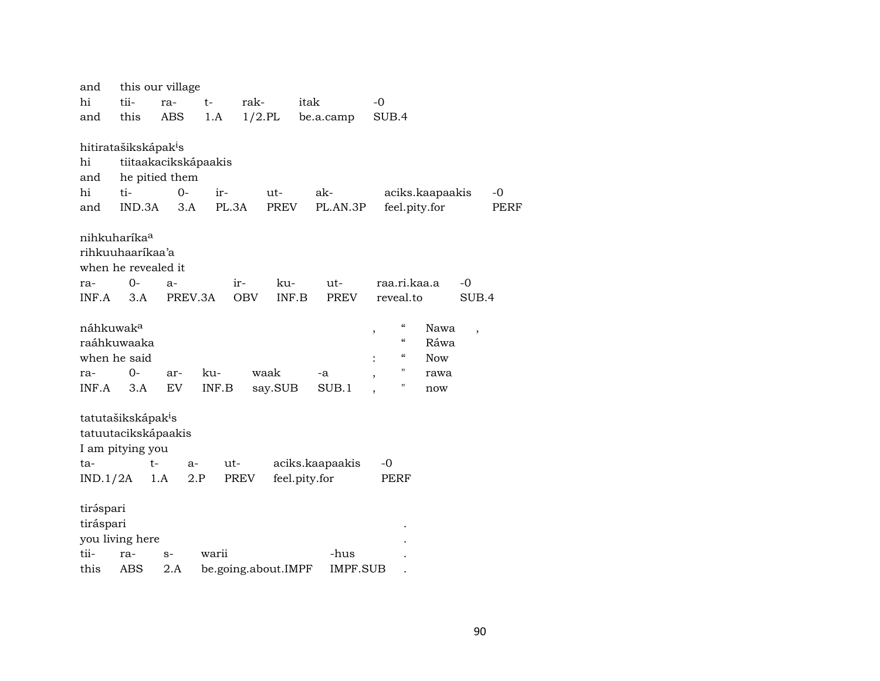and this our village

| hi | tii- | ra- | t- | rak- | itak | -0 |
|---|---|---|---|---|---|---|
| and | this | ABS | 1.A | 1/2.PL | be.a.camp | SUB.4 |

hitiratašikskápak[i]s
hi tiitaakacikskápaakis
and he pitied them

| hi | ti- | 0- | ir- | ut- | ak- | aciks.kaapaakis | -0 |
|---|---|---|---|---|---|---|---|
| and | IND.3A | 3.A | PL.3A | PREV | PL.AN.3P | feel.pity.for | PERF |

nihkuharíka[a]
rihkuuhaaríkaa'a
when he revealed it

| ra- | 0- | a- | ir- | ku- | ut- | raa.ri.kaa.a | -0 |
|---|---|---|---|---|---|---|---|
| INF.A | 3.A | PREV.3A | OBV | INF.B | PREV | reveal.to | SUB.4 |

náhkuwak[a] , " Nawa ,
raáhkuwaaka " Ráwa
when he said : " Now

| ra- | 0- | ar- | ku- | waak | -a | , | " | rawa |
|---|---|---|---|---|---|---|---|---|
| INF.A | 3.A | EV | INF.B | say.SUB | SUB.1 | , | " | now |

tatutašikskápak[i]s
tatuutacikskápaakis
I am pitying you

| ta- | t- | a- | ut- | aciks.kaapaakis | -0 |
|---|---|---|---|---|---|
| IND.1/2A | 1.A | 2.P | PREV | feel.pity.for | PERF |

tiráspari
tiráspari .
you living here .

| tii- | ra- | s- | warii | -hus | . |
|---|---|---|---|---|---|
| this | ABS | 2.A | be.going.about.IMPF | IMPF.SUB | . |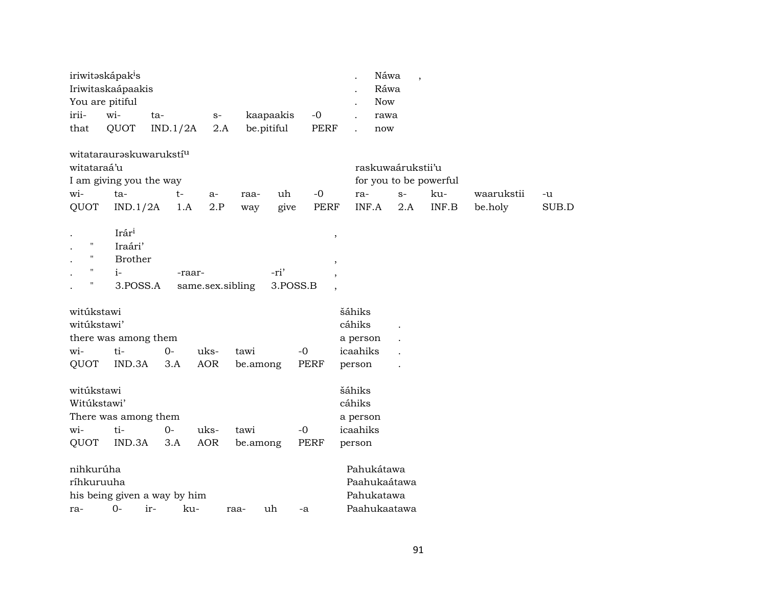| iriwitəskápak[i]s | | | | | | . | Náwa | , |
|---|---|---|---|---|---|---|---|---|
| Iriwitaskaápaakis | | | | | | . | Ráwa | |
| You are pitiful | | | | | | . | Now | |
| irii- | wi- | ta- | s- | kaapaakis | -0 | . | rawa | |
| that | QUOT | IND.1/2A | 2.A | be.pitiful | PERF | . | now | |

| witataraurəskuwarukstí[u] | | | | | | | | | | | |
|---|---|---|---|---|---|---|---|---|---|---|---|
| witataraá'u | | | | | | | raskuwaárukstii'u | | | | |
| I am giving you the way | | | | | | | for you to be powerful | | | | |
| wi- | ta- | t- | a- | raa- | uh | -0 | ra- | s- | ku- | waarukstii | -u |
| QUOT | IND.1/2A | 1.A | 2.P | way | give | PERF | INF.A | 2.A | INF.B | be.holy | SUB.D |

| . | | Irár[i] | | | , |
|---|---|---|---|---|---|
| . | " | Iraári' | | | |
| . | " | Brother | | | , |
| . | " | i- | -raar- | -ri' | , |
| . | " | 3.POSS.A | same.sex.sibling | 3.POSS.B | , |

| witúkstawi | | | | | | šáhiks | |
|---|---|---|---|---|---|---|---|
| witúkstawi' | | | | | | cáhiks | . |
| there was among them | | | | | | a person | . |
| wi- | ti- | 0- | uks- | tawi | -0 | icaahiks | . |
| QUOT | IND.3A | 3.A | AOR | be.among | PERF | person | . |

| witúkstawi | | | | | | šáhiks |
|---|---|---|---|---|---|---|
| Witúkstawi' | | | | | | cáhiks |
| There was among them | | | | | | a person |
| wi- | ti- | 0- | uks- | tawi | -0 | icaahiks |
| QUOT | IND.3A | 3.A | AOR | be.among | PERF | person |

| nihkurúha | | | | | | | Pahukátawa |
|---|---|---|---|---|---|---|---|
| ríhkuruuha | | | | | | | Paahukaátawa |
| his being given a way by him | | | | | | | Pahukatawa |
| ra- | 0- | ir- | ku- | raa- | uh | -a | Paahukaatawa |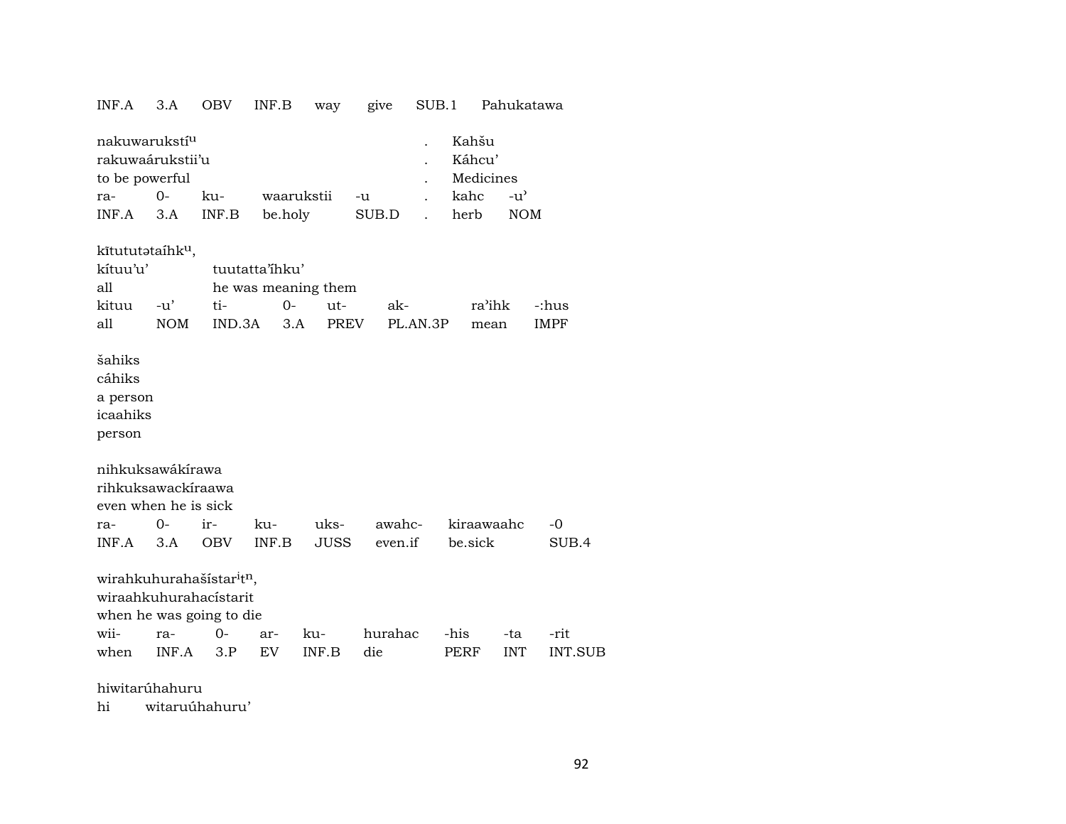| INF.A | 3.A | OBV | INF.B | way | give | SUB.1 | Pahukatawa |
|---|---|---|---|---|---|---|---|

nakuwarukstí^u . Kahšu
rakuwaárukstii'u . Káhcu'
to be powerful . Medicines

| ra- | 0- | ku- | waarukstii | -u | . | kahc | -u' |
|---|---|---|---|---|---|---|---|
| INF.A | 3.A | INF.B | be.holy | SUB.D | . | herb | NOM |

kītututətaíhk^u,
kítuu'u' tuutatta'i̋hku'
all he was meaning them

| kituu | -u' | ti- | 0- | ut- | ak- | ra'ihk | -:hus |
|---|---|---|---|---|---|---|---|
| all | NOM | IND.3A | 3.A | PREV | PL.AN.3P | mean | IMPF |

šahiks
cáhiks
a person
icaahiks
person

nihkuksawákírawa
rihkuksawackíraawa
even when he is sick

| ra- | 0- | ir- | ku- | uks- | awahc- | kiraawaahc | -0 |
|---|---|---|---|---|---|---|---|
| INF.A | 3.A | OBV | INF.B | JUSS | even.if | be.sick | SUB.4 |

wirahkuhurahašístar^it^n,
wiraahkuhurahacístarit
when he was going to die

| wii- | ra- | 0- | ar- | ku- | hurahac | -his | -ta | -rit |
|---|---|---|---|---|---|---|---|---|
| when | INF.A | 3.P | EV | INF.B | die | PERF | INT | INT.SUB |

hiwitarúhahuru
hi witaruúhahuru'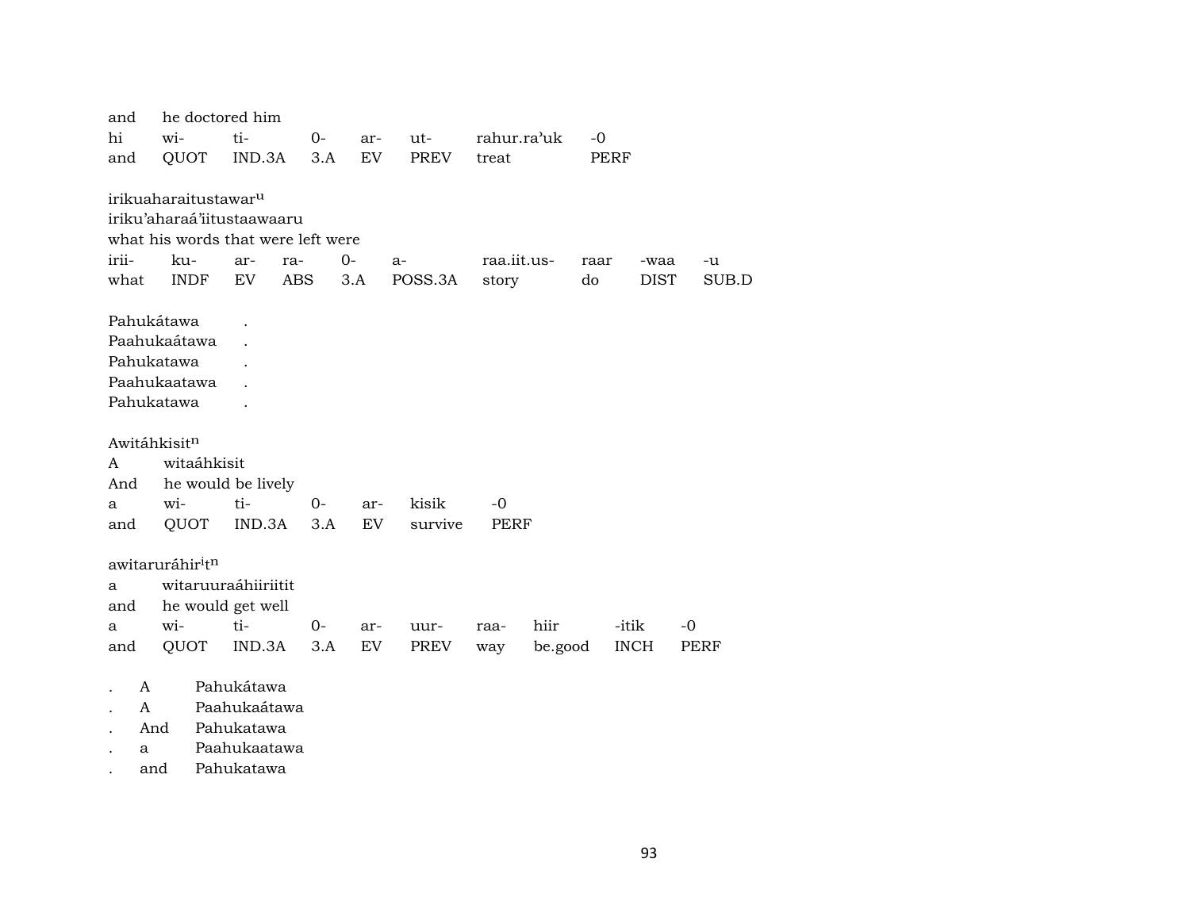and he doctored him

| hi | wi- | ti- | 0- | ar- | ut- | rahur.ra'uk | -0 |
|---|---|---|---|---|---|---|---|
| and | QUOT | IND.3A | 3.A | EV | PREV | treat | PERF |

irikuaharaitustawar[u]
iriku'aharaá'iitustaawaaru
what his words that were left were

| irii- | ku- | ar- | ra- | 0- | a- | raa.iit.us- | raar | -waa | -u |
|---|---|---|---|---|---|---|---|---|---|
| what | INDF | EV | ABS | 3.A | POSS.3A | story | do | DIST | SUB.D |

Pahukátawa .
Paahukaátawa .
Pahukatawa .
Paahukaatawa .
Pahukatawa .

Awitáhkisit[n]
A witaáhkisit
And he would be lively

| a | wi- | ti- | 0- | ar- | kisik | -0 |
|---|---|---|---|---|---|---|
| and | QUOT | IND.3A | 3.A | EV | survive | PERF |

awitaruráhir[i]t[n]
a witaruuraáhiiriitit
and he would get well

| a | wi- | ti- | 0- | ar- | uur- | raa- | hiir | -itik | -0 |
|---|---|---|---|---|---|---|---|---|---|
| and | QUOT | IND.3A | 3.A | EV | PREV | way | be.good | INCH | PERF |

. A Pahukátawa
. A Paahukaátawa
. And Pahukatawa
. a Paahukaatawa
. and Pahukatawa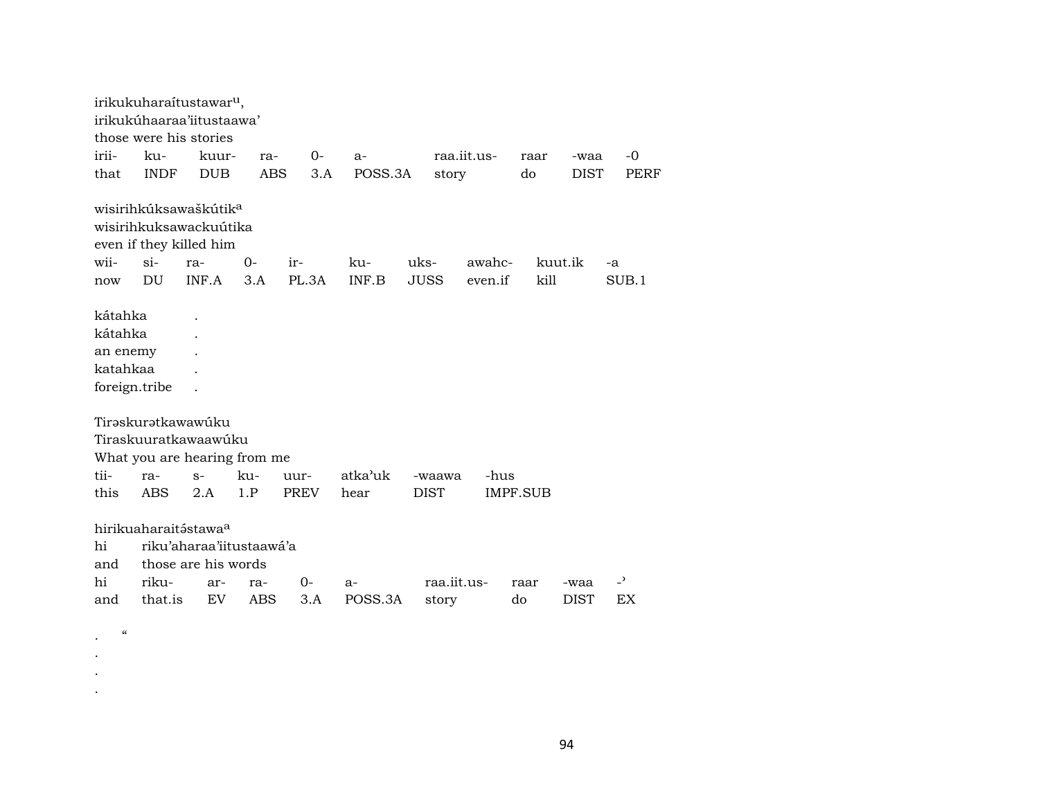irikukuharaítustawar[u],
irikukúhaaraa'iitustaawa'
those were his stories

| irii- | ku- | kuur- | ra- | 0- | a- | raa.iit.us- | raar | -waa | -0 |
|---|---|---|---|---|---|---|---|---|---|
| that | INDF | DUB | ABS | 3.A | POSS.3A | story | do | DIST | PERF |

wisirihkúksawaškútik[a]
wisirihkuksawackuútika
even if they killed him

| wii- | si- | ra- | 0- | ir- | ku- | uks- | awahc- | kuut.ik | -a |
|---|---|---|---|---|---|---|---|---|---|
| now | DU | INF.A | 3.A | PL.3A | INF.B | JUSS | even.if | kill | SUB.1 |

kátahka .
kátahka .
an enemy .
katahkaa .
foreign.tribe .

Tirəskurətkawawúku
Tiraskuuratkawaawúku
What you are hearing from me

| tii- | ra- | s- | ku- | uur- | atka'uk | -waawa | -hus |
|---|---|---|---|---|---|---|---|
| this | ABS | 2.A | 1.P | PREV | hear | DIST | IMPF.SUB |

hirikuaharaitə́stawa[a]
hi riku'aharaa'iitustaawá'a
and those are his words

| hi | riku- | ar- | ra- | 0- | a- | raa.iit.us- | raar | -waa | -' |
|---|---|---|---|---|---|---|---|---|---|
| and | that.is | EV | ABS | 3.A | POSS.3A | story | do | DIST | EX |

. "
.
.
.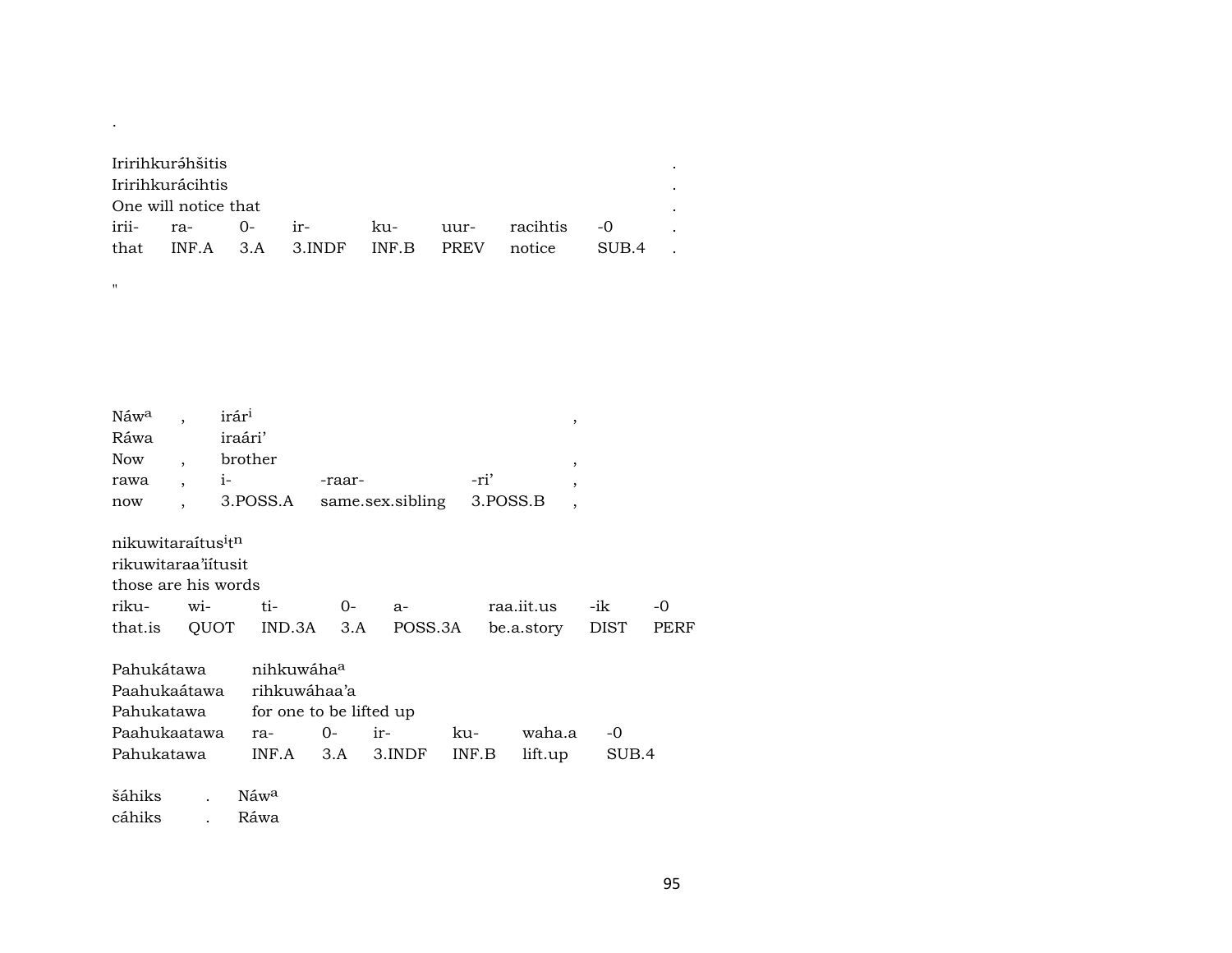.

| Iririhkuráhšitis | | | | | | | | . |
|---|---|---|---|---|---|---|---|---|
| Iririhkurácihtis | | | | | | | | . |
| One will notice that | | | | | | | | . |
| irii- | ra- | 0- | ir- | ku- | uur- | racihtis | -0 | . |
| that | INF.A | 3.A | 3.INDF | INF.B | PREV | notice | SUB.4 | . |

"

| Náw[a] | , | irár[i] | | | , |
|---|---|---|---|---|---|
| Ráwa | | iraári' | | | |
| Now | , | brother | | | , |
| rawa | , | i- | -raar- | -ri' | , |
| now | , | 3.POSS.A | same.sex.sibling | 3.POSS.B | , |

| nikuwitaraítus[i]t[n] | | | | | | | |
|---|---|---|---|---|---|---|---|
| rikuwitaraa'iítusit | | | | | | | |
| those are his words | | | | | | | |
| riku- | wi- | ti- | 0- | a- | raa.iit.us | -ik | -0 |
| that.is | QUOT | IND.3A | 3.A | POSS.3A | be.a.story | DIST | PERF |

| Pahukátawa | nihkuwáha[a] | | | | | |
|---|---|---|---|---|---|---|
| Paahukaátawa | rihkuwáhaa'a | | | | | |
| Pahukatawa | for one to be lifted up | | | | | |
| Paahukaatawa | ra- | 0- | ir- | ku- | waha.a | -0 |
| Pahukatawa | INF.A | 3.A | 3.INDF | INF.B | lift.up | SUB.4 |

šáhiks . Náw[a]
cáhiks . Ráwa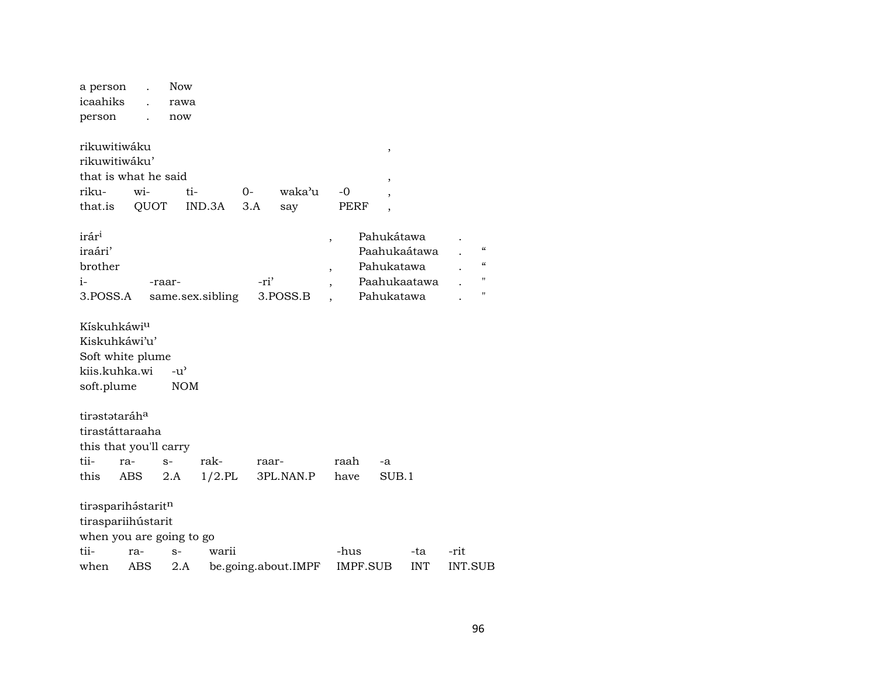a person . Now
icaahiks . rawa
person . now

rikuwitiwáku ,
rikuwitiwáku'
that is what he said ,

| riku- | wi- | ti- | 0- | waka'u | -0 | , |
|---|---|---|---|---|---|---|
| that.is | QUOT | IND.3A | 3.A | say | PERF | , |

irár[i] , Pahukátawa .
iraári' Paahukaátawa . “
brother , Pahukatawa . “

| i- | -raar- | -ri' | , | Paahukaatawa | . | " |
|---|---|---|---|---|---|---|
| 3.POSS.A | same.sex.sibling | 3.POSS.B | , | Pahukatawa | . | " |

Kískuhkáwi[u]
Kiskuhkáwi'u'
Soft white plume

| kiis.kuhka.wi | -u' |
|---|---|
| soft.plume | NOM |

tirəstətaráh[a]
tirastáttaraaha
this that you'll carry

| tii- | ra- | s- | rak- | raar- | raah | -a |
|---|---|---|---|---|---|---|
| this | ABS | 2.A | 1/2.PL | 3PL.NAN.P | have | SUB.1 |

tirəsparihə́starit[n]
tiraspariihústarit
when you are going to go

| tii- | ra- | s- | warii | -hus | -ta | -rit |
|---|---|---|---|---|---|---|
| when | ABS | 2.A | be.going.about.IMPF | IMPF.SUB | INT | INT.SUB |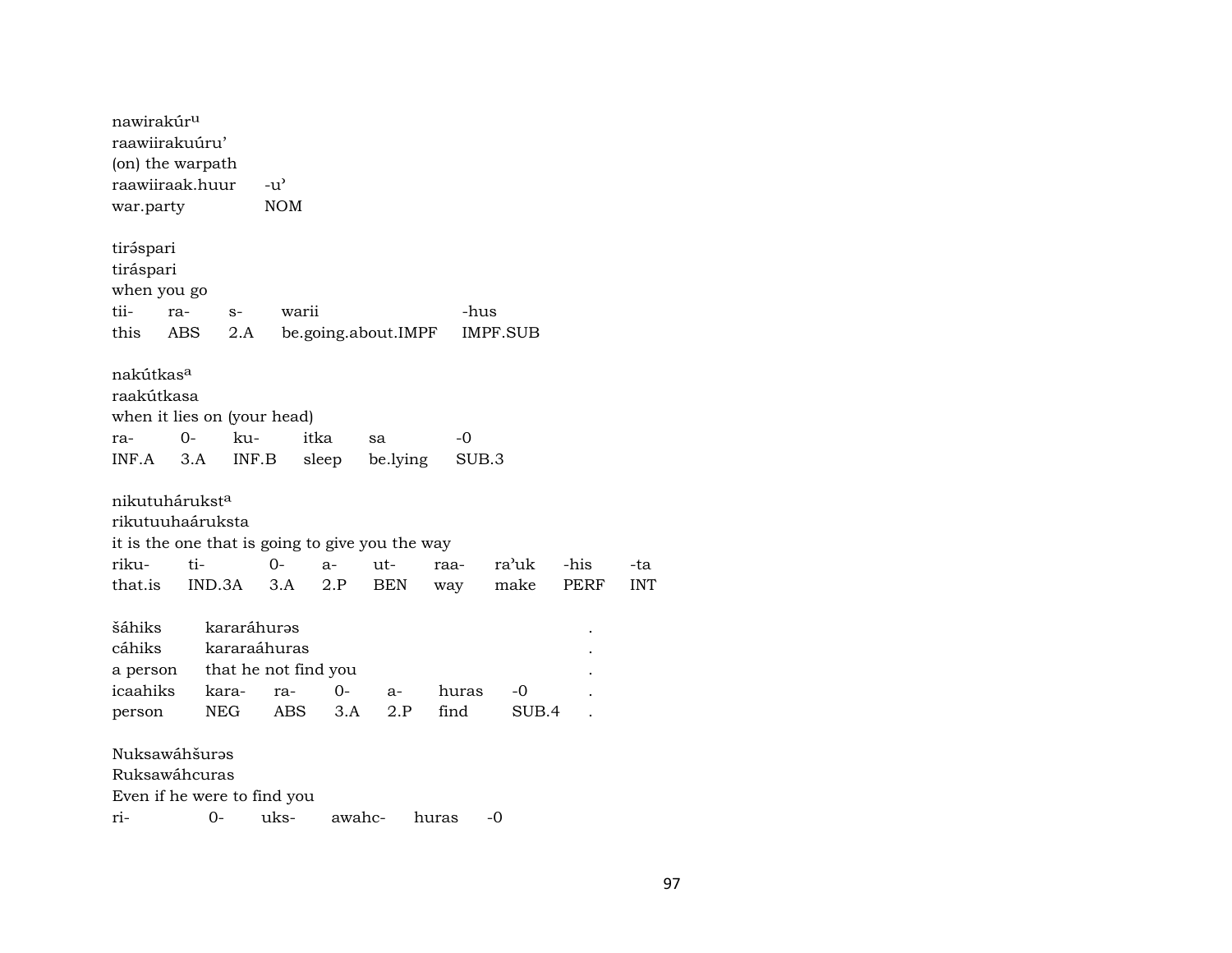nawirakúr<sup>u</sup>
raawiirakuúru’
(on) the warpath

| raawiiraak.huur | -u’ |
|---|---|
| war.party | NOM |

tirə́spari
tiráspari
when you go

| tii- | ra- | s- | warii | -hus |
|---|---|---|---|---|
| this | ABS | 2.A | be.going.about.IMPF | IMPF.SUB |

nakútkas<sup>a</sup>
raakútkasa
when it lies on (your head)

| ra- | 0- | ku- | itka | sa | -0 |
|---|---|---|---|---|---|
| INF.A | 3.A | INF.B | sleep | be.lying | SUB.3 |

nikutuhárukst<sup>a</sup>
rikutuuhaáruksta
it is the one that is going to give you the way

| riku- | ti- | 0- | a- | ut- | raa- | ra’uk | -his | -ta |
|---|---|---|---|---|---|---|---|---|
| that.is | IND.3A | 3.A | 2.P | BEN | way | make | PERF | INT |

| šáhiks | kararáhurəs | | | | | . |
|---|---|---|---|---|---|---|
| cáhiks | kararaáhuras | | | | | . |
| a person | that he not find you | | | | | . |
| icaahiks | kara- | ra- | 0- | a- | huras | -0 . |
| person | NEG | ABS | 3.A | 2.P | find | SUB.4 . |

Nuksawáhšurəs
Ruksawáhcuras
Even if he were to find you

| ri- | 0- | uks- | awahc- | huras | -0 |
|---|---|---|---|---|---|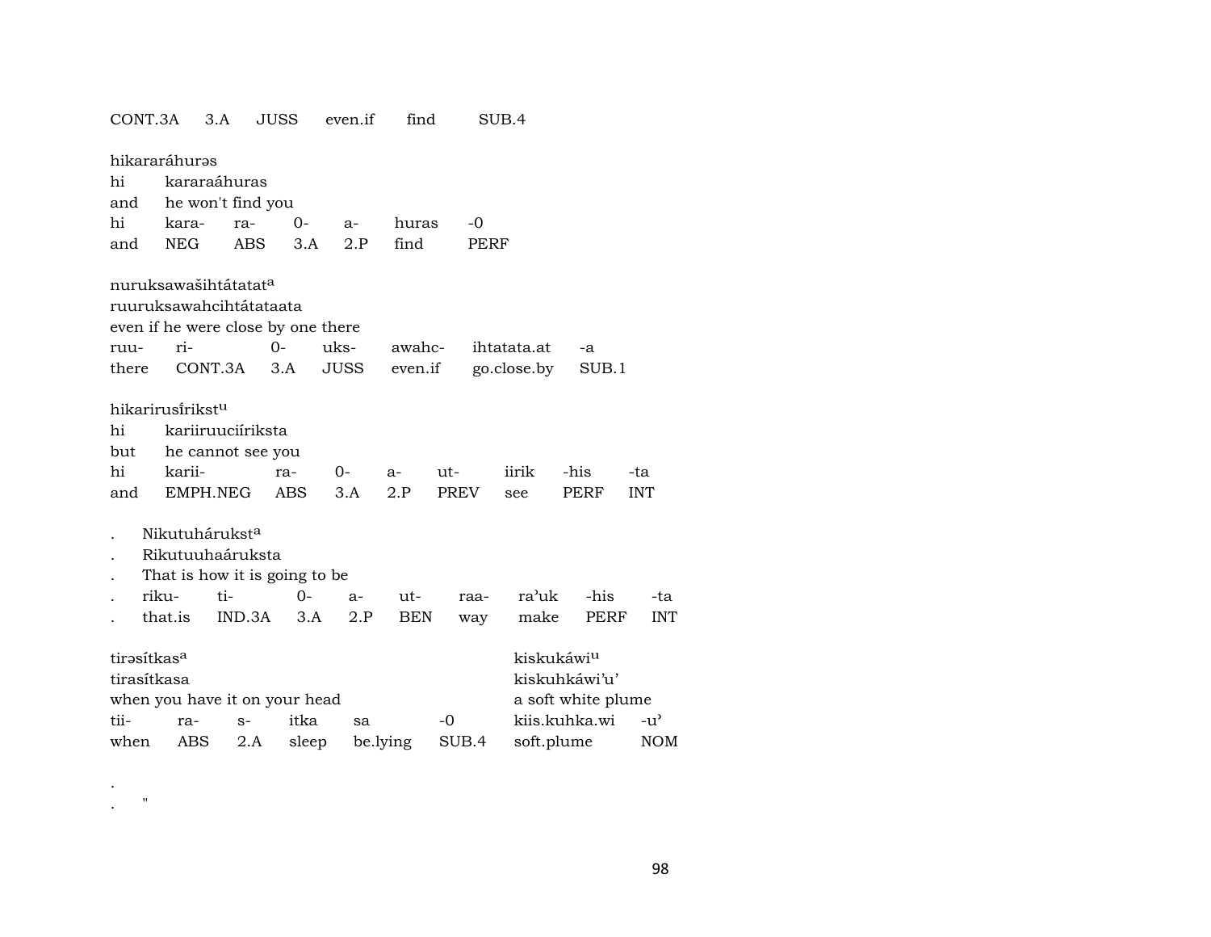| CONT.3A | 3.A | JUSS | even.if | find | SUB.4 |
|---|---|---|---|---|---|

hikararáhurəs
hi kararaáhuras
and he won't find you

| hi | kara- | ra- | 0- | a- | huras | -0 |
|---|---|---|---|---|---|---|
| and | NEG | ABS | 3.A | 2.P | find | PERF |

nuruksawašihtátatat^a
ruuruksawahcihtátataata
even if he were close by one there

| ruu- | ri- | 0- | uks- | awahc- | ihtatata.at | -a |
|---|---|---|---|---|---|---|
| there | CONT.3A | 3.A | JUSS | even.if | go.close.by | SUB.1 |

hikarirusírikst^u
hi kariiruuciíriksta
but he cannot see you

| hi | karii- | ra- | 0- | a- | ut- | iirik | -his | -ta |
|---|---|---|---|---|---|---|---|---|
| and | EMPH.NEG | ABS | 3.A | 2.P | PREV | see | PERF | INT |

. Nikutuhárukst^a
. Rikutuuhaáruksta
. That is how it is going to be

| . | riku- | ti- | 0- | a- | ut- | raa- | ra'uk | -his | -ta |
|---|---|---|---|---|---|---|---|---|---|
| . | that.is | IND.3A | 3.A | 2.P | BEN | way | make | PERF | INT |

tirəsítkas^a
tirasítkasa
when you have it on your head

| tii- | ra- | s- | itka | sa | -0 |
|---|---|---|---|---|---|
| when | ABS | 2.A | sleep | be.lying | SUB.4 |

kiskukáwi^u
kiskuhkáwi'u'
a soft white plume

| kiis.kuhka.wi | -u' |
|---|---|
| soft.plume | NOM |

.
. "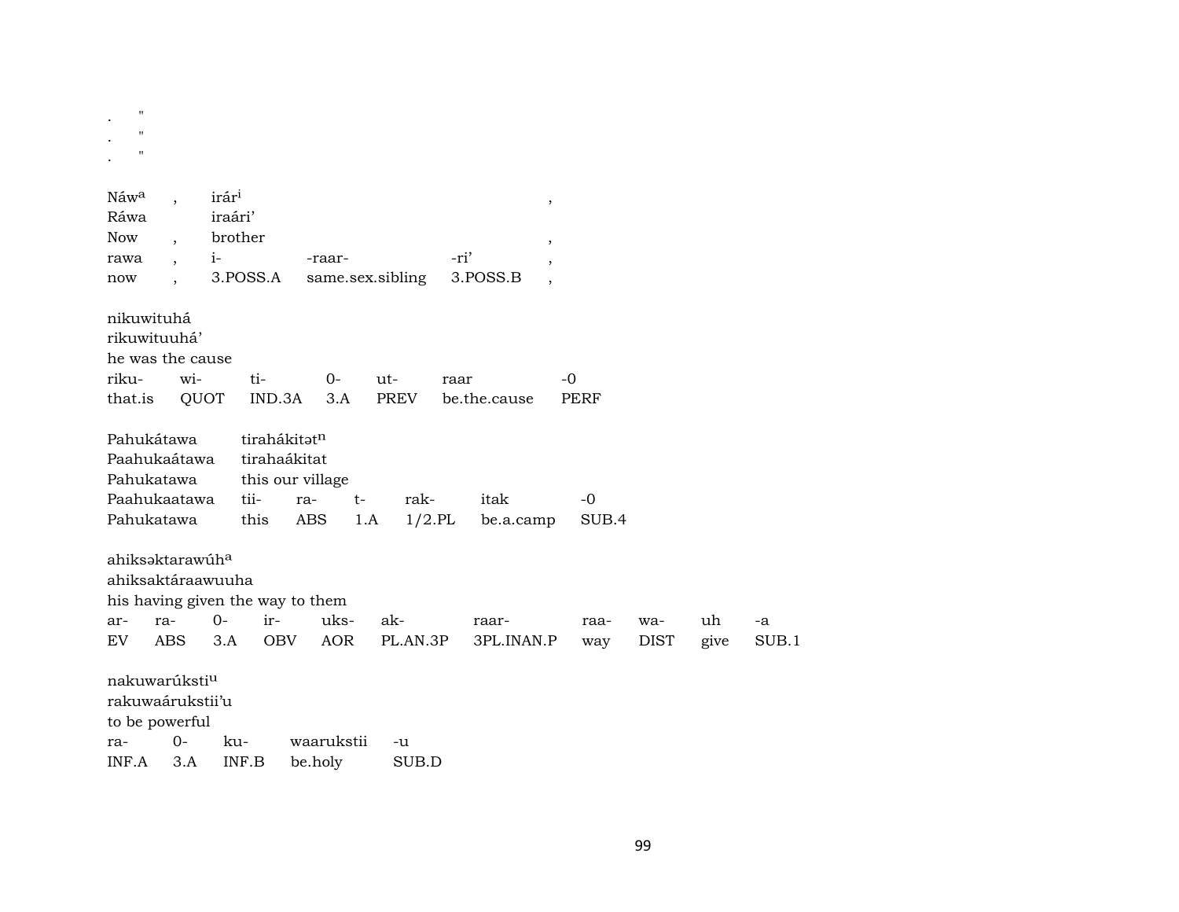.     "
.     "
.     "

| Náw[a] | , | irár[i] | | | , |
|---|---|---|---|---|---|
| Ráwa | | iraári’ | | | |
| Now | , | brother | | | , |
| rawa | , | i- | -raar- | -ri’ | , |
| now | , | 3.POSS.A | same.sex.sibling | 3.POSS.B | , |

| nikuwituhá | | | | | | |
|---|---|---|---|---|---|---|
| rikuwituuhá’ | | | | | | |
| he was the cause | | | | | | |
| riku- | wi- | ti- | 0- | ut- | raar | -0 |
| that.is | QUOT | IND.3A | 3.A | PREV | be.the.cause | PERF |

| Pahukátawa | tirahákitət[n] | | | | | |
|---|---|---|---|---|---|---|
| Paahukaátawa | tirahaákitat | | | | | |
| Pahukatawa | this our village | | | | | |
| Paahukaatawa | tii- | ra- | t- | rak- | itak | -0 |
| Pahukatawa | this | ABS | 1.A | 1/2.PL | be.a.camp | SUB.4 |

| ahiksəktarawúh[a] | | | | | | | | | | |
|---|---|---|---|---|---|---|---|---|---|---|
| ahiksaktáraawuuha | | | | | | | | | | |
| his having given the way to them | | | | | | | | | | |
| ar- | ra- | 0- | ir- | uks- | ak- | raar- | raa- | wa- | uh | -a |
| EV | ABS | 3.A | OBV | AOR | PL.AN.3P | 3PL.INAN.P | way | DIST | give | SUB.1 |

| nakuwarúksti[u] | | | | |
|---|---|---|---|---|
| rakuwaárukstii’u | | | | |
| to be powerful | | | | |
| ra- | 0- | ku- | waarukstii | -u |
| INF.A | 3.A | INF.B | be.holy | SUB.D |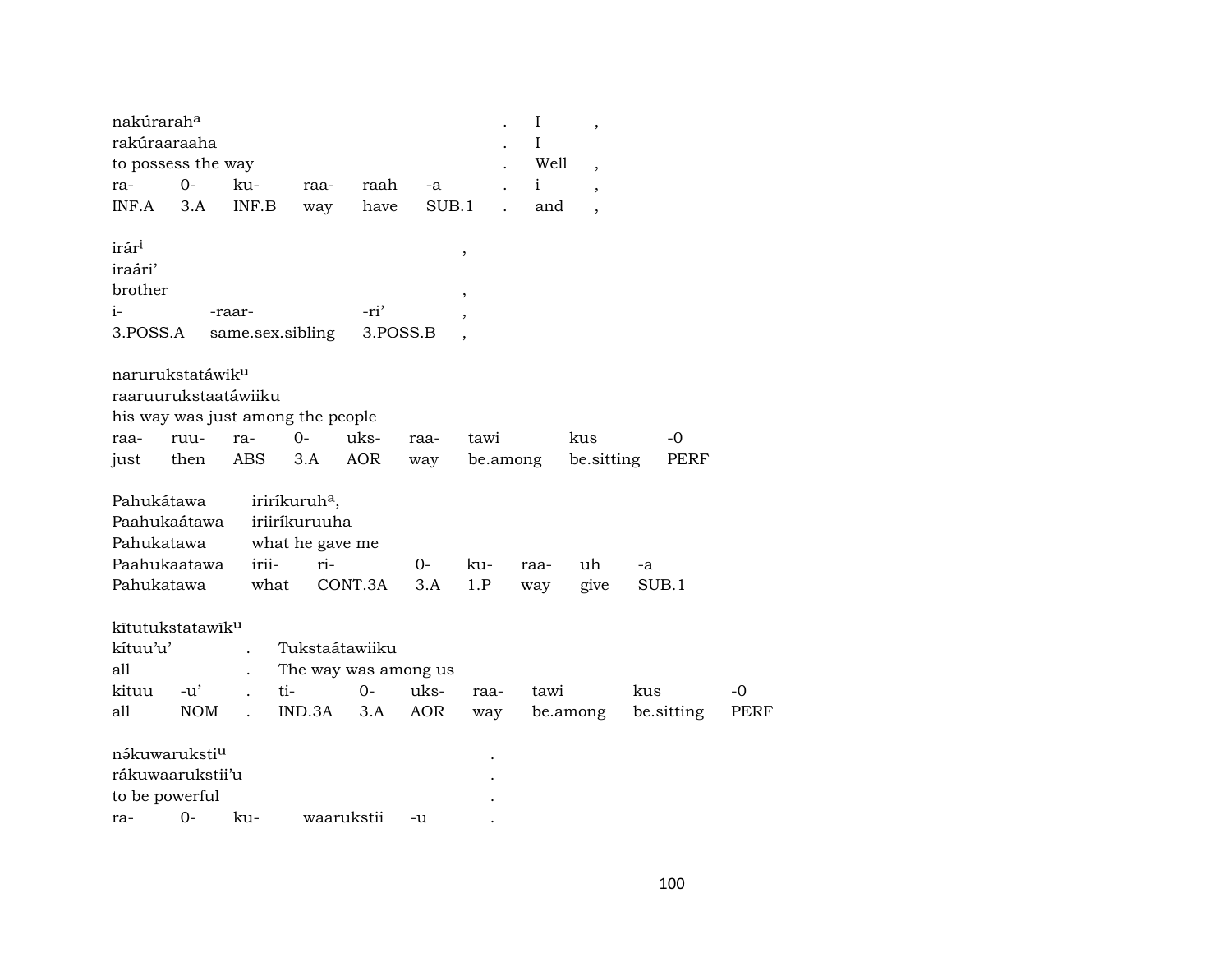| nakúrarah[a] | | | | | | . | I | , |
|---|---|---|---|---|---|---|---|---|
| rakúraaraaha | | | | | | . | I | |
| to possess the way | | | | | | . | Well | , |
| ra- | 0- | ku- | raa- | raah | -a | . | i | , |
| INF.A | 3.A | INF.B | way | have | SUB.1 | . | and | , |

| irár[i] | | | , |
|---|---|---|---|
| iraári' | | | |
| brother | | | , |
| i- | -raar- | -ri' | , |
| 3.POSS.A | same.sex.sibling | 3.POSS.B | , |

| narurukstatáwik[u] | | | | | | | | |
|---|---|---|---|---|---|---|---|---|
| raaruurukstaatáwiiku | | | | | | | | |
| his way was just among the people | | | | | | | | |
| raa- | ruu- | ra- | 0- | uks- | raa- | tawi | kus | -0 |
| just | then | ABS | 3.A | AOR | way | be.among | be.sitting | PERF |

| Pahukátawa | iriríkuruh[a], | | | | | | |
|---|---|---|---|---|---|---|---|
| Paahukaátawa | iriiríkuruuha | | | | | | |
| Pahukatawa | what he gave me | | | | | | |
| Paahukaatawa | irii- | ri- | 0- | ku- | raa- | uh | -a |
| Pahukatawa | what | CONT.3A | 3.A | 1.P | way | give | SUB.1 |

| kītutukstatawīk[u] | | | | | | | | | |
|---|---|---|---|---|---|---|---|---|---|
| kítuu'u' | | . | Tukstaátawiiku | | | | | | |
| all | | . | The way was among us | | | | | | |
| kituu | -u' | . | ti- | 0- | uks- | raa- | tawi | kus | -0 |
| all | NOM | . | IND.3A | 3.A | AOR | way | be.among | be.sitting | PERF |

| nə́kuwaruksti[u] | | | | | . |
|---|---|---|---|---|---|
| rákuwaarukstii'u | | | | | . |
| to be powerful | | | | | . |
| ra- | 0- | ku- | waarukstii | -u | . |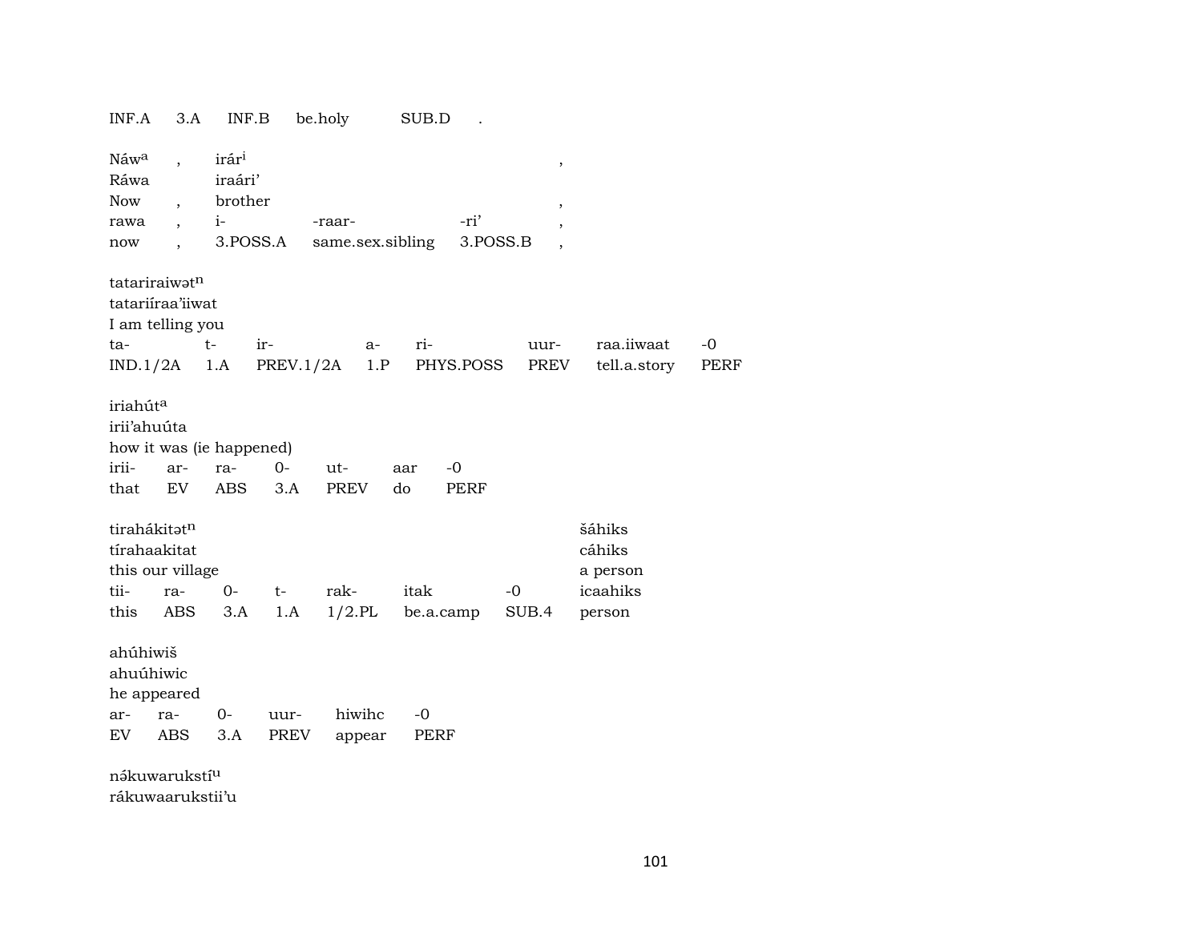INF.A 3.A INF.B be.holy SUB.D .

| Náw^a | , | irár^i | | | , |
|---|---|---|---|---|---|
| Ráwa | | iraári’ | | | |
| Now | , | brother | | | , |
| rawa | , | i- | -raar- | -ri’ | , |
| now | , | 3.POSS.A | same.sex.sibling | 3.POSS.B | , |

| tatariraiwət^n | | | | | | | |
|---|---|---|---|---|---|---|---|
| tatariíraa’iiwat | | | | | | | |
| I am telling you | | | | | | | |
| ta- | t- | ir- | a- | ri- | uur- | raa.iiwaat | -0 |
| IND.1/2A | 1.A | PREV.1/2A | 1.P | PHYS.POSS | PREV | tell.a.story | PERF |

| iriahút^a | | | | | | |
|---|---|---|---|---|---|---|
| irii’ahuúta | | | | | | |
| how it was (ie happened) | | | | | | |
| irii- | ar- | ra- | 0- | ut- | aar | -0 |
| that | EV | ABS | 3.A | PREV | do | PERF |

| tirahákitət^n | | | | | | | šáhiks |
|---|---|---|---|---|---|---|---|
| tírahaakitat | | | | | | | cáhiks |
| this our village | | | | | | | a person |
| tii- | ra- | 0- | t- | rak- | itak | -0 | icaahiks |
| this | ABS | 3.A | 1.A | 1/2.PL | be.a.camp | SUB.4 | person |

| ahúhiwiš | | | | | |
|---|---|---|---|---|---|
| ahuúhiwic | | | | | |
| he appeared | | | | | |
| ar- | ra- | 0- | uur- | hiwihc | -0 |
| EV | ABS | 3.A | PREV | appear | PERF |

nə́kuwarukstí^u
rákuwaarukstii’u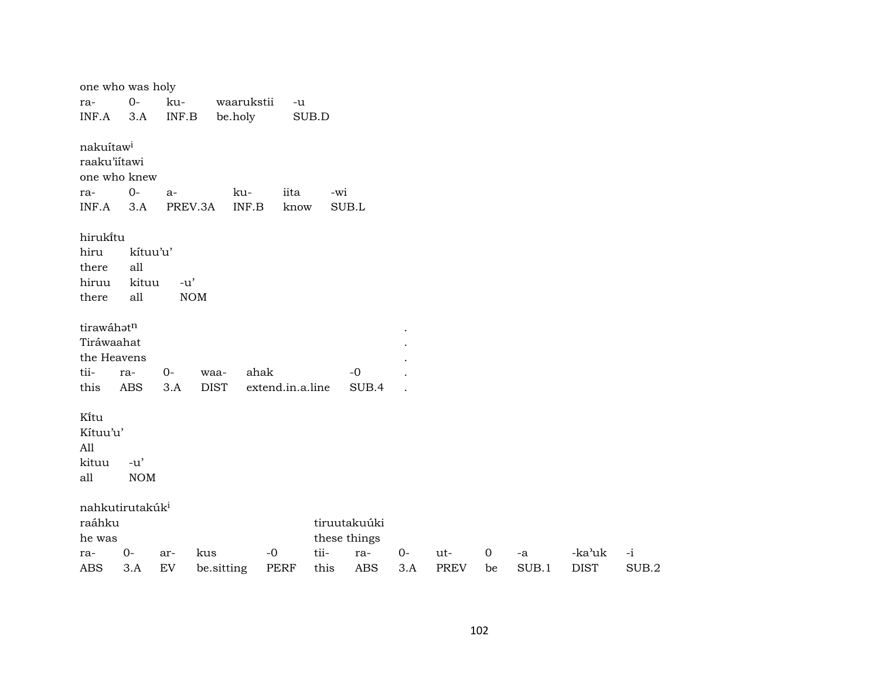one who was holy

| ra- | 0- | ku- | waarukstii | -u |
|---|---|---|---|---|
| INF.A | 3.A | INF.B | be.holy | SUB.D |

nakuítaw[i]
raaku'iítawi
one who knew

| ra- | 0- | a- | ku- | iita | -wi |
|---|---|---|---|---|---|
| INF.A | 3.A | PREV.3A | INF.B | know | SUB.L |

hirukı̃tu

| hiru | kítuu'u' | |
|---|---|---|
| there | all | |
| hiruu | kituu | -u' |
| there | all | NOM |

tirawáhət[n] .
Tiráwaahat .
the Heavens .

| tii- | ra- | 0- | waa- | ahak | -0 | . |
|---|---|---|---|---|---|---|
| this | ABS | 3.A | DIST | extend.in.a.line | SUB.4 | . |

Kı̃tu
Kítuu'u'
All

| kituu | -u' |
|---|---|
| all | NOM |

nahkutirutakúk[i]
raáhku tiruutakuúki
he was these things

| ra- | 0- | ar- | kus | -0 | tii- | ra- | 0- | ut- | 0 | -a | -ka'uk | -i |
|---|---|---|---|---|---|---|---|---|---|---|---|---|
| ABS | 3.A | EV | be.sitting | PERF | this | ABS | 3.A | PREV | be | SUB.1 | DIST | SUB.2 |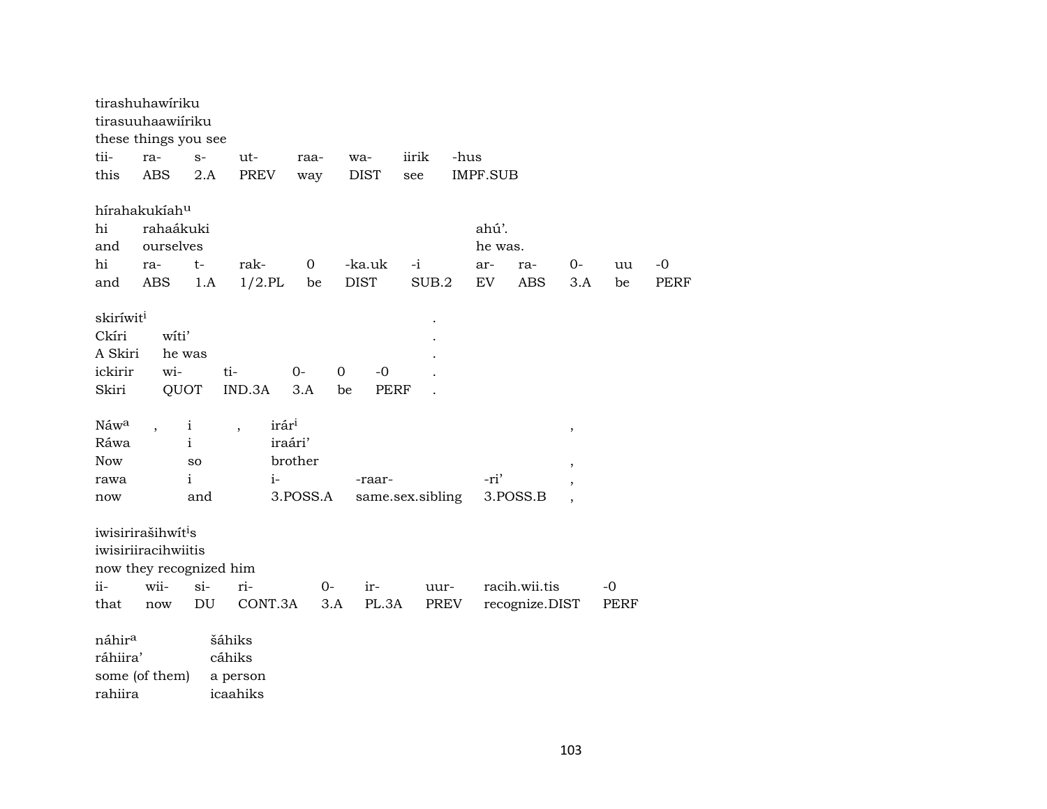tirashuhawíriku
tirasuuhaawiíriku
these things you see

| tii- | ra- | s- | ut- | raa- | wa- | iirik | -hus |
|---|---|---|---|---|---|---|---|
| this | ABS | 2.A | PREV | way | DIST | see | IMPF.SUB |

hírahakukíah[u]

| hi | rahaákuki | | | | | | ahú’. | | | | |
|---|---|---|---|---|---|---|---|---|---|---|---|
| and | ourselves | | | | | | he was. | | | | |
| hi | ra- | t- | rak- | 0 | -ka.uk | -i | ar- | ra- | 0- | uu | -0 |
| and | ABS | 1.A | 1/2.PL | be | DIST | SUB.2 | EV | ABS | 3.A | be | PERF |

skiríwit[i] .

| Ckíri | wíti’ | | | | | . |
|---|---|---|---|---|---|---|
| A Skiri | he was | | | | | . |
| ickirir | wi- | ti- | 0- | 0 | -0 | . |
| Skiri | QUOT | IND.3A | 3.A | be | PERF | . |

Náw[a] , i , irár[i] ,

| Ráwa | i | iraári’ | | | |
|---|---|---|---|---|---|
| Now | so | brother | | | , |
| rawa | i | i- | -raar- | -ri’ | , |
| now | and | 3.POSS.A | same.sex.sibling | 3.POSS.B | , |

iwisiriraših­wít[i]s
iwisiriiracihwiitis
now they recognized him

| ii- | wii- | si- | ri- | 0- | ir- | uur- | racih.wii.tis | -0 |
|---|---|---|---|---|---|---|---|---|
| that | now | DU | CONT.3A | 3.A | PL.3A | PREV | recognize.DIST | PERF |

| náhir[a] | šáhiks |
|---|---|
| ráhiira’ | cáhiks |
| some (of them) | a person |
| rahiira | icaahiks |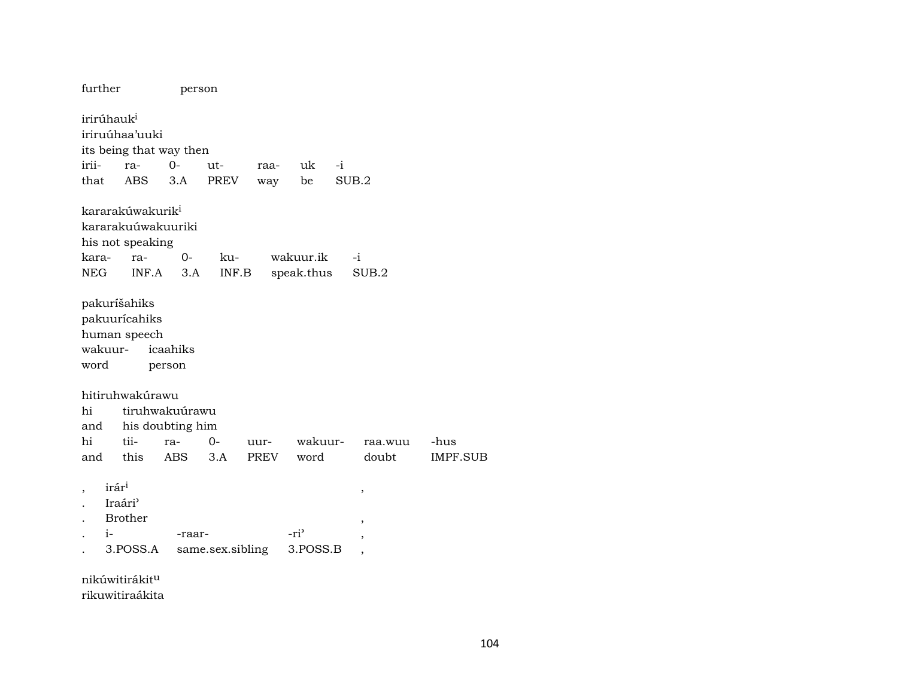further person

irirúhauk[i]
iriruúhaa'uuki
its being that way then

| irii- | ra- | 0- | ut- | raa- | uk | -i |
|---|---|---|---|---|---|---|
| that | ABS | 3.A | PREV | way | be | SUB.2 |

kararakúwakurik[i]
kararakuúwakuuriki
his not speaking

| kara- | ra- | 0- | ku- | wakuur.ik | -i |
|---|---|---|---|---|---|
| NEG | INF.A | 3.A | INF.B | speak.thus | SUB.2 |

pakuríšahiks
pakuurícahiks
human speech

| wakuur- | icaahiks |
|---|---|
| word | person |

hitiruhwakúrawu

| hi | tiruhwakuúrawu |
|---|---|
| and | his doubting him |

| hi | tii- | ra- | 0- | uur- | wakuur- | raa.wuu | -hus |
|---|---|---|---|---|---|---|---|
| and | this | ABS | 3.A | PREV | word | doubt | IMPF.SUB |

| , | irár[i] | | | , |
|---|---|---|---|---|
| . | Iraári' | | | |
| . | Brother | | | , |
| . | i- | -raar- | -ri' | , |
| . | 3.POSS.A | same.sex.sibling | 3.POSS.B | , |

nikúwitirákit[u]
rikuwitiraákita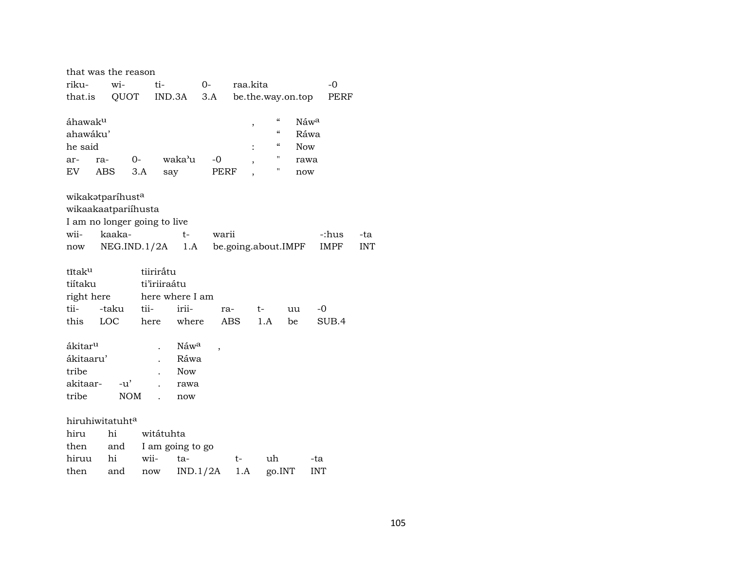that was the reason

| riku- | wi- | ti- | 0- | raa.kita | -0 |
|---|---|---|---|---|---|
| that.is | QUOT | IND.3A | 3.A | be.the.way.on.top | PERF |

áhawak^u , “ Náw^a
ahawáku’ “ Ráwa
he said : “ Now

| ar- | ra- | 0- | waka’u | -0 | , | " | rawa |
|---|---|---|---|---|---|---|---|
| EV | ABS | 3.A | say | PERF | , | " | now |

wikakətparíhust^a
wikaakaatpariíhusta
I am no longer going to live

| wii- | kaaka- | t- | warii | -:hus | -ta |
|---|---|---|---|---|---|
| now | NEG.IND.1/2A | 1.A | be.going.about.IMPF | IMPF | INT |

tĩtak^u tiirirấtu
tiítaku ti’iriiraátu
right here here where I am

| tii- | -taku | tii- | irii- | ra- | t- | uu | -0 |
|---|---|---|---|---|---|---|---|
| this | LOC | here | where | ABS | 1.A | be | SUB.4 |

ákitar^u . Náw^a ,
ákitaaru’ . Ráwa
tribe . Now

| akitaar- | -u’ | . | rawa |
|---|---|---|---|
| tribe | NOM | . | now |

hiruhiwitatuht^a
hiru hi witátuhta
then and I am going to go

| hiruu | hi | wii- | ta- | t- | uh | -ta |
|---|---|---|---|---|---|---|
| then | and | now | IND.1/2A | 1.A | go.INT | INT |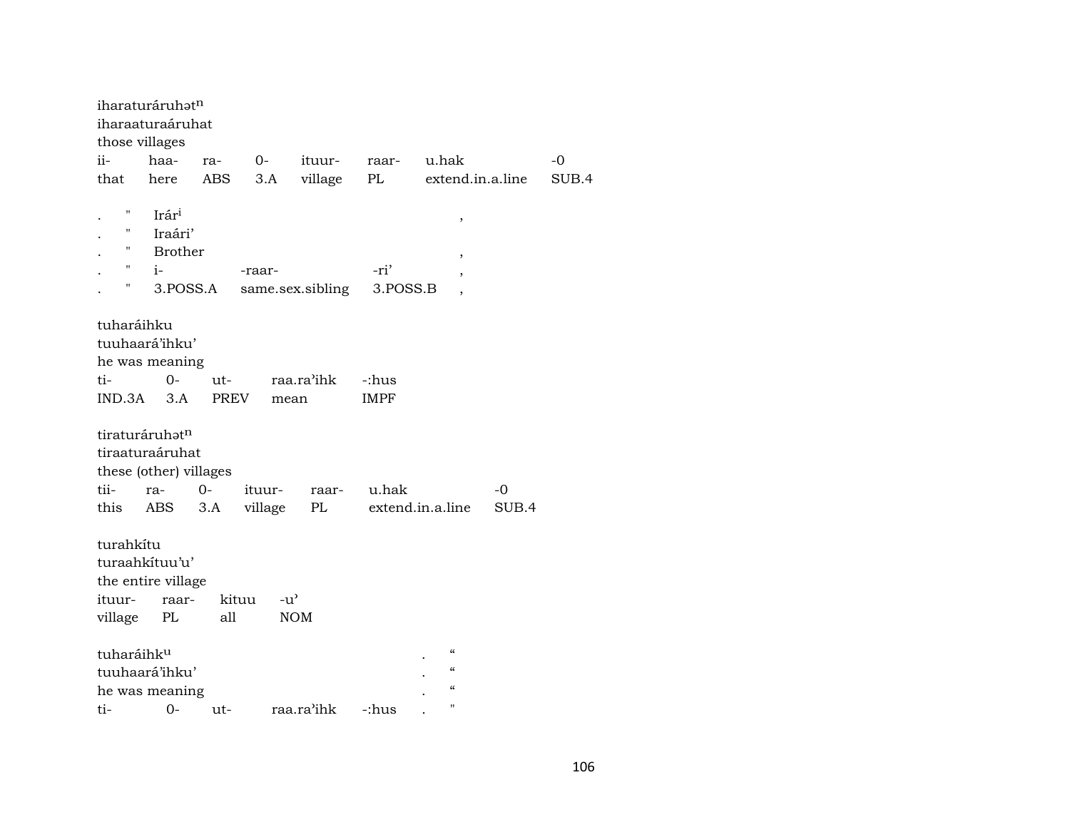iharaturáruhət$^{n}$
iharaaturaáruhat
those villages

| ii- | haa- | ra- | 0- | ituur- | raar- | u.hak | -0 |
|---|---|---|---|---|---|---|---|
| that | here | ABS | 3.A | village | PL | extend.in.a.line | SUB.4 |

| . | " | Irár$^{i}$ | | | , |
|---|---|---|---|---|---|
| . | " | Iraári’ | | | |
| . | " | Brother | | | , |
| . | " | i- | -raar- | -ri’ | , |
| . | " | 3.POSS.A | same.sex.sibling | 3.POSS.B | , |

tuharáihku
tuuhaará’ihku’
he was meaning

| ti- | 0- | ut- | raa.ra’ihk | -:hus |
|---|---|---|---|---|
| IND.3A | 3.A | PREV | mean | IMPF |

tiraturáruhət$^{n}$
tiraaturaáruhat
these (other) villages

| tii- | ra- | 0- | ituur- | raar- | u.hak | -0 |
|---|---|---|---|---|---|---|
| this | ABS | 3.A | village | PL | extend.in.a.line | SUB.4 |

turahkítu
turaahkítuu’u’
the entire village

| ituur- | raar- | kituu | -u’ |
|---|---|---|---|
| village | PL | all | NOM |

| tuharáihk$^{u}$ | | | | | . | “ |
|---|---|---|---|---|---|---|
| tuuhaará’ihku’ | | | | | . | “ |
| he was meaning | | | | | . | “ |
| ti- | 0- | ut- | raa.ra’ihk | -:hus | . | " |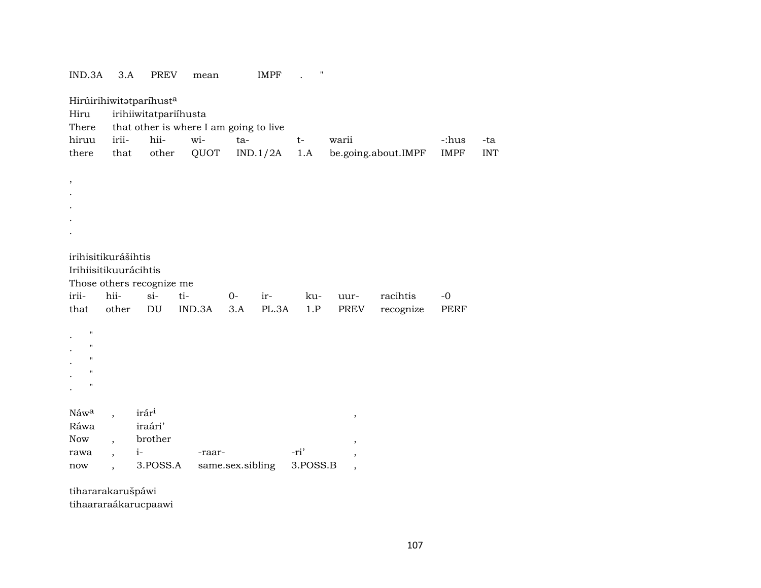| IND.3A | 3.A | PREV | mean | IMPF | . | " |
|---|---|---|---|---|---|---|

Hirúirihiwitətparíhust[a]
Hiru irihiiwitatpariíhusta
There that other is where I am going to live

| hiruu | irii- | hii- | wi- | ta- | t- | warii | -:hus | -ta |
|---|---|---|---|---|---|---|---|---|
| there | that | other | QUOT | IND.1/2A | 1.A | be.going.about.IMPF | IMPF | INT |

,
.
.
.
.

irihisitikurášihtis
Irihiisitikuurácihtis
Those others recognize me

| irii- | hii- | si- | ti- | 0- | ir- | ku- | uur- | racihtis | -0 |
|---|---|---|---|---|---|---|---|---|---|
| that | other | DU | IND.3A | 3.A | PL.3A | 1.P | PREV | recognize | PERF |

. "
. "
. "
. "
. "

| Náw[a] | , | irár[i] | | | , |
|---|---|---|---|---|---|
| Ráwa | | iraári' | | | |
| Now | , | brother | | | , |
| rawa | , | i- | -raar- | -ri' | , |
| now | , | 3.POSS.A | same.sex.sibling | 3.POSS.B | , |

tihararakarušpáwi
tihaararaákarucpaawi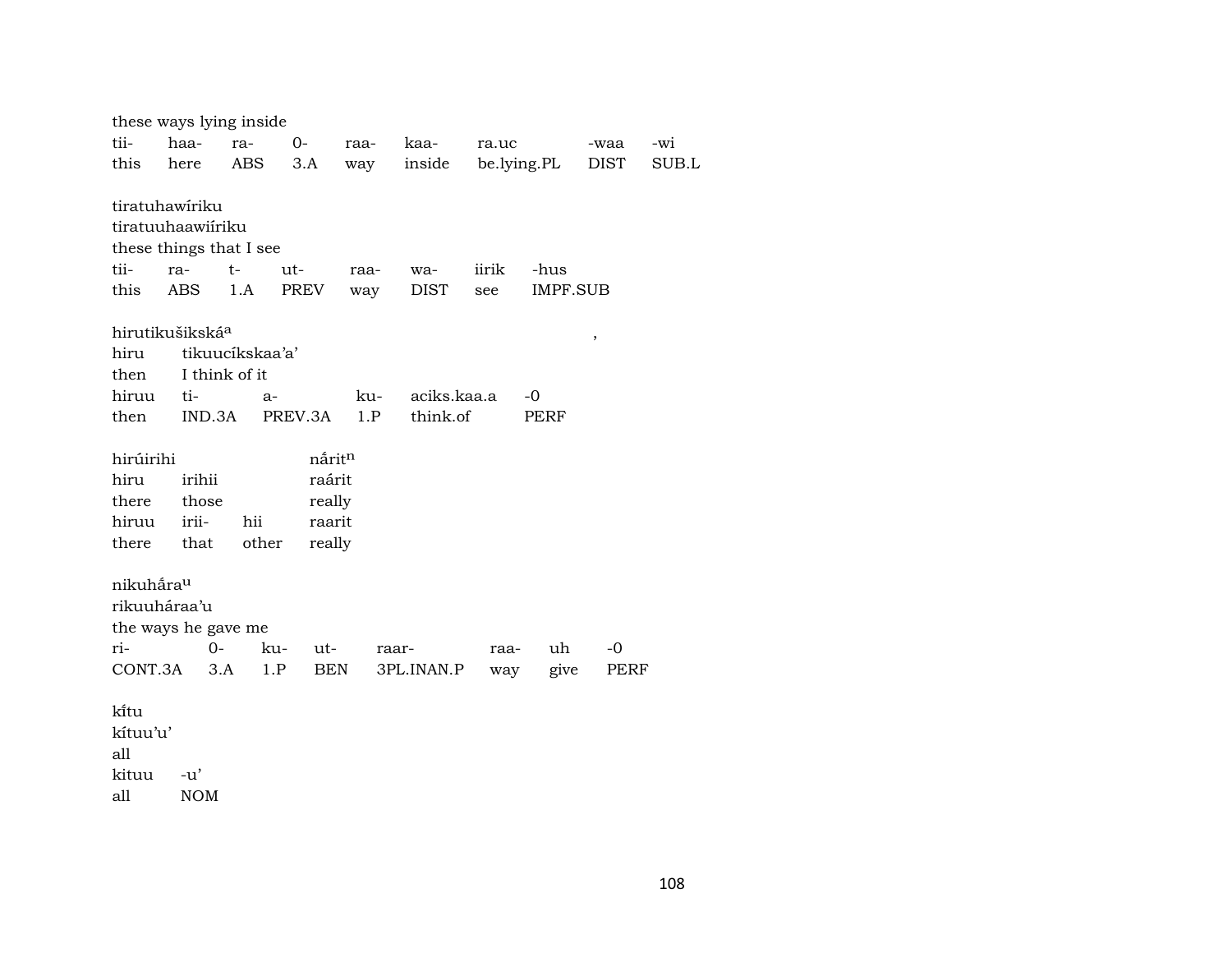these ways lying inside

| tii- | haa- | ra- | 0- | raa- | kaa- | ra.uc | -waa | -wi |
|---|---|---|---|---|---|---|---|---|
| this | here | ABS | 3.A | way | inside | be.lying.PL | DIST | SUB.L |

tiratuhawíriku
tiratuuhaawiíriku
these things that I see

| tii- | ra- | t- | ut- | raa- | wa- | iirik | -hus |
|---|---|---|---|---|---|---|---|
| this | ABS | 1.A | PREV | way | DIST | see | IMPF.SUB |

hirutikušikská[a] ,

| hiru | tikuucíkskaa'a' | | | |
|---|---|---|---|---|
| then | I think of it | | | |
| hiruu | ti- | a- | ku- | aciks.kaa.a | -0 |
| then | IND.3A | PREV.3A | 1.P | think.of | PERF |

hirúirihi nárit[n]

| hiru | irihii | | raárit |
|---|---|---|---|
| there | those | | really |
| hiruu | irii- | hii | raarit |
| there | that | other | really |

nikuhára[u]
rikuuháraa'u
the ways he gave me

| ri- | 0- | ku- | ut- | raar- | raa- | uh | -0 |
|---|---|---|---|---|---|---|---|
| CONT.3A | 3.A | 1.P | BEN | 3PL.INAN.P | way | give | PERF |

kítu
kítuu'u'
all

| kituu | -u' |
|---|---|
| all | NOM |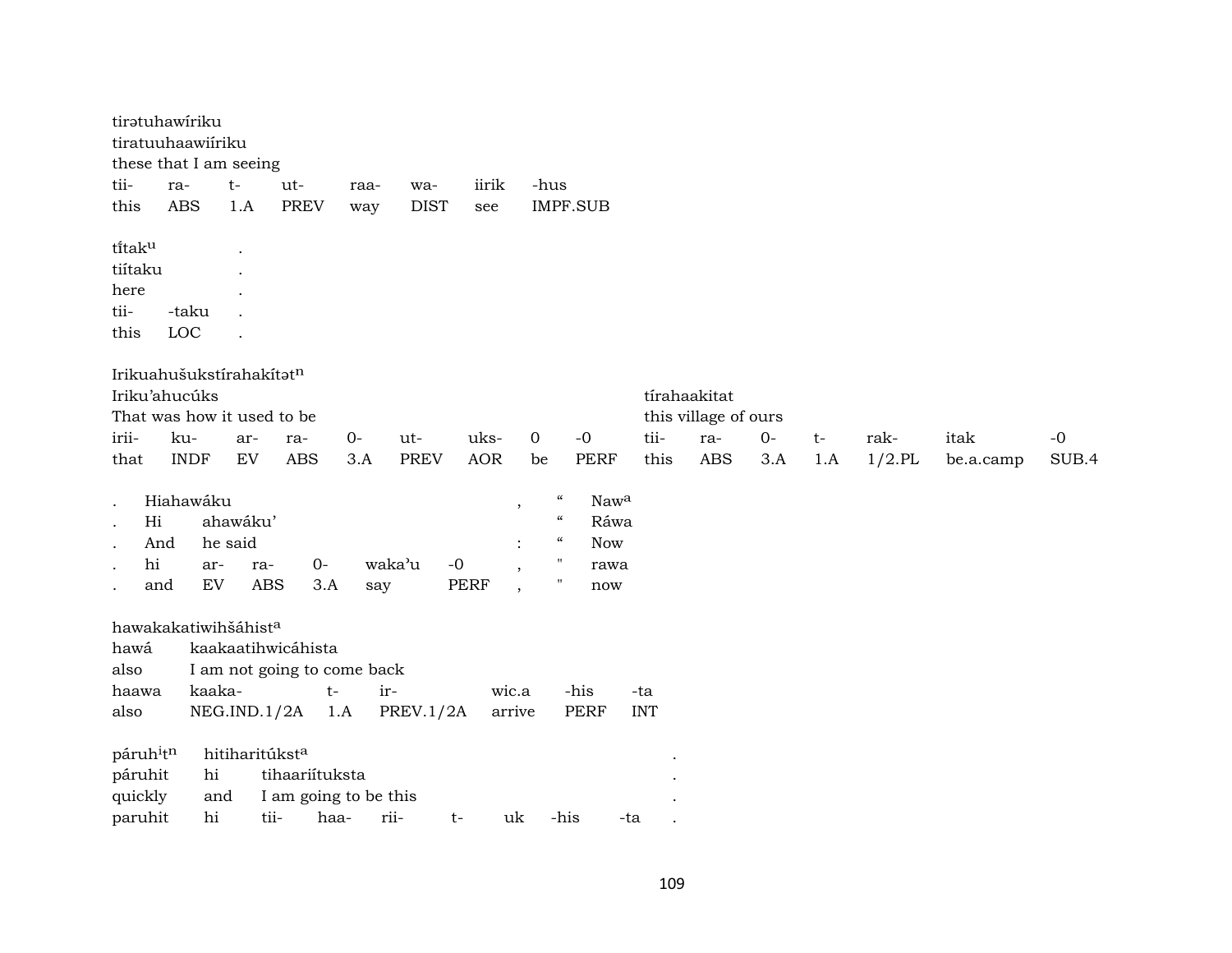tirətuhawíriku
tiratuuhaawiíriku
these that I am seeing

| tii- | ra- | t- | ut- | raa- | wa- | iirik | -hus |
|---|---|---|---|---|---|---|---|
| this | ABS | 1.A | PREV | way | DIST | see | IMPF.SUB |

tĩtak$^{u}$ .
tiítaku .
here .

| tii- | -taku | . |
|---|---|---|
| this | LOC | . |

Irikuahušukstírahakítət$^{n}$
Iriku'ahucúks tírahaakitat
That was how it used to be this village of ours

| irii- | ku- | ar- | ra- | 0- | ut- | uks- | 0 | -0 | tii- | ra- | 0- | t- | rak- | itak | -0 |
|---|---|---|---|---|---|---|---|---|---|---|---|---|---|---|---|
| that | INDF | EV | ABS | 3.A | PREV | AOR | be | PERF | this | ABS | 3.A | 1.A | 1/2.PL | be.a.camp | SUB.4 |

. Hiahawáku , " Naw$^{a}$
. Hi ahawáku' " Ráwa
. And he said : " Now

| . | hi | ar- | ra- | 0- | waka'u | -0 | , | " | rawa |
|---|---|---|---|---|---|---|---|---|---|
| . | and | EV | ABS | 3.A | say | PERF | , | " | now |

hawakakatiwihšáhist$^{a}$
hawá kaakaatihwicáhista
also I am not going to come back

| haawa | kaaka- | t- | ir- | wic.a | -his | -ta |
|---|---|---|---|---|---|---|
| also | NEG.IND.1/2A | 1.A | PREV.1/2A | arrive | PERF | INT |

páruh$^{i}$t$^{n}$ hitiharitúkst$^{a}$ .
páruhit hi tihaariítuksta .
quickly and I am going to be this .

| paruhit | hi | tii- | haa- | rii- | t- | uk | -his | -ta | . |
|---|---|---|---|---|---|---|---|---|---|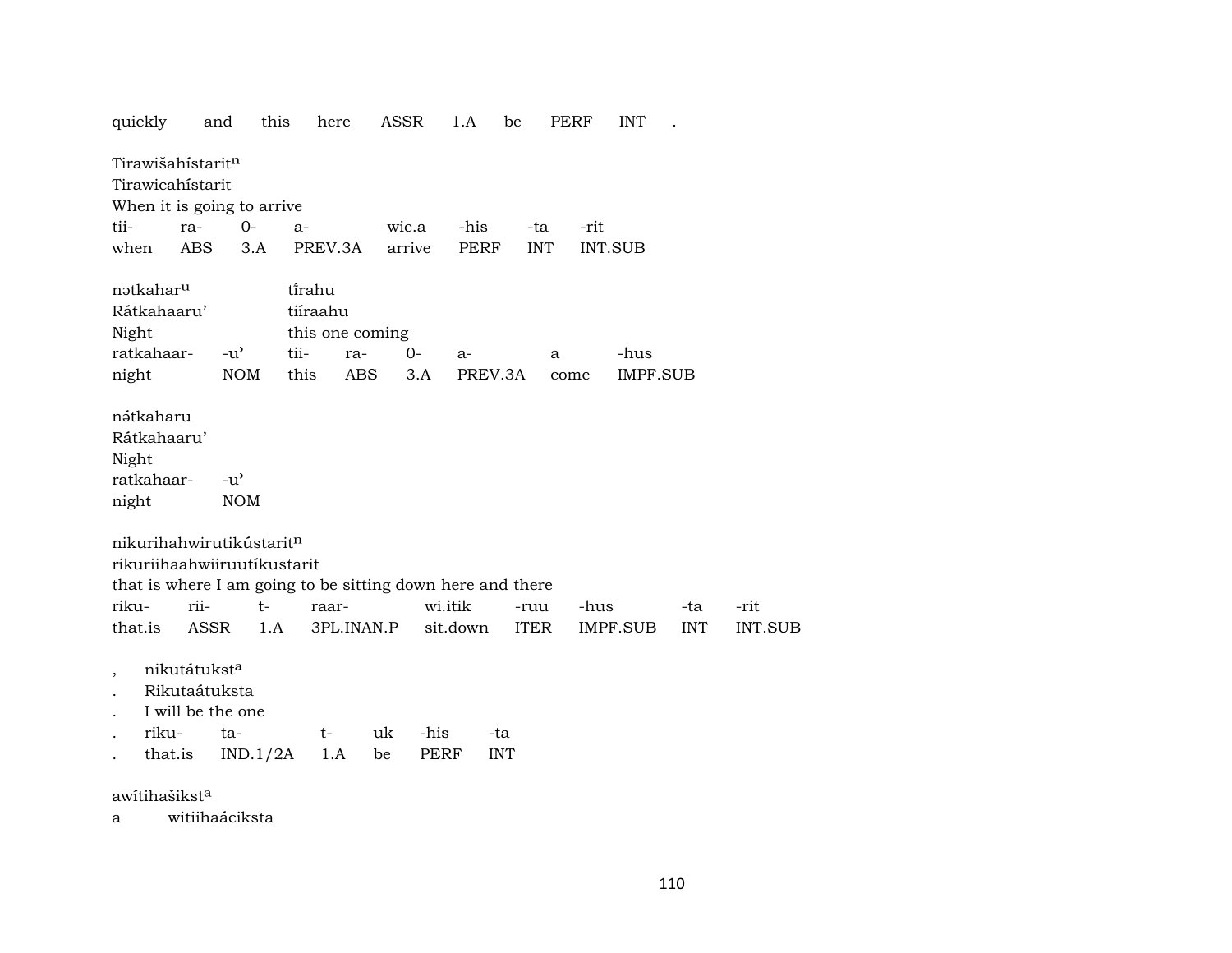quickly and this here ASSR 1.A be PERF INT .

Tirawišahístaritn
Tirawicahístarit
When it is going to arrive

| tii- | ra- | 0- | a- | wic.a | -his | -ta | -rit |
|---|---|---|---|---|---|---|---|
| when | ABS | 3.A | PREV.3A | arrive | PERF | INT | INT.SUB |

nətkaharu tĩrahu
Rátkahaaru' tiíraahu
Night this one coming

| ratkahaar- | -u' | tii- | ra- | 0- | a- | a | -hus |
|---|---|---|---|---|---|---|---|
| night | NOM | this | ABS | 3.A | PREV.3A | come | IMPF.SUB |

nə́tkaharu
Rátkahaaru'
Night

| ratkahaar- | -u' |
|---|---|
| night | NOM |

nikurihahwirutikústaritn
rikuriihaahwiiruutíkustarit
that is where I am going to be sitting down here and there

| riku- | rii- | t- | raar- | wi.itik | -ruu | -hus | -ta | -rit |
|---|---|---|---|---|---|---|---|---|
| that.is | ASSR | 1.A | 3PL.INAN.P | sit.down | ITER | IMPF.SUB | INT | INT.SUB |

, nikutátuksta
. Rikutaátuksta
. I will be the one

| . | riku- | ta- | t- | uk | -his | -ta |
|---|---|---|---|---|---|---|
| . | that.is | IND.1/2A | 1.A | be | PERF | INT |

awítihašiksta
a witiihaáciksta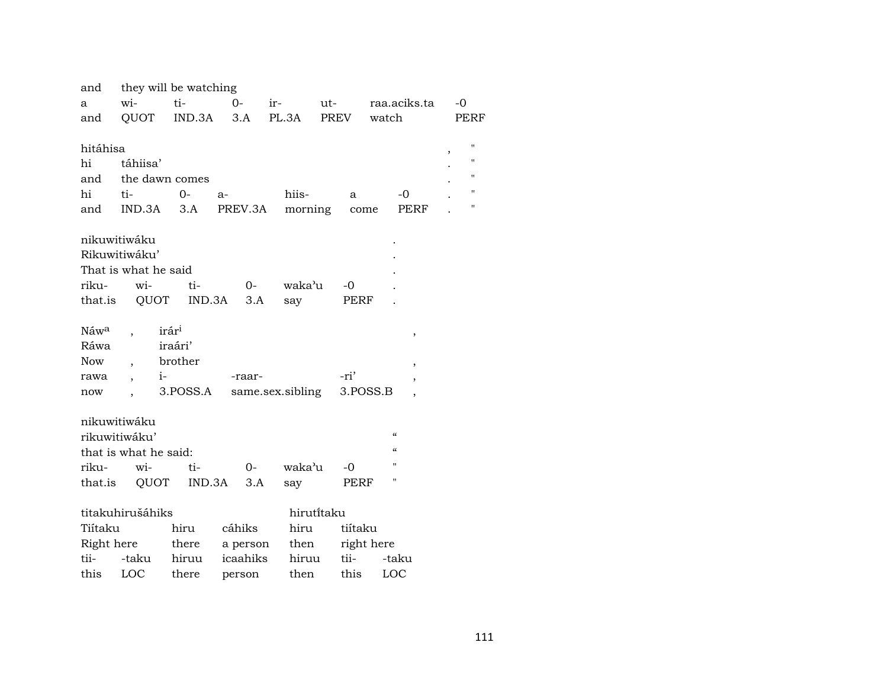| and | they will be watching | | | | | | |
|---|---|---|---|---|---|---|---|
| a | wi- | ti- | 0- | ir- | ut- | raa.aciks.ta | -0 |
| and | QUOT | IND.3A | 3.A | PL.3A | PREV | watch | PERF |

| hitáhisa | | | | | | , | " |
|---|---|---|---|---|---|---|---|
| hi | táhiisa' | | | | | . | " |
| and | the dawn comes | | | | | . | " |
| hi | ti- | 0- | a- | hiis- | a | -0 . | " |
| and | IND.3A | 3.A | PREV.3A | morning | come | PERF . | " |

| nikuwitiwáku | | | | | . |
|---|---|---|---|---|---|
| Rikuwitiwáku' | | | | | . |
| That is what he said | | | | | . |
| riku- | wi- | ti- | 0- | waka'u | -0 . |
| that.is | QUOT | IND.3A | 3.A | say | PERF . |

| Náw[a] | , | irár[i] | | | , |
|---|---|---|---|---|---|
| Ráwa | | iraári' | | | |
| Now | , | brother | | | , |
| rawa | , | i- | -raar- | -ri' | , |
| now | , | 3.POSS.A | same.sex.sibling | 3.POSS.B | , |

| nikuwitiwáku | | | | | |
|---|---|---|---|---|---|
| rikuwitiwáku' | | | | | " |
| that is what he said: | | | | | " |
| riku- | wi- | ti- | 0- | waka'u | -0 " |
| that.is | QUOT | IND.3A | 3.A | say | PERF " |

| titakuhirušáhiks | | | | hirutĩtaku | | |
|---|---|---|---|---|---|---|
| Tiítaku | | hiru | cáhiks | hiru | tiítaku | |
| Right here | | there | a person | then | right here | |
| tii- | -taku | hiruu | icaahiks | hiruu | tii- | -taku |
| this | LOC | there | person | then | this | LOC |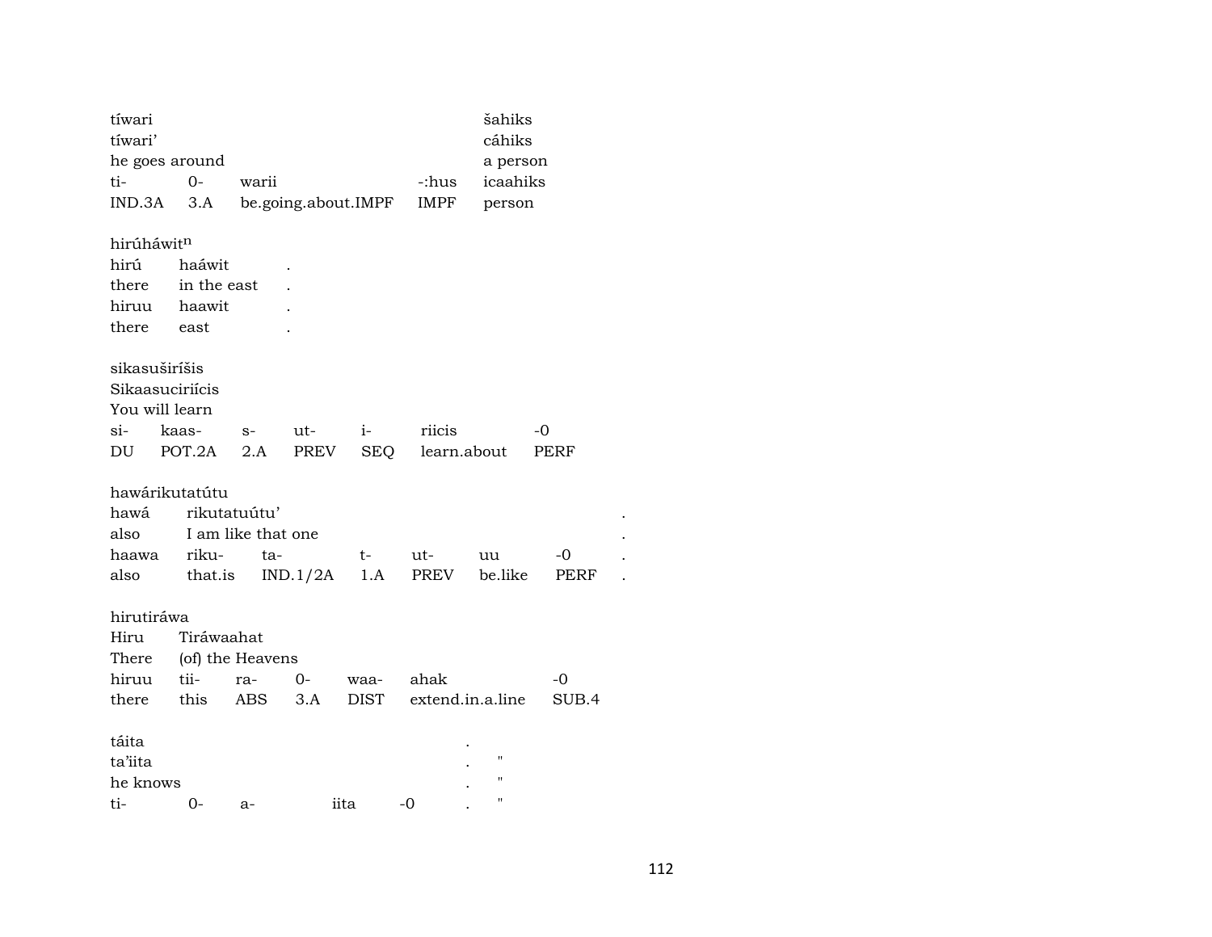| tíwari | | | | šahiks |
|---|---|---|---|---|
| tíwari’ | | | | cáhiks |
| he goes around | | | | a person |
| ti- | 0- | warii | -:hus | icaahiks |
| IND.3A | 3.A | be.going.about.IMPF | IMPF | person |

hirúháwit$^{n}$

| hirú | haáwit | . |
|---|---|---|
| there | in the east | . |
| hiruu | haawit | . |
| there | east | . |

sikasuširíšis

| Sikaasuciriícis | | | | | | |
|---|---|---|---|---|---|---|
| You will learn | | | | | | |
| si- | kaas- | s- | ut- | i- | riicis | -0 |
| DU | POT.2A | 2.A | PREV | SEQ | learn.about | PERF |

hawárikutatútu

| hawá | rikutatuútu’ | | | | | | . |
|---|---|---|---|---|---|---|---|
| also | I am like that one | | | | | | . |
| haawa | riku- | ta- | t- | ut- | uu | -0 | . |
| also | that.is | IND.1/2A | 1.A | PREV | be.like | PERF | . |

hirutiráwa

| Hiru | Tiráwaahat | | | | | |
|---|---|---|---|---|---|---|
| There | (of) the Heavens | | | | | |
| hiruu | tii- | ra- | 0- | waa- | ahak | -0 |
| there | this | ABS | 3.A | DIST | extend.in.a.line | SUB.4 |

| táita | | | | | . | |
|---|---|---|---|---|---|---|
| ta’iita | | | | | . | " |
| he knows | | | | | . | " |
| ti- | 0- | a- | iita | -0 | . | " |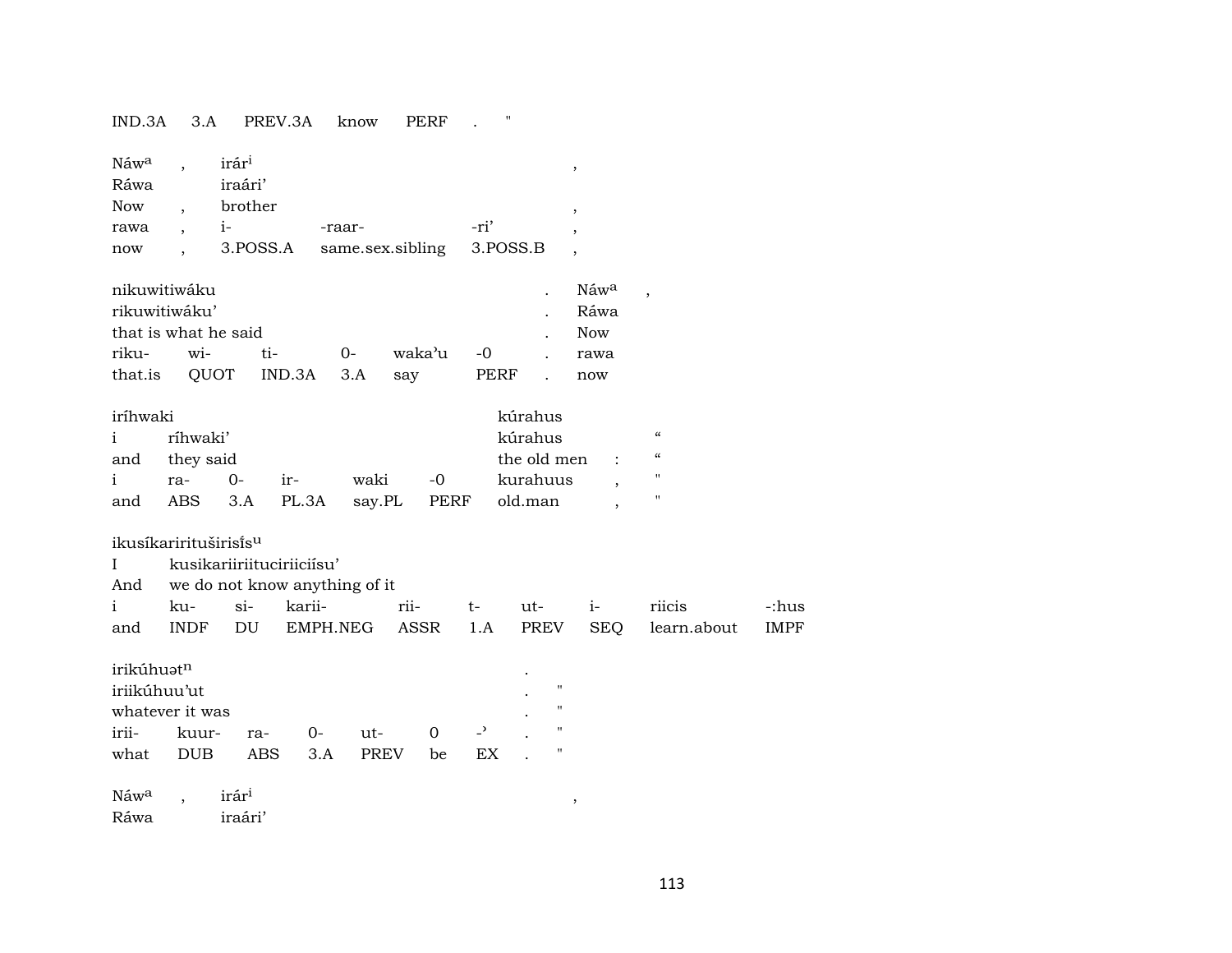| IND.3A | 3.A | PREV.3A | know | PERF | . | " |
|---|---|---|---|---|---|---|

| Náwᵃ | , | irárⁱ | | | , |
|---|---|---|---|---|---|
| Ráwa | | iraári’ | | | |
| Now | , | brother | | | , |
| rawa | , | i- | -raar- | -ri’ | , |
| now | , | 3.POSS.A | same.sex.sibling | 3.POSS.B | , |

| nikuwitiwáku | | | | | | . | Náwᵃ | , |
|---|---|---|---|---|---|---|---|---|
| rikuwitiwáku’ | | | | | | . | Ráwa | |
| that is what he said | | | | | | . | Now | |
| riku- | wi- | ti- | 0- | waka’u | -0 | . | rawa | |
| that.is | QUOT | IND.3A | 3.A | say | PERF | . | now | |

| iríhwaki | | | | | | kúrahus | | |
|---|---|---|---|---|---|---|---|---|
| i | ríhwaki’ | | | | | kúrahus | | “ |
| and | they said | | | | | the old men | : | “ |
| i | ra- | 0- | ir- | waki | -0 | kurahuus | , | " |
| and | ABS | 3.A | PL.3A | say.PL | PERF | old.man | , | " |

| ikusíkarirituširisísᵘ | | | | | | | | | |
|---|---|---|---|---|---|---|---|---|---|
| I | kusikariiriituciriicíísu’ | | | | | | | | |
| And | we do not know anything of it | | | | | | | | |
| i | ku- | si- | karii- | rii- | t- | ut- | i- | riicis | -:hus |
| and | INDF | DU | EMPH.NEG | ASSR | 1.A | PREV | SEQ | learn.about | IMPF |

| irikúhuətⁿ | | | | | | | . | |
|---|---|---|---|---|---|---|---|---|
| iriikúhuu’ut | | | | | | | . | " |
| whatever it was | | | | | | | . | " |
| irii- | kuur- | ra- | 0- | ut- | 0 | -’ | . | " |
| what | DUB | ABS | 3.A | PREV | be | EX | . | " |

| Náwᵃ | , | irárⁱ | , |
|---|---|---|---|
| Ráwa | | iraári’ | |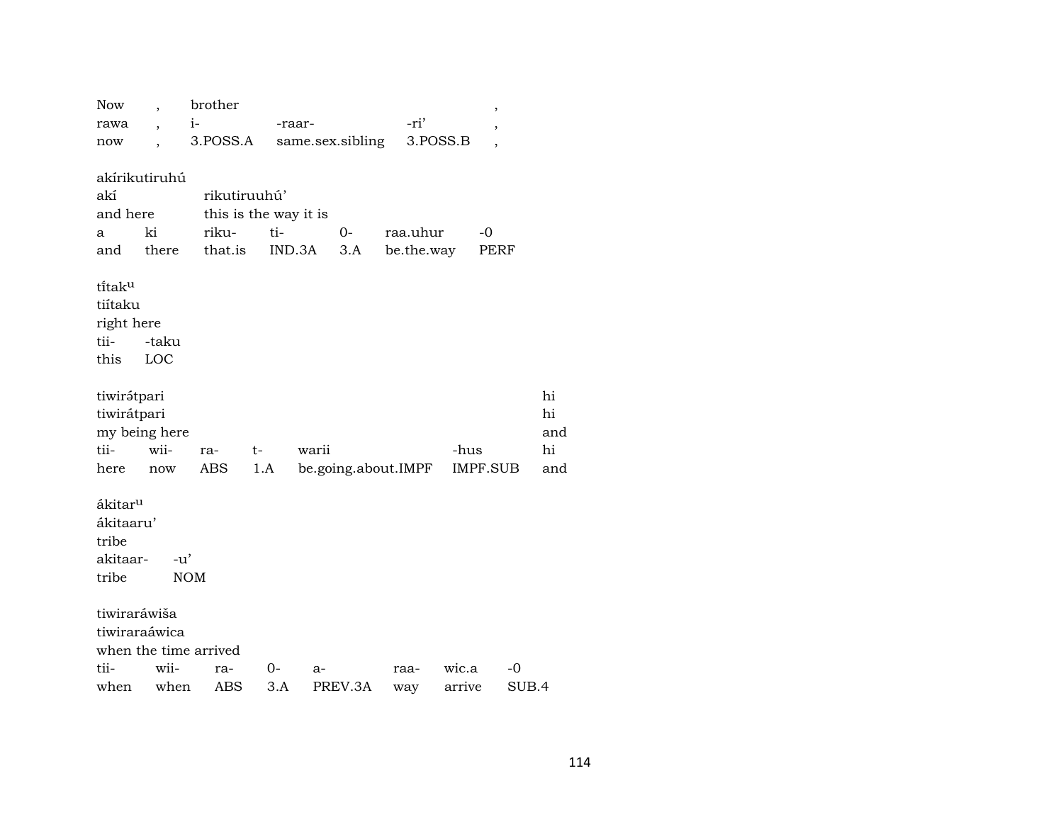| Now | , | brother | | | , |
|---|---|---|---|---|---|
| rawa | , | i- | -raar- | -ri’ | , |
| now | , | 3.POSS.A | same.sex.sibling | 3.POSS.B | , |

akírikutiruhú

| akí | rikutiruuhú’ | | | | |
|---|---|---|---|---|---|
| and here | this is the way it is | | | | |
| a | ki | riku- | ti- | 0- | raa.uhur | -0 |
| and | there | that.is | IND.3A | 3.A | be.the.way | PERF |

tı̃́taku

| tiítaku | |
|---|---|
| right here | |
| tii- | -taku |
| this | LOC |

| tiwirə́tpari | | | | | | hi |
|---|---|---|---|---|---|---|
| tiwirátpari | | | | | | hi |
| my being here | | | | | | and |
| tii- | wii- | ra- | t- | warii | -hus | hi |
| here | now | ABS | 1.A | be.going.about.IMPF | IMPF.SUB | and |

ákitaru

| ákitaaru’ | |
|---|---|
| tribe | |
| akitaar- | -u’ |
| tribe | NOM |

tiwiraráwiša

| tiwiraraáwica | | | | | | | |
|---|---|---|---|---|---|---|---|
| when the time arrived | | | | | | | |
| tii- | wii- | ra- | 0- | a- | raa- | wic.a | -0 |
| when | when | ABS | 3.A | PREV.3A | way | arrive | SUB.4 |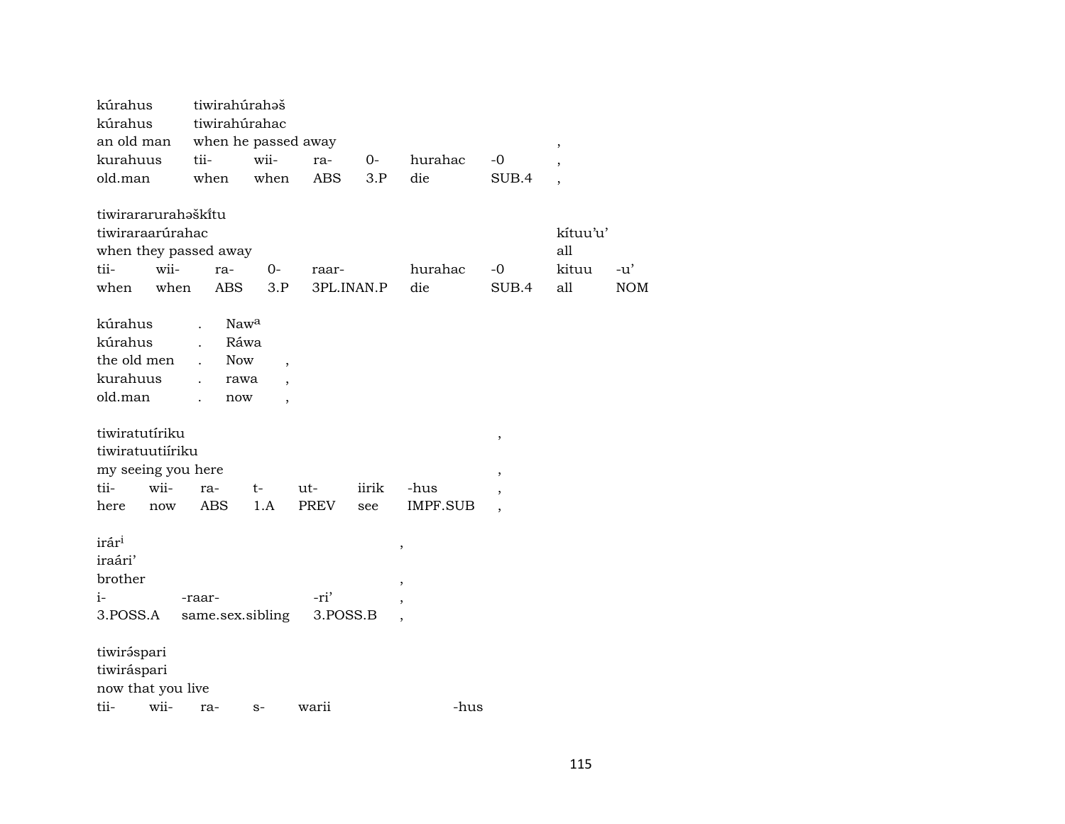| kúrahus | tiwirahúrahəš | | | | | | |
|---|---|---|---|---|---|---|---|
| kúrahus | tiwirahúrahac | | | | | | |
| an old man | when he passed away | | | | | | , |
| kurahuus | tii- | wii- | ra- | 0- | hurahac | -0 | , |
| old.man | when | when | ABS | 3.P | die | SUB.4 | , |

| tiwiraraturahəškı́tu | | | | | | | | |
|---|---|---|---|---|---|---|---|---|
| tiwiraraarúrahac | | | | | | | kítuu'u' | |
| when they passed away | | | | | | | all | |
| tii- | wii- | ra- | 0- | raar- | hurahac | -0 | kituu | -u' |
| when | when | ABS | 3.P | 3PL.INAN.P | die | SUB.4 | all | NOM |

| kúrahus | . | Naw[a] | |
|---|---|---|---|
| kúrahus | . | Ráwa | |
| the old men | . | Now | , |
| kurahuus | . | rawa | , |
| old.man | . | now | , |

| tiwiratutíriku | | | | | | | , |
|---|---|---|---|---|---|---|---|
| tiwiratuutiíriku | | | | | | | |
| my seeing you here | | | | | | | , |
| tii- | wii- | ra- | t- | ut- | iirik | -hus | , |
| here | now | ABS | 1.A | PREV | see | IMPF.SUB | , |

| irár[i] | | | , |
|---|---|---|---|
| iraári' | | | |
| brother | | | , |
| i- | -raar- | -ri' | , |
| 3.POSS.A | same.sex.sibling | 3.POSS.B | , |

| tiwirə́spari | | | | | |
|---|---|---|---|---|---|
| tiwiráspari | | | | | |
| now that you live | | | | | |
| tii- | wii- | ra- | s- | warii | -hus |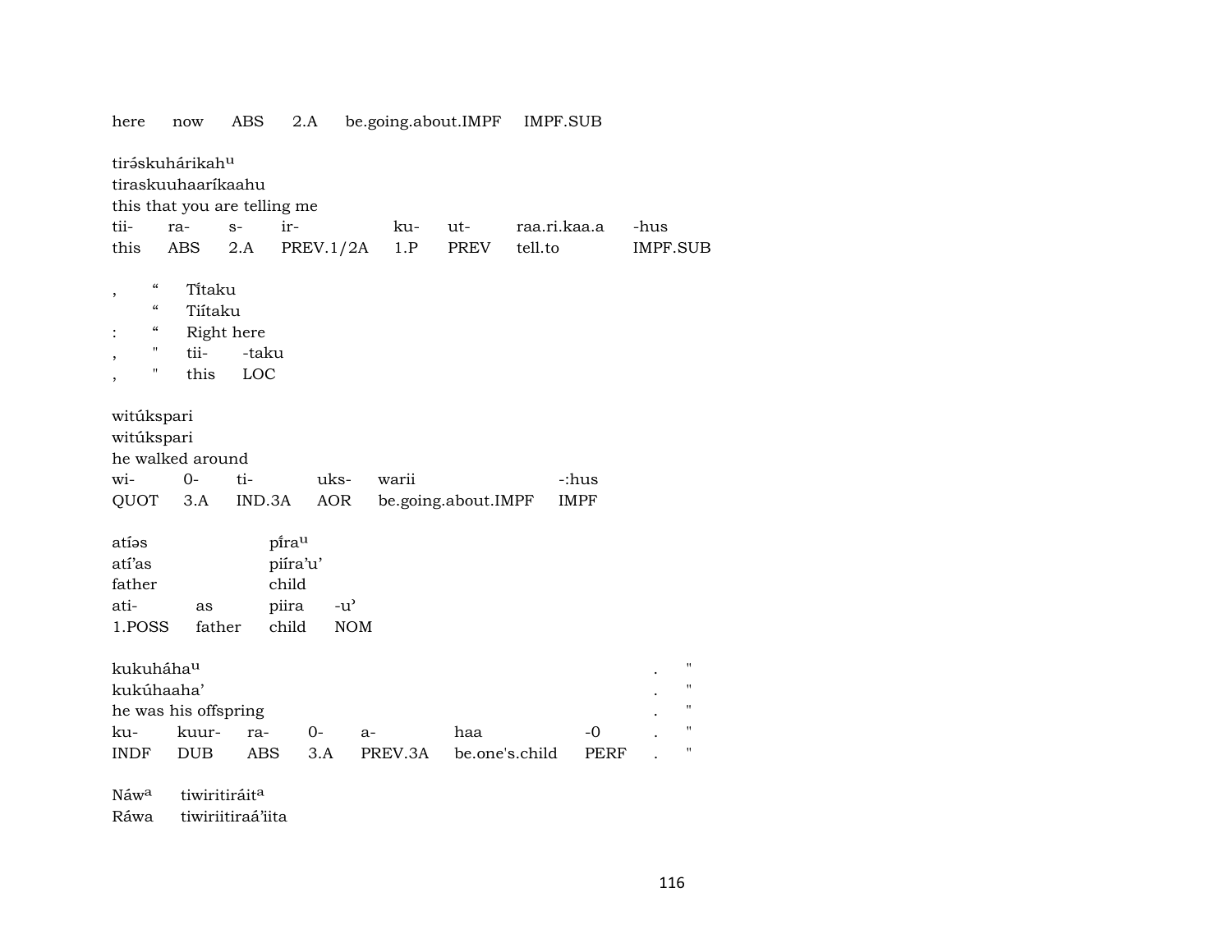here now ABS 2.A be.going.about.IMPF IMPF.SUB

tirə́skuhárikahᵘ
tiraskuuhaaríkaahu
this that you are telling me

| tii- | ra- | s- | ir- | ku- | ut- | raa.ri.kaa.a | -hus |
|---|---|---|---|---|---|---|---|
| this | ABS | 2.A | PREV.1/2A | 1.P | PREV | tell.to | IMPF.SUB |

| , | “ | Tĩ́taku | |
|---|---|---|---|
| | “ | Tiítaku | |
| : | “ | Right here | |
| , | " | tii- | -taku |
| , | " | this | LOC |

witúkspari
witúkspari
he walked around

| wi- | 0- | ti- | uks- | warii | -:hus |
|---|---|---|---|---|---|
| QUOT | 3.A | IND.3A | AOR | be.going.about.IMPF | IMPF |

| atíəs | | pĩ́raᵘ | |
|---|---|---|---|
| atí’as | | piíra’u’ | |
| father | | child | |
| ati- | as | piira | -u’ |
| 1.POSS | father | child | NOM |

| kukuháhaᵘ | | | | | | | . | " |
|---|---|---|---|---|---|---|---|---|
| kukúhaaha’ | | | | | | | . | " |
| he was his offspring | | | | | | | . | " |
| ku- | kuur- | ra- | 0- | a- | haa | -0 | . | " |
| INDF | DUB | ABS | 3.A | PREV.3A | be.one's.child | PERF | . | " |

Náwᵃ tiwiritiráitᵃ
Ráwa tiwiriitiraá’iita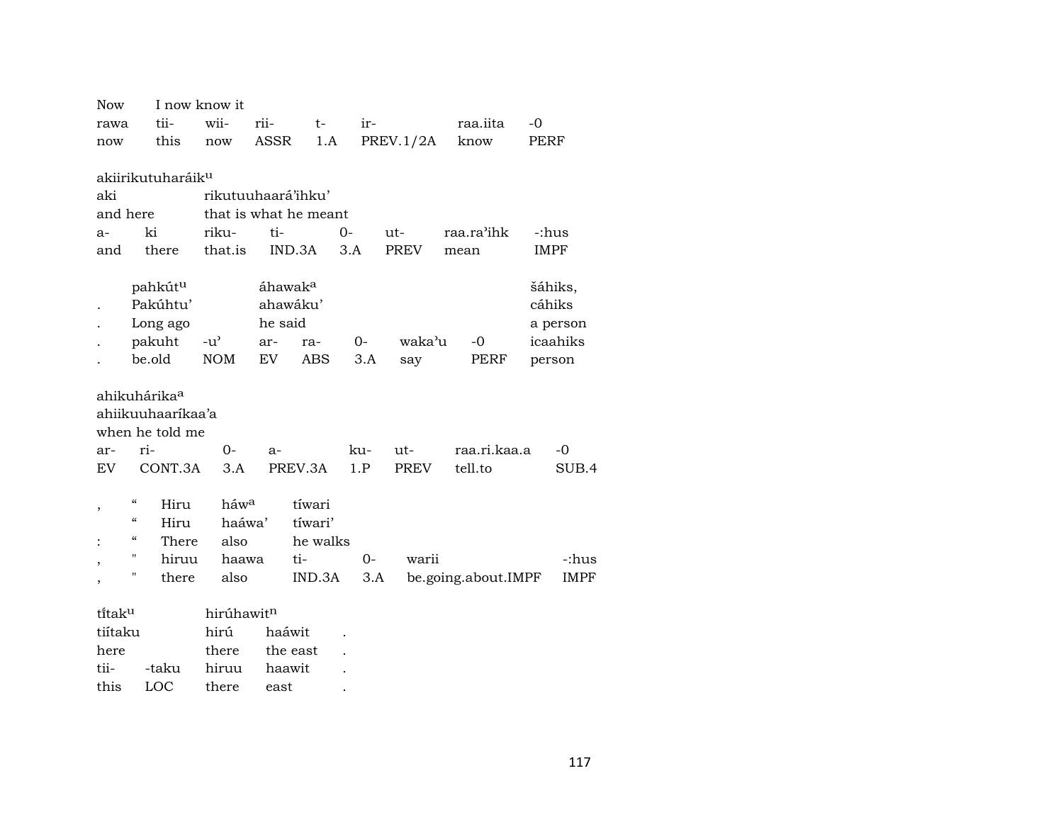| Now | I now know it | | | | | | |
|---|---|---|---|---|---|---|---|
| rawa | tii- | wii- | rii- | t- | ir- | raa.iita | -0 |
| now | this | now | ASSR | 1.A | PREV.1/2A | know | PERF |

akiirikutuharáik[u]

| aki | | rikutuuhaará'ihku' | | | | | |
|---|---|---|---|---|---|---|---|
| and here | | that is what he meant | | | | | |
| a- | ki | riku- | ti- | 0- | ut- | raa.ra'ihk | -:hus |
| and | there | that.is | IND.3A | 3.A | PREV | mean | IMPF |

| | pahkút[u] | | áhawak[a] | | | | | šáhiks, |
|---|---|---|---|---|---|---|---|---|
| . | Pakúhtu' | | ahawáku' | | | | | cáhiks |
| . | Long ago | | he said | | | | | a person |
| . | pakuht | -u' | ar- | ra- | 0- | waka'u | -0 | icaahiks |
| . | be.old | NOM | EV | ABS | 3.A | say | PERF | person |

ahikuhárika[a]

| ahiikuuhaaríkaa'a | | | | | | | |
|---|---|---|---|---|---|---|---|
| when he told me | | | | | | | |
| ar- | ri- | 0- | a- | ku- | ut- | raa.ri.kaa.a | -0 |
| EV | CONT.3A | 3.A | PREV.3A | 1.P | PREV | tell.to | SUB.4 |

| , | " | Hiru | háw[a] | tíwari | | | |
|---|---|---|---|---|---|---|---|
| | " | Hiru | haáwa' | tíwari' | | | |
| : | " | There | also | he walks | | | |
| , | " | hiruu | haawa | ti- | 0- | warii | -:hus |
| , | " | there | also | IND.3A | 3.A | be.going.about.IMPF | IMPF |

| tĩtak[u] | | hirúhawit[n] | | |
|---|---|---|---|---|
| tiítaku | | hirú | haáwit | . |
| here | | there | the east | . |
| tii- | -taku | hiruu | haawit | . |
| this | LOC | there | east | . |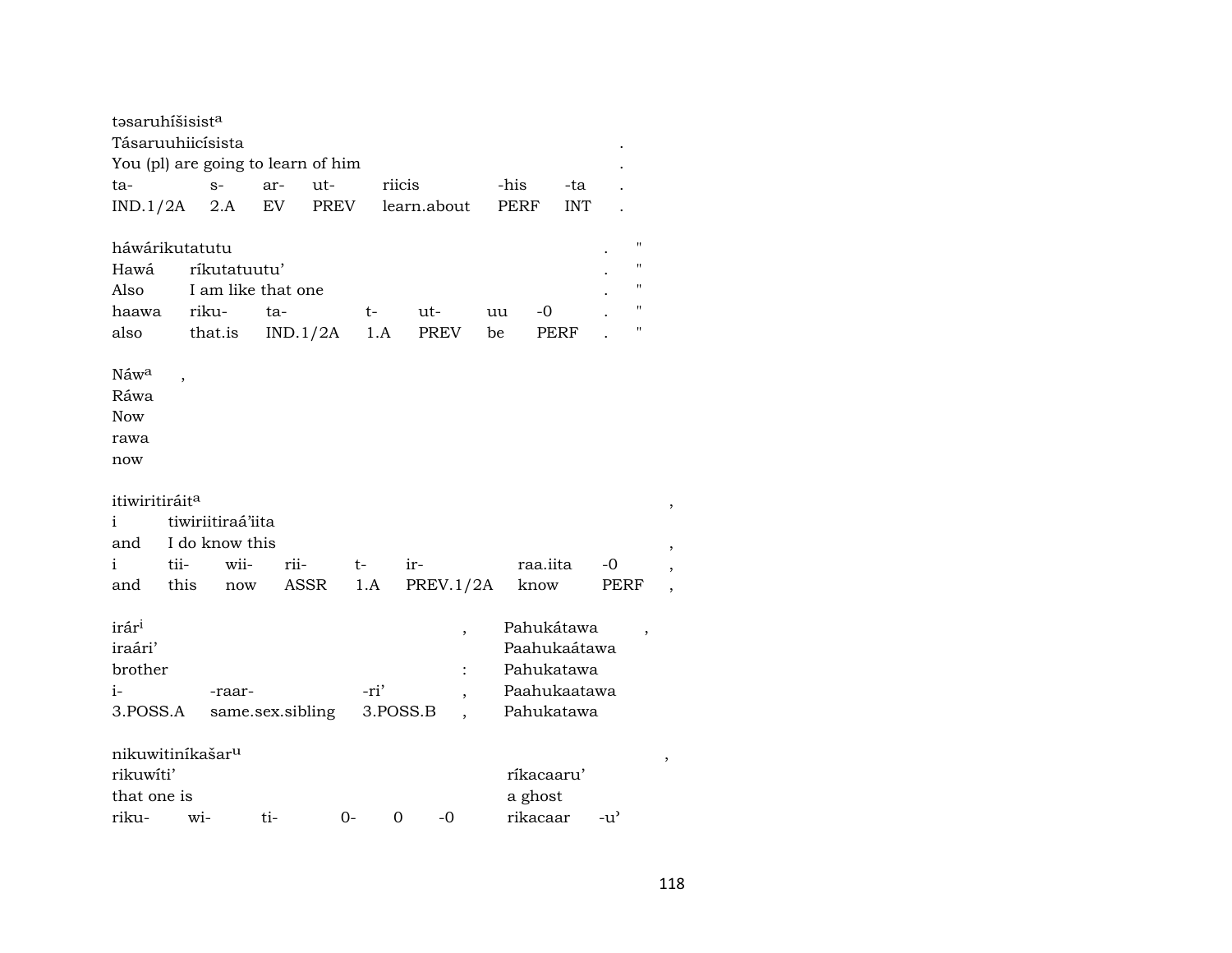tәsaruhíšisist[a]
Tásaruuhiicísista .
You (pl) are going to learn of him .

| ta- | s- | ar- | ut- | riicis | -his | -ta | . |
|---|---|---|---|---|---|---|---|
| IND.1/2A | 2.A | EV | PREV | learn.about | PERF | INT | . |

háwárikutatutu . "
Hawá ríkutatuutu' . "
Also I am like that one . "

| haawa | riku- | ta- | t- | ut- | uu | -0 | . | " |
|---|---|---|---|---|---|---|---|---|
| also | that.is | IND.1/2A | 1.A | PREV | be | PERF | . | " |

Náw[a] ,
Ráwa
Now
rawa
now

itiwiritiráit[a] ,
i tiwiriitiraá'iita
and I do know this ,

| i | tii- | wii- | rii- | t- | ir- | raa.iita | -0 | , |
|---|---|---|---|---|---|---|---|---|
| and | this | now | ASSR | 1.A | PREV.1/2A | know | PERF | , |

irár[i] , Pahukátawa ,
iraári' Paahukaátawa
brother : Pahukatawa

| i- | -raar- | -ri' | , | Paahukaatawa |
|---|---|---|---|---|
| 3.POSS.A | same.sex.sibling | 3.POSS.B | , | Pahukatawa |

nikuwitiníkašar[u] ,
rikuwíti' ríkacaaru'
that one is a ghost

| riku- | wi- | ti- | 0- | 0 | -0 | rikacaar | -u' |
|---|---|---|---|---|---|---|---|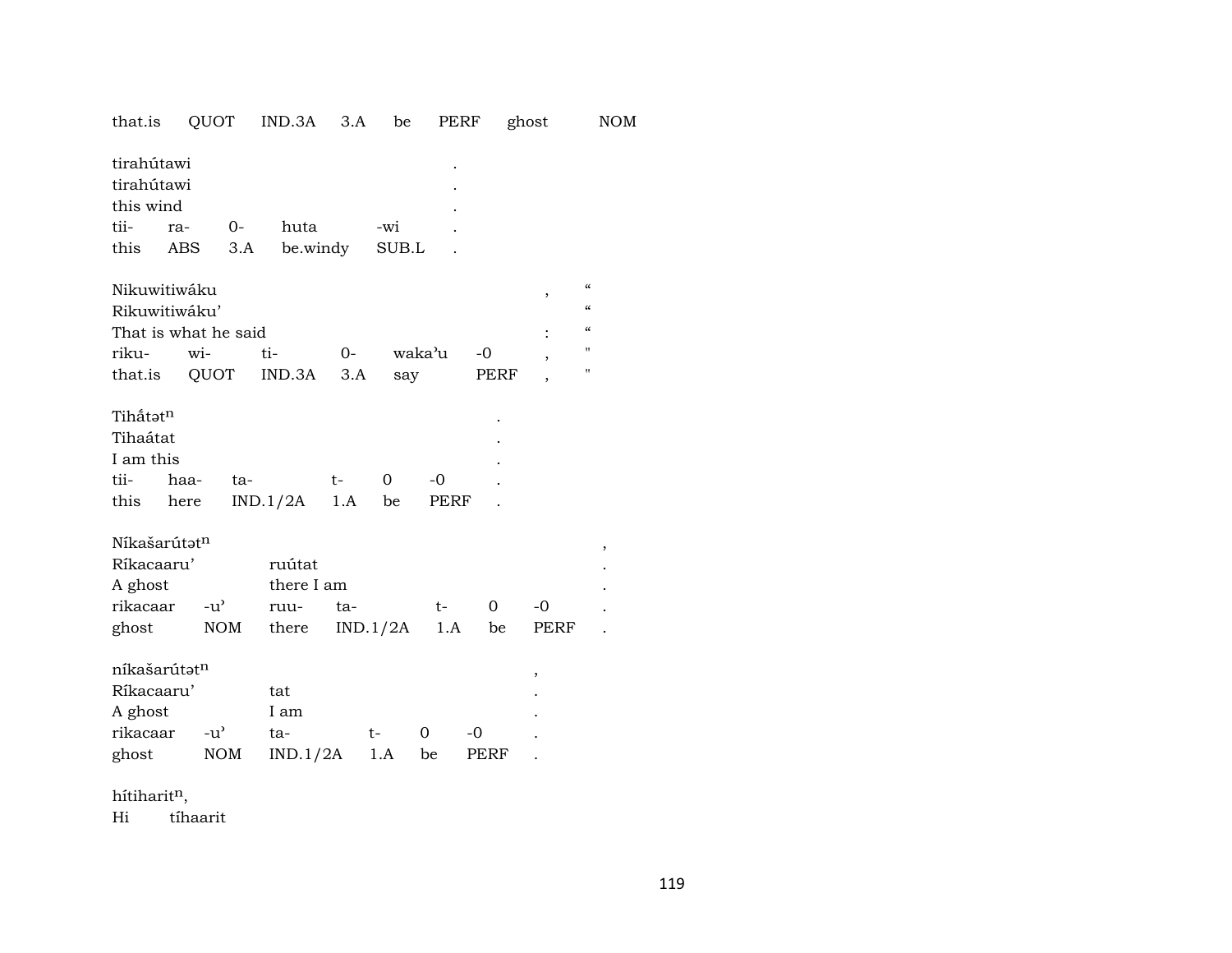| that.is | QUOT | IND.3A | 3.A | be | PERF | ghost | NOM |
|---|---|---|---|---|---|---|---|

| tirahútawi | | | | | . |
|---|---|---|---|---|---|
| tirahútawi | | | | | . |
| this wind | | | | | . |
| tii- | ra- | 0- | huta | -wi | . |
| this | ABS | 3.A | be.windy | SUB.L | . |

| Nikuwitiwáku | | | | | | , | “ |
|---|---|---|---|---|---|---|---|
| Rikuwitiwáku’ | | | | | | | “ |
| That is what he said | | | | | | : | “ |
| riku- | wi- | ti- | 0- | waka’u | -0 | , | " |
| that.is | QUOT | IND.3A | 3.A | say | PERF | , | " |

| Tihắtətn | | | | | | . |
|---|---|---|---|---|---|---|
| Tihaátat | | | | | | . |
| I am this | | | | | | . |
| tii- | haa- | ta- | t- | 0 | -0 | . |
| this | here | IND.1/2A | 1.A | be | PERF | . |

| Níkašarútətn | | | | | | | , |
|---|---|---|---|---|---|---|---|
| Ríkacaaru’ | | ruútat | | | | | . |
| A ghost | | there I am | | | | | . |
| rikacaar | -u’ | ruu- | ta- | t- | 0 | -0 | . |
| ghost | NOM | there | IND.1/2A | 1.A | be | PERF | . |

| níkašarútətn | | | | | | , |
|---|---|---|---|---|---|---|
| Ríkacaaru’ | | tat | | | | . |
| A ghost | | I am | | | | . |
| rikacaar | -u’ | ta- | t- | 0 | -0 | . |
| ghost | NOM | IND.1/2A | 1.A | be | PERF | . |

hítiharitn,

Hi tíhaarit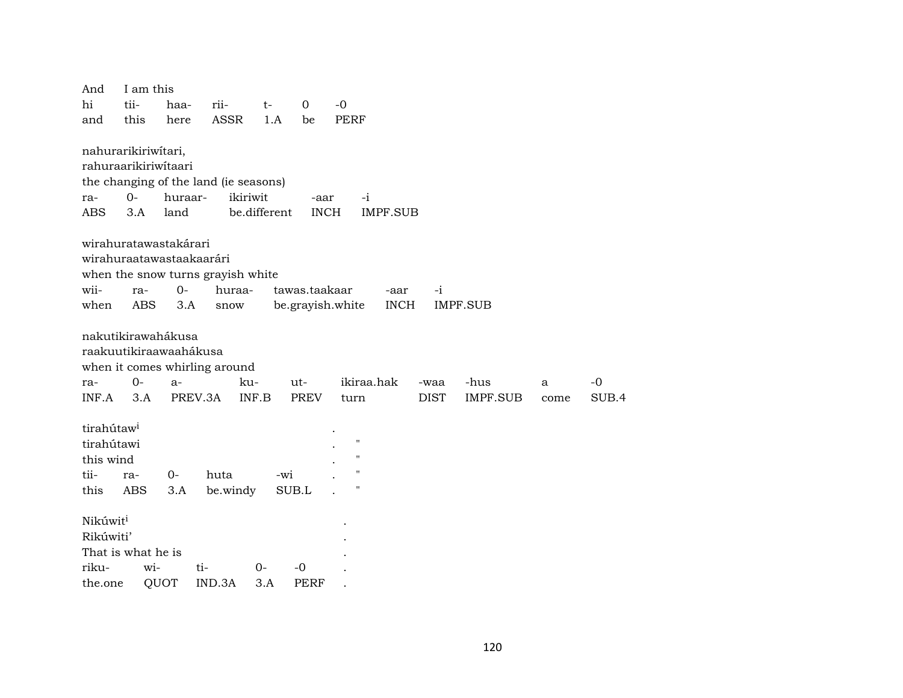And I am this

| hi | tii- | haa- | rii- | t- | 0 | -0 |
|---|---|---|---|---|---|---|
| and | this | here | ASSR | 1.A | be | PERF |

nahurarikiriwítari,
rahuraarikiriwítaari
the changing of the land (ie seasons)

| ra- | 0- | huraar- | ikiriwit | -aar | -i |
|---|---|---|---|---|---|
| ABS | 3.A | land | be.different | INCH | IMPF.SUB |

wirahuratawastakárari
wirahuraatawastaakaarári
when the snow turns grayish white

| wii- | ra- | 0- | huraa- | tawas.taakaar | -aar | -i |
|---|---|---|---|---|---|---|
| when | ABS | 3.A | snow | be.grayish.white | INCH | IMPF.SUB |

nakutikirawahákusa
raakuutikiraawaahákusa
when it comes whirling around

| ra- | 0- | a- | ku- | ut- | ikiraa.hak | -waa | -hus | a | -0 |
|---|---|---|---|---|---|---|---|---|---|
| INF.A | 3.A | PREV.3A | INF.B | PREV | turn | DIST | IMPF.SUB | come | SUB.4 |

tirahútaw[i] .
tirahútawi . "
this wind . "

| tii- | ra- | 0- | huta | -wi | . | " |
|---|---|---|---|---|---|---|
| this | ABS | 3.A | be.windy | SUB.L | . | " |

Nikúwit[i] .
Rikúwiti’ .
That is what he is .

| riku- | wi- | ti- | 0- | -0 | . |
|---|---|---|---|---|---|
| the.one | QUOT | IND.3A | 3.A | PERF | . |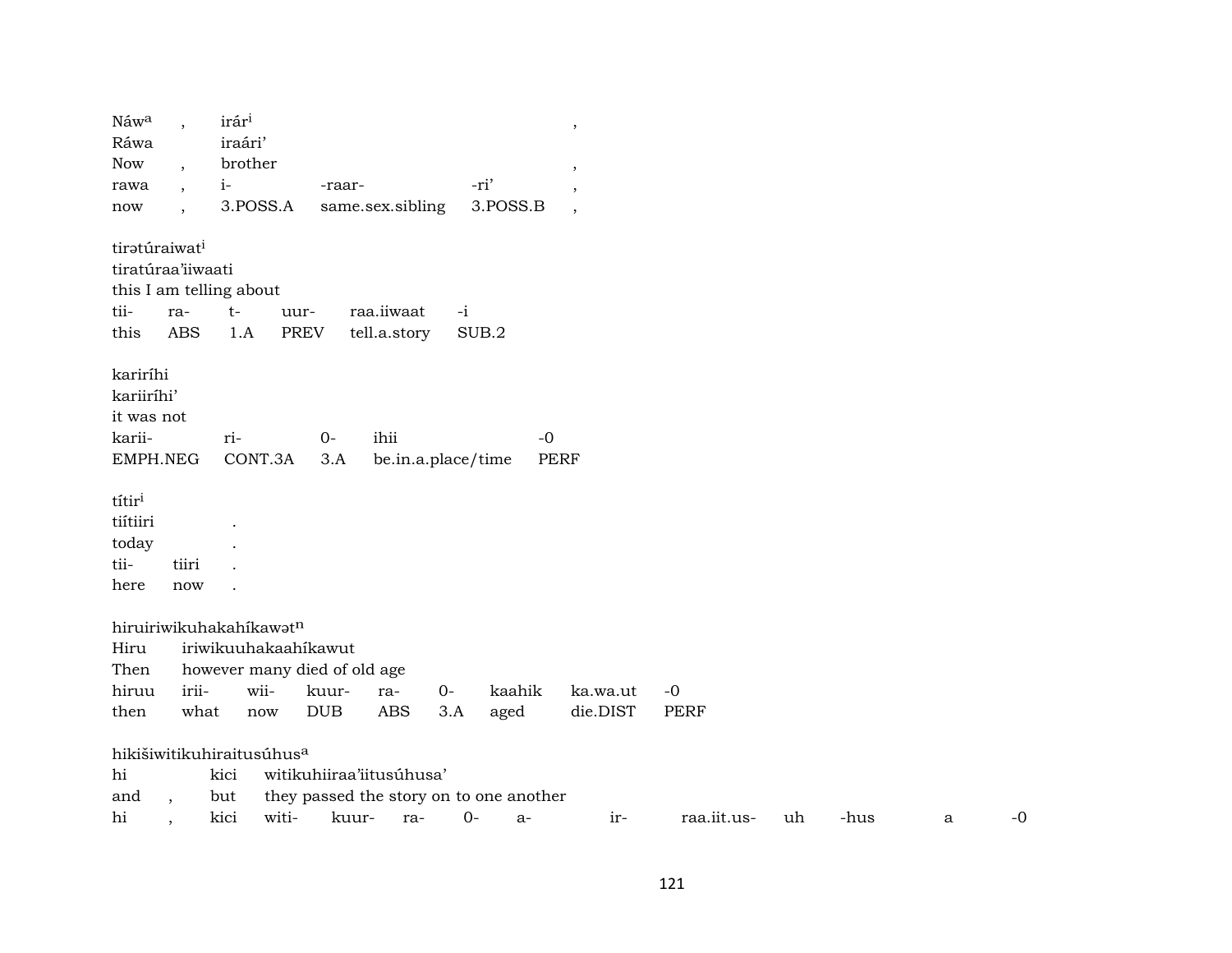Náw[a] , irár[i] ,
Ráwa iraári’
Now , brother ,
rawa , i- -raar- -ri’ ,
now , 3.POSS.A same.sex.sibling 3.POSS.B ,

tirətúraiwat[i]
tiratúraa’iiwaati
this I am telling about
tii- ra- t- uur- raa.iiwaat -i
this ABS 1.A PREV tell.a.story SUB.2

kariríhi
kariiríhi’
it was not
karii- ri- 0- ihii -0
EMPH.NEG CONT.3A 3.A be.in.a.place/time PERF

títir[i]
tiítiiri .
today .
tii- tiiri .
here now .

hiruiriwikuhakahíkawət[n]
Hiru iriwikuuhakaahíkawut
Then however many died of old age
hiruu irii- wii- kuur- ra- 0- kaahik ka.wa.ut -0
then what now DUB ABS 3.A aged die.DIST PERF

hikišiwitikuhiraitusúhus[a]
hi kici witikuhiiraa’iitusúhusa’
and , but they passed the story on to one another
hi , kici witi- kuur- ra- 0- a- ir- raa.iit.us- uh -hus a -0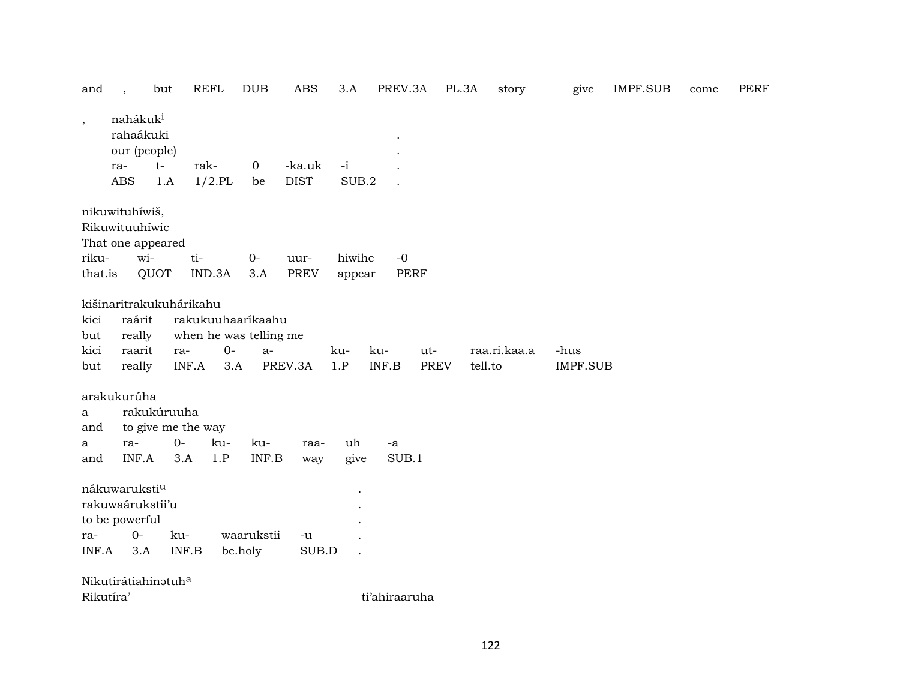and , but REFL DUB ABS 3.A PREV.3A PL.3A story give IMPF.SUB come PERF

, nahákuk[i]
rahaákuki .
our (people) .
ra- t- rak- 0 -ka.uk -i .
ABS 1.A 1/2.PL be DIST SUB.2 .

nikuwituhíwiš,
Rikuwituuhíwic
That one appeared
riku- wi- ti- 0- uur- hiwihc -0
that.is QUOT IND.3A 3.A PREV appear PERF

kišinaritrakukuhárikahu
kici raárit rakukuuhaaríkaahu
but really when he was telling me
kici raarit ra- 0- a- ku- ku- ut- raa.ri.kaa.a -hus
but really INF.A 3.A PREV.3A 1.P INF.B PREV tell.to IMPF.SUB

arakukurúha
a rakukúruuha
and to give me the way
a ra- 0- ku- ku- raa- uh -a
and INF.A 3.A 1.P INF.B way give SUB.1

nákuwaruksti[u] .
rakuwaárukstii'u .
to be powerful .
ra- 0- ku- waarukstii -u .
INF.A 3.A INF.B be.holy SUB.D .

Nikutirátiahinətuh[a]
Rikutíra' ti'ahiraaruha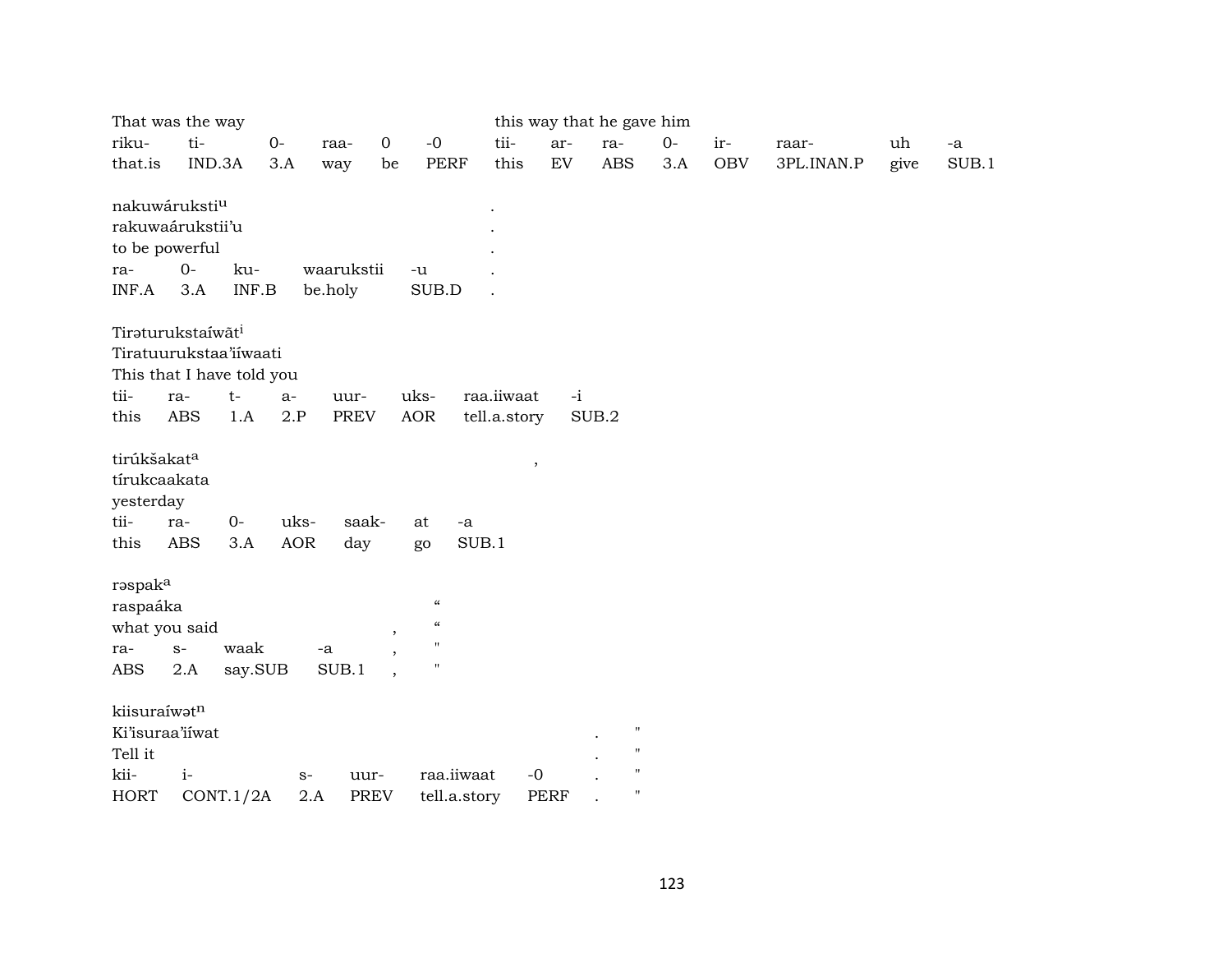That was the way this way that he gave him

| riku- | ti- | 0- | raa- | 0 | -0 | tii- | ar- | ra- | 0- | ir- | raar- | uh | -a |
|---|---|---|---|---|---|---|---|---|---|---|---|---|---|
| that.is | IND.3A | 3.A | way | be | PERF | this | EV | ABS | 3.A | OBV | 3PL.INAN.P | give | SUB.1 |

nakuwáruksti[u] .
rakuwaárukstii'u .
to be powerful .

| ra- | 0- | ku- | waarukstii | -u | . |
|---|---|---|---|---|---|
| INF.A | 3.A | INF.B | be.holy | SUB.D | . |

Tirəturukstaíwāt[i]
Tiratuurukstaa'iíwaati
This that I have told you

| tii- | ra- | t- | a- | uur- | uks- | raa.iiwaat | -i |
|---|---|---|---|---|---|---|---|
| this | ABS | 1.A | 2.P | PREV | AOR | tell.a.story | SUB.2 |

tirúkšakat[a] ,
tírukcaakata
yesterday

| tii- | ra- | 0- | uks- | saak- | at | -a |
|---|---|---|---|---|---|---|
| this | ABS | 3.A | AOR | day | go | SUB.1 |

rəspak[a]
raspaáka "
what you said , "

| ra- | s- | waak | -a | , | " |
|---|---|---|---|---|---|
| ABS | 2.A | say.SUB | SUB.1 | , | " |

kiisuraíwət[n]
Ki'isuraa'iíwat . "
Tell it . "

| kii- | i- | s- | uur- | raa.iiwaat | -0 | . | " |
|---|---|---|---|---|---|---|---|
| HORT | CONT.1/2A | 2.A | PREV | tell.a.story | PERF | . | " |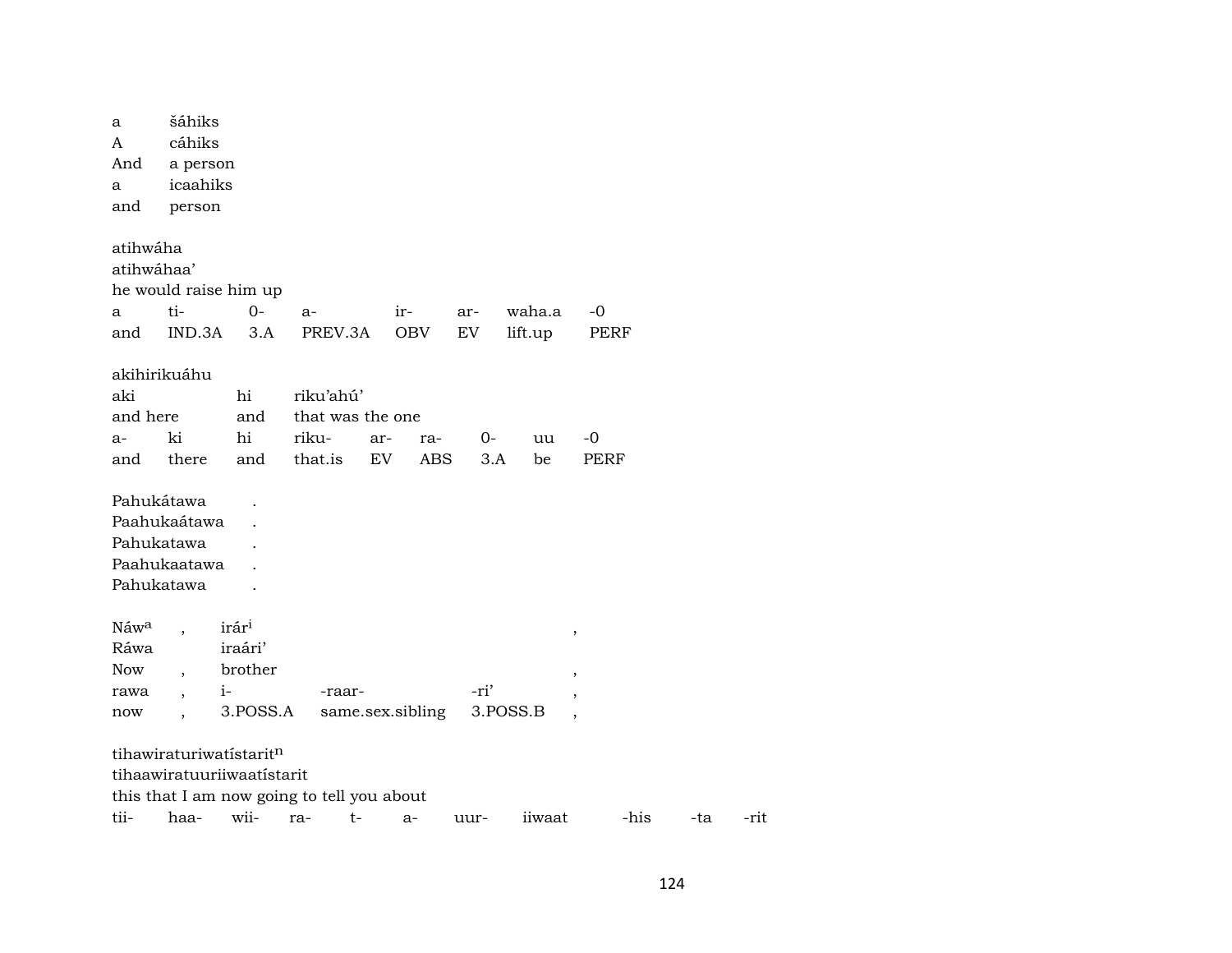a šáhiks
A cáhiks
And a person
a icaahiks
and person

atihwáha
atihwáhaa'
he would raise him up

| a | ti- | 0- | a- | ir- | ar- | waha.a | -0 |
|---|---|---|---|---|---|---|---|
| and | IND.3A | 3.A | PREV.3A | OBV | EV | lift.up | PERF |

akihirikuáhu

| aki | hi | riku'ahú' |
|---|---|---|
| and here | and | that was the one |

| a- | ki | hi | riku- | ar- | ra- | 0- | uu | -0 |
|---|---|---|---|---|---|---|---|---|
| and | there | and | that.is | EV | ABS | 3.A | be | PERF |

Pahukátawa .
Paahukaátawa .
Pahukatawa .
Paahukaatawa .
Pahukatawa .

Náw[a] , irár[i] ,
Ráwa iraári'
Now , brother ,

| rawa | , | i- | -raar- | -ri' | , |
|---|---|---|---|---|---|
| now | , | 3.POSS.A | same.sex.sibling | 3.POSS.B | , |

tihawiraturiwatístarit[n]
tihaawiratuuriiwaatístarit
this that I am now going to tell you about

| tii- | haa- | wii- | ra- | t- | a- | uur- | iiwaat | -his | -ta | -rit |
|---|---|---|---|---|---|---|---|---|---|---|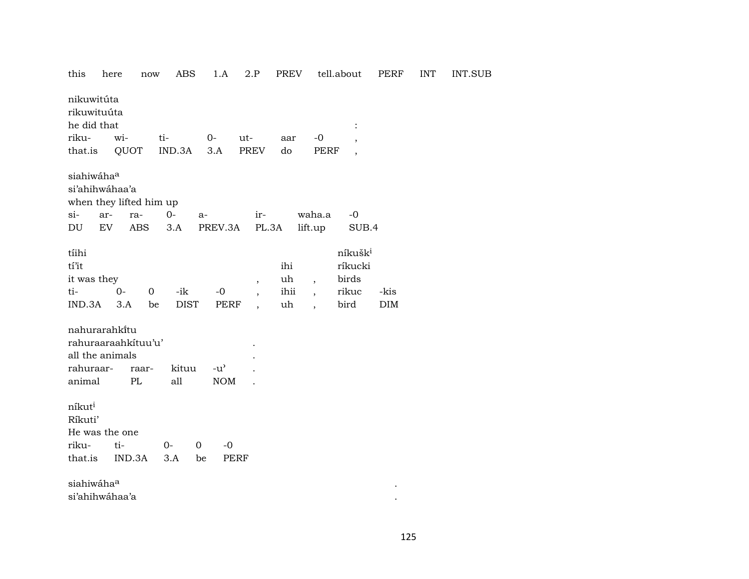this here now ABS 1.A 2.P PREV tell.about PERF INT INT.SUB

nikuwitúta
rikuwituúta
he did that :

| riku- | wi- | ti- | 0- | ut- | aar | -0 | , |
|---|---|---|---|---|---|---|---|
| that.is | QUOT | IND.3A | 3.A | PREV | do | PERF | , |

siahiwáha[a]
si'ahihwáhaa'a
when they lifted him up

| si- | ar- | ra- | 0- | a- | ir- | waha.a | -0 |
|---|---|---|---|---|---|---|---|
| DU | EV | ABS | 3.A | PREV.3A | PL.3A | lift.up | SUB.4 |

tíihi / ní'kušk[i]
tí'it ihi ríkucki
it was they , uh , birds

| ti- | 0- | 0 | -ik | -0 | , | ihii | , | rikuc | -kis |
|---|---|---|---|---|---|---|---|---|---|
| IND.3A | 3.A | be | DIST | PERF | , | uh | , | bird | DIM |

nahurarahkítu
rahuraaraahkítuu'u' .
all the animals .

| rahuraar- | raar- | kituu | -u' | . |
|---|---|---|---|---|
| animal | PL | all | NOM | . |

níkut[i]
Ríkuti'
He was the one

| riku- | ti- | 0- | 0 | -0 |
|---|---|---|---|---|
| that.is | IND.3A | 3.A | be | PERF |

siahiwáha[a] .
si'ahihwáhaa'a .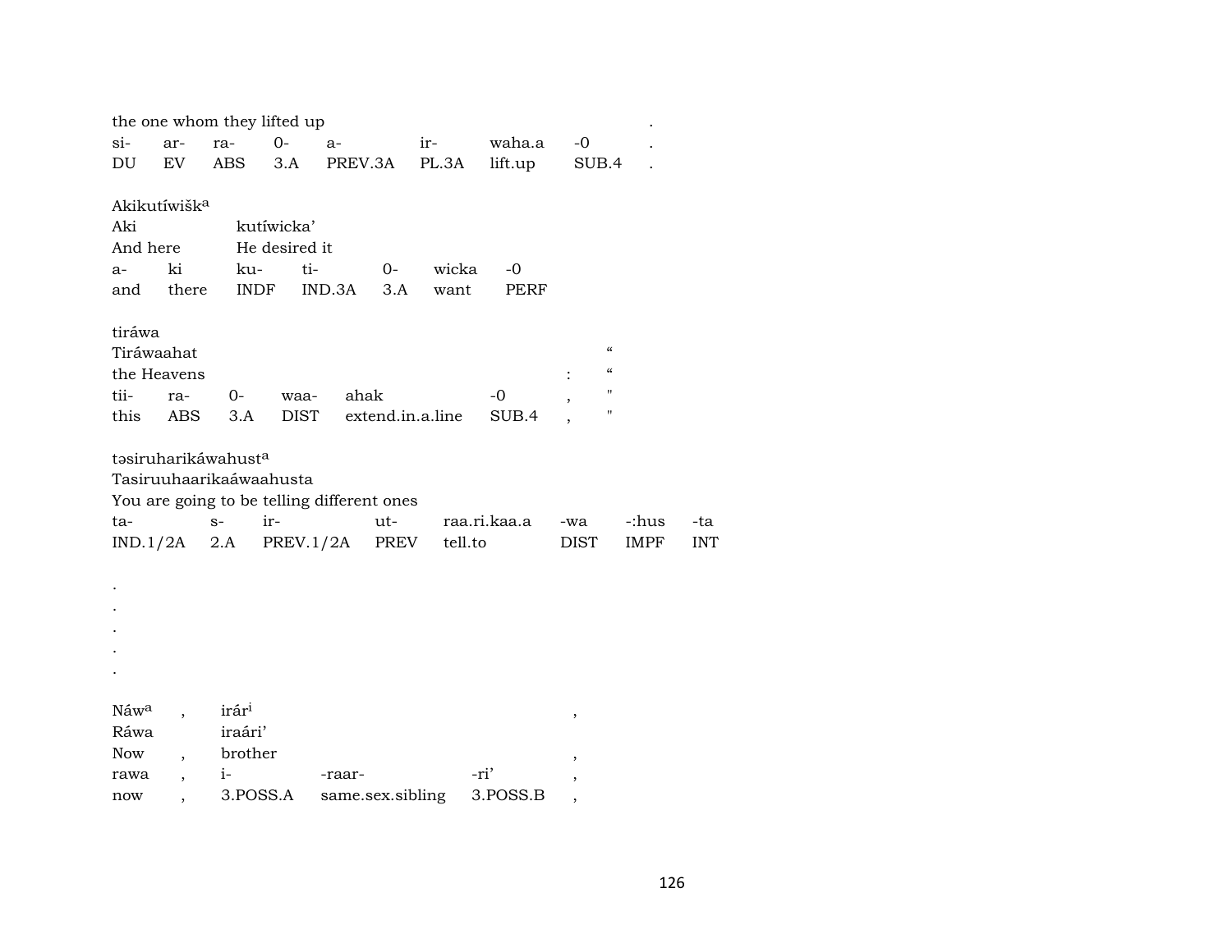| the one whom they lifted up | | | | | | | | . |
|---|---|---|---|---|---|---|---|---|
| si- | ar- | ra- | 0- | a- | ir- | waha.a | -0 | . |
| DU | EV | ABS | 3.A | PREV.3A | PL.3A | lift.up | SUB.4 | . |

Akikutíwišk[a]

| Aki | | kutíwicka’ | | | | |
|---|---|---|---|---|---|---|
| And here | | He desired it | | | | |
| a- | ki | ku- | ti- | 0- | wicka | -0 |
| and | there | INDF | IND.3A | 3.A | want | PERF |

tiráwa

| Tiráwaahat | | | | | | “ |
|---|---|---|---|---|---|---|
| the Heavens | | | | | : | “ |
| tii- | ra- | 0- | waa- | ahak | -0 | , | " |
| this | ABS | 3.A | DIST | extend.in.a.line | SUB.4 | , | " |

təsiruharikáwahust[a]

| Tasiruuhaarikaáwaahusta | | | | | | | |
|---|---|---|---|---|---|---|---|
| You are going to be telling different ones | | | | | | | |
| ta- | s- | ir- | ut- | raa.ri.kaa.a | -wa | -:hus | -ta |
| IND.1/2A | 2.A | PREV.1/2A | PREV | tell.to | DIST | IMPF | INT |

.
.
.
.
.

| Náw[a] | , | irár[i] | | | , |
|---|---|---|---|---|---|
| Ráwa | | iraári’ | | | |
| Now | , | brother | | | , |
| rawa | , | i- | -raar- | -ri’ | , |
| now | , | 3.POSS.A | same.sex.sibling | 3.POSS.B | , |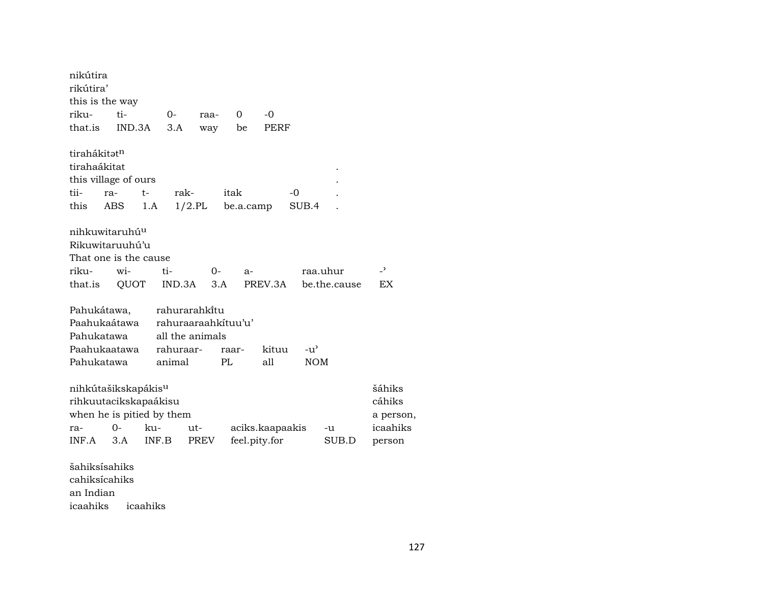nikútira
rikútira'
this is the way

| riku- | ti- | 0- | raa- | 0 | -0 |
|---|---|---|---|---|---|
| that.is | IND.3A | 3.A | way | be | PERF |

tirahákitət$^{n}$
tirahaákitat .
this village of ours .

| tii- | ra- | t- | rak- | itak | -0 | . |
|---|---|---|---|---|---|---|
| this | ABS | 1.A | 1/2.PL | be.a.camp | SUB.4 | . |

nihkuwitaruhú$^{u}$
Rikuwitaruuhú'u
That one is the cause

| riku- | wi- | ti- | 0- | a- | raa.uhur | -' |
|---|---|---|---|---|---|---|
| that.is | QUOT | IND.3A | 3.A | PREV.3A | be.the.cause | EX |

Pahukátawa, rahurarahkǐ́tu
Paahukaátawa rahuraaraahkítuu'u'
Pahukatawa all the animals

| Paahukaatawa | rahuraar- | raar- | kituu | -u' |
|---|---|---|---|---|
| Pahukatawa | animal | PL | all | NOM |

nihkútašikskapákis$^{u}$ šáhiks
rihkuutacikskapaákisu cáhiks
when he is pitied by them a person,

| ra- | 0- | ku- | ut- | aciks.kaapaakis | -u | icaahiks |
|---|---|---|---|---|---|---|
| INF.A | 3.A | INF.B | PREV | feel.pity.for | SUB.D | person |

šahiksísahiks
cahiksícahiks
an Indian

| icaahiks | icaahiks |
|---|---|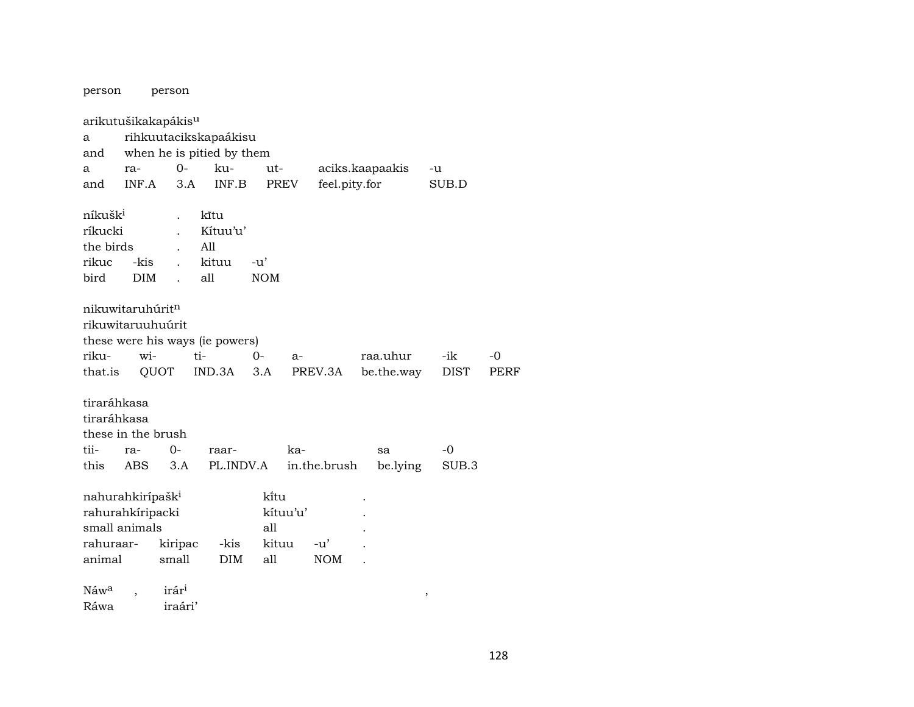person person

arikutušikakapákis[u]
a rihkuutacikskapaákisu
and when he is pitied by them

| a | ra- | 0- | ku- | ut- | aciks.kaapaakis | -u |
|---|---|---|---|---|---|---|
| and | INF.A | 3.A | INF.B | PREV | feel.pity.for | SUB.D |

níkušk[i] . kītu
ríkucki . Kítuu'u'
the birds . All

| rikuc | -kis | . | kituu | -u' |
|---|---|---|---|---|
| bird | DIM | . | all | NOM |

nikuwitaruhúrit[n]
rikuwitaruuhuúrit
these were his ways (ie powers)

| riku- | wi- | ti- | 0- | a- | raa.uhur | -ik | -0 |
|---|---|---|---|---|---|---|---|
| that.is | QUOT | IND.3A | 3.A | PREV.3A | be.the.way | DIST | PERF |

tiraráhkasa
tiraráhkasa
these in the brush

| tii- | ra- | 0- | raar- | ka- | sa | -0 |
|---|---|---|---|---|---|---|
| this | ABS | 3.A | PL.INDV.A | in.the.brush | be.lying | SUB.3 |

nahurahkirípašk[i] kı̄́tu .
rahurahkíripacki kítuu'u' .
small animals all .

| rahuraar- | kiripac | -kis | kituu | -u' | . |
|---|---|---|---|---|---|
| animal | small | DIM | all | NOM | . |

Náw[a] , irár[i] ,
Ráwa iraári'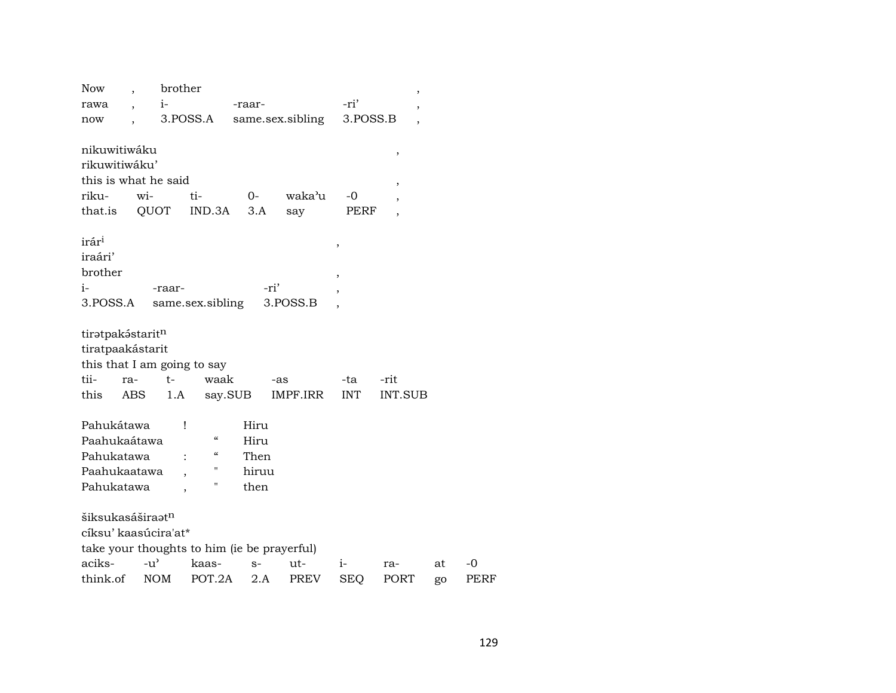| Now | , | brother | | | , |
|---|---|---|---|---|---|
| rawa | , | i- | -raar- | -ri' | , |
| now | , | 3.POSS.A | same.sex.sibling | 3.POSS.B | , |

nikuwitiwáku ,
rikuwitiwáku'
this is what he said ,

| riku- | wi- | ti- | 0- | waka'u | -0 | , |
|---|---|---|---|---|---|---|
| that.is | QUOT | IND.3A | 3.A | say | PERF | , |

irár$^{i}$ ,
iraári'
brother ,

| i- | -raar- | -ri' | , |
|---|---|---|---|
| 3.POSS.A | same.sex.sibling | 3.POSS.B | , |

tirətpakə́starit$^{n}$
tiratpaakástarit
this that I am going to say

| tii- | ra- | t- | waak | -as | -ta | -rit |
|---|---|---|---|---|---|---|
| this | ABS | 1.A | say.SUB | IMPF.IRR | INT | INT.SUB |

| Pahukátawa | ! | | Hiru |
|---|---|---|---|
| Paahukaátawa | | “ | Hiru |
| Pahukatawa | : | “ | Then |
| Paahukaatawa | , | " | hiruu |
| Pahukatawa | , | " | then |

šiksukasáširaət$^{n}$
cíksu' kaasúcira'at*
take your thoughts to him (ie be prayerful)

| aciks- | -u' | kaas- | s- | ut- | i- | ra- | at | -0 |
|---|---|---|---|---|---|---|---|---|
| think.of | NOM | POT.2A | 2.A | PREV | SEQ | PORT | go | PERF |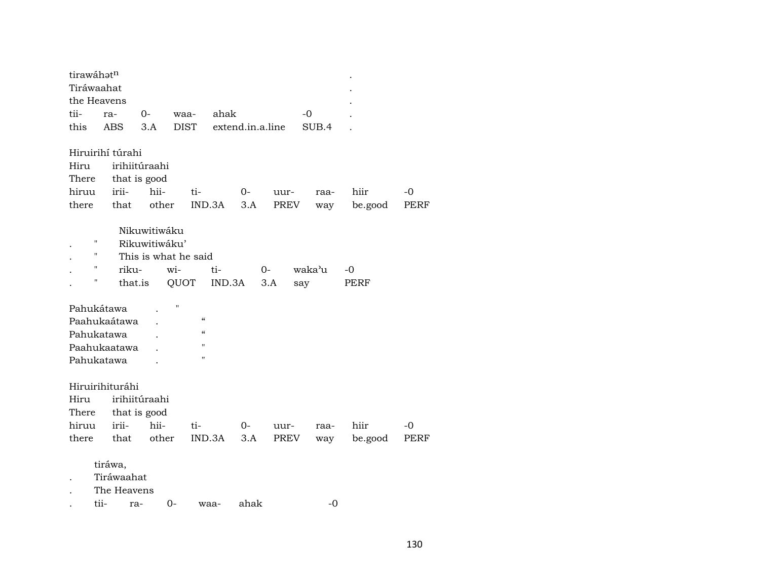| tirawáhət$^{n}$ | | | | | | . |
|---|---|---|---|---|---|---|
| Tiráwaahat | | | | | | . |
| the Heavens | | | | | | . |
| tii- | ra- | 0- | waa- | ahak | -0 | . |
| this | ABS | 3.A | DIST | extend.in.a.line | SUB.4 | . |

| Hiruirihí túrahi | | | | | | | | |
|---|---|---|---|---|---|---|---|---|
| Hiru | irihiitúraahi | | | | | | | |
| There | that is good | | | | | | | |
| hiruu | irii- | hii- | ti- | 0- | uur- | raa- | hiir | -0 |
| there | that | other | IND.3A | 3.A | PREV | way | be.good | PERF |

| | | Nikuwitiwáku | | | | | |
|---|---|---|---|---|---|---|---|
| . | " | Rikuwitiwáku' | | | | | |
| . | " | This is what he said | | | | | |
| . | " | riku- | wi- | ti- | 0- | waka'u | -0 |
| . | " | that.is | QUOT | IND.3A | 3.A | say | PERF |

| Pahukátawa | . | " |
|---|---|---|
| Paahukaátawa | . | “ |
| Pahukatawa | . | “ |
| Paahukaatawa | . | " |
| Pahukatawa | . | " |

| Hiruirihituráhi | | | | | | | | |
|---|---|---|---|---|---|---|---|---|
| Hiru | irihiitúraahi | | | | | | | |
| There | that is good | | | | | | | |
| hiruu | irii- | hii- | ti- | 0- | uur- | raa- | hiir | -0 |
| there | that | other | IND.3A | 3.A | PREV | way | be.good | PERF |

| | tiráwa, | | | | | |
|---|---|---|---|---|---|---|
| . | Tiráwaahat | | | | | |
| . | The Heavens | | | | | |
| . | tii- | ra- | 0- | waa- | ahak | -0 |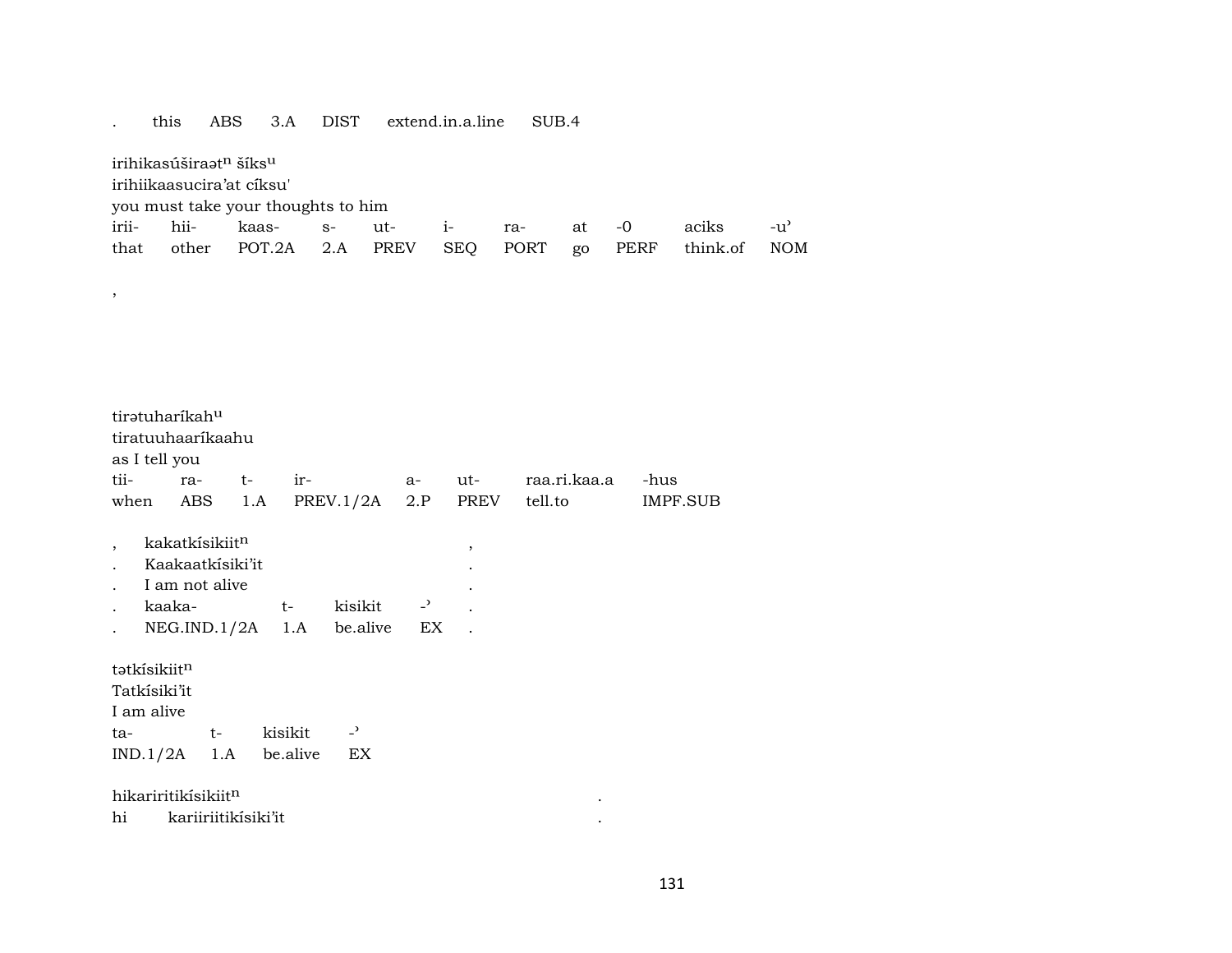| . | this | ABS | 3.A | DIST | extend.in.a.line | SUB.4 |
|---|---|---|---|---|---|---|

irihikasúširaəd$^{n}$ šíks$^{u}$
irihiikaasucira'at cíksu'
you must take your thoughts to him

| irii- | hii- | kaas- | s- | ut- | i- | ra- | at | -0 | aciks | -u' |
|---|---|---|---|---|---|---|---|---|---|---|
| that | other | POT.2A | 2.A | PREV | SEQ | PORT | go | PERF | think.of | NOM |

,

tirətuharíkah$^{u}$
tiratuuhaaríkaahu
as I tell you

| tii- | ra- | t- | ir- | a- | ut- | raa.ri.kaa.a | -hus |
|---|---|---|---|---|---|---|---|
| when | ABS | 1.A | PREV.1/2A | 2.P | PREV | tell.to | IMPF.SUB |

| , | kakatkísikiit$^{n}$ | | | | , |
|---|---|---|---|---|---|
| . | Kaakaatkísiki'it | | | | . |
| . | I am not alive | | | | . |
| . | kaaka- | t- | kisikit | -' | . |
| . | NEG.IND.1/2A | 1.A | be.alive | EX | . |

tətkísikiit$^{n}$
Tatkísiki'it
I am alive

| ta- | t- | kisikit | -' |
|---|---|---|---|
| IND.1/2A | 1.A | be.alive | EX |

hikariritikísikiit$^{n}$ .
hi kariiriitikísiki'it .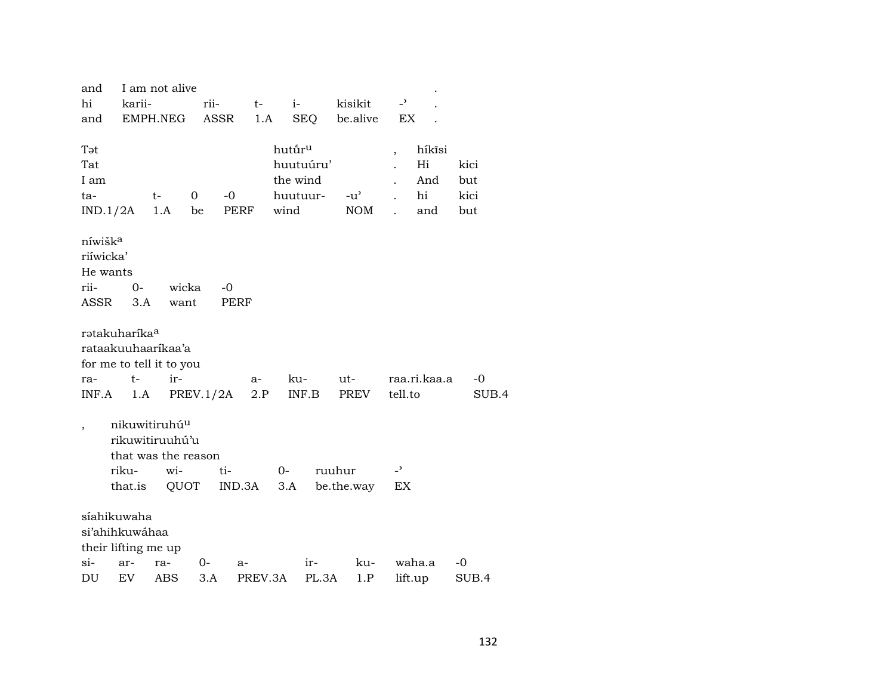| and | I am not alive | | | | | . |
|---|---|---|---|---|---|---|
| hi | karii- | rii- | t- | i- | kisikit | -ʾ . |
| and | EMPH.NEG | ASSR | 1.A | SEQ | be.alive | EX . |

| Tət | | | | hutʉ̃́rᵘ | | , | híkĩsi | |
|---|---|---|---|---|---|---|---|---|
| Tat | | | | huutuúru’ | | . | Hi | kici |
| I am | | | | the wind | | . | And | but |
| ta- | t- | 0 | -0 | huutuur- | -uʾ | . | hi | kici |
| IND.1/2A | 1.A | be | PERF | wind | NOM | . | and | but |

| níwiškᵃ | | | |
|---|---|---|---|
| riíwicka’ | | | |
| He wants | | | |
| rii- | 0- | wicka | -0 |
| ASSR | 3.A | want | PERF |

| rətakuharíkaᵃ | | | | | | | |
|---|---|---|---|---|---|---|---|
| rataakuuhaaríkaa’a | | | | | | | |
| for me to tell it to you | | | | | | | |
| ra- | t- | ir- | a- | ku- | ut- | raa.ri.kaa.a | -0 |
| INF.A | 1.A | PREV.1/2A | 2.P | INF.B | PREV | tell.to | SUB.4 |

| , | nikuwitiruhúᵘ | | | | | |
|---|---|---|---|---|---|---|
| | rikuwitiruuhú’u | | | | | |
| | that was the reason | | | | | |
| | riku- | wi- | ti- | 0- | ruuhur | -ʾ |
| | that.is | QUOT | IND.3A | 3.A | be.the.way | EX |

| síahikuwaha | | | | | | | | |
|---|---|---|---|---|---|---|---|---|
| si’ahihkuwáhaa | | | | | | | | |
| their lifting me up | | | | | | | | |
| si- | ar- | ra- | 0- | a- | ir- | ku- | waha.a | -0 |
| DU | EV | ABS | 3.A | PREV.3A | PL.3A | 1.P | lift.up | SUB.4 |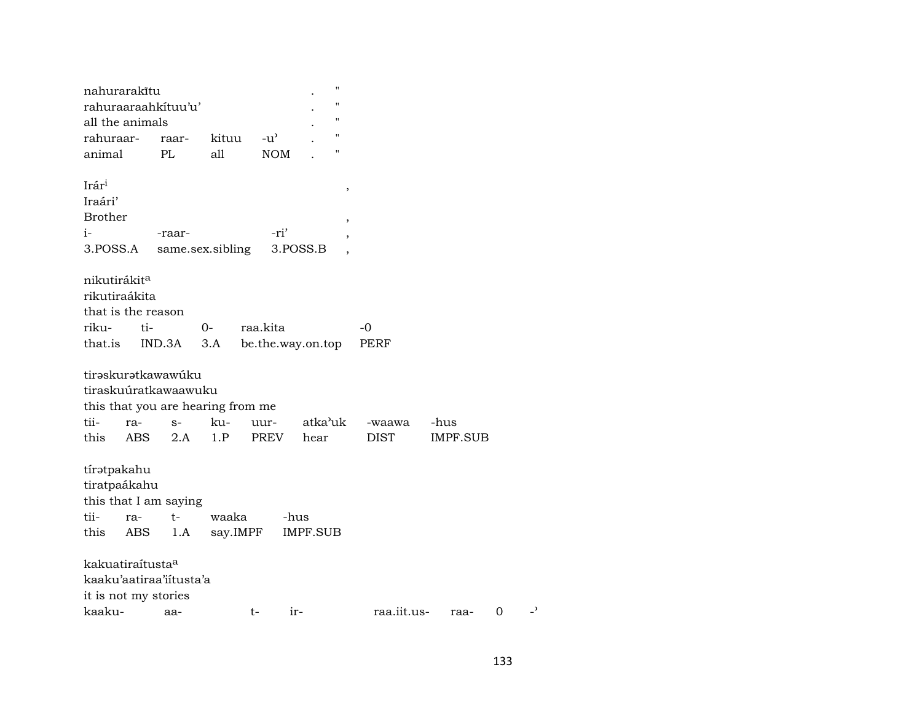nahurarakītu . "
rahuraaraahkítuu'u' . "
all the animals . "

| rahuraar- | raar- | kituu | -u' | . | " |
|---|---|---|---|---|---|
| animal | PL | all | NOM | . | " |

Irár[i] ,
Iraári'
Brother ,

| i- | -raar- | -ri' | , |
|---|---|---|---|
| 3.POSS.A | same.sex.sibling | 3.POSS.B | , |

nikutirákit[a]
rikutiraákita
that is the reason

| riku- | ti- | 0- | raa.kita | -0 |
|---|---|---|---|---|
| that.is | IND.3A | 3.A | be.the.way.on.top | PERF |

tirəskurətkawawúku
tiraskuúratkawaawuku
this that you are hearing from me

| tii- | ra- | s- | ku- | uur- | atka'uk | -waawa | -hus |
|---|---|---|---|---|---|---|---|
| this | ABS | 2.A | 1.P | PREV | hear | DIST | IMPF.SUB |

tírətpakahu
tiratpaákahu
this that I am saying

| tii- | ra- | t- | waaka | -hus |
|---|---|---|---|---|
| this | ABS | 1.A | say.IMPF | IMPF.SUB |

kakuatiraítusta[a]
kaaku'aatiraa'iítusta'a
it is not my stories

| kaaku- | aa- | t- | ir- | raa.iit.us- | raa- | 0 | -' |
|---|---|---|---|---|---|---|---|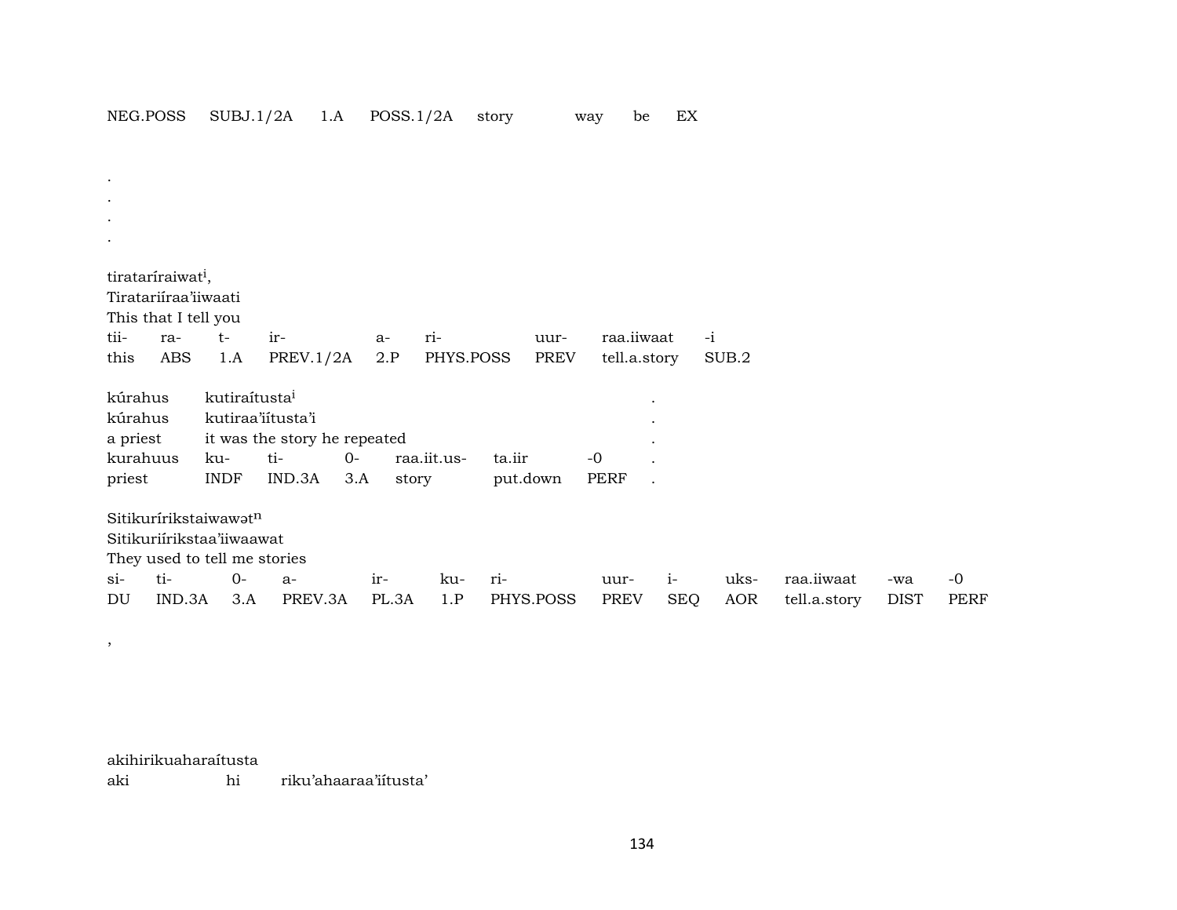NEG.POSS SUBJ.1/2A 1.A POSS.1/2A story way be EX

.
.
.
.

tiratarı́raiwat[i],
Tiratariı́raa'iiwaati
This that I tell you

| tii- | ra- | t- | ir- | a- | ri- | uur- | raa.iiwaat | -i |
|---|---|---|---|---|---|---|---|---|
| this | ABS | 1.A | PREV.1/2A | 2.P | PHYS.POSS | PREV | tell.a.story | SUB.2 |

kúrahus kutiraítusta[i] .
kúrahus kutiraa'iítusta'i .
a priest it was the story he repeated .

| kurahuus | ku- | ti- | 0- | raa.iit.us- | ta.iir | -0 | . |
|---|---|---|---|---|---|---|---|
| priest | INDF | IND.3A | 3.A | story | put.down | PERF | . |

Sitikurírikstaiwawət[n]
Sitikuriírikstaa'iiwaawat
They used to tell me stories

| si- | ti- | 0- | a- | ir- | ku- | ri- | uur- | i- | uks- | raa.iiwaat | -wa | -0 |
|---|---|---|---|---|---|---|---|---|---|---|---|---|
| DU | IND.3A | 3.A | PREV.3A | PL.3A | 1.P | PHYS.POSS | PREV | SEQ | AOR | tell.a.story | DIST | PERF |

,

akihirikuaharaítusta
aki hi riku'ahaaraa'iítusta'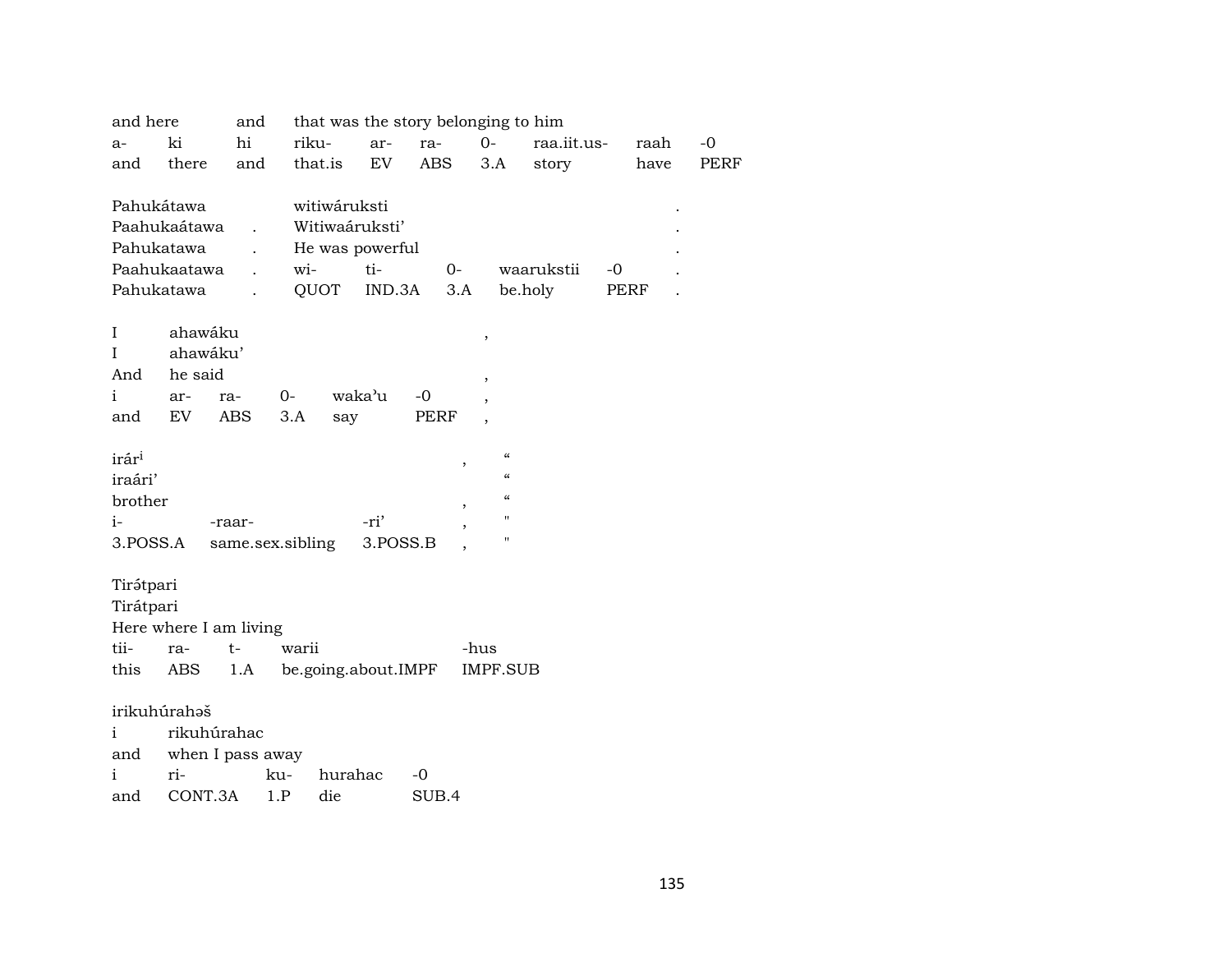| and here | | and | that was the story belonging to him | | | | | | |
|---|---|---|---|---|---|---|---|---|---|
| a- | ki | hi | riku- | ar- | ra- | 0- | raa.iit.us- | raah | -0 |
| and | there | and | that.is | EV | ABS | 3.A | story | have | PERF |

| Pahukátawa | | witiwáruksti | | | | | |
|---|---|---|---|---|---|---|---|
| Paahukaátawa | . | Witiwaáruksti’ | | | | | . |
| Pahukatawa | . | He was powerful | | | | | . |
| Paahukaatawa | . | wi- | ti- | 0- | waarukstii | -0 | . |
| Pahukatawa | . | QUOT | IND.3A | 3.A | be.holy | PERF | . |

| I | ahawáku | | | | | , |
|---|---|---|---|---|---|---|
| I | ahawáku’ | | | | | |
| And | he said | | | | | , |
| i | ar- | ra- | 0- | waka’u | -0 | , |
| and | EV | ABS | 3.A | say | PERF | , |

| irár[i] | | | , | “ |
|---|---|---|---|---|
| iraári’ | | | | “ |
| brother | | | , | “ |
| i- | -raar- | -ri’ | , | " |
| 3.POSS.A | same.sex.sibling | 3.POSS.B | , | " |

| Tirə́tpari | | | | |
|---|---|---|---|---|
| Tirátpari | | | | |
| Here where I am living | | | | |
| tii- | ra- | t- | warii | -hus |
| this | ABS | 1.A | be.going.about.IMPF | IMPF.SUB |

| irikuhúrahəš | | | | |
|---|---|---|---|---|
| i | rikuhúrahac | | | |
| and | when I pass away | | | |
| i | ri- | ku- | hurahac | -0 |
| and | CONT.3A | 1.P | die | SUB.4 |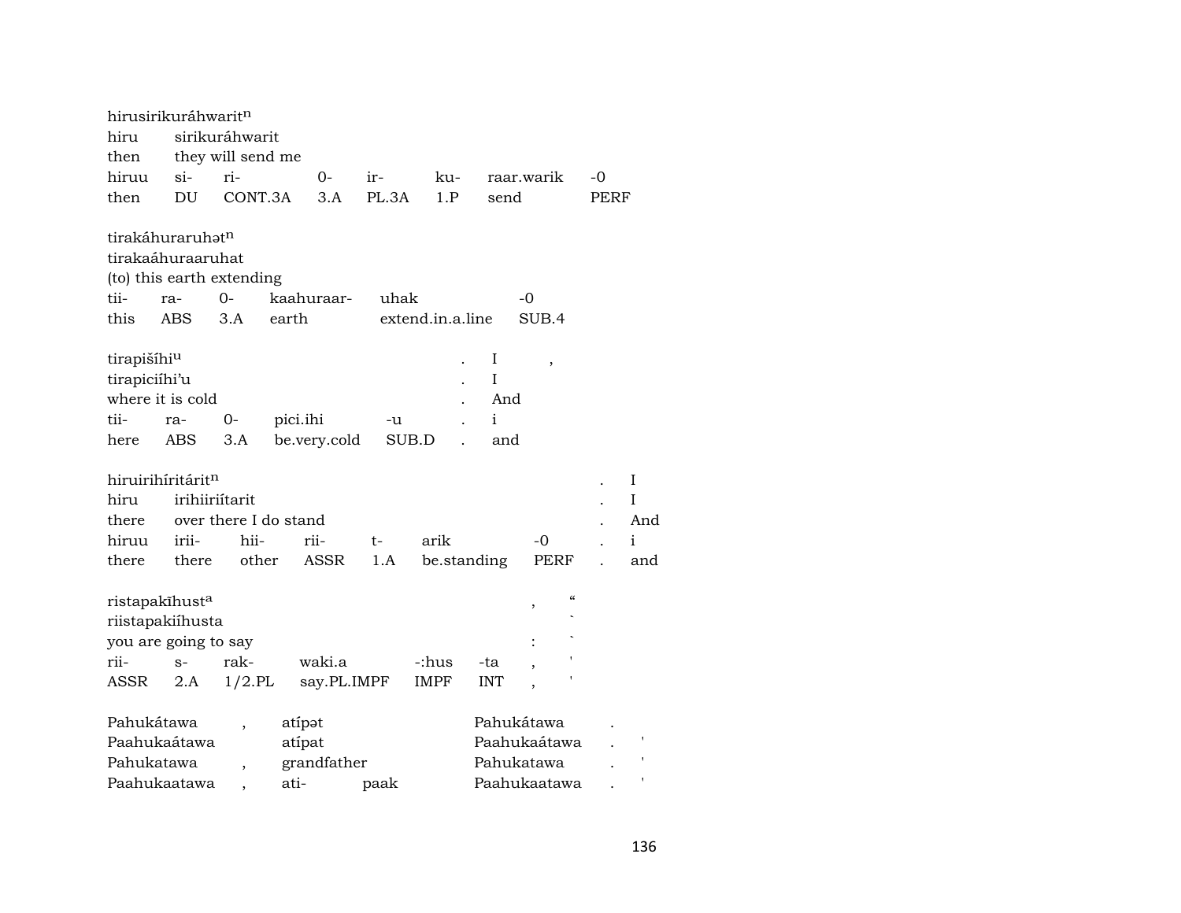hirusirikuráhwarit[n]
hiru sirikuráhwarit
then they will send me

| hiruu | si- | ri- | 0- | ir- | ku- | raar.warik | -0 |
|---|---|---|---|---|---|---|---|
| then | DU | CONT.3A | 3.A | PL.3A | 1.P | send | PERF |

tirakáhuraruhət[n]
tirakaáhuraaruhat
(to) this earth extending

| tii- | ra- | 0- | kaahuraar- | uhak | -0 |
|---|---|---|---|---|---|
| this | ABS | 3.A | earth | extend.in.a.line | SUB.4 |

tirapišíhi[u] . I ,
tirapiciíhi'u . I
where it is cold . And

| tii- | ra- | 0- | pici.ihi | -u | . | i |
|---|---|---|---|---|---|---|
| here | ABS | 3.A | be.very.cold | SUB.D | . | and |

hiruirihíritárit[n] . I
hiru irihiiriítarit . I
there over there I do stand . And

| hiruu | irii- | hii- | rii- | t- | arik | -0 | . | i |
|---|---|---|---|---|---|---|---|---|
| there | there | other | ASSR | 1.A | be.standing | PERF | . | and |

ristapakīhust[a] , “
riistapakiíhusta `
you are going to say : `

| rii- | s- | rak- | waki.a | -:hus | -ta | , | ' |
|---|---|---|---|---|---|---|---|
| ASSR | 2.A | 1/2.PL | say.PL.IMPF | IMPF | INT | , | ' |

| Pahukátawa | , | atípət | | Pahukátawa | . | |
|---|---|---|---|---|---|---|
| Paahukaátawa | | atípat | | Paahukaátawa | . | ' |
| Pahukatawa | , | grandfather | | Pahukatawa | . | ' |
| Paahukaatawa | , | ati- | paak | Paahukaatawa | . | ' |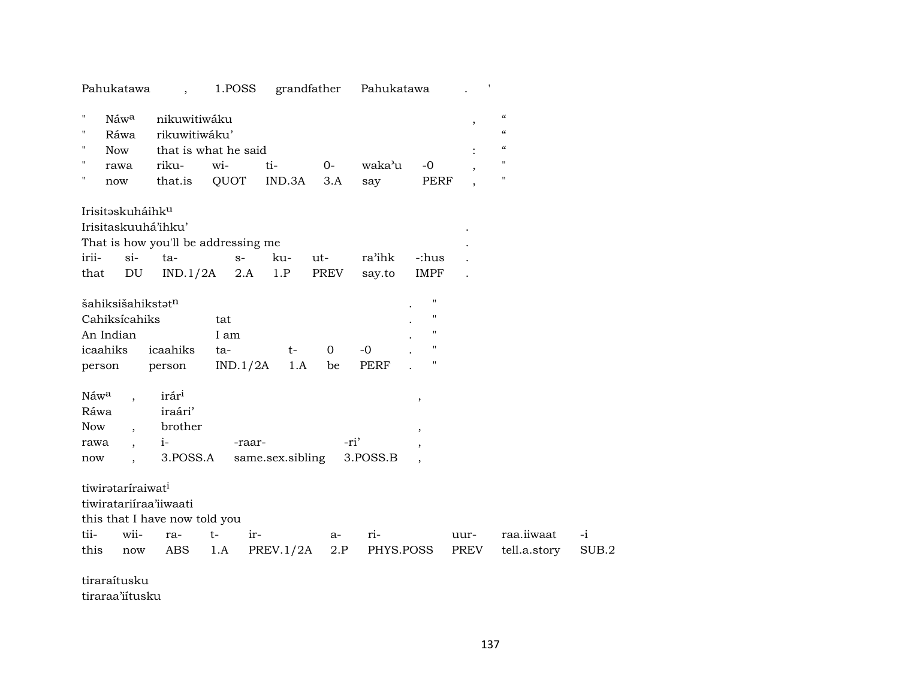Pahukatawa , 1.POSS grandfather Pahukatawa . '

| | | | | | | | | |
|---|---|---|---|---|---|---|---|---|
| " | Náwᵃ | nikuwitiwáku | | | | | , | “ |
| " | Ráwa | rikuwitiwáku’ | | | | | | “ |
| " | Now | that is what he said | | | | | : | “ |
| " | rawa | riku- | wi- | ti- | 0- | waka’u | -0 , | " |
| " | now | that.is | QUOT | IND.3A | 3.A | say | PERF , | " |

Irisitəskuháihkᵘ
Irisitaskuuhá’ihku’ .
That is how you'll be addressing me .

| | | | | | | | | |
|---|---|---|---|---|---|---|---|---|
| irii- | si- | ta- | s- | ku- | ut- | ra’ihk | -:hus | . |
| that | DU | IND.1/2A | 2.A | 1.P | PREV | say.to | IMPF | . |

šahiksišahikstətⁿ . "
Cahiksícahiks tat . "
An Indian I am . "

| | | | | | | | |
|---|---|---|---|---|---|---|---|
| icaahiks | icaahiks | ta- | t- | 0 | -0 | . | " |
| person | person | IND.1/2A | 1.A | be | PERF | . | " |

Náwᵃ , irárⁱ ,
Ráwa iraári’
Now , brother ,

| | | | | | |
|---|---|---|---|---|---|
| rawa | , | i- | -raar- | -ri’ | , |
| now | , | 3.POSS.A | same.sex.sibling | 3.POSS.B | , |

tiwirətaríraiwatⁱ
tiwiratariíraa’iiwaati
this that I have now told you

| | | | | | | | | | |
|---|---|---|---|---|---|---|---|---|---|
| tii- | wii- | ra- | t- | ir- | a- | ri- | uur- | raa.iiwaat | -i |
| this | now | ABS | 1.A | PREV.1/2A | 2.P | PHYS.POSS | PREV | tell.a.story | SUB.2 |

tiraraítusku
tiraraa’iítusku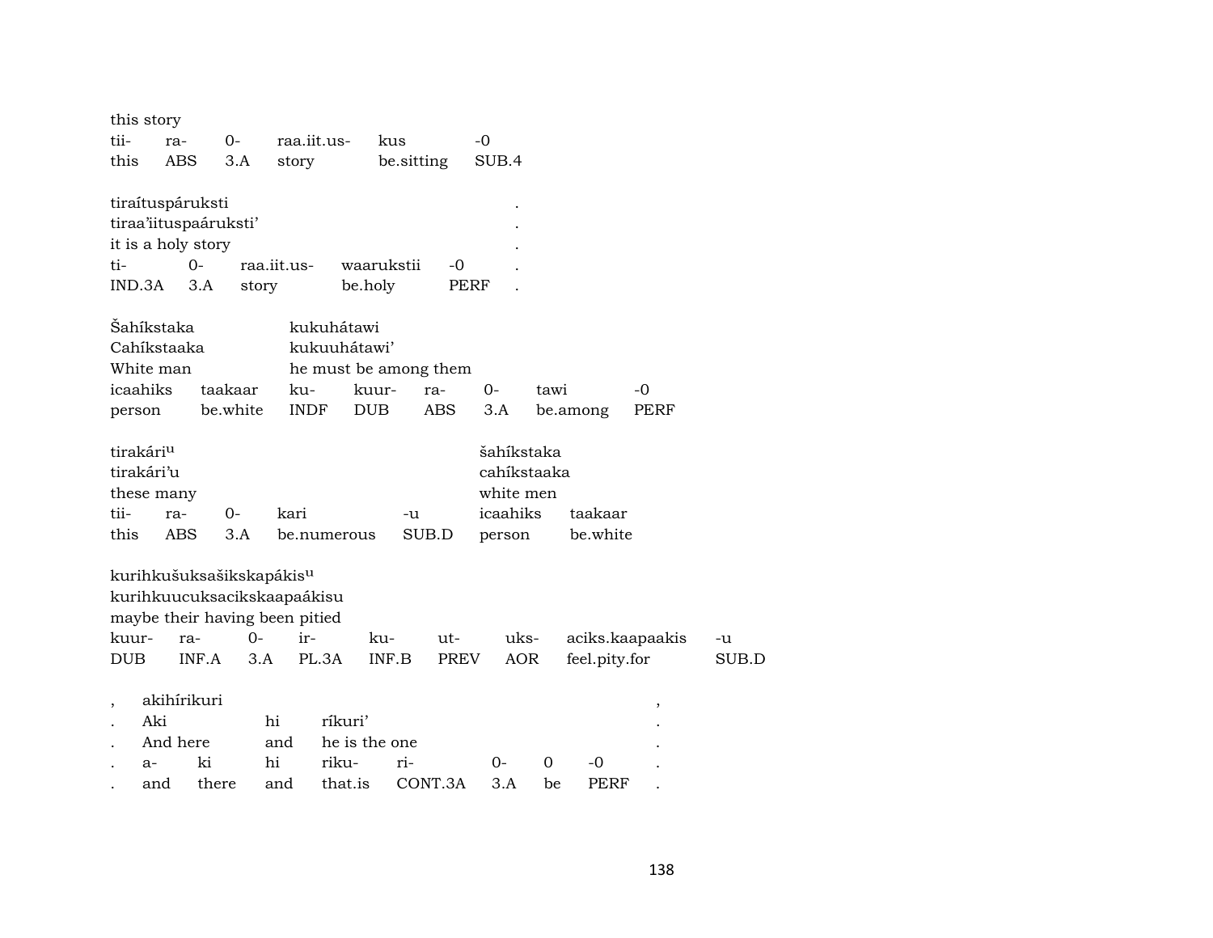this story

| tii- | ra- | 0- | raa.iit.us- | kus | -0 |
|---|---|---|---|---|---|
| this | ABS | 3.A | story | be.sitting | SUB.4 |

tiraítuspáruksti .
tiraa'iituspaáruksti' .
it is a holy story .

| ti- | 0- | raa.iit.us- | waarukstii | -0 | . |
|---|---|---|---|---|---|
| IND.3A | 3.A | story | be.holy | PERF | . |

Šahíkstaka kukuhátawi
Cahíkstaaka kukuuhátawi'
White man he must be among them

| icaahiks | taakaar | ku- | kuur- | ra- | 0- | tawi | -0 |
|---|---|---|---|---|---|---|---|
| person | be.white | INDF | DUB | ABS | 3.A | be.among | PERF |

tirakári[u] šahíkstaka
tirakári'u cahíkstaaka
these many white men

| tii- | ra- | 0- | kari | -u | icaahiks | taakaar |
|---|---|---|---|---|---|---|
| this | ABS | 3.A | be.numerous | SUB.D | person | be.white |

kurihkušuksašikskapákis[u]
kurihkuucuksacikskaapaákisu
maybe their having been pitied

| kuur- | ra- | 0- | ir- | ku- | ut- | uks- | aciks.kaapaakis | -u |
|---|---|---|---|---|---|---|---|---|
| DUB | INF.A | 3.A | PL.3A | INF.B | PREV | AOR | feel.pity.for | SUB.D |

, akihírikuri ,
. Aki hi ríkuri' .
. And here and he is the one .

| . | a- | ki | hi | riku- | ri- | 0- | 0 | -0 | . |
|---|---|---|---|---|---|---|---|---|---|
| . | and | there | and | that.is | CONT.3A | 3.A | be | PERF | . |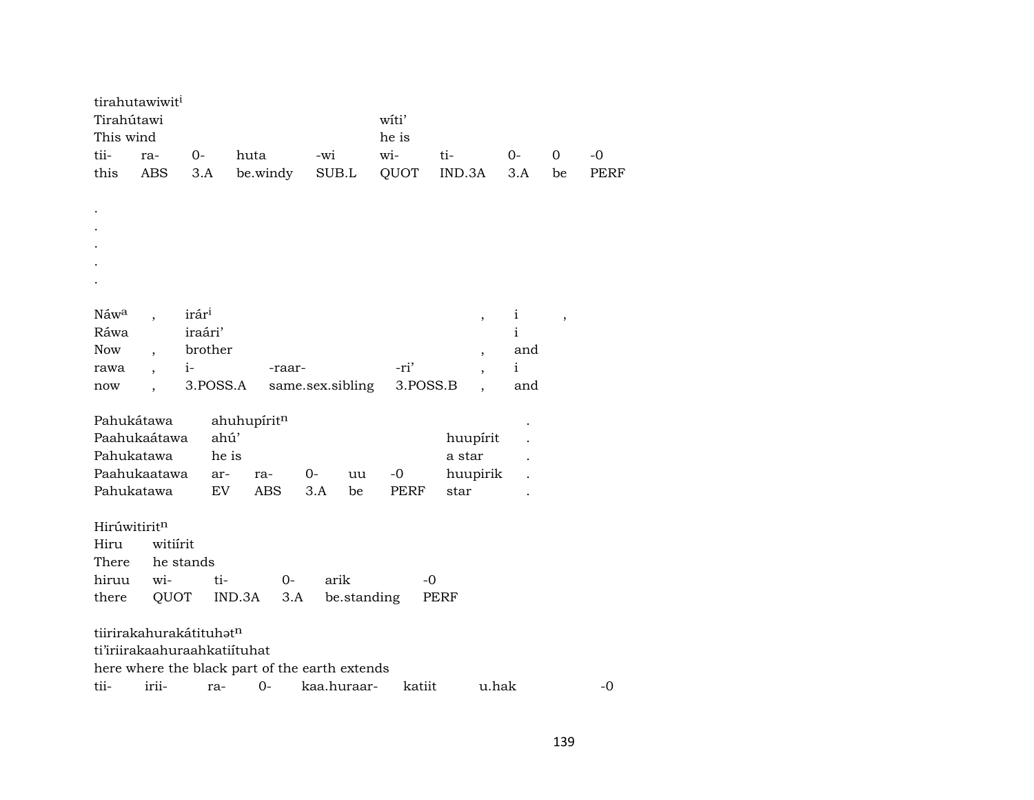tirahutawiwit[i]

| Tirahútawi | | | | | wíti' | | | | |
|---|---|---|---|---|---|---|---|---|---|
| This wind | | | | | he is | | | | |
| tii- | ra- | 0- | huta | -wi | wi- | ti- | 0- | 0 | -0 |
| this | ABS | 3.A | be.windy | SUB.L | QUOT | IND.3A | 3.A | be | PERF |

.
.
.
.
.

| Náw[a] | , | irár[i] | | | , | i | , |
|---|---|---|---|---|---|---|---|
| Ráwa | | iraári' | | | | i | |
| Now | , | brother | | | , | and | |
| rawa | , | i- | -raar- | -ri' | , | i | |
| now | , | 3.POSS.A | same.sex.sibling | 3.POSS.B | , | and | |

| Pahukátawa | ahuhupírit[n] | | | | | | . |
|---|---|---|---|---|---|---|---|
| Paahukaátawa | ahú' | | | | | huupírit | . |
| Pahukatawa | he is | | | | | a star | . |
| Paahukaatawa | ar- | ra- | 0- | uu | -0 | huupirik | . |
| Pahukatawa | EV | ABS | 3.A | be | PERF | star | . |

Hirúwitirit[n]

| Hiru | witiírit | | | | |
|---|---|---|---|---|---|
| There | he stands | | | | |
| hiruu | wi- | ti- | 0- | arik | -0 |
| there | QUOT | IND.3A | 3.A | be.standing | PERF |

tiirirakahurakátituhət[n]

ti'iriirakaahuraahkatiítuhat

here where the black part of the earth extends

| tii- | irii- | ra- | 0- | kaa.huraar- | katiit | u.hak | -0 |
|---|---|---|---|---|---|---|---|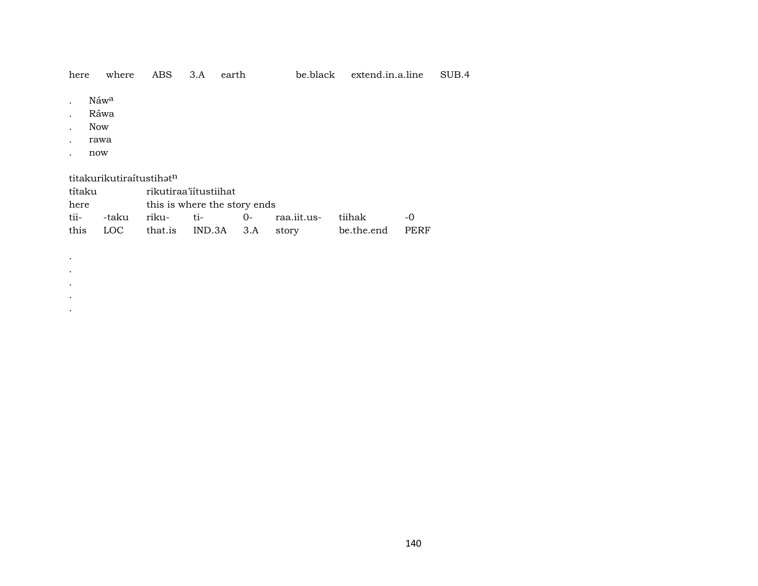| | | | | | | | |
|---|---|---|---|---|---|---|---|
| here | where | ABS | 3.A | earth | be.black | extend.in.a.line | SUB.4 |

. Náw[a]
. Ráwa
. Now
. rawa
. now

titakurikutiraítustihət[n]

| | | | | | | | |
|---|---|---|---|---|---|---|---|
| títaku | | rikutiraa'iítustiihat | | | | | |
| here | | this is where the story ends | | | | | |
| tii- | -taku | riku- | ti- | 0- | raa.iit.us- | tiihak | -0 |
| this | LOC | that.is | IND.3A | 3.A | story | be.the.end | PERF |

.
.
.
.
.